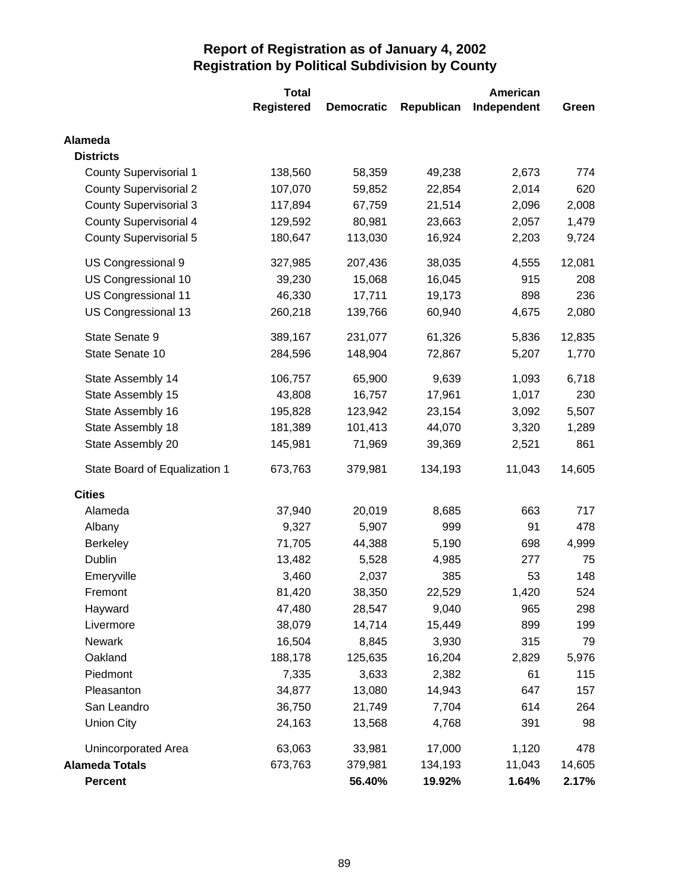# Report of Registration as of January 4, 2002
## Registration by Political Subdivision by County

| | Total Registered | Democratic | Republican | American Independent | Green |
|---|---|---|---|---|---|
| **Alameda** | | | | | |
| **Districts** | | | | | |
| County Supervisorial 1 | 138,560 | 58,359 | 49,238 | 2,673 | 774 |
| County Supervisorial 2 | 107,070 | 59,852 | 22,854 | 2,014 | 620 |
| County Supervisorial 3 | 117,894 | 67,759 | 21,514 | 2,096 | 2,008 |
| County Supervisorial 4 | 129,592 | 80,981 | 23,663 | 2,057 | 1,479 |
| County Supervisorial 5 | 180,647 | 113,030 | 16,924 | 2,203 | 9,724 |
| US Congressional 9 | 327,985 | 207,436 | 38,035 | 4,555 | 12,081 |
| US Congressional 10 | 39,230 | 15,068 | 16,045 | 915 | 208 |
| US Congressional 11 | 46,330 | 17,711 | 19,173 | 898 | 236 |
| US Congressional 13 | 260,218 | 139,766 | 60,940 | 4,675 | 2,080 |
| State Senate 9 | 389,167 | 231,077 | 61,326 | 5,836 | 12,835 |
| State Senate 10 | 284,596 | 148,904 | 72,867 | 5,207 | 1,770 |
| State Assembly 14 | 106,757 | 65,900 | 9,639 | 1,093 | 6,718 |
| State Assembly 15 | 43,808 | 16,757 | 17,961 | 1,017 | 230 |
| State Assembly 16 | 195,828 | 123,942 | 23,154 | 3,092 | 5,507 |
| State Assembly 18 | 181,389 | 101,413 | 44,070 | 3,320 | 1,289 |
| State Assembly 20 | 145,981 | 71,969 | 39,369 | 2,521 | 861 |
| State Board of Equalization 1 | 673,763 | 379,981 | 134,193 | 11,043 | 14,605 |
| **Cities** | | | | | |
| Alameda | 37,940 | 20,019 | 8,685 | 663 | 717 |
| Albany | 9,327 | 5,907 | 999 | 91 | 478 |
| Berkeley | 71,705 | 44,388 | 5,190 | 698 | 4,999 |
| Dublin | 13,482 | 5,528 | 4,985 | 277 | 75 |
| Emeryville | 3,460 | 2,037 | 385 | 53 | 148 |
| Fremont | 81,420 | 38,350 | 22,529 | 1,420 | 524 |
| Hayward | 47,480 | 28,547 | 9,040 | 965 | 298 |
| Livermore | 38,079 | 14,714 | 15,449 | 899 | 199 |
| Newark | 16,504 | 8,845 | 3,930 | 315 | 79 |
| Oakland | 188,178 | 125,635 | 16,204 | 2,829 | 5,976 |
| Piedmont | 7,335 | 3,633 | 2,382 | 61 | 115 |
| Pleasanton | 34,877 | 13,080 | 14,943 | 647 | 157 |
| San Leandro | 36,750 | 21,749 | 7,704 | 614 | 264 |
| Union City | 24,163 | 13,568 | 4,768 | 391 | 98 |
| Unincorporated Area | 63,063 | 33,981 | 17,000 | 1,120 | 478 |
| **Alameda Totals** | 673,763 | 379,981 | 134,193 | 11,043 | 14,605 |
| **Percent** | | **56.40%** | **19.92%** | **1.64%** | **2.17%** |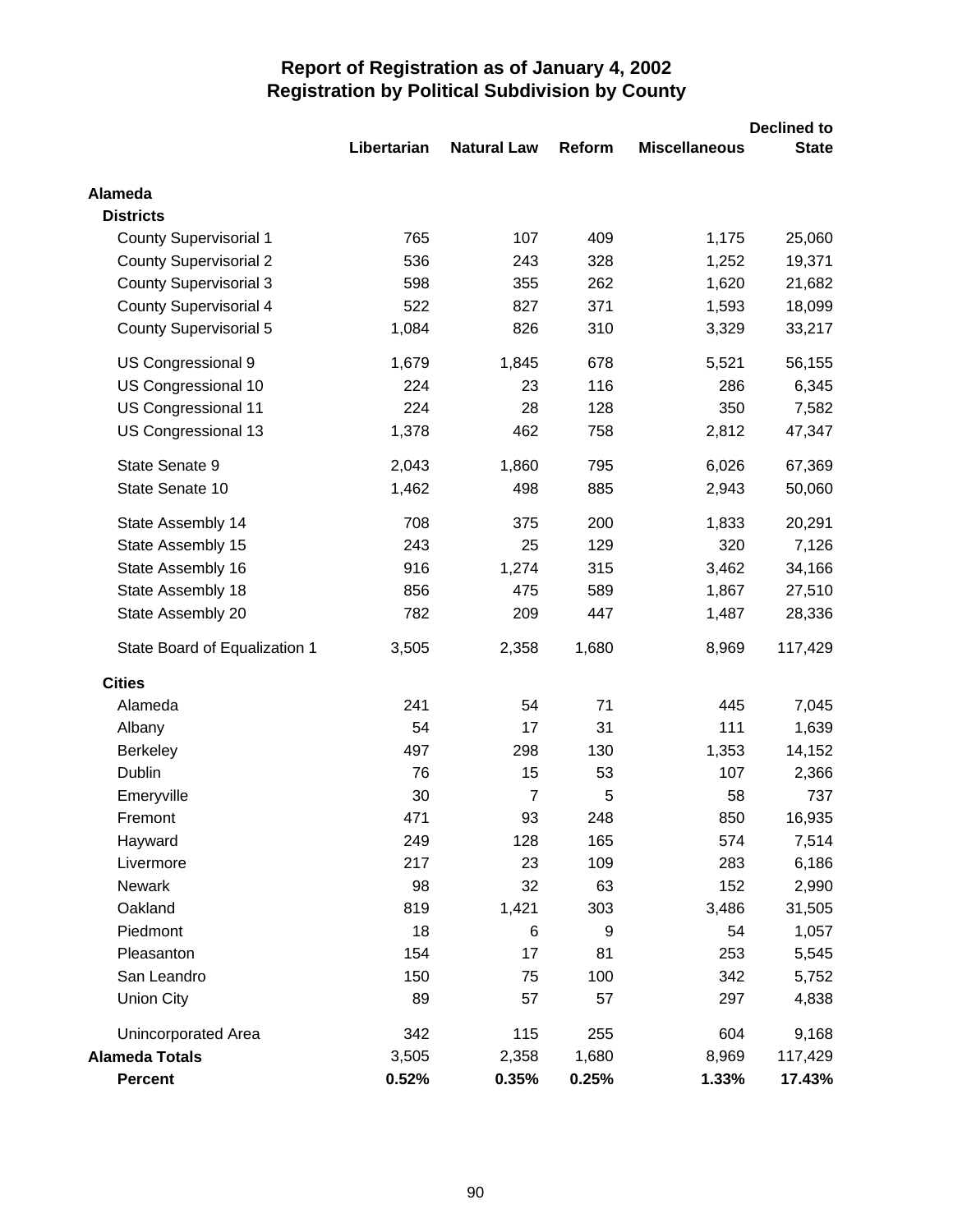# Report of Registration as of January 4, 2002
## Registration by Political Subdivision by County

| | Libertarian | Natural Law | Reform | Miscellaneous | Declined to State |
|---|---|---|---|---|---|
| **Alameda** | | | | | |
| **Districts** | | | | | |
| County Supervisorial 1 | 765 | 107 | 409 | 1,175 | 25,060 |
| County Supervisorial 2 | 536 | 243 | 328 | 1,252 | 19,371 |
| County Supervisorial 3 | 598 | 355 | 262 | 1,620 | 21,682 |
| County Supervisorial 4 | 522 | 827 | 371 | 1,593 | 18,099 |
| County Supervisorial 5 | 1,084 | 826 | 310 | 3,329 | 33,217 |
| US Congressional 9 | 1,679 | 1,845 | 678 | 5,521 | 56,155 |
| US Congressional 10 | 224 | 23 | 116 | 286 | 6,345 |
| US Congressional 11 | 224 | 28 | 128 | 350 | 7,582 |
| US Congressional 13 | 1,378 | 462 | 758 | 2,812 | 47,347 |
| State Senate 9 | 2,043 | 1,860 | 795 | 6,026 | 67,369 |
| State Senate 10 | 1,462 | 498 | 885 | 2,943 | 50,060 |
| State Assembly 14 | 708 | 375 | 200 | 1,833 | 20,291 |
| State Assembly 15 | 243 | 25 | 129 | 320 | 7,126 |
| State Assembly 16 | 916 | 1,274 | 315 | 3,462 | 34,166 |
| State Assembly 18 | 856 | 475 | 589 | 1,867 | 27,510 |
| State Assembly 20 | 782 | 209 | 447 | 1,487 | 28,336 |
| State Board of Equalization 1 | 3,505 | 2,358 | 1,680 | 8,969 | 117,429 |
| **Cities** | | | | | |
| Alameda | 241 | 54 | 71 | 445 | 7,045 |
| Albany | 54 | 17 | 31 | 111 | 1,639 |
| Berkeley | 497 | 298 | 130 | 1,353 | 14,152 |
| Dublin | 76 | 15 | 53 | 107 | 2,366 |
| Emeryville | 30 | 7 | 5 | 58 | 737 |
| Fremont | 471 | 93 | 248 | 850 | 16,935 |
| Hayward | 249 | 128 | 165 | 574 | 7,514 |
| Livermore | 217 | 23 | 109 | 283 | 6,186 |
| Newark | 98 | 32 | 63 | 152 | 2,990 |
| Oakland | 819 | 1,421 | 303 | 3,486 | 31,505 |
| Piedmont | 18 | 6 | 9 | 54 | 1,057 |
| Pleasanton | 154 | 17 | 81 | 253 | 5,545 |
| San Leandro | 150 | 75 | 100 | 342 | 5,752 |
| Union City | 89 | 57 | 57 | 297 | 4,838 |
| Unincorporated Area | 342 | 115 | 255 | 604 | 9,168 |
| **Alameda Totals** | 3,505 | 2,358 | 1,680 | 8,969 | 117,429 |
| **Percent** | **0.52%** | **0.35%** | **0.25%** | **1.33%** | **17.43%** |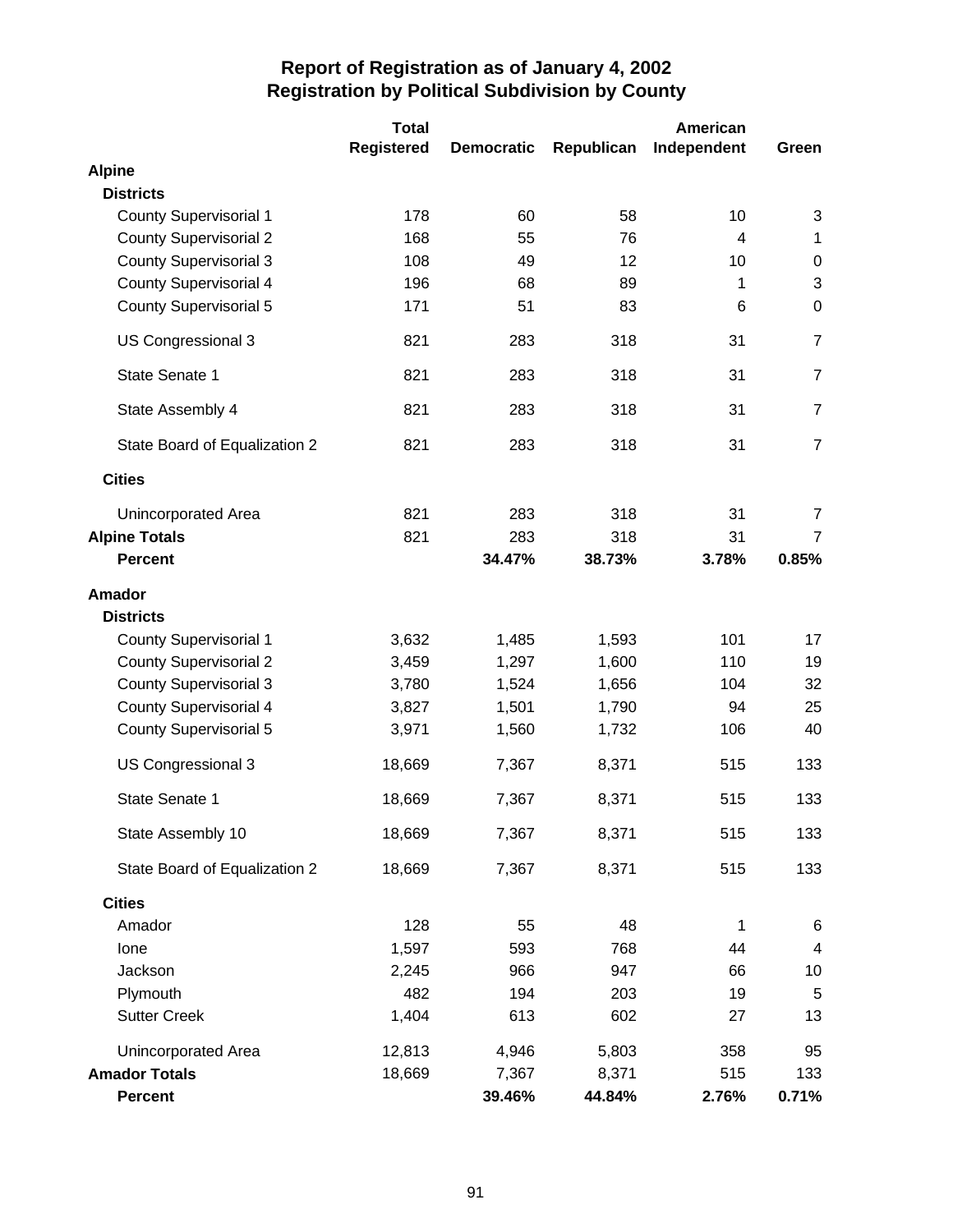# Report of Registration as of January 4, 2002
## Registration by Political Subdivision by County

| | Total Registered | Democratic | Republican | American Independent | Green |
|---|---|---|---|---|---|
| **Alpine** | | | | | |
| **Districts** | | | | | |
| County Supervisorial 1 | 178 | 60 | 58 | 10 | 3 |
| County Supervisorial 2 | 168 | 55 | 76 | 4 | 1 |
| County Supervisorial 3 | 108 | 49 | 12 | 10 | 0 |
| County Supervisorial 4 | 196 | 68 | 89 | 1 | 3 |
| County Supervisorial 5 | 171 | 51 | 83 | 6 | 0 |
| US Congressional 3 | 821 | 283 | 318 | 31 | 7 |
| State Senate 1 | 821 | 283 | 318 | 31 | 7 |
| State Assembly 4 | 821 | 283 | 318 | 31 | 7 |
| State Board of Equalization 2 | 821 | 283 | 318 | 31 | 7 |
| **Cities** | | | | | |
| Unincorporated Area | 821 | 283 | 318 | 31 | 7 |
| **Alpine Totals** | 821 | 283 | 318 | 31 | 7 |
| **Percent** | | **34.47%** | **38.73%** | **3.78%** | **0.85%** |
| **Amador** | | | | | |
| **Districts** | | | | | |
| County Supervisorial 1 | 3,632 | 1,485 | 1,593 | 101 | 17 |
| County Supervisorial 2 | 3,459 | 1,297 | 1,600 | 110 | 19 |
| County Supervisorial 3 | 3,780 | 1,524 | 1,656 | 104 | 32 |
| County Supervisorial 4 | 3,827 | 1,501 | 1,790 | 94 | 25 |
| County Supervisorial 5 | 3,971 | 1,560 | 1,732 | 106 | 40 |
| US Congressional 3 | 18,669 | 7,367 | 8,371 | 515 | 133 |
| State Senate 1 | 18,669 | 7,367 | 8,371 | 515 | 133 |
| State Assembly 10 | 18,669 | 7,367 | 8,371 | 515 | 133 |
| State Board of Equalization 2 | 18,669 | 7,367 | 8,371 | 515 | 133 |
| **Cities** | | | | | |
| Amador | 128 | 55 | 48 | 1 | 6 |
| Ione | 1,597 | 593 | 768 | 44 | 4 |
| Jackson | 2,245 | 966 | 947 | 66 | 10 |
| Plymouth | 482 | 194 | 203 | 19 | 5 |
| Sutter Creek | 1,404 | 613 | 602 | 27 | 13 |
| Unincorporated Area | 12,813 | 4,946 | 5,803 | 358 | 95 |
| **Amador Totals** | 18,669 | 7,367 | 8,371 | 515 | 133 |
| **Percent** | | **39.46%** | **44.84%** | **2.76%** | **0.71%** |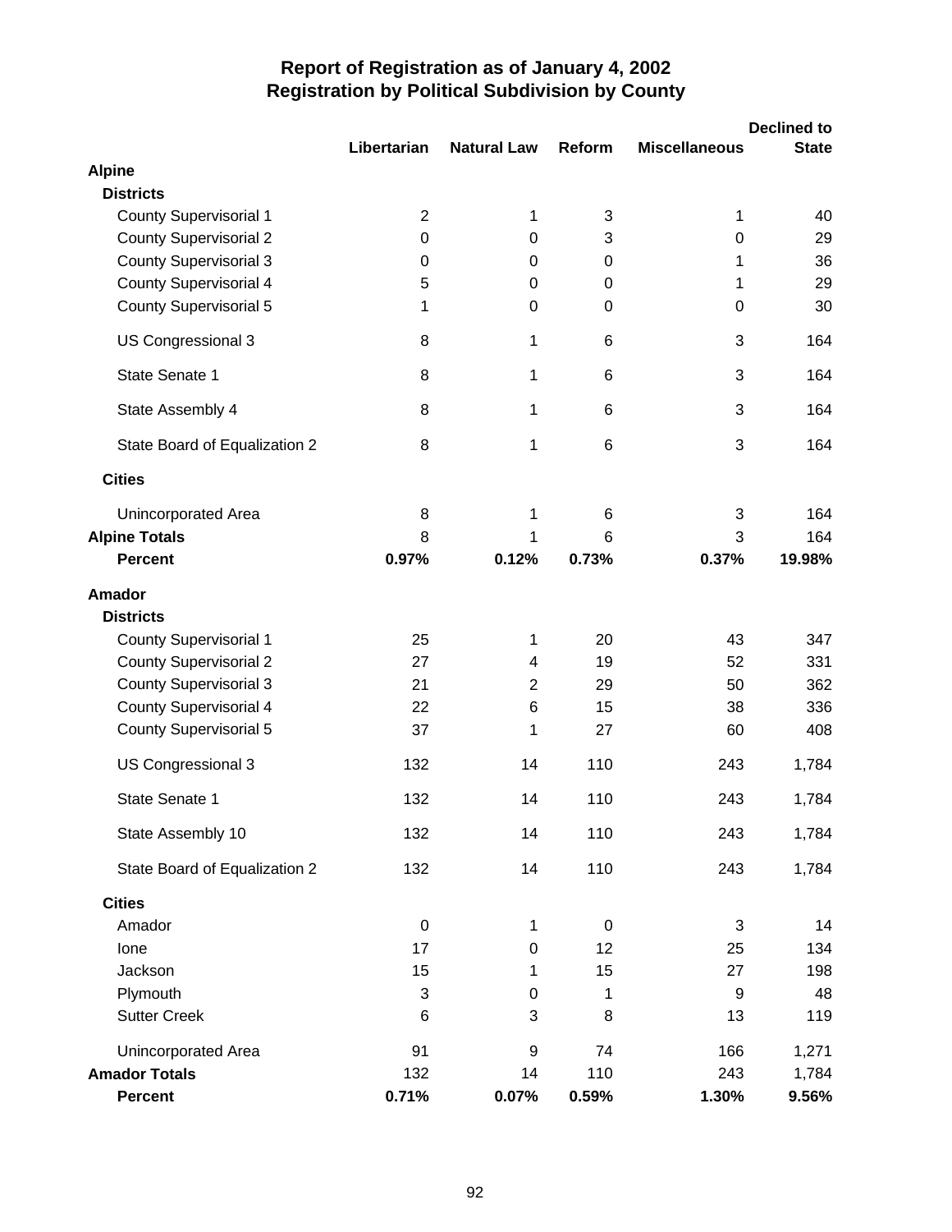# Report of Registration as of January 4, 2002
## Registration by Political Subdivision by County

| | Libertarian | Natural Law | Reform | Miscellaneous | Declined to State |
|---|---|---|---|---|---|
| **Alpine** | | | | | |
| **Districts** | | | | | |
| County Supervisorial 1 | 2 | 1 | 3 | 1 | 40 |
| County Supervisorial 2 | 0 | 0 | 3 | 0 | 29 |
| County Supervisorial 3 | 0 | 0 | 0 | 1 | 36 |
| County Supervisorial 4 | 5 | 0 | 0 | 1 | 29 |
| County Supervisorial 5 | 1 | 0 | 0 | 0 | 30 |
| US Congressional 3 | 8 | 1 | 6 | 3 | 164 |
| State Senate 1 | 8 | 1 | 6 | 3 | 164 |
| State Assembly 4 | 8 | 1 | 6 | 3 | 164 |
| State Board of Equalization 2 | 8 | 1 | 6 | 3 | 164 |
| **Cities** | | | | | |
| Unincorporated Area | 8 | 1 | 6 | 3 | 164 |
| **Alpine Totals** | 8 | 1 | 6 | 3 | 164 |
| **Percent** | **0.97%** | **0.12%** | **0.73%** | **0.37%** | **19.98%** |
| **Amador** | | | | | |
| **Districts** | | | | | |
| County Supervisorial 1 | 25 | 1 | 20 | 43 | 347 |
| County Supervisorial 2 | 27 | 4 | 19 | 52 | 331 |
| County Supervisorial 3 | 21 | 2 | 29 | 50 | 362 |
| County Supervisorial 4 | 22 | 6 | 15 | 38 | 336 |
| County Supervisorial 5 | 37 | 1 | 27 | 60 | 408 |
| US Congressional 3 | 132 | 14 | 110 | 243 | 1,784 |
| State Senate 1 | 132 | 14 | 110 | 243 | 1,784 |
| State Assembly 10 | 132 | 14 | 110 | 243 | 1,784 |
| State Board of Equalization 2 | 132 | 14 | 110 | 243 | 1,784 |
| **Cities** | | | | | |
| Amador | 0 | 1 | 0 | 3 | 14 |
| Ione | 17 | 0 | 12 | 25 | 134 |
| Jackson | 15 | 1 | 15 | 27 | 198 |
| Plymouth | 3 | 0 | 1 | 9 | 48 |
| Sutter Creek | 6 | 3 | 8 | 13 | 119 |
| Unincorporated Area | 91 | 9 | 74 | 166 | 1,271 |
| **Amador Totals** | 132 | 14 | 110 | 243 | 1,784 |
| **Percent** | **0.71%** | **0.07%** | **0.59%** | **1.30%** | **9.56%** |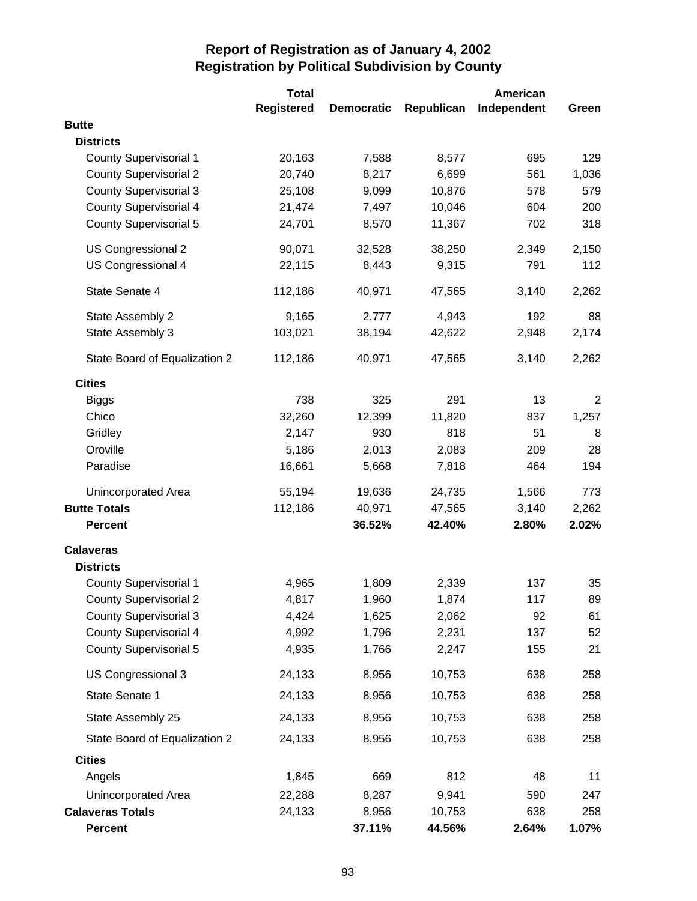# Report of Registration as of January 4, 2002
## Registration by Political Subdivision by County

| | Total Registered | Democratic | Republican | American Independent | Green |
|---|---|---|---|---|---|
| **Butte** | | | | | |
| **Districts** | | | | | |
| County Supervisorial 1 | 20,163 | 7,588 | 8,577 | 695 | 129 |
| County Supervisorial 2 | 20,740 | 8,217 | 6,699 | 561 | 1,036 |
| County Supervisorial 3 | 25,108 | 9,099 | 10,876 | 578 | 579 |
| County Supervisorial 4 | 21,474 | 7,497 | 10,046 | 604 | 200 |
| County Supervisorial 5 | 24,701 | 8,570 | 11,367 | 702 | 318 |
| US Congressional 2 | 90,071 | 32,528 | 38,250 | 2,349 | 2,150 |
| US Congressional 4 | 22,115 | 8,443 | 9,315 | 791 | 112 |
| State Senate 4 | 112,186 | 40,971 | 47,565 | 3,140 | 2,262 |
| State Assembly 2 | 9,165 | 2,777 | 4,943 | 192 | 88 |
| State Assembly 3 | 103,021 | 38,194 | 42,622 | 2,948 | 2,174 |
| State Board of Equalization 2 | 112,186 | 40,971 | 47,565 | 3,140 | 2,262 |
| **Cities** | | | | | |
| Biggs | 738 | 325 | 291 | 13 | 2 |
| Chico | 32,260 | 12,399 | 11,820 | 837 | 1,257 |
| Gridley | 2,147 | 930 | 818 | 51 | 8 |
| Oroville | 5,186 | 2,013 | 2,083 | 209 | 28 |
| Paradise | 16,661 | 5,668 | 7,818 | 464 | 194 |
| Unincorporated Area | 55,194 | 19,636 | 24,735 | 1,566 | 773 |
| **Butte Totals** | 112,186 | 40,971 | 47,565 | 3,140 | 2,262 |
| **Percent** | | **36.52%** | **42.40%** | **2.80%** | **2.02%** |
| **Calaveras** | | | | | |
| **Districts** | | | | | |
| County Supervisorial 1 | 4,965 | 1,809 | 2,339 | 137 | 35 |
| County Supervisorial 2 | 4,817 | 1,960 | 1,874 | 117 | 89 |
| County Supervisorial 3 | 4,424 | 1,625 | 2,062 | 92 | 61 |
| County Supervisorial 4 | 4,992 | 1,796 | 2,231 | 137 | 52 |
| County Supervisorial 5 | 4,935 | 1,766 | 2,247 | 155 | 21 |
| US Congressional 3 | 24,133 | 8,956 | 10,753 | 638 | 258 |
| State Senate 1 | 24,133 | 8,956 | 10,753 | 638 | 258 |
| State Assembly 25 | 24,133 | 8,956 | 10,753 | 638 | 258 |
| State Board of Equalization 2 | 24,133 | 8,956 | 10,753 | 638 | 258 |
| **Cities** | | | | | |
| Angels | 1,845 | 669 | 812 | 48 | 11 |
| Unincorporated Area | 22,288 | 8,287 | 9,941 | 590 | 247 |
| **Calaveras Totals** | 24,133 | 8,956 | 10,753 | 638 | 258 |
| **Percent** | | **37.11%** | **44.56%** | **2.64%** | **1.07%** |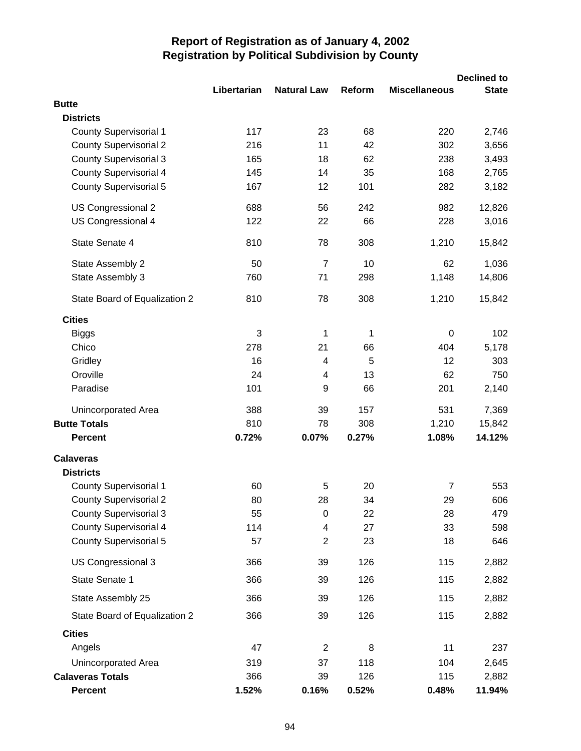# Report of Registration as of January 4, 2002
## Registration by Political Subdivision by County

| | Libertarian | Natural Law | Reform | Miscellaneous | Declined to State |
|---|---|---|---|---|---|
| **Butte** | | | | | |
| **Districts** | | | | | |
| County Supervisorial 1 | 117 | 23 | 68 | 220 | 2,746 |
| County Supervisorial 2 | 216 | 11 | 42 | 302 | 3,656 |
| County Supervisorial 3 | 165 | 18 | 62 | 238 | 3,493 |
| County Supervisorial 4 | 145 | 14 | 35 | 168 | 2,765 |
| County Supervisorial 5 | 167 | 12 | 101 | 282 | 3,182 |
| US Congressional 2 | 688 | 56 | 242 | 982 | 12,826 |
| US Congressional 4 | 122 | 22 | 66 | 228 | 3,016 |
| State Senate 4 | 810 | 78 | 308 | 1,210 | 15,842 |
| State Assembly 2 | 50 | 7 | 10 | 62 | 1,036 |
| State Assembly 3 | 760 | 71 | 298 | 1,148 | 14,806 |
| State Board of Equalization 2 | 810 | 78 | 308 | 1,210 | 15,842 |
| **Cities** | | | | | |
| Biggs | 3 | 1 | 1 | 0 | 102 |
| Chico | 278 | 21 | 66 | 404 | 5,178 |
| Gridley | 16 | 4 | 5 | 12 | 303 |
| Oroville | 24 | 4 | 13 | 62 | 750 |
| Paradise | 101 | 9 | 66 | 201 | 2,140 |
| Unincorporated Area | 388 | 39 | 157 | 531 | 7,369 |
| **Butte Totals** | 810 | 78 | 308 | 1,210 | 15,842 |
| **Percent** | **0.72%** | **0.07%** | **0.27%** | **1.08%** | **14.12%** |
| **Calaveras** | | | | | |
| **Districts** | | | | | |
| County Supervisorial 1 | 60 | 5 | 20 | 7 | 553 |
| County Supervisorial 2 | 80 | 28 | 34 | 29 | 606 |
| County Supervisorial 3 | 55 | 0 | 22 | 28 | 479 |
| County Supervisorial 4 | 114 | 4 | 27 | 33 | 598 |
| County Supervisorial 5 | 57 | 2 | 23 | 18 | 646 |
| US Congressional 3 | 366 | 39 | 126 | 115 | 2,882 |
| State Senate 1 | 366 | 39 | 126 | 115 | 2,882 |
| State Assembly 25 | 366 | 39 | 126 | 115 | 2,882 |
| State Board of Equalization 2 | 366 | 39 | 126 | 115 | 2,882 |
| **Cities** | | | | | |
| Angels | 47 | 2 | 8 | 11 | 237 |
| Unincorporated Area | 319 | 37 | 118 | 104 | 2,645 |
| **Calaveras Totals** | 366 | 39 | 126 | 115 | 2,882 |
| **Percent** | **1.52%** | **0.16%** | **0.52%** | **0.48%** | **11.94%** |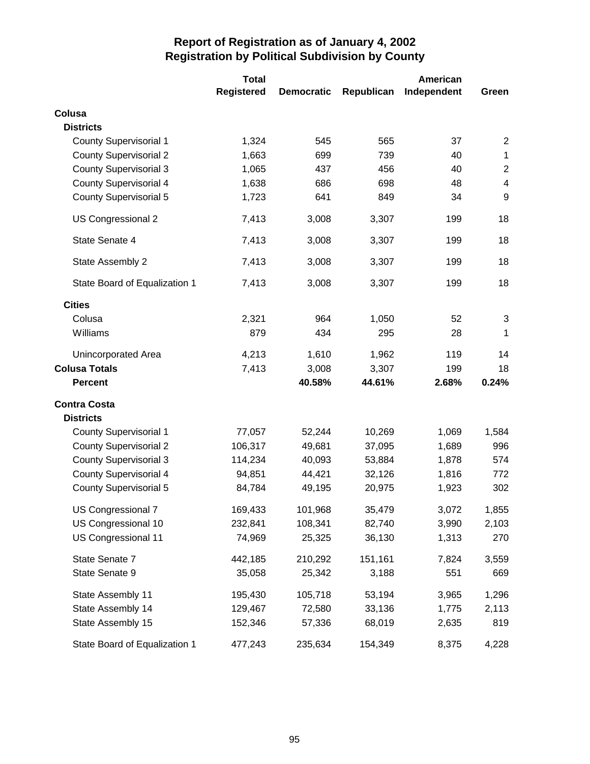# Report of Registration as of January 4, 2002
## Registration by Political Subdivision by County

| | Total Registered | Democratic | Republican | American Independent | Green |
|---|---|---|---|---|---|
| **Colusa** | | | | | |
| **Districts** | | | | | |
| County Supervisorial 1 | 1,324 | 545 | 565 | 37 | 2 |
| County Supervisorial 2 | 1,663 | 699 | 739 | 40 | 1 |
| County Supervisorial 3 | 1,065 | 437 | 456 | 40 | 2 |
| County Supervisorial 4 | 1,638 | 686 | 698 | 48 | 4 |
| County Supervisorial 5 | 1,723 | 641 | 849 | 34 | 9 |
| US Congressional 2 | 7,413 | 3,008 | 3,307 | 199 | 18 |
| State Senate 4 | 7,413 | 3,008 | 3,307 | 199 | 18 |
| State Assembly 2 | 7,413 | 3,008 | 3,307 | 199 | 18 |
| State Board of Equalization 1 | 7,413 | 3,008 | 3,307 | 199 | 18 |
| **Cities** | | | | | |
| Colusa | 2,321 | 964 | 1,050 | 52 | 3 |
| Williams | 879 | 434 | 295 | 28 | 1 |
| Unincorporated Area | 4,213 | 1,610 | 1,962 | 119 | 14 |
| **Colusa Totals** | 7,413 | 3,008 | 3,307 | 199 | 18 |
| **Percent** | | **40.58%** | **44.61%** | **2.68%** | **0.24%** |
| **Contra Costa** | | | | | |
| **Districts** | | | | | |
| County Supervisorial 1 | 77,057 | 52,244 | 10,269 | 1,069 | 1,584 |
| County Supervisorial 2 | 106,317 | 49,681 | 37,095 | 1,689 | 996 |
| County Supervisorial 3 | 114,234 | 40,093 | 53,884 | 1,878 | 574 |
| County Supervisorial 4 | 94,851 | 44,421 | 32,126 | 1,816 | 772 |
| County Supervisorial 5 | 84,784 | 49,195 | 20,975 | 1,923 | 302 |
| US Congressional 7 | 169,433 | 101,968 | 35,479 | 3,072 | 1,855 |
| US Congressional 10 | 232,841 | 108,341 | 82,740 | 3,990 | 2,103 |
| US Congressional 11 | 74,969 | 25,325 | 36,130 | 1,313 | 270 |
| State Senate 7 | 442,185 | 210,292 | 151,161 | 7,824 | 3,559 |
| State Senate 9 | 35,058 | 25,342 | 3,188 | 551 | 669 |
| State Assembly 11 | 195,430 | 105,718 | 53,194 | 3,965 | 1,296 |
| State Assembly 14 | 129,467 | 72,580 | 33,136 | 1,775 | 2,113 |
| State Assembly 15 | 152,346 | 57,336 | 68,019 | 2,635 | 819 |
| State Board of Equalization 1 | 477,243 | 235,634 | 154,349 | 8,375 | 4,228 |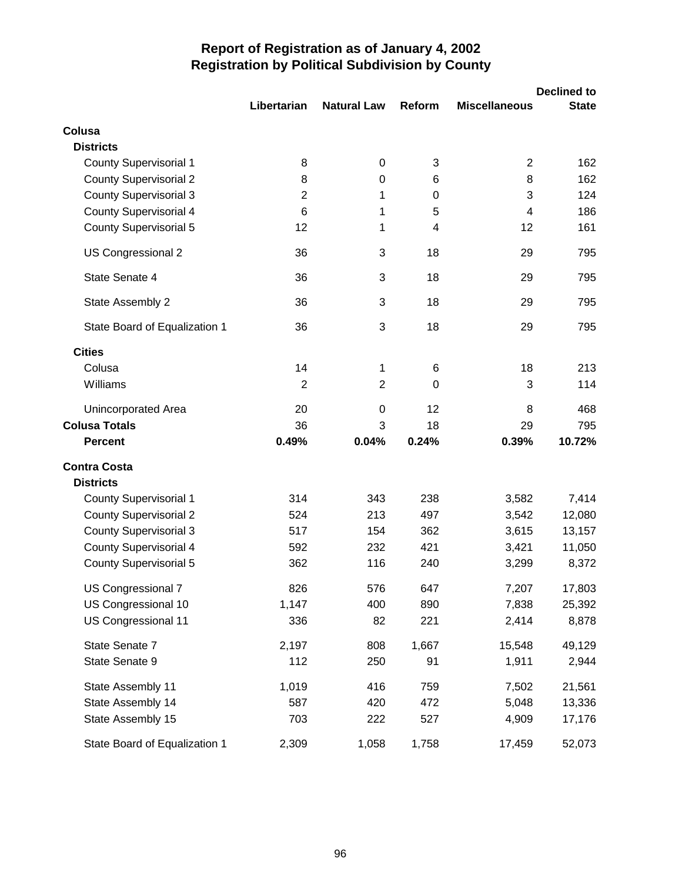# Report of Registration as of January 4, 2002
## Registration by Political Subdivision by County

| | Libertarian | Natural Law | Reform | Miscellaneous | Declined to State |
|---|---|---|---|---|---|
| **Colusa** | | | | | |
| **Districts** | | | | | |
| County Supervisorial 1 | 8 | 0 | 3 | 2 | 162 |
| County Supervisorial 2 | 8 | 0 | 6 | 8 | 162 |
| County Supervisorial 3 | 2 | 1 | 0 | 3 | 124 |
| County Supervisorial 4 | 6 | 1 | 5 | 4 | 186 |
| County Supervisorial 5 | 12 | 1 | 4 | 12 | 161 |
| US Congressional 2 | 36 | 3 | 18 | 29 | 795 |
| State Senate 4 | 36 | 3 | 18 | 29 | 795 |
| State Assembly 2 | 36 | 3 | 18 | 29 | 795 |
| State Board of Equalization 1 | 36 | 3 | 18 | 29 | 795 |
| **Cities** | | | | | |
| Colusa | 14 | 1 | 6 | 18 | 213 |
| Williams | 2 | 2 | 0 | 3 | 114 |
| Unincorporated Area | 20 | 0 | 12 | 8 | 468 |
| **Colusa Totals** | 36 | 3 | 18 | 29 | 795 |
| **Percent** | **0.49%** | **0.04%** | **0.24%** | **0.39%** | **10.72%** |
| **Contra Costa** | | | | | |
| **Districts** | | | | | |
| County Supervisorial 1 | 314 | 343 | 238 | 3,582 | 7,414 |
| County Supervisorial 2 | 524 | 213 | 497 | 3,542 | 12,080 |
| County Supervisorial 3 | 517 | 154 | 362 | 3,615 | 13,157 |
| County Supervisorial 4 | 592 | 232 | 421 | 3,421 | 11,050 |
| County Supervisorial 5 | 362 | 116 | 240 | 3,299 | 8,372 |
| US Congressional 7 | 826 | 576 | 647 | 7,207 | 17,803 |
| US Congressional 10 | 1,147 | 400 | 890 | 7,838 | 25,392 |
| US Congressional 11 | 336 | 82 | 221 | 2,414 | 8,878 |
| State Senate 7 | 2,197 | 808 | 1,667 | 15,548 | 49,129 |
| State Senate 9 | 112 | 250 | 91 | 1,911 | 2,944 |
| State Assembly 11 | 1,019 | 416 | 759 | 7,502 | 21,561 |
| State Assembly 14 | 587 | 420 | 472 | 5,048 | 13,336 |
| State Assembly 15 | 703 | 222 | 527 | 4,909 | 17,176 |
| State Board of Equalization 1 | 2,309 | 1,058 | 1,758 | 17,459 | 52,073 |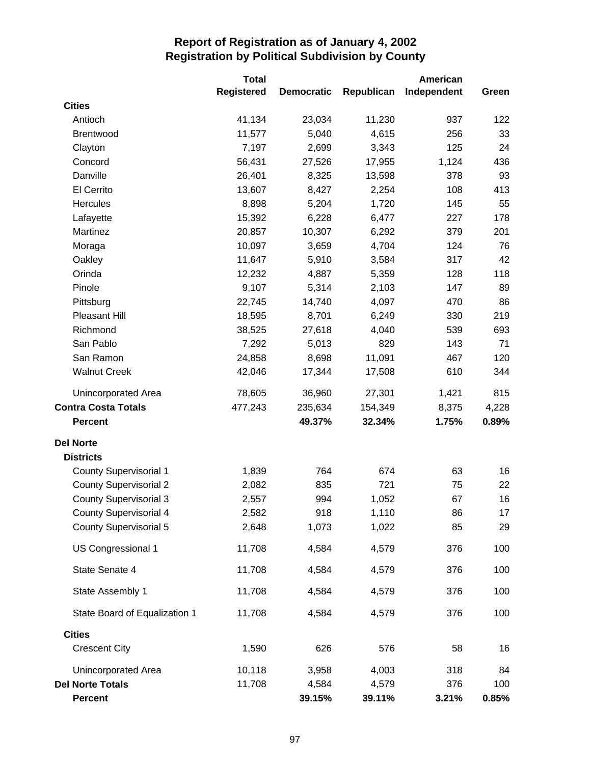# Report of Registration as of January 4, 2002
## Registration by Political Subdivision by County

| | Total Registered | Democratic | Republican | American Independent | Green |
|---|---|---|---|---|---|
| **Cities** | | | | | |
| Antioch | 41,134 | 23,034 | 11,230 | 937 | 122 |
| Brentwood | 11,577 | 5,040 | 4,615 | 256 | 33 |
| Clayton | 7,197 | 2,699 | 3,343 | 125 | 24 |
| Concord | 56,431 | 27,526 | 17,955 | 1,124 | 436 |
| Danville | 26,401 | 8,325 | 13,598 | 378 | 93 |
| El Cerrito | 13,607 | 8,427 | 2,254 | 108 | 413 |
| Hercules | 8,898 | 5,204 | 1,720 | 145 | 55 |
| Lafayette | 15,392 | 6,228 | 6,477 | 227 | 178 |
| Martinez | 20,857 | 10,307 | 6,292 | 379 | 201 |
| Moraga | 10,097 | 3,659 | 4,704 | 124 | 76 |
| Oakley | 11,647 | 5,910 | 3,584 | 317 | 42 |
| Orinda | 12,232 | 4,887 | 5,359 | 128 | 118 |
| Pinole | 9,107 | 5,314 | 2,103 | 147 | 89 |
| Pittsburg | 22,745 | 14,740 | 4,097 | 470 | 86 |
| Pleasant Hill | 18,595 | 8,701 | 6,249 | 330 | 219 |
| Richmond | 38,525 | 27,618 | 4,040 | 539 | 693 |
| San Pablo | 7,292 | 5,013 | 829 | 143 | 71 |
| San Ramon | 24,858 | 8,698 | 11,091 | 467 | 120 |
| Walnut Creek | 42,046 | 17,344 | 17,508 | 610 | 344 |
| Unincorporated Area | 78,605 | 36,960 | 27,301 | 1,421 | 815 |
| **Contra Costa Totals** | 477,243 | 235,634 | 154,349 | 8,375 | 4,228 |
| **Percent** | | **49.37%** | **32.34%** | **1.75%** | **0.89%** |
| **Del Norte** | | | | | |
| **Districts** | | | | | |
| County Supervisorial 1 | 1,839 | 764 | 674 | 63 | 16 |
| County Supervisorial 2 | 2,082 | 835 | 721 | 75 | 22 |
| County Supervisorial 3 | 2,557 | 994 | 1,052 | 67 | 16 |
| County Supervisorial 4 | 2,582 | 918 | 1,110 | 86 | 17 |
| County Supervisorial 5 | 2,648 | 1,073 | 1,022 | 85 | 29 |
| US Congressional 1 | 11,708 | 4,584 | 4,579 | 376 | 100 |
| State Senate 4 | 11,708 | 4,584 | 4,579 | 376 | 100 |
| State Assembly 1 | 11,708 | 4,584 | 4,579 | 376 | 100 |
| State Board of Equalization 1 | 11,708 | 4,584 | 4,579 | 376 | 100 |
| **Cities** | | | | | |
| Crescent City | 1,590 | 626 | 576 | 58 | 16 |
| Unincorporated Area | 10,118 | 3,958 | 4,003 | 318 | 84 |
| **Del Norte Totals** | 11,708 | 4,584 | 4,579 | 376 | 100 |
| **Percent** | | **39.15%** | **39.11%** | **3.21%** | **0.85%** |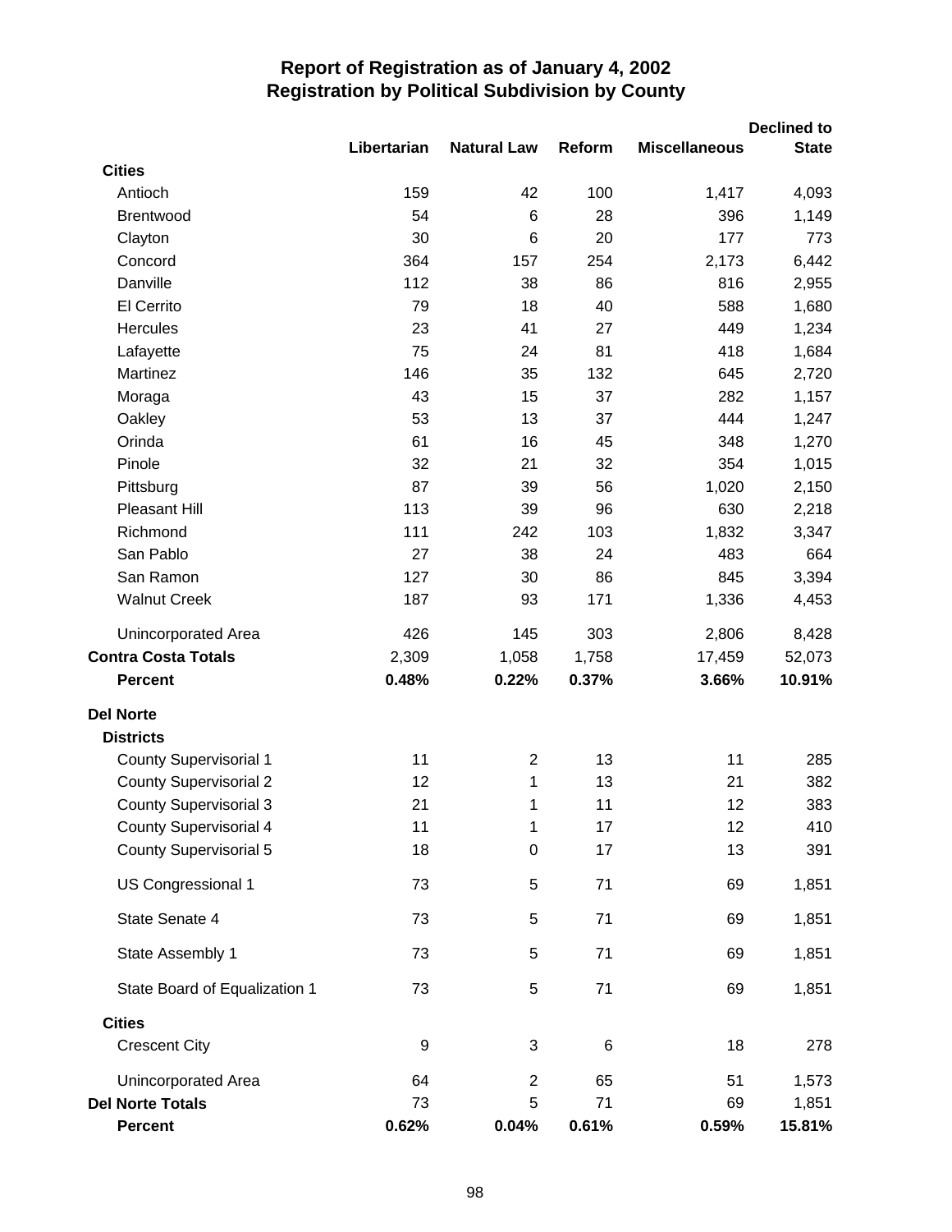# Report of Registration as of January 4, 2002
## Registration by Political Subdivision by County

| | Libertarian | Natural Law | Reform | Miscellaneous | Declined to State |
|---|---|---|---|---|---|
| **Cities** | | | | | |
| Antioch | 159 | 42 | 100 | 1,417 | 4,093 |
| Brentwood | 54 | 6 | 28 | 396 | 1,149 |
| Clayton | 30 | 6 | 20 | 177 | 773 |
| Concord | 364 | 157 | 254 | 2,173 | 6,442 |
| Danville | 112 | 38 | 86 | 816 | 2,955 |
| El Cerrito | 79 | 18 | 40 | 588 | 1,680 |
| Hercules | 23 | 41 | 27 | 449 | 1,234 |
| Lafayette | 75 | 24 | 81 | 418 | 1,684 |
| Martinez | 146 | 35 | 132 | 645 | 2,720 |
| Moraga | 43 | 15 | 37 | 282 | 1,157 |
| Oakley | 53 | 13 | 37 | 444 | 1,247 |
| Orinda | 61 | 16 | 45 | 348 | 1,270 |
| Pinole | 32 | 21 | 32 | 354 | 1,015 |
| Pittsburg | 87 | 39 | 56 | 1,020 | 2,150 |
| Pleasant Hill | 113 | 39 | 96 | 630 | 2,218 |
| Richmond | 111 | 242 | 103 | 1,832 | 3,347 |
| San Pablo | 27 | 38 | 24 | 483 | 664 |
| San Ramon | 127 | 30 | 86 | 845 | 3,394 |
| Walnut Creek | 187 | 93 | 171 | 1,336 | 4,453 |
| Unincorporated Area | 426 | 145 | 303 | 2,806 | 8,428 |
| **Contra Costa Totals** | 2,309 | 1,058 | 1,758 | 17,459 | 52,073 |
| **Percent** | **0.48%** | **0.22%** | **0.37%** | **3.66%** | **10.91%** |
| **Del Norte** | | | | | |
| **Districts** | | | | | |
| County Supervisorial 1 | 11 | 2 | 13 | 11 | 285 |
| County Supervisorial 2 | 12 | 1 | 13 | 21 | 382 |
| County Supervisorial 3 | 21 | 1 | 11 | 12 | 383 |
| County Supervisorial 4 | 11 | 1 | 17 | 12 | 410 |
| County Supervisorial 5 | 18 | 0 | 17 | 13 | 391 |
| US Congressional 1 | 73 | 5 | 71 | 69 | 1,851 |
| State Senate 4 | 73 | 5 | 71 | 69 | 1,851 |
| State Assembly 1 | 73 | 5 | 71 | 69 | 1,851 |
| State Board of Equalization 1 | 73 | 5 | 71 | 69 | 1,851 |
| **Cities** | | | | | |
| Crescent City | 9 | 3 | 6 | 18 | 278 |
| Unincorporated Area | 64 | 2 | 65 | 51 | 1,573 |
| **Del Norte Totals** | 73 | 5 | 71 | 69 | 1,851 |
| **Percent** | **0.62%** | **0.04%** | **0.61%** | **0.59%** | **15.81%** |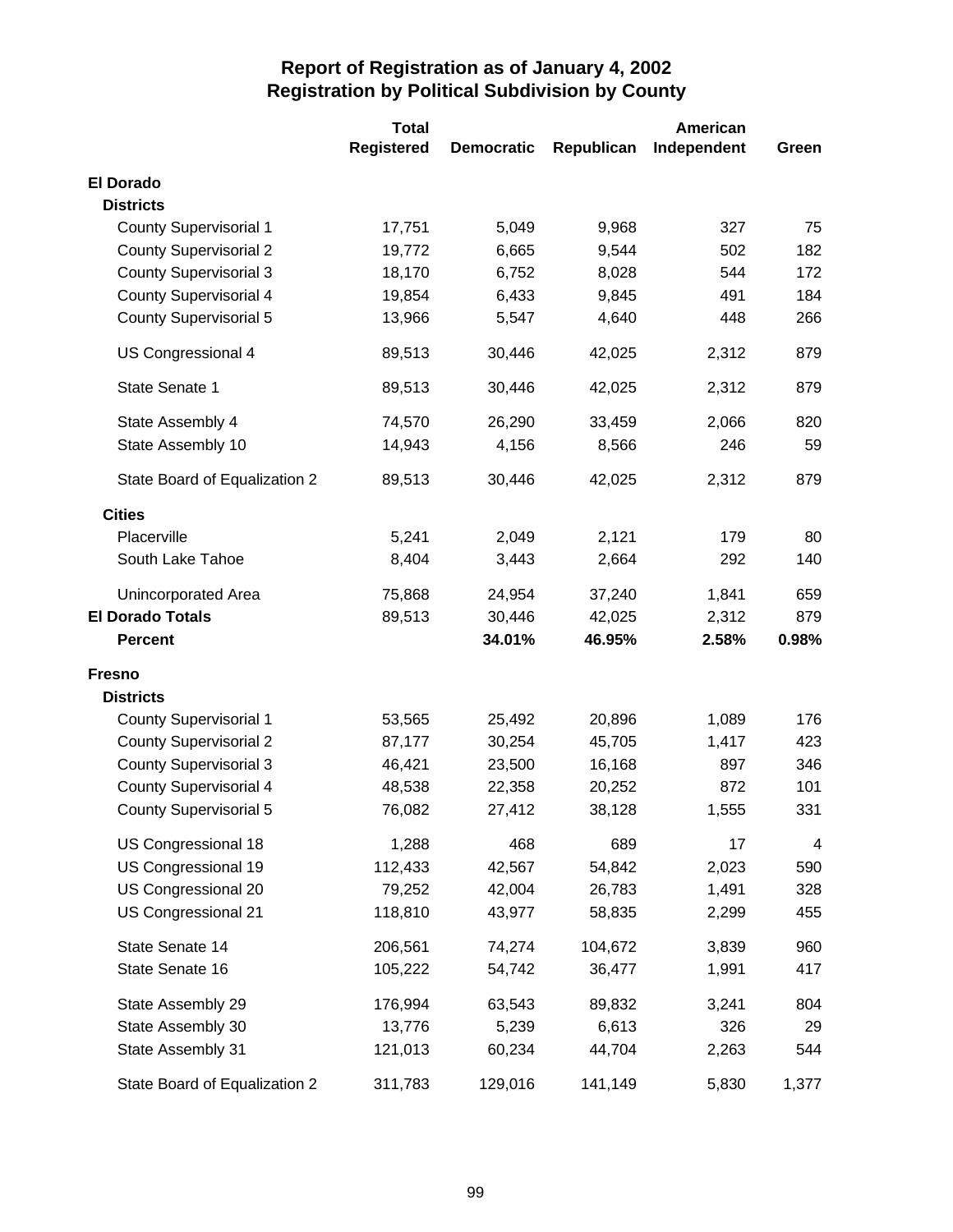# Report of Registration as of January 4, 2002
## Registration by Political Subdivision by County

| | Total Registered | Democratic | Republican | American Independent | Green |
|---|---|---|---|---|---|
| **El Dorado** | | | | | |
| **Districts** | | | | | |
| County Supervisorial 1 | 17,751 | 5,049 | 9,968 | 327 | 75 |
| County Supervisorial 2 | 19,772 | 6,665 | 9,544 | 502 | 182 |
| County Supervisorial 3 | 18,170 | 6,752 | 8,028 | 544 | 172 |
| County Supervisorial 4 | 19,854 | 6,433 | 9,845 | 491 | 184 |
| County Supervisorial 5 | 13,966 | 5,547 | 4,640 | 448 | 266 |
| US Congressional 4 | 89,513 | 30,446 | 42,025 | 2,312 | 879 |
| State Senate 1 | 89,513 | 30,446 | 42,025 | 2,312 | 879 |
| State Assembly 4 | 74,570 | 26,290 | 33,459 | 2,066 | 820 |
| State Assembly 10 | 14,943 | 4,156 | 8,566 | 246 | 59 |
| State Board of Equalization 2 | 89,513 | 30,446 | 42,025 | 2,312 | 879 |
| **Cities** | | | | | |
| Placerville | 5,241 | 2,049 | 2,121 | 179 | 80 |
| South Lake Tahoe | 8,404 | 3,443 | 2,664 | 292 | 140 |
| Unincorporated Area | 75,868 | 24,954 | 37,240 | 1,841 | 659 |
| **El Dorado Totals** | 89,513 | 30,446 | 42,025 | 2,312 | 879 |
| **Percent** | | **34.01%** | **46.95%** | **2.58%** | **0.98%** |
| **Fresno** | | | | | |
| **Districts** | | | | | |
| County Supervisorial 1 | 53,565 | 25,492 | 20,896 | 1,089 | 176 |
| County Supervisorial 2 | 87,177 | 30,254 | 45,705 | 1,417 | 423 |
| County Supervisorial 3 | 46,421 | 23,500 | 16,168 | 897 | 346 |
| County Supervisorial 4 | 48,538 | 22,358 | 20,252 | 872 | 101 |
| County Supervisorial 5 | 76,082 | 27,412 | 38,128 | 1,555 | 331 |
| US Congressional 18 | 1,288 | 468 | 689 | 17 | 4 |
| US Congressional 19 | 112,433 | 42,567 | 54,842 | 2,023 | 590 |
| US Congressional 20 | 79,252 | 42,004 | 26,783 | 1,491 | 328 |
| US Congressional 21 | 118,810 | 43,977 | 58,835 | 2,299 | 455 |
| State Senate 14 | 206,561 | 74,274 | 104,672 | 3,839 | 960 |
| State Senate 16 | 105,222 | 54,742 | 36,477 | 1,991 | 417 |
| State Assembly 29 | 176,994 | 63,543 | 89,832 | 3,241 | 804 |
| State Assembly 30 | 13,776 | 5,239 | 6,613 | 326 | 29 |
| State Assembly 31 | 121,013 | 60,234 | 44,704 | 2,263 | 544 |
| State Board of Equalization 2 | 311,783 | 129,016 | 141,149 | 5,830 | 1,377 |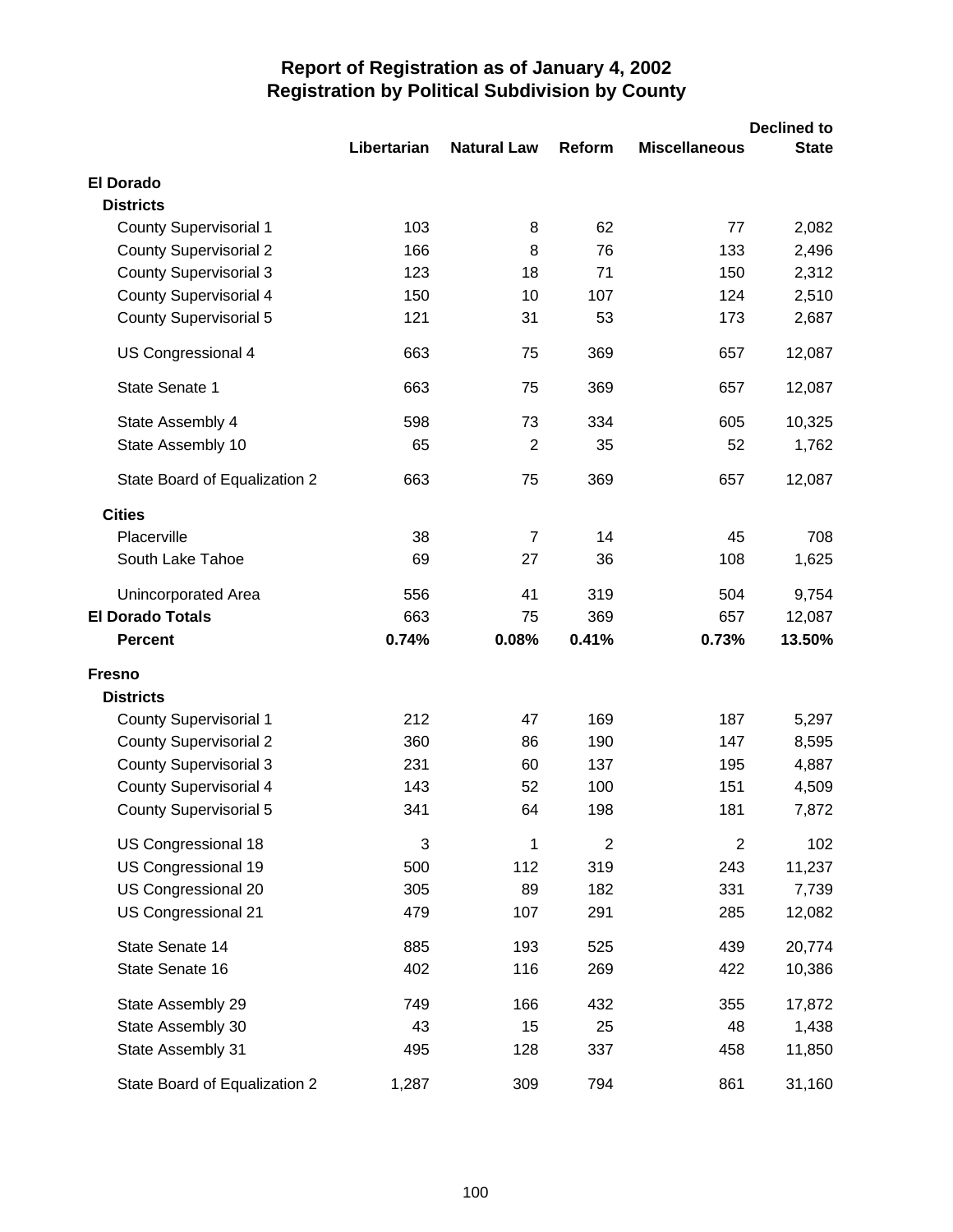# Report of Registration as of January 4, 2002
## Registration by Political Subdivision by County

| | Libertarian | Natural Law | Reform | Miscellaneous | Declined to State |
|---|---|---|---|---|---|
| **El Dorado** | | | | | |
| **Districts** | | | | | |
| County Supervisorial 1 | 103 | 8 | 62 | 77 | 2,082 |
| County Supervisorial 2 | 166 | 8 | 76 | 133 | 2,496 |
| County Supervisorial 3 | 123 | 18 | 71 | 150 | 2,312 |
| County Supervisorial 4 | 150 | 10 | 107 | 124 | 2,510 |
| County Supervisorial 5 | 121 | 31 | 53 | 173 | 2,687 |
| US Congressional 4 | 663 | 75 | 369 | 657 | 12,087 |
| State Senate 1 | 663 | 75 | 369 | 657 | 12,087 |
| State Assembly 4 | 598 | 73 | 334 | 605 | 10,325 |
| State Assembly 10 | 65 | 2 | 35 | 52 | 1,762 |
| State Board of Equalization 2 | 663 | 75 | 369 | 657 | 12,087 |
| **Cities** | | | | | |
| Placerville | 38 | 7 | 14 | 45 | 708 |
| South Lake Tahoe | 69 | 27 | 36 | 108 | 1,625 |
| Unincorporated Area | 556 | 41 | 319 | 504 | 9,754 |
| **El Dorado Totals** | 663 | 75 | 369 | 657 | 12,087 |
| **Percent** | **0.74%** | **0.08%** | **0.41%** | **0.73%** | **13.50%** |
| **Fresno** | | | | | |
| **Districts** | | | | | |
| County Supervisorial 1 | 212 | 47 | 169 | 187 | 5,297 |
| County Supervisorial 2 | 360 | 86 | 190 | 147 | 8,595 |
| County Supervisorial 3 | 231 | 60 | 137 | 195 | 4,887 |
| County Supervisorial 4 | 143 | 52 | 100 | 151 | 4,509 |
| County Supervisorial 5 | 341 | 64 | 198 | 181 | 7,872 |
| US Congressional 18 | 3 | 1 | 2 | 2 | 102 |
| US Congressional 19 | 500 | 112 | 319 | 243 | 11,237 |
| US Congressional 20 | 305 | 89 | 182 | 331 | 7,739 |
| US Congressional 21 | 479 | 107 | 291 | 285 | 12,082 |
| State Senate 14 | 885 | 193 | 525 | 439 | 20,774 |
| State Senate 16 | 402 | 116 | 269 | 422 | 10,386 |
| State Assembly 29 | 749 | 166 | 432 | 355 | 17,872 |
| State Assembly 30 | 43 | 15 | 25 | 48 | 1,438 |
| State Assembly 31 | 495 | 128 | 337 | 458 | 11,850 |
| State Board of Equalization 2 | 1,287 | 309 | 794 | 861 | 31,160 |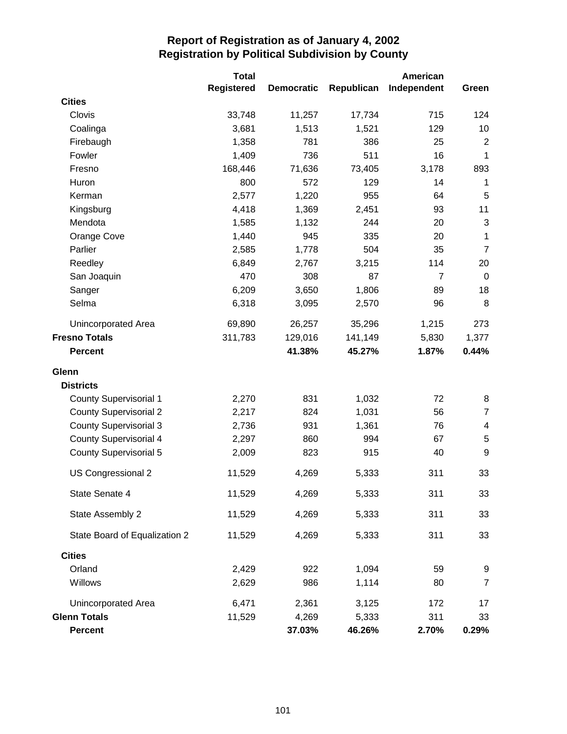## Report of Registration as of January 4, 2002
## Registration by Political Subdivision by County

| | Total Registered | Democratic | Republican | American Independent | Green |
|---|---|---|---|---|---|
| **Cities** | | | | | |
| Clovis | 33,748 | 11,257 | 17,734 | 715 | 124 |
| Coalinga | 3,681 | 1,513 | 1,521 | 129 | 10 |
| Firebaugh | 1,358 | 781 | 386 | 25 | 2 |
| Fowler | 1,409 | 736 | 511 | 16 | 1 |
| Fresno | 168,446 | 71,636 | 73,405 | 3,178 | 893 |
| Huron | 800 | 572 | 129 | 14 | 1 |
| Kerman | 2,577 | 1,220 | 955 | 64 | 5 |
| Kingsburg | 4,418 | 1,369 | 2,451 | 93 | 11 |
| Mendota | 1,585 | 1,132 | 244 | 20 | 3 |
| Orange Cove | 1,440 | 945 | 335 | 20 | 1 |
| Parlier | 2,585 | 1,778 | 504 | 35 | 7 |
| Reedley | 6,849 | 2,767 | 3,215 | 114 | 20 |
| San Joaquin | 470 | 308 | 87 | 7 | 0 |
| Sanger | 6,209 | 3,650 | 1,806 | 89 | 18 |
| Selma | 6,318 | 3,095 | 2,570 | 96 | 8 |
| Unincorporated Area | 69,890 | 26,257 | 35,296 | 1,215 | 273 |
| **Fresno Totals** | 311,783 | 129,016 | 141,149 | 5,830 | 1,377 |
| **Percent** | | **41.38%** | **45.27%** | **1.87%** | **0.44%** |
| **Glenn** | | | | | |
| **Districts** | | | | | |
| County Supervisorial 1 | 2,270 | 831 | 1,032 | 72 | 8 |
| County Supervisorial 2 | 2,217 | 824 | 1,031 | 56 | 7 |
| County Supervisorial 3 | 2,736 | 931 | 1,361 | 76 | 4 |
| County Supervisorial 4 | 2,297 | 860 | 994 | 67 | 5 |
| County Supervisorial 5 | 2,009 | 823 | 915 | 40 | 9 |
| US Congressional 2 | 11,529 | 4,269 | 5,333 | 311 | 33 |
| State Senate 4 | 11,529 | 4,269 | 5,333 | 311 | 33 |
| State Assembly 2 | 11,529 | 4,269 | 5,333 | 311 | 33 |
| State Board of Equalization 2 | 11,529 | 4,269 | 5,333 | 311 | 33 |
| **Cities** | | | | | |
| Orland | 2,429 | 922 | 1,094 | 59 | 9 |
| Willows | 2,629 | 986 | 1,114 | 80 | 7 |
| Unincorporated Area | 6,471 | 2,361 | 3,125 | 172 | 17 |
| **Glenn Totals** | 11,529 | 4,269 | 5,333 | 311 | 33 |
| **Percent** | | **37.03%** | **46.26%** | **2.70%** | **0.29%** |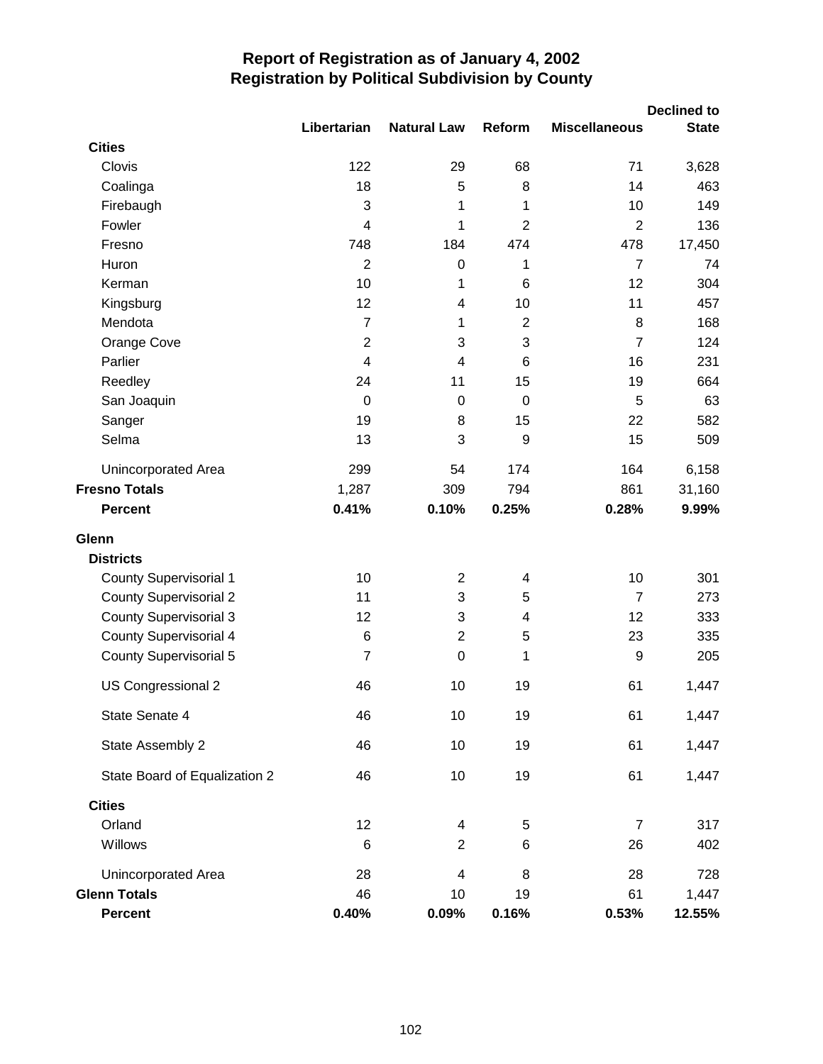# Report of Registration as of January 4, 2002
## Registration by Political Subdivision by County

| | Libertarian | Natural Law | Reform | Miscellaneous | Declined to State |
|---|---|---|---|---|---|
| **Cities** | | | | | |
| Clovis | 122 | 29 | 68 | 71 | 3,628 |
| Coalinga | 18 | 5 | 8 | 14 | 463 |
| Firebaugh | 3 | 1 | 1 | 10 | 149 |
| Fowler | 4 | 1 | 2 | 2 | 136 |
| Fresno | 748 | 184 | 474 | 478 | 17,450 |
| Huron | 2 | 0 | 1 | 7 | 74 |
| Kerman | 10 | 1 | 6 | 12 | 304 |
| Kingsburg | 12 | 4 | 10 | 11 | 457 |
| Mendota | 7 | 1 | 2 | 8 | 168 |
| Orange Cove | 2 | 3 | 3 | 7 | 124 |
| Parlier | 4 | 4 | 6 | 16 | 231 |
| Reedley | 24 | 11 | 15 | 19 | 664 |
| San Joaquin | 0 | 0 | 0 | 5 | 63 |
| Sanger | 19 | 8 | 15 | 22 | 582 |
| Selma | 13 | 3 | 9 | 15 | 509 |
| Unincorporated Area | 299 | 54 | 174 | 164 | 6,158 |
| **Fresno Totals** | 1,287 | 309 | 794 | 861 | 31,160 |
| **Percent** | **0.41%** | **0.10%** | **0.25%** | **0.28%** | **9.99%** |
| **Glenn** | | | | | |
| **Districts** | | | | | |
| County Supervisorial 1 | 10 | 2 | 4 | 10 | 301 |
| County Supervisorial 2 | 11 | 3 | 5 | 7 | 273 |
| County Supervisorial 3 | 12 | 3 | 4 | 12 | 333 |
| County Supervisorial 4 | 6 | 2 | 5 | 23 | 335 |
| County Supervisorial 5 | 7 | 0 | 1 | 9 | 205 |
| US Congressional 2 | 46 | 10 | 19 | 61 | 1,447 |
| State Senate 4 | 46 | 10 | 19 | 61 | 1,447 |
| State Assembly 2 | 46 | 10 | 19 | 61 | 1,447 |
| State Board of Equalization 2 | 46 | 10 | 19 | 61 | 1,447 |
| **Cities** | | | | | |
| Orland | 12 | 4 | 5 | 7 | 317 |
| Willows | 6 | 2 | 6 | 26 | 402 |
| Unincorporated Area | 28 | 4 | 8 | 28 | 728 |
| **Glenn Totals** | 46 | 10 | 19 | 61 | 1,447 |
| **Percent** | **0.40%** | **0.09%** | **0.16%** | **0.53%** | **12.55%** |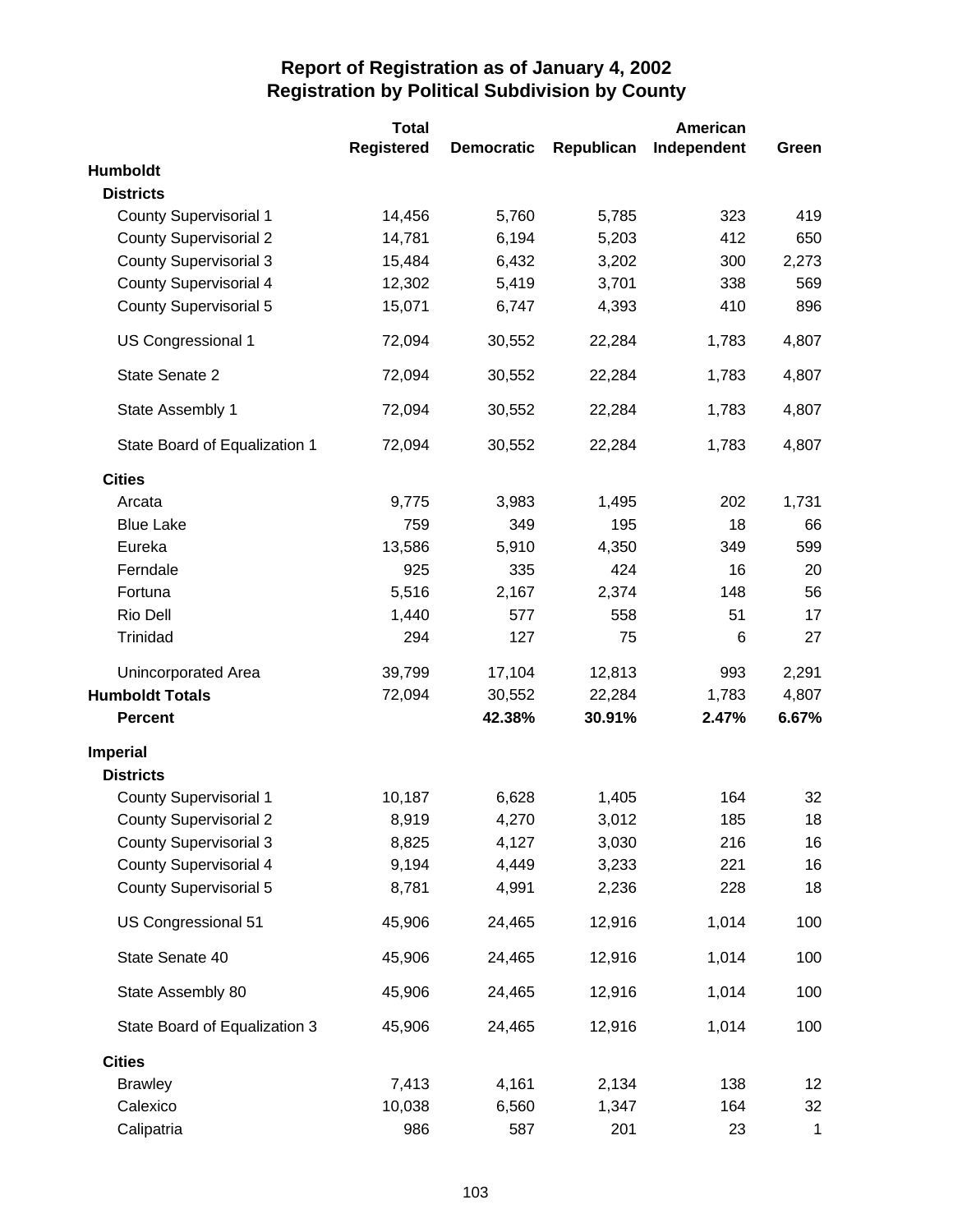# Report of Registration as of January 4, 2002
## Registration by Political Subdivision by County

| | Total Registered | Democratic | Republican | American Independent | Green |
|---|---|---|---|---|---|
| **Humboldt** | | | | | |
| **Districts** | | | | | |
| County Supervisorial 1 | 14,456 | 5,760 | 5,785 | 323 | 419 |
| County Supervisorial 2 | 14,781 | 6,194 | 5,203 | 412 | 650 |
| County Supervisorial 3 | 15,484 | 6,432 | 3,202 | 300 | 2,273 |
| County Supervisorial 4 | 12,302 | 5,419 | 3,701 | 338 | 569 |
| County Supervisorial 5 | 15,071 | 6,747 | 4,393 | 410 | 896 |
| US Congressional 1 | 72,094 | 30,552 | 22,284 | 1,783 | 4,807 |
| State Senate 2 | 72,094 | 30,552 | 22,284 | 1,783 | 4,807 |
| State Assembly 1 | 72,094 | 30,552 | 22,284 | 1,783 | 4,807 |
| State Board of Equalization 1 | 72,094 | 30,552 | 22,284 | 1,783 | 4,807 |
| **Cities** | | | | | |
| Arcata | 9,775 | 3,983 | 1,495 | 202 | 1,731 |
| Blue Lake | 759 | 349 | 195 | 18 | 66 |
| Eureka | 13,586 | 5,910 | 4,350 | 349 | 599 |
| Ferndale | 925 | 335 | 424 | 16 | 20 |
| Fortuna | 5,516 | 2,167 | 2,374 | 148 | 56 |
| Rio Dell | 1,440 | 577 | 558 | 51 | 17 |
| Trinidad | 294 | 127 | 75 | 6 | 27 |
| Unincorporated Area | 39,799 | 17,104 | 12,813 | 993 | 2,291 |
| **Humboldt Totals** | 72,094 | 30,552 | 22,284 | 1,783 | 4,807 |
| **Percent** | | **42.38%** | **30.91%** | **2.47%** | **6.67%** |
| **Imperial** | | | | | |
| **Districts** | | | | | |
| County Supervisorial 1 | 10,187 | 6,628 | 1,405 | 164 | 32 |
| County Supervisorial 2 | 8,919 | 4,270 | 3,012 | 185 | 18 |
| County Supervisorial 3 | 8,825 | 4,127 | 3,030 | 216 | 16 |
| County Supervisorial 4 | 9,194 | 4,449 | 3,233 | 221 | 16 |
| County Supervisorial 5 | 8,781 | 4,991 | 2,236 | 228 | 18 |
| US Congressional 51 | 45,906 | 24,465 | 12,916 | 1,014 | 100 |
| State Senate 40 | 45,906 | 24,465 | 12,916 | 1,014 | 100 |
| State Assembly 80 | 45,906 | 24,465 | 12,916 | 1,014 | 100 |
| State Board of Equalization 3 | 45,906 | 24,465 | 12,916 | 1,014 | 100 |
| **Cities** | | | | | |
| Brawley | 7,413 | 4,161 | 2,134 | 138 | 12 |
| Calexico | 10,038 | 6,560 | 1,347 | 164 | 32 |
| Calipatria | 986 | 587 | 201 | 23 | 1 |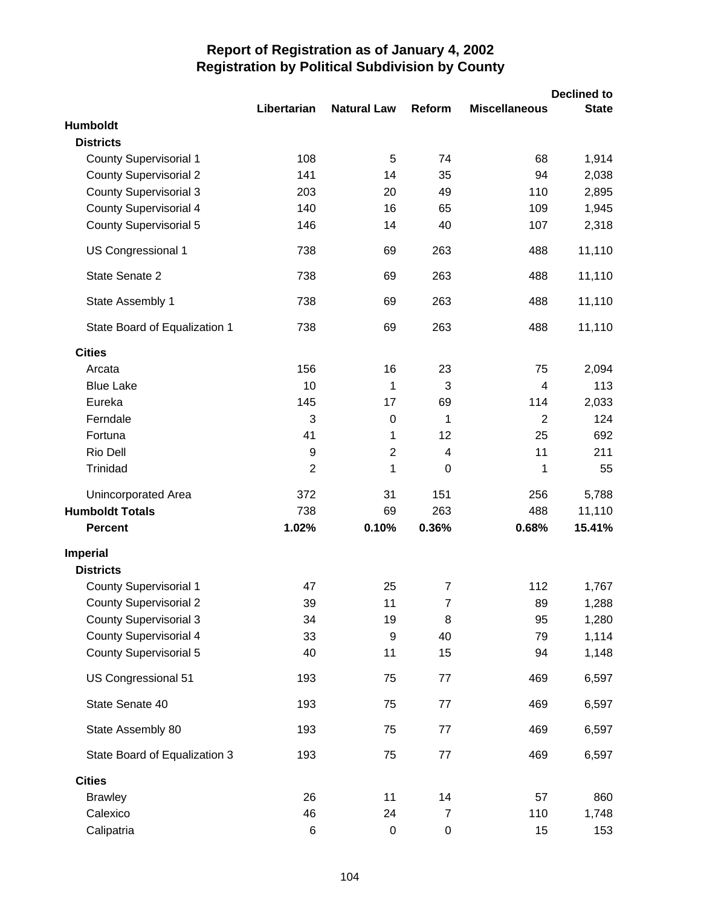# Report of Registration as of January 4, 2002
## Registration by Political Subdivision by County

| | Libertarian | Natural Law | Reform | Miscellaneous | Declined to State |
|---|---|---|---|---|---|
| **Humboldt** | | | | | |
| **Districts** | | | | | |
| County Supervisorial 1 | 108 | 5 | 74 | 68 | 1,914 |
| County Supervisorial 2 | 141 | 14 | 35 | 94 | 2,038 |
| County Supervisorial 3 | 203 | 20 | 49 | 110 | 2,895 |
| County Supervisorial 4 | 140 | 16 | 65 | 109 | 1,945 |
| County Supervisorial 5 | 146 | 14 | 40 | 107 | 2,318 |
| US Congressional 1 | 738 | 69 | 263 | 488 | 11,110 |
| State Senate 2 | 738 | 69 | 263 | 488 | 11,110 |
| State Assembly 1 | 738 | 69 | 263 | 488 | 11,110 |
| State Board of Equalization 1 | 738 | 69 | 263 | 488 | 11,110 |
| **Cities** | | | | | |
| Arcata | 156 | 16 | 23 | 75 | 2,094 |
| Blue Lake | 10 | 1 | 3 | 4 | 113 |
| Eureka | 145 | 17 | 69 | 114 | 2,033 |
| Ferndale | 3 | 0 | 1 | 2 | 124 |
| Fortuna | 41 | 1 | 12 | 25 | 692 |
| Rio Dell | 9 | 2 | 4 | 11 | 211 |
| Trinidad | 2 | 1 | 0 | 1 | 55 |
| Unincorporated Area | 372 | 31 | 151 | 256 | 5,788 |
| **Humboldt Totals** | 738 | 69 | 263 | 488 | 11,110 |
| **Percent** | **1.02%** | **0.10%** | **0.36%** | **0.68%** | **15.41%** |
| **Imperial** | | | | | |
| **Districts** | | | | | |
| County Supervisorial 1 | 47 | 25 | 7 | 112 | 1,767 |
| County Supervisorial 2 | 39 | 11 | 7 | 89 | 1,288 |
| County Supervisorial 3 | 34 | 19 | 8 | 95 | 1,280 |
| County Supervisorial 4 | 33 | 9 | 40 | 79 | 1,114 |
| County Supervisorial 5 | 40 | 11 | 15 | 94 | 1,148 |
| US Congressional 51 | 193 | 75 | 77 | 469 | 6,597 |
| State Senate 40 | 193 | 75 | 77 | 469 | 6,597 |
| State Assembly 80 | 193 | 75 | 77 | 469 | 6,597 |
| State Board of Equalization 3 | 193 | 75 | 77 | 469 | 6,597 |
| **Cities** | | | | | |
| Brawley | 26 | 11 | 14 | 57 | 860 |
| Calexico | 46 | 24 | 7 | 110 | 1,748 |
| Calipatria | 6 | 0 | 0 | 15 | 153 |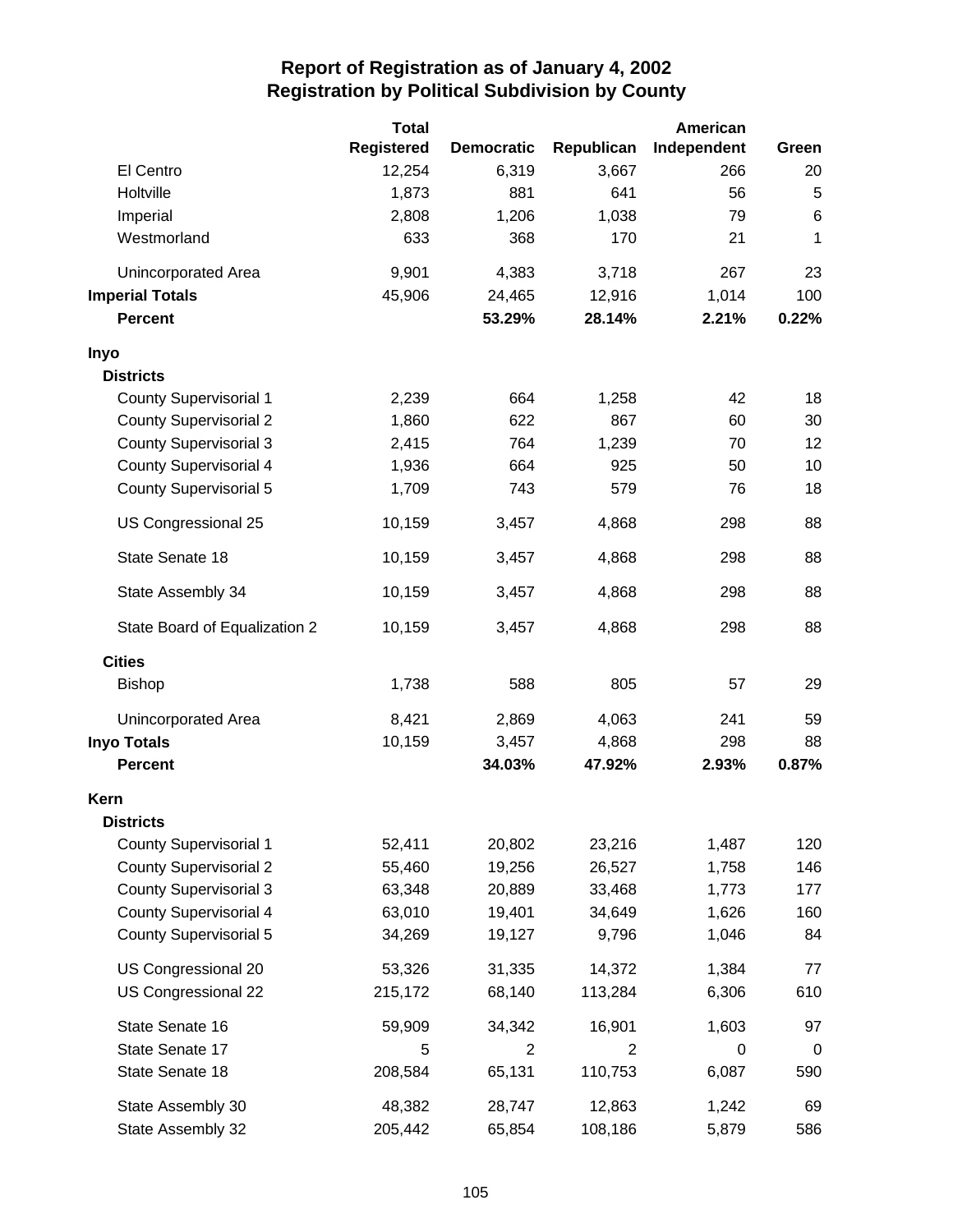## Report of Registration as of January 4, 2002
## Registration by Political Subdivision by County

| | Total Registered | Democratic | Republican | American Independent | Green |
|---|---|---|---|---|---|
| El Centro | 12,254 | 6,319 | 3,667 | 266 | 20 |
| Holtville | 1,873 | 881 | 641 | 56 | 5 |
| Imperial | 2,808 | 1,206 | 1,038 | 79 | 6 |
| Westmorland | 633 | 368 | 170 | 21 | 1 |
| Unincorporated Area | 9,901 | 4,383 | 3,718 | 267 | 23 |
| **Imperial Totals** | 45,906 | 24,465 | 12,916 | 1,014 | 100 |
| **Percent** | | **53.29%** | **28.14%** | **2.21%** | **0.22%** |
| **Inyo** | | | | | |
| **Districts** | | | | | |
| County Supervisorial 1 | 2,239 | 664 | 1,258 | 42 | 18 |
| County Supervisorial 2 | 1,860 | 622 | 867 | 60 | 30 |
| County Supervisorial 3 | 2,415 | 764 | 1,239 | 70 | 12 |
| County Supervisorial 4 | 1,936 | 664 | 925 | 50 | 10 |
| County Supervisorial 5 | 1,709 | 743 | 579 | 76 | 18 |
| US Congressional 25 | 10,159 | 3,457 | 4,868 | 298 | 88 |
| State Senate 18 | 10,159 | 3,457 | 4,868 | 298 | 88 |
| State Assembly 34 | 10,159 | 3,457 | 4,868 | 298 | 88 |
| State Board of Equalization 2 | 10,159 | 3,457 | 4,868 | 298 | 88 |
| **Cities** | | | | | |
| Bishop | 1,738 | 588 | 805 | 57 | 29 |
| Unincorporated Area | 8,421 | 2,869 | 4,063 | 241 | 59 |
| **Inyo Totals** | 10,159 | 3,457 | 4,868 | 298 | 88 |
| **Percent** | | **34.03%** | **47.92%** | **2.93%** | **0.87%** |
| **Kern** | | | | | |
| **Districts** | | | | | |
| County Supervisorial 1 | 52,411 | 20,802 | 23,216 | 1,487 | 120 |
| County Supervisorial 2 | 55,460 | 19,256 | 26,527 | 1,758 | 146 |
| County Supervisorial 3 | 63,348 | 20,889 | 33,468 | 1,773 | 177 |
| County Supervisorial 4 | 63,010 | 19,401 | 34,649 | 1,626 | 160 |
| County Supervisorial 5 | 34,269 | 19,127 | 9,796 | 1,046 | 84 |
| US Congressional 20 | 53,326 | 31,335 | 14,372 | 1,384 | 77 |
| US Congressional 22 | 215,172 | 68,140 | 113,284 | 6,306 | 610 |
| State Senate 16 | 59,909 | 34,342 | 16,901 | 1,603 | 97 |
| State Senate 17 | 5 | 2 | 2 | 0 | 0 |
| State Senate 18 | 208,584 | 65,131 | 110,753 | 6,087 | 590 |
| State Assembly 30 | 48,382 | 28,747 | 12,863 | 1,242 | 69 |
| State Assembly 32 | 205,442 | 65,854 | 108,186 | 5,879 | 586 |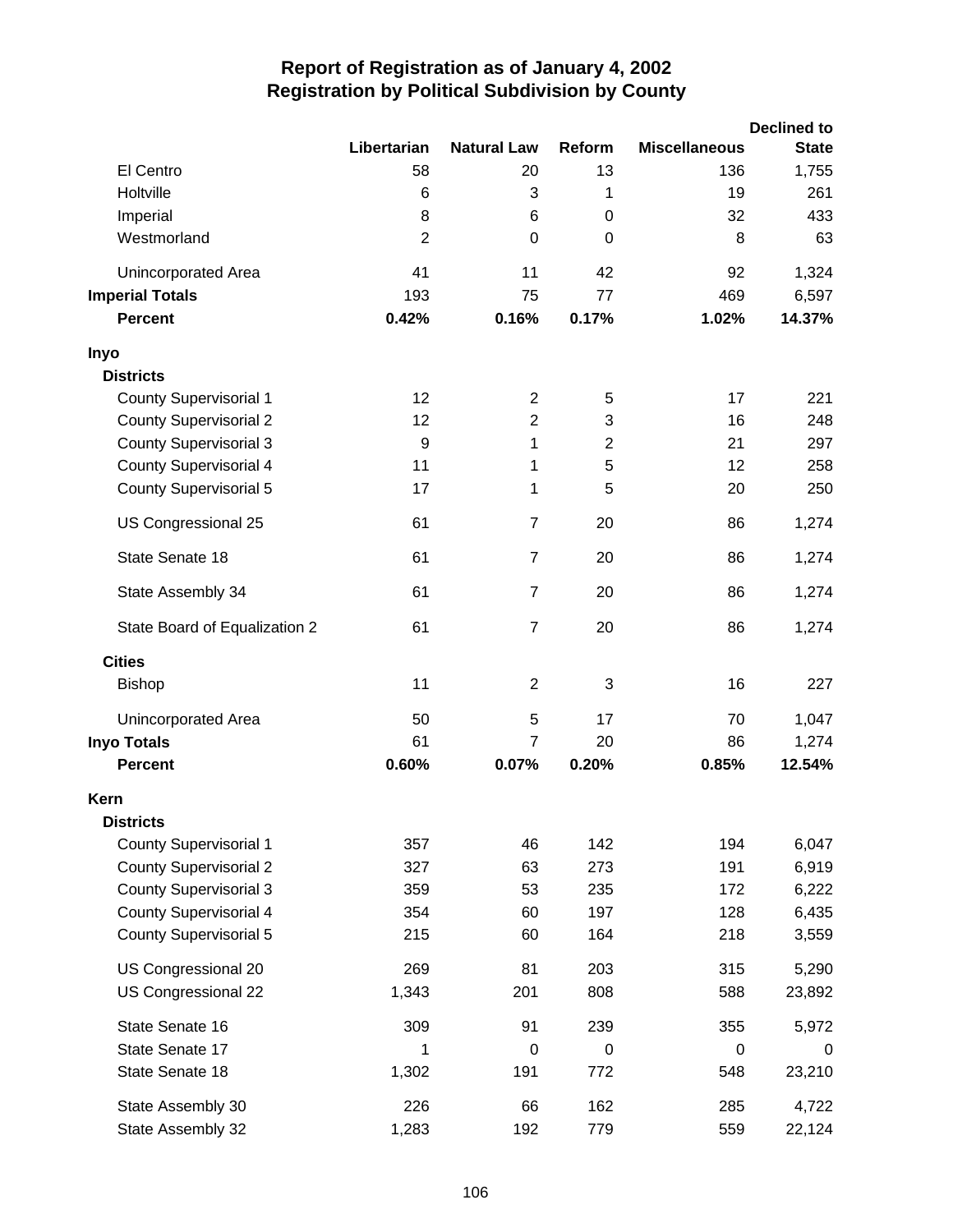# Report of Registration as of January 4, 2002
## Registration by Political Subdivision by County

| | Libertarian | Natural Law | Reform | Miscellaneous | Declined to State |
|---|---|---|---|---|---|
| El Centro | 58 | 20 | 13 | 136 | 1,755 |
| Holtville | 6 | 3 | 1 | 19 | 261 |
| Imperial | 8 | 6 | 0 | 32 | 433 |
| Westmorland | 2 | 0 | 0 | 8 | 63 |
| Unincorporated Area | 41 | 11 | 42 | 92 | 1,324 |
| **Imperial Totals** | 193 | 75 | 77 | 469 | 6,597 |
| **Percent** | **0.42%** | **0.16%** | **0.17%** | **1.02%** | **14.37%** |
| **Inyo** | | | | | |
| **Districts** | | | | | |
| County Supervisorial 1 | 12 | 2 | 5 | 17 | 221 |
| County Supervisorial 2 | 12 | 2 | 3 | 16 | 248 |
| County Supervisorial 3 | 9 | 1 | 2 | 21 | 297 |
| County Supervisorial 4 | 11 | 1 | 5 | 12 | 258 |
| County Supervisorial 5 | 17 | 1 | 5 | 20 | 250 |
| US Congressional 25 | 61 | 7 | 20 | 86 | 1,274 |
| State Senate 18 | 61 | 7 | 20 | 86 | 1,274 |
| State Assembly 34 | 61 | 7 | 20 | 86 | 1,274 |
| State Board of Equalization 2 | 61 | 7 | 20 | 86 | 1,274 |
| **Cities** | | | | | |
| Bishop | 11 | 2 | 3 | 16 | 227 |
| Unincorporated Area | 50 | 5 | 17 | 70 | 1,047 |
| **Inyo Totals** | 61 | 7 | 20 | 86 | 1,274 |
| **Percent** | **0.60%** | **0.07%** | **0.20%** | **0.85%** | **12.54%** |
| **Kern** | | | | | |
| **Districts** | | | | | |
| County Supervisorial 1 | 357 | 46 | 142 | 194 | 6,047 |
| County Supervisorial 2 | 327 | 63 | 273 | 191 | 6,919 |
| County Supervisorial 3 | 359 | 53 | 235 | 172 | 6,222 |
| County Supervisorial 4 | 354 | 60 | 197 | 128 | 6,435 |
| County Supervisorial 5 | 215 | 60 | 164 | 218 | 3,559 |
| US Congressional 20 | 269 | 81 | 203 | 315 | 5,290 |
| US Congressional 22 | 1,343 | 201 | 808 | 588 | 23,892 |
| State Senate 16 | 309 | 91 | 239 | 355 | 5,972 |
| State Senate 17 | 1 | 0 | 0 | 0 | 0 |
| State Senate 18 | 1,302 | 191 | 772 | 548 | 23,210 |
| State Assembly 30 | 226 | 66 | 162 | 285 | 4,722 |
| State Assembly 32 | 1,283 | 192 | 779 | 559 | 22,124 |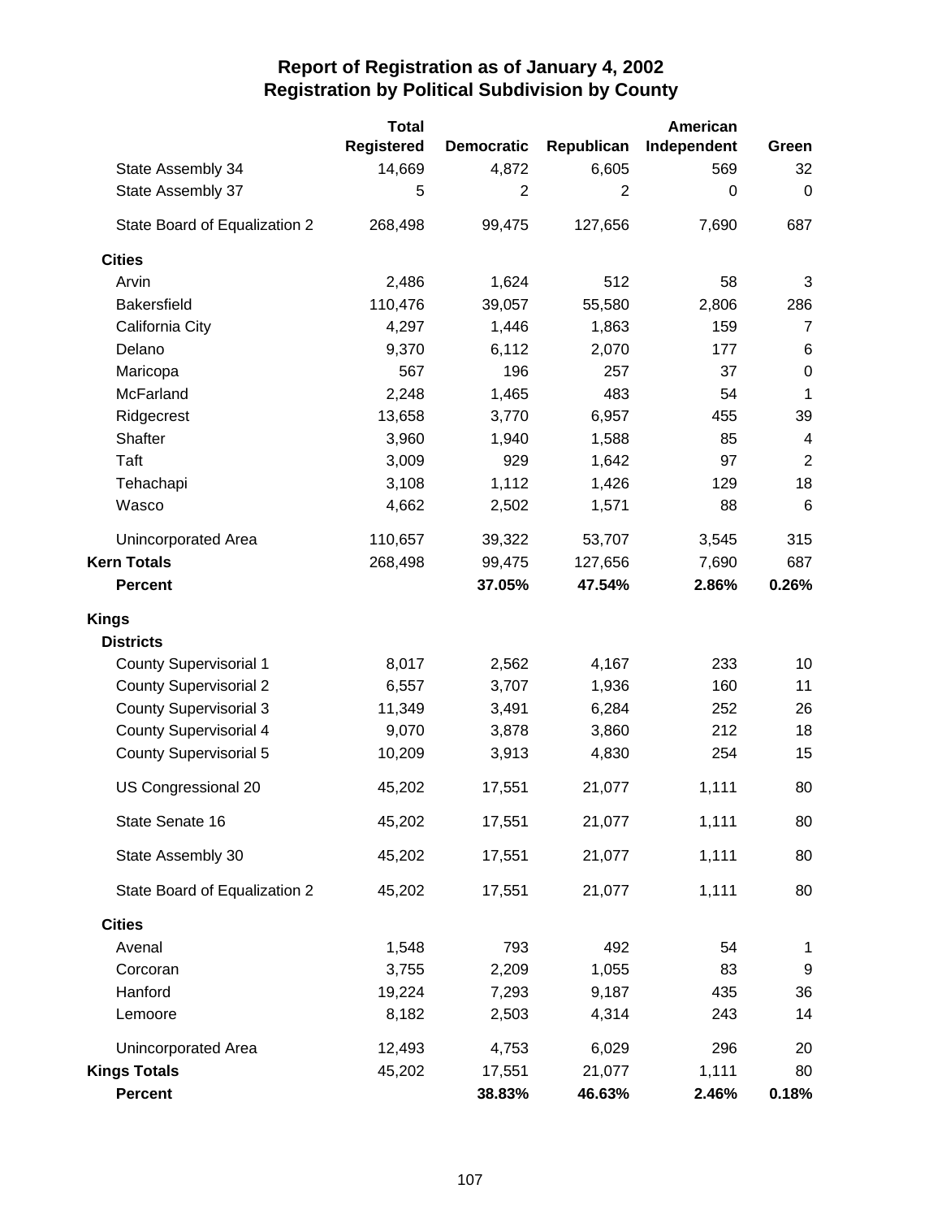# Report of Registration as of January 4, 2002
## Registration by Political Subdivision by County

| | Total Registered | Democratic | Republican | American Independent | Green |
|---|---|---|---|---|---|
| State Assembly 34 | 14,669 | 4,872 | 6,605 | 569 | 32 |
| State Assembly 37 | 5 | 2 | 2 | 0 | 0 |
| State Board of Equalization 2 | 268,498 | 99,475 | 127,656 | 7,690 | 687 |
| **Cities** | | | | | |
| Arvin | 2,486 | 1,624 | 512 | 58 | 3 |
| Bakersfield | 110,476 | 39,057 | 55,580 | 2,806 | 286 |
| California City | 4,297 | 1,446 | 1,863 | 159 | 7 |
| Delano | 9,370 | 6,112 | 2,070 | 177 | 6 |
| Maricopa | 567 | 196 | 257 | 37 | 0 |
| McFarland | 2,248 | 1,465 | 483 | 54 | 1 |
| Ridgecrest | 13,658 | 3,770 | 6,957 | 455 | 39 |
| Shafter | 3,960 | 1,940 | 1,588 | 85 | 4 |
| Taft | 3,009 | 929 | 1,642 | 97 | 2 |
| Tehachapi | 3,108 | 1,112 | 1,426 | 129 | 18 |
| Wasco | 4,662 | 2,502 | 1,571 | 88 | 6 |
| Unincorporated Area | 110,657 | 39,322 | 53,707 | 3,545 | 315 |
| **Kern Totals** | 268,498 | 99,475 | 127,656 | 7,690 | 687 |
| **Percent** | | **37.05%** | **47.54%** | **2.86%** | **0.26%** |
| **Kings** | | | | | |
| **Districts** | | | | | |
| County Supervisorial 1 | 8,017 | 2,562 | 4,167 | 233 | 10 |
| County Supervisorial 2 | 6,557 | 3,707 | 1,936 | 160 | 11 |
| County Supervisorial 3 | 11,349 | 3,491 | 6,284 | 252 | 26 |
| County Supervisorial 4 | 9,070 | 3,878 | 3,860 | 212 | 18 |
| County Supervisorial 5 | 10,209 | 3,913 | 4,830 | 254 | 15 |
| US Congressional 20 | 45,202 | 17,551 | 21,077 | 1,111 | 80 |
| State Senate 16 | 45,202 | 17,551 | 21,077 | 1,111 | 80 |
| State Assembly 30 | 45,202 | 17,551 | 21,077 | 1,111 | 80 |
| State Board of Equalization 2 | 45,202 | 17,551 | 21,077 | 1,111 | 80 |
| **Cities** | | | | | |
| Avenal | 1,548 | 793 | 492 | 54 | 1 |
| Corcoran | 3,755 | 2,209 | 1,055 | 83 | 9 |
| Hanford | 19,224 | 7,293 | 9,187 | 435 | 36 |
| Lemoore | 8,182 | 2,503 | 4,314 | 243 | 14 |
| Unincorporated Area | 12,493 | 4,753 | 6,029 | 296 | 20 |
| **Kings Totals** | 45,202 | 17,551 | 21,077 | 1,111 | 80 |
| **Percent** | | **38.83%** | **46.63%** | **2.46%** | **0.18%** |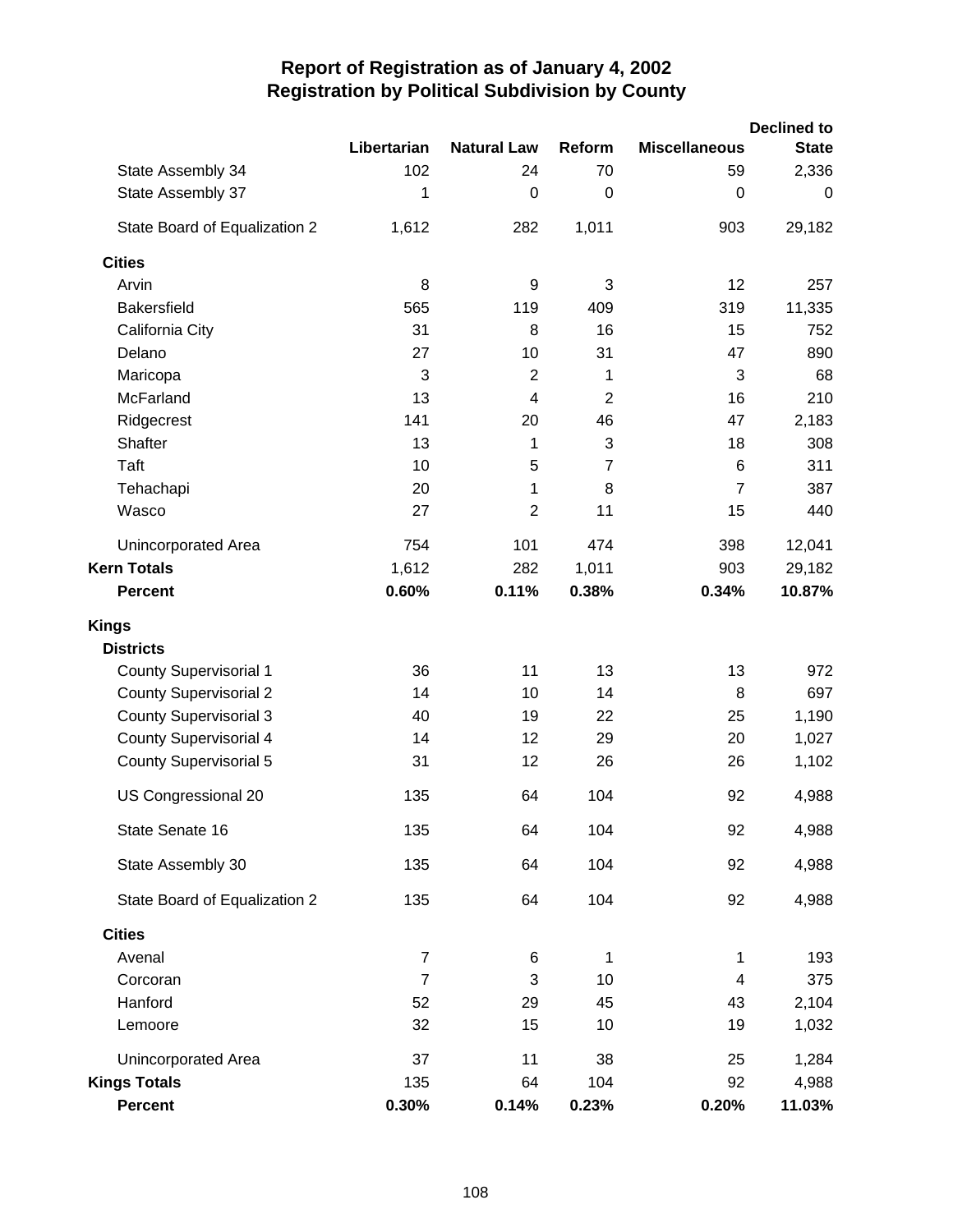# Report of Registration as of January 4, 2002
## Registration by Political Subdivision by County

| | Libertarian | Natural Law | Reform | Miscellaneous | Declined to State |
|---|---|---|---|---|---|
| State Assembly 34 | 102 | 24 | 70 | 59 | 2,336 |
| State Assembly 37 | 1 | 0 | 0 | 0 | 0 |
| State Board of Equalization 2 | 1,612 | 282 | 1,011 | 903 | 29,182 |
| **Cities** | | | | | |
| Arvin | 8 | 9 | 3 | 12 | 257 |
| Bakersfield | 565 | 119 | 409 | 319 | 11,335 |
| California City | 31 | 8 | 16 | 15 | 752 |
| Delano | 27 | 10 | 31 | 47 | 890 |
| Maricopa | 3 | 2 | 1 | 3 | 68 |
| McFarland | 13 | 4 | 2 | 16 | 210 |
| Ridgecrest | 141 | 20 | 46 | 47 | 2,183 |
| Shafter | 13 | 1 | 3 | 18 | 308 |
| Taft | 10 | 5 | 7 | 6 | 311 |
| Tehachapi | 20 | 1 | 8 | 7 | 387 |
| Wasco | 27 | 2 | 11 | 15 | 440 |
| Unincorporated Area | 754 | 101 | 474 | 398 | 12,041 |
| **Kern Totals** | 1,612 | 282 | 1,011 | 903 | 29,182 |
| **Percent** | **0.60%** | **0.11%** | **0.38%** | **0.34%** | **10.87%** |
| **Kings** | | | | | |
| **Districts** | | | | | |
| County Supervisorial 1 | 36 | 11 | 13 | 13 | 972 |
| County Supervisorial 2 | 14 | 10 | 14 | 8 | 697 |
| County Supervisorial 3 | 40 | 19 | 22 | 25 | 1,190 |
| County Supervisorial 4 | 14 | 12 | 29 | 20 | 1,027 |
| County Supervisorial 5 | 31 | 12 | 26 | 26 | 1,102 |
| US Congressional 20 | 135 | 64 | 104 | 92 | 4,988 |
| State Senate 16 | 135 | 64 | 104 | 92 | 4,988 |
| State Assembly 30 | 135 | 64 | 104 | 92 | 4,988 |
| State Board of Equalization 2 | 135 | 64 | 104 | 92 | 4,988 |
| **Cities** | | | | | |
| Avenal | 7 | 6 | 1 | 1 | 193 |
| Corcoran | 7 | 3 | 10 | 4 | 375 |
| Hanford | 52 | 29 | 45 | 43 | 2,104 |
| Lemoore | 32 | 15 | 10 | 19 | 1,032 |
| Unincorporated Area | 37 | 11 | 38 | 25 | 1,284 |
| **Kings Totals** | 135 | 64 | 104 | 92 | 4,988 |
| **Percent** | **0.30%** | **0.14%** | **0.23%** | **0.20%** | **11.03%** |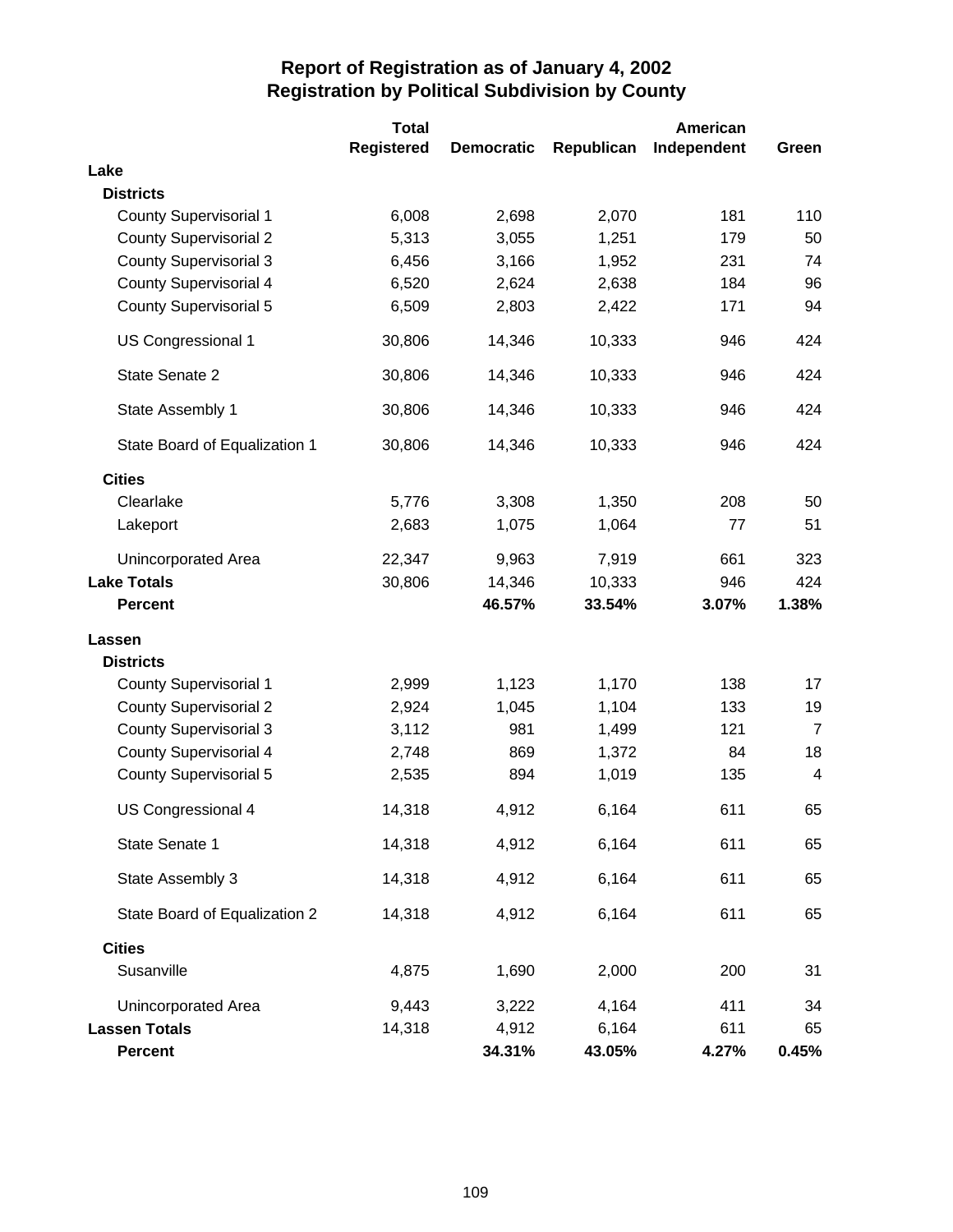# Report of Registration as of January 4, 2002
## Registration by Political Subdivision by County

| | Total Registered | Democratic | Republican | American Independent | Green |
|---|---|---|---|---|---|
| **Lake** | | | | | |
| **Districts** | | | | | |
| County Supervisorial 1 | 6,008 | 2,698 | 2,070 | 181 | 110 |
| County Supervisorial 2 | 5,313 | 3,055 | 1,251 | 179 | 50 |
| County Supervisorial 3 | 6,456 | 3,166 | 1,952 | 231 | 74 |
| County Supervisorial 4 | 6,520 | 2,624 | 2,638 | 184 | 96 |
| County Supervisorial 5 | 6,509 | 2,803 | 2,422 | 171 | 94 |
| US Congressional 1 | 30,806 | 14,346 | 10,333 | 946 | 424 |
| State Senate 2 | 30,806 | 14,346 | 10,333 | 946 | 424 |
| State Assembly 1 | 30,806 | 14,346 | 10,333 | 946 | 424 |
| State Board of Equalization 1 | 30,806 | 14,346 | 10,333 | 946 | 424 |
| **Cities** | | | | | |
| Clearlake | 5,776 | 3,308 | 1,350 | 208 | 50 |
| Lakeport | 2,683 | 1,075 | 1,064 | 77 | 51 |
| Unincorporated Area | 22,347 | 9,963 | 7,919 | 661 | 323 |
| **Lake Totals** | 30,806 | 14,346 | 10,333 | 946 | 424 |
| **Percent** | | **46.57%** | **33.54%** | **3.07%** | **1.38%** |
| **Lassen** | | | | | |
| **Districts** | | | | | |
| County Supervisorial 1 | 2,999 | 1,123 | 1,170 | 138 | 17 |
| County Supervisorial 2 | 2,924 | 1,045 | 1,104 | 133 | 19 |
| County Supervisorial 3 | 3,112 | 981 | 1,499 | 121 | 7 |
| County Supervisorial 4 | 2,748 | 869 | 1,372 | 84 | 18 |
| County Supervisorial 5 | 2,535 | 894 | 1,019 | 135 | 4 |
| US Congressional 4 | 14,318 | 4,912 | 6,164 | 611 | 65 |
| State Senate 1 | 14,318 | 4,912 | 6,164 | 611 | 65 |
| State Assembly 3 | 14,318 | 4,912 | 6,164 | 611 | 65 |
| State Board of Equalization 2 | 14,318 | 4,912 | 6,164 | 611 | 65 |
| **Cities** | | | | | |
| Susanville | 4,875 | 1,690 | 2,000 | 200 | 31 |
| Unincorporated Area | 9,443 | 3,222 | 4,164 | 411 | 34 |
| **Lassen Totals** | 14,318 | 4,912 | 6,164 | 611 | 65 |
| **Percent** | | **34.31%** | **43.05%** | **4.27%** | **0.45%** |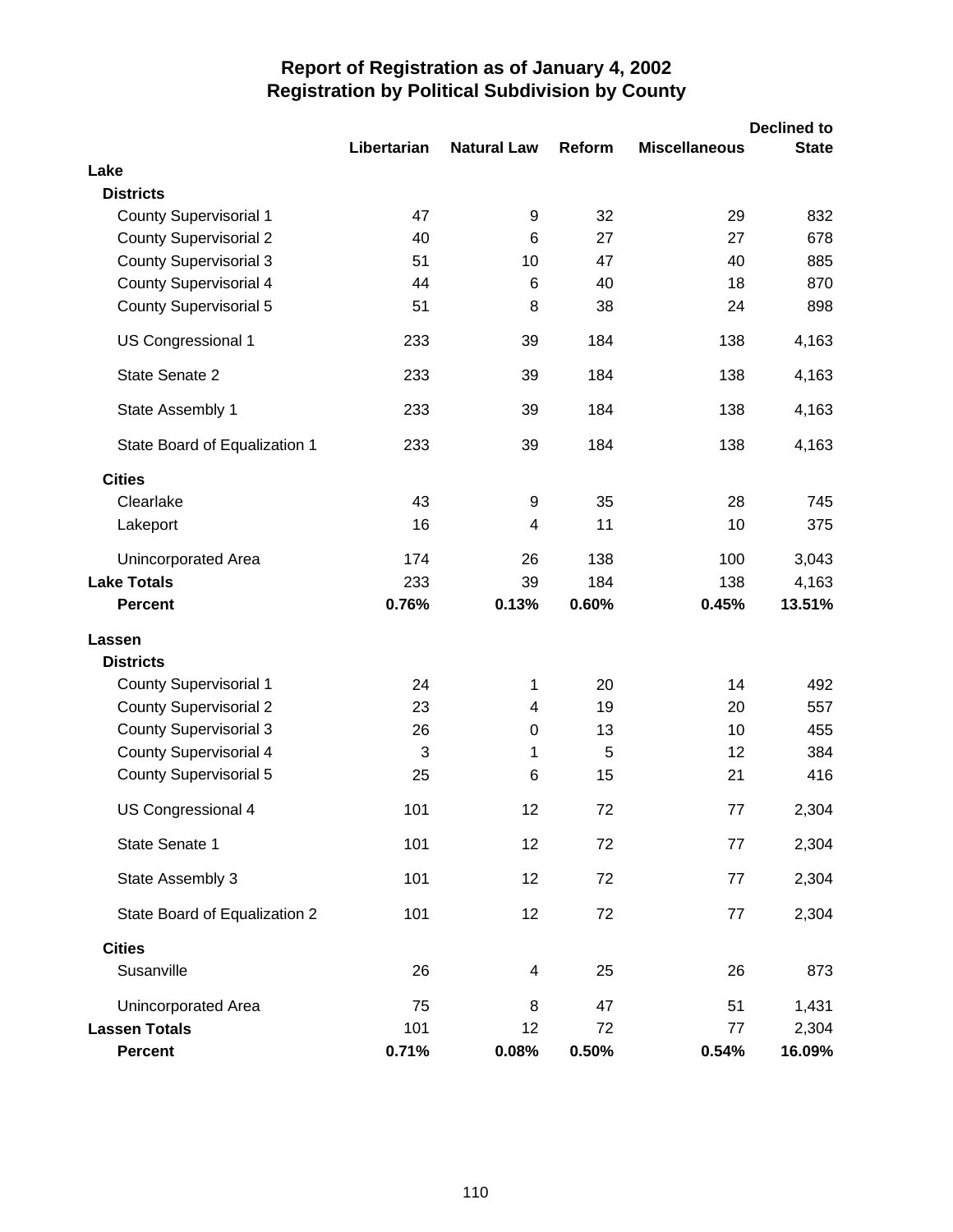# Report of Registration as of January 4, 2002
## Registration by Political Subdivision by County

| | Libertarian | Natural Law | Reform | Miscellaneous | Declined to State |
|---|---|---|---|---|---|
| **Lake** | | | | | |
| **Districts** | | | | | |
| County Supervisorial 1 | 47 | 9 | 32 | 29 | 832 |
| County Supervisorial 2 | 40 | 6 | 27 | 27 | 678 |
| County Supervisorial 3 | 51 | 10 | 47 | 40 | 885 |
| County Supervisorial 4 | 44 | 6 | 40 | 18 | 870 |
| County Supervisorial 5 | 51 | 8 | 38 | 24 | 898 |
| US Congressional 1 | 233 | 39 | 184 | 138 | 4,163 |
| State Senate 2 | 233 | 39 | 184 | 138 | 4,163 |
| State Assembly 1 | 233 | 39 | 184 | 138 | 4,163 |
| State Board of Equalization 1 | 233 | 39 | 184 | 138 | 4,163 |
| **Cities** | | | | | |
| Clearlake | 43 | 9 | 35 | 28 | 745 |
| Lakeport | 16 | 4 | 11 | 10 | 375 |
| Unincorporated Area | 174 | 26 | 138 | 100 | 3,043 |
| **Lake Totals** | 233 | 39 | 184 | 138 | 4,163 |
| **Percent** | **0.76%** | **0.13%** | **0.60%** | **0.45%** | **13.51%** |
| **Lassen** | | | | | |
| **Districts** | | | | | |
| County Supervisorial 1 | 24 | 1 | 20 | 14 | 492 |
| County Supervisorial 2 | 23 | 4 | 19 | 20 | 557 |
| County Supervisorial 3 | 26 | 0 | 13 | 10 | 455 |
| County Supervisorial 4 | 3 | 1 | 5 | 12 | 384 |
| County Supervisorial 5 | 25 | 6 | 15 | 21 | 416 |
| US Congressional 4 | 101 | 12 | 72 | 77 | 2,304 |
| State Senate 1 | 101 | 12 | 72 | 77 | 2,304 |
| State Assembly 3 | 101 | 12 | 72 | 77 | 2,304 |
| State Board of Equalization 2 | 101 | 12 | 72 | 77 | 2,304 |
| **Cities** | | | | | |
| Susanville | 26 | 4 | 25 | 26 | 873 |
| Unincorporated Area | 75 | 8 | 47 | 51 | 1,431 |
| **Lassen Totals** | 101 | 12 | 72 | 77 | 2,304 |
| **Percent** | **0.71%** | **0.08%** | **0.50%** | **0.54%** | **16.09%** |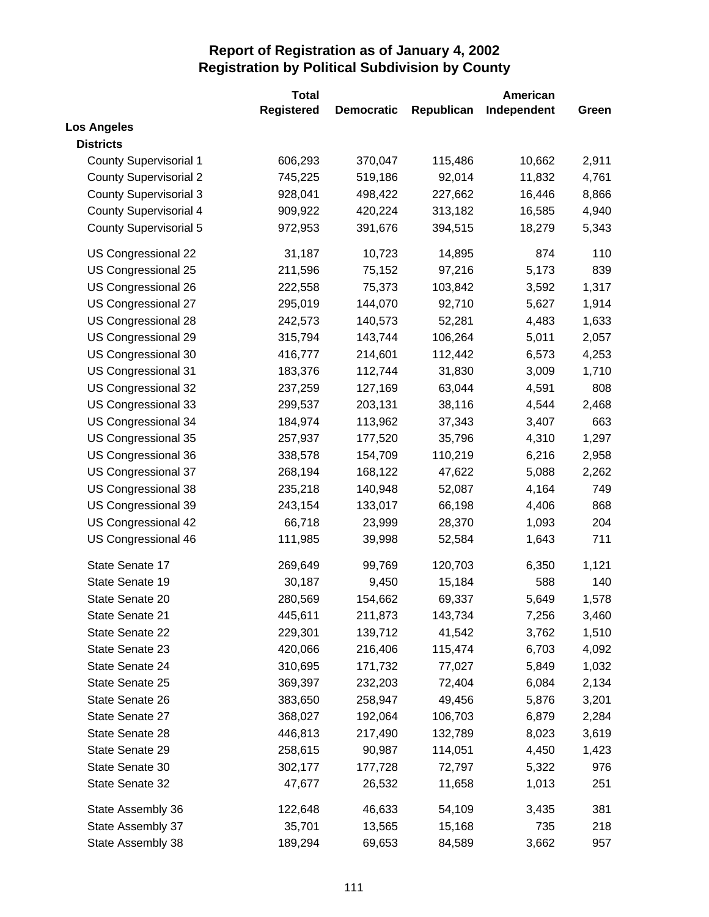# Report of Registration as of January 4, 2002
## Registration by Political Subdivision by County

| | Total Registered | Democratic | Republican | American Independent | Green |
|---|---|---|---|---|---|
| **Los Angeles** | | | | | |
| **Districts** | | | | | |
| County Supervisorial 1 | 606,293 | 370,047 | 115,486 | 10,662 | 2,911 |
| County Supervisorial 2 | 745,225 | 519,186 | 92,014 | 11,832 | 4,761 |
| County Supervisorial 3 | 928,041 | 498,422 | 227,662 | 16,446 | 8,866 |
| County Supervisorial 4 | 909,922 | 420,224 | 313,182 | 16,585 | 4,940 |
| County Supervisorial 5 | 972,953 | 391,676 | 394,515 | 18,279 | 5,343 |
| US Congressional 22 | 31,187 | 10,723 | 14,895 | 874 | 110 |
| US Congressional 25 | 211,596 | 75,152 | 97,216 | 5,173 | 839 |
| US Congressional 26 | 222,558 | 75,373 | 103,842 | 3,592 | 1,317 |
| US Congressional 27 | 295,019 | 144,070 | 92,710 | 5,627 | 1,914 |
| US Congressional 28 | 242,573 | 140,573 | 52,281 | 4,483 | 1,633 |
| US Congressional 29 | 315,794 | 143,744 | 106,264 | 5,011 | 2,057 |
| US Congressional 30 | 416,777 | 214,601 | 112,442 | 6,573 | 4,253 |
| US Congressional 31 | 183,376 | 112,744 | 31,830 | 3,009 | 1,710 |
| US Congressional 32 | 237,259 | 127,169 | 63,044 | 4,591 | 808 |
| US Congressional 33 | 299,537 | 203,131 | 38,116 | 4,544 | 2,468 |
| US Congressional 34 | 184,974 | 113,962 | 37,343 | 3,407 | 663 |
| US Congressional 35 | 257,937 | 177,520 | 35,796 | 4,310 | 1,297 |
| US Congressional 36 | 338,578 | 154,709 | 110,219 | 6,216 | 2,958 |
| US Congressional 37 | 268,194 | 168,122 | 47,622 | 5,088 | 2,262 |
| US Congressional 38 | 235,218 | 140,948 | 52,087 | 4,164 | 749 |
| US Congressional 39 | 243,154 | 133,017 | 66,198 | 4,406 | 868 |
| US Congressional 42 | 66,718 | 23,999 | 28,370 | 1,093 | 204 |
| US Congressional 46 | 111,985 | 39,998 | 52,584 | 1,643 | 711 |
| State Senate 17 | 269,649 | 99,769 | 120,703 | 6,350 | 1,121 |
| State Senate 19 | 30,187 | 9,450 | 15,184 | 588 | 140 |
| State Senate 20 | 280,569 | 154,662 | 69,337 | 5,649 | 1,578 |
| State Senate 21 | 445,611 | 211,873 | 143,734 | 7,256 | 3,460 |
| State Senate 22 | 229,301 | 139,712 | 41,542 | 3,762 | 1,510 |
| State Senate 23 | 420,066 | 216,406 | 115,474 | 6,703 | 4,092 |
| State Senate 24 | 310,695 | 171,732 | 77,027 | 5,849 | 1,032 |
| State Senate 25 | 369,397 | 232,203 | 72,404 | 6,084 | 2,134 |
| State Senate 26 | 383,650 | 258,947 | 49,456 | 5,876 | 3,201 |
| State Senate 27 | 368,027 | 192,064 | 106,703 | 6,879 | 2,284 |
| State Senate 28 | 446,813 | 217,490 | 132,789 | 8,023 | 3,619 |
| State Senate 29 | 258,615 | 90,987 | 114,051 | 4,450 | 1,423 |
| State Senate 30 | 302,177 | 177,728 | 72,797 | 5,322 | 976 |
| State Senate 32 | 47,677 | 26,532 | 11,658 | 1,013 | 251 |
| State Assembly 36 | 122,648 | 46,633 | 54,109 | 3,435 | 381 |
| State Assembly 37 | 35,701 | 13,565 | 15,168 | 735 | 218 |
| State Assembly 38 | 189,294 | 69,653 | 84,589 | 3,662 | 957 |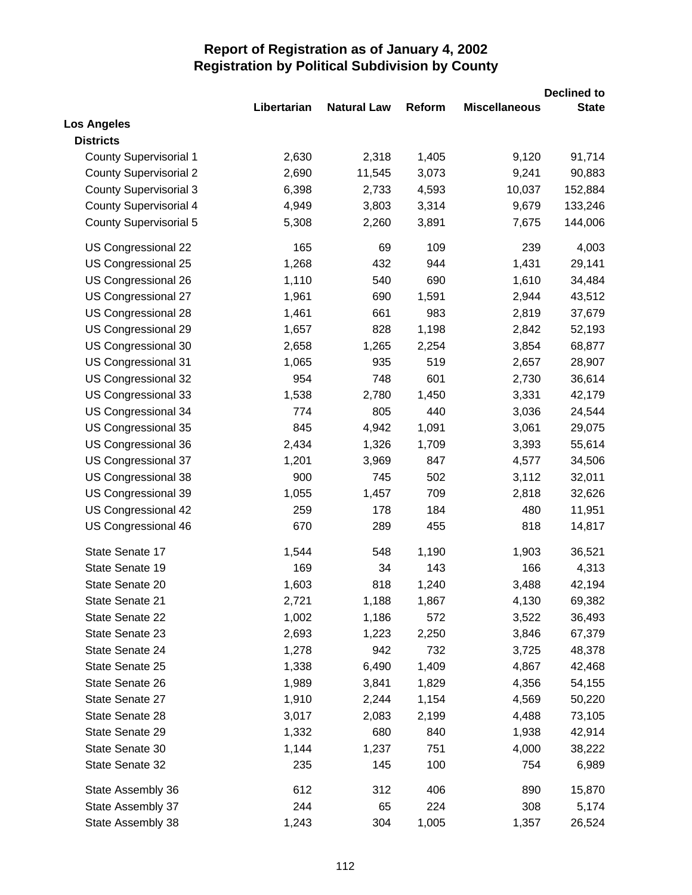# Report of Registration as of January 4, 2002
## Registration by Political Subdivision by County

| | Libertarian | Natural Law | Reform | Miscellaneous | Declined to State |
|---|---|---|---|---|---|
| **Los Angeles** | | | | | |
| **Districts** | | | | | |
| County Supervisorial 1 | 2,630 | 2,318 | 1,405 | 9,120 | 91,714 |
| County Supervisorial 2 | 2,690 | 11,545 | 3,073 | 9,241 | 90,883 |
| County Supervisorial 3 | 6,398 | 2,733 | 4,593 | 10,037 | 152,884 |
| County Supervisorial 4 | 4,949 | 3,803 | 3,314 | 9,679 | 133,246 |
| County Supervisorial 5 | 5,308 | 2,260 | 3,891 | 7,675 | 144,006 |
| US Congressional 22 | 165 | 69 | 109 | 239 | 4,003 |
| US Congressional 25 | 1,268 | 432 | 944 | 1,431 | 29,141 |
| US Congressional 26 | 1,110 | 540 | 690 | 1,610 | 34,484 |
| US Congressional 27 | 1,961 | 690 | 1,591 | 2,944 | 43,512 |
| US Congressional 28 | 1,461 | 661 | 983 | 2,819 | 37,679 |
| US Congressional 29 | 1,657 | 828 | 1,198 | 2,842 | 52,193 |
| US Congressional 30 | 2,658 | 1,265 | 2,254 | 3,854 | 68,877 |
| US Congressional 31 | 1,065 | 935 | 519 | 2,657 | 28,907 |
| US Congressional 32 | 954 | 748 | 601 | 2,730 | 36,614 |
| US Congressional 33 | 1,538 | 2,780 | 1,450 | 3,331 | 42,179 |
| US Congressional 34 | 774 | 805 | 440 | 3,036 | 24,544 |
| US Congressional 35 | 845 | 4,942 | 1,091 | 3,061 | 29,075 |
| US Congressional 36 | 2,434 | 1,326 | 1,709 | 3,393 | 55,614 |
| US Congressional 37 | 1,201 | 3,969 | 847 | 4,577 | 34,506 |
| US Congressional 38 | 900 | 745 | 502 | 3,112 | 32,011 |
| US Congressional 39 | 1,055 | 1,457 | 709 | 2,818 | 32,626 |
| US Congressional 42 | 259 | 178 | 184 | 480 | 11,951 |
| US Congressional 46 | 670 | 289 | 455 | 818 | 14,817 |
| State Senate 17 | 1,544 | 548 | 1,190 | 1,903 | 36,521 |
| State Senate 19 | 169 | 34 | 143 | 166 | 4,313 |
| State Senate 20 | 1,603 | 818 | 1,240 | 3,488 | 42,194 |
| State Senate 21 | 2,721 | 1,188 | 1,867 | 4,130 | 69,382 |
| State Senate 22 | 1,002 | 1,186 | 572 | 3,522 | 36,493 |
| State Senate 23 | 2,693 | 1,223 | 2,250 | 3,846 | 67,379 |
| State Senate 24 | 1,278 | 942 | 732 | 3,725 | 48,378 |
| State Senate 25 | 1,338 | 6,490 | 1,409 | 4,867 | 42,468 |
| State Senate 26 | 1,989 | 3,841 | 1,829 | 4,356 | 54,155 |
| State Senate 27 | 1,910 | 2,244 | 1,154 | 4,569 | 50,220 |
| State Senate 28 | 3,017 | 2,083 | 2,199 | 4,488 | 73,105 |
| State Senate 29 | 1,332 | 680 | 840 | 1,938 | 42,914 |
| State Senate 30 | 1,144 | 1,237 | 751 | 4,000 | 38,222 |
| State Senate 32 | 235 | 145 | 100 | 754 | 6,989 |
| State Assembly 36 | 612 | 312 | 406 | 890 | 15,870 |
| State Assembly 37 | 244 | 65 | 224 | 308 | 5,174 |
| State Assembly 38 | 1,243 | 304 | 1,005 | 1,357 | 26,524 |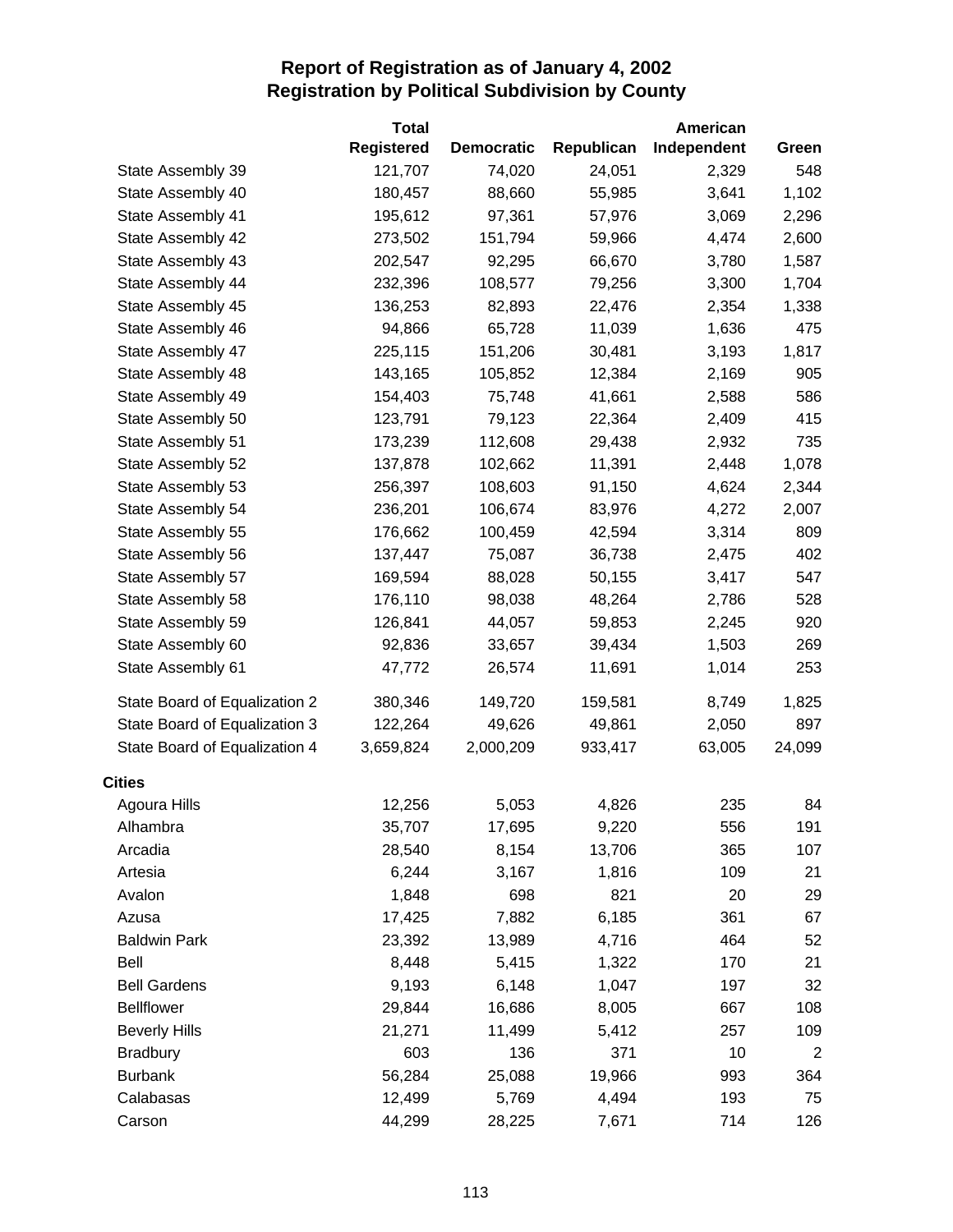# Report of Registration as of January 4, 2002
## Registration by Political Subdivision by County

| | Total Registered | Democratic | Republican | American Independent | Green |
|---|---|---|---|---|---|
| State Assembly 39 | 121,707 | 74,020 | 24,051 | 2,329 | 548 |
| State Assembly 40 | 180,457 | 88,660 | 55,985 | 3,641 | 1,102 |
| State Assembly 41 | 195,612 | 97,361 | 57,976 | 3,069 | 2,296 |
| State Assembly 42 | 273,502 | 151,794 | 59,966 | 4,474 | 2,600 |
| State Assembly 43 | 202,547 | 92,295 | 66,670 | 3,780 | 1,587 |
| State Assembly 44 | 232,396 | 108,577 | 79,256 | 3,300 | 1,704 |
| State Assembly 45 | 136,253 | 82,893 | 22,476 | 2,354 | 1,338 |
| State Assembly 46 | 94,866 | 65,728 | 11,039 | 1,636 | 475 |
| State Assembly 47 | 225,115 | 151,206 | 30,481 | 3,193 | 1,817 |
| State Assembly 48 | 143,165 | 105,852 | 12,384 | 2,169 | 905 |
| State Assembly 49 | 154,403 | 75,748 | 41,661 | 2,588 | 586 |
| State Assembly 50 | 123,791 | 79,123 | 22,364 | 2,409 | 415 |
| State Assembly 51 | 173,239 | 112,608 | 29,438 | 2,932 | 735 |
| State Assembly 52 | 137,878 | 102,662 | 11,391 | 2,448 | 1,078 |
| State Assembly 53 | 256,397 | 108,603 | 91,150 | 4,624 | 2,344 |
| State Assembly 54 | 236,201 | 106,674 | 83,976 | 4,272 | 2,007 |
| State Assembly 55 | 176,662 | 100,459 | 42,594 | 3,314 | 809 |
| State Assembly 56 | 137,447 | 75,087 | 36,738 | 2,475 | 402 |
| State Assembly 57 | 169,594 | 88,028 | 50,155 | 3,417 | 547 |
| State Assembly 58 | 176,110 | 98,038 | 48,264 | 2,786 | 528 |
| State Assembly 59 | 126,841 | 44,057 | 59,853 | 2,245 | 920 |
| State Assembly 60 | 92,836 | 33,657 | 39,434 | 1,503 | 269 |
| State Assembly 61 | 47,772 | 26,574 | 11,691 | 1,014 | 253 |
| State Board of Equalization 2 | 380,346 | 149,720 | 159,581 | 8,749 | 1,825 |
| State Board of Equalization 3 | 122,264 | 49,626 | 49,861 | 2,050 | 897 |
| State Board of Equalization 4 | 3,659,824 | 2,000,209 | 933,417 | 63,005 | 24,099 |
| **Cities** | | | | | |
| Agoura Hills | 12,256 | 5,053 | 4,826 | 235 | 84 |
| Alhambra | 35,707 | 17,695 | 9,220 | 556 | 191 |
| Arcadia | 28,540 | 8,154 | 13,706 | 365 | 107 |
| Artesia | 6,244 | 3,167 | 1,816 | 109 | 21 |
| Avalon | 1,848 | 698 | 821 | 20 | 29 |
| Azusa | 17,425 | 7,882 | 6,185 | 361 | 67 |
| Baldwin Park | 23,392 | 13,989 | 4,716 | 464 | 52 |
| Bell | 8,448 | 5,415 | 1,322 | 170 | 21 |
| Bell Gardens | 9,193 | 6,148 | 1,047 | 197 | 32 |
| Bellflower | 29,844 | 16,686 | 8,005 | 667 | 108 |
| Beverly Hills | 21,271 | 11,499 | 5,412 | 257 | 109 |
| Bradbury | 603 | 136 | 371 | 10 | 2 |
| Burbank | 56,284 | 25,088 | 19,966 | 993 | 364 |
| Calabasas | 12,499 | 5,769 | 4,494 | 193 | 75 |
| Carson | 44,299 | 28,225 | 7,671 | 714 | 126 |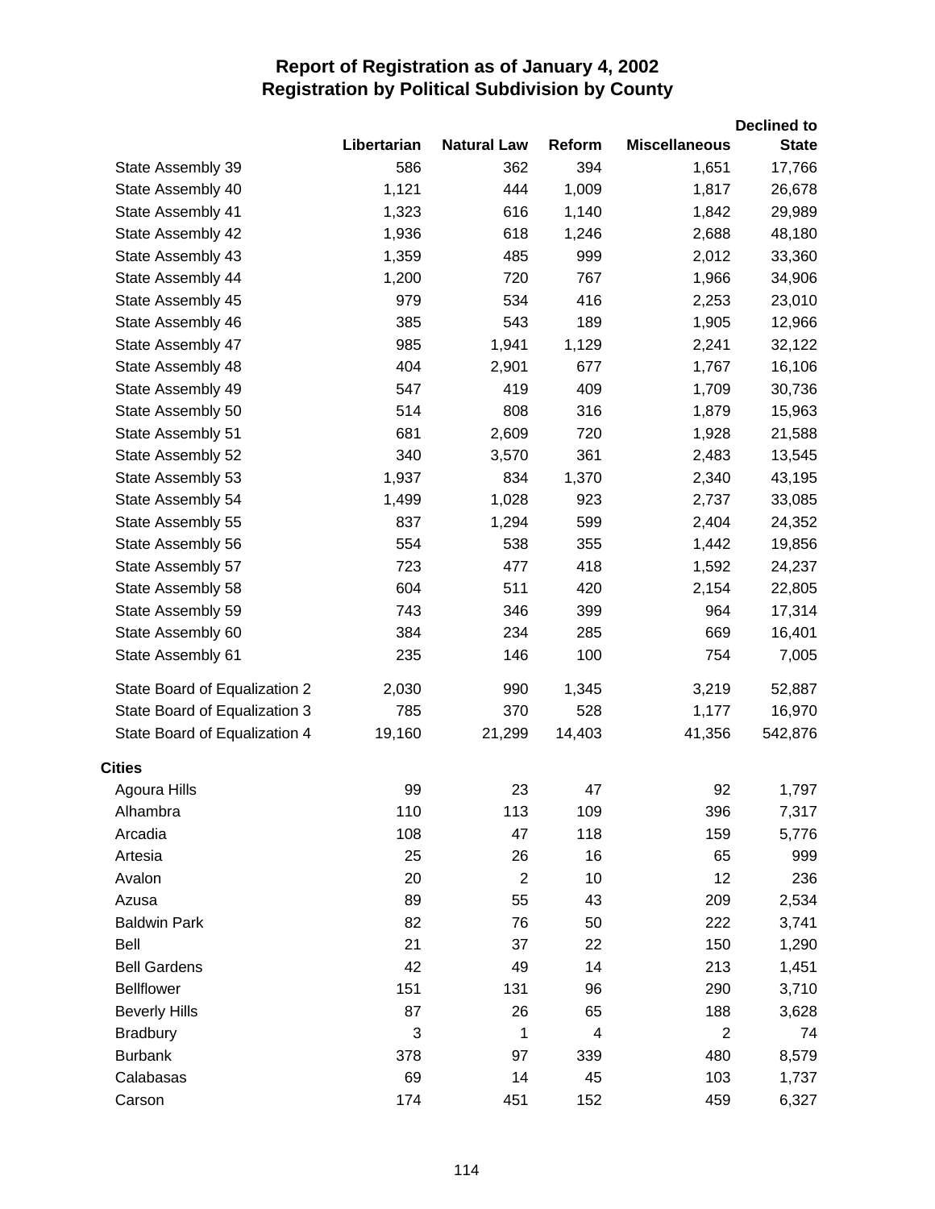# Report of Registration as of January 4, 2002
## Registration by Political Subdivision by County

| | Libertarian | Natural Law | Reform | Miscellaneous | Declined to State |
|---|---|---|---|---|---|
| State Assembly 39 | 586 | 362 | 394 | 1,651 | 17,766 |
| State Assembly 40 | 1,121 | 444 | 1,009 | 1,817 | 26,678 |
| State Assembly 41 | 1,323 | 616 | 1,140 | 1,842 | 29,989 |
| State Assembly 42 | 1,936 | 618 | 1,246 | 2,688 | 48,180 |
| State Assembly 43 | 1,359 | 485 | 999 | 2,012 | 33,360 |
| State Assembly 44 | 1,200 | 720 | 767 | 1,966 | 34,906 |
| State Assembly 45 | 979 | 534 | 416 | 2,253 | 23,010 |
| State Assembly 46 | 385 | 543 | 189 | 1,905 | 12,966 |
| State Assembly 47 | 985 | 1,941 | 1,129 | 2,241 | 32,122 |
| State Assembly 48 | 404 | 2,901 | 677 | 1,767 | 16,106 |
| State Assembly 49 | 547 | 419 | 409 | 1,709 | 30,736 |
| State Assembly 50 | 514 | 808 | 316 | 1,879 | 15,963 |
| State Assembly 51 | 681 | 2,609 | 720 | 1,928 | 21,588 |
| State Assembly 52 | 340 | 3,570 | 361 | 2,483 | 13,545 |
| State Assembly 53 | 1,937 | 834 | 1,370 | 2,340 | 43,195 |
| State Assembly 54 | 1,499 | 1,028 | 923 | 2,737 | 33,085 |
| State Assembly 55 | 837 | 1,294 | 599 | 2,404 | 24,352 |
| State Assembly 56 | 554 | 538 | 355 | 1,442 | 19,856 |
| State Assembly 57 | 723 | 477 | 418 | 1,592 | 24,237 |
| State Assembly 58 | 604 | 511 | 420 | 2,154 | 22,805 |
| State Assembly 59 | 743 | 346 | 399 | 964 | 17,314 |
| State Assembly 60 | 384 | 234 | 285 | 669 | 16,401 |
| State Assembly 61 | 235 | 146 | 100 | 754 | 7,005 |
| State Board of Equalization 2 | 2,030 | 990 | 1,345 | 3,219 | 52,887 |
| State Board of Equalization 3 | 785 | 370 | 528 | 1,177 | 16,970 |
| State Board of Equalization 4 | 19,160 | 21,299 | 14,403 | 41,356 | 542,876 |
| **Cities** | | | | | |
| Agoura Hills | 99 | 23 | 47 | 92 | 1,797 |
| Alhambra | 110 | 113 | 109 | 396 | 7,317 |
| Arcadia | 108 | 47 | 118 | 159 | 5,776 |
| Artesia | 25 | 26 | 16 | 65 | 999 |
| Avalon | 20 | 2 | 10 | 12 | 236 |
| Azusa | 89 | 55 | 43 | 209 | 2,534 |
| Baldwin Park | 82 | 76 | 50 | 222 | 3,741 |
| Bell | 21 | 37 | 22 | 150 | 1,290 |
| Bell Gardens | 42 | 49 | 14 | 213 | 1,451 |
| Bellflower | 151 | 131 | 96 | 290 | 3,710 |
| Beverly Hills | 87 | 26 | 65 | 188 | 3,628 |
| Bradbury | 3 | 1 | 4 | 2 | 74 |
| Burbank | 378 | 97 | 339 | 480 | 8,579 |
| Calabasas | 69 | 14 | 45 | 103 | 1,737 |
| Carson | 174 | 451 | 152 | 459 | 6,327 |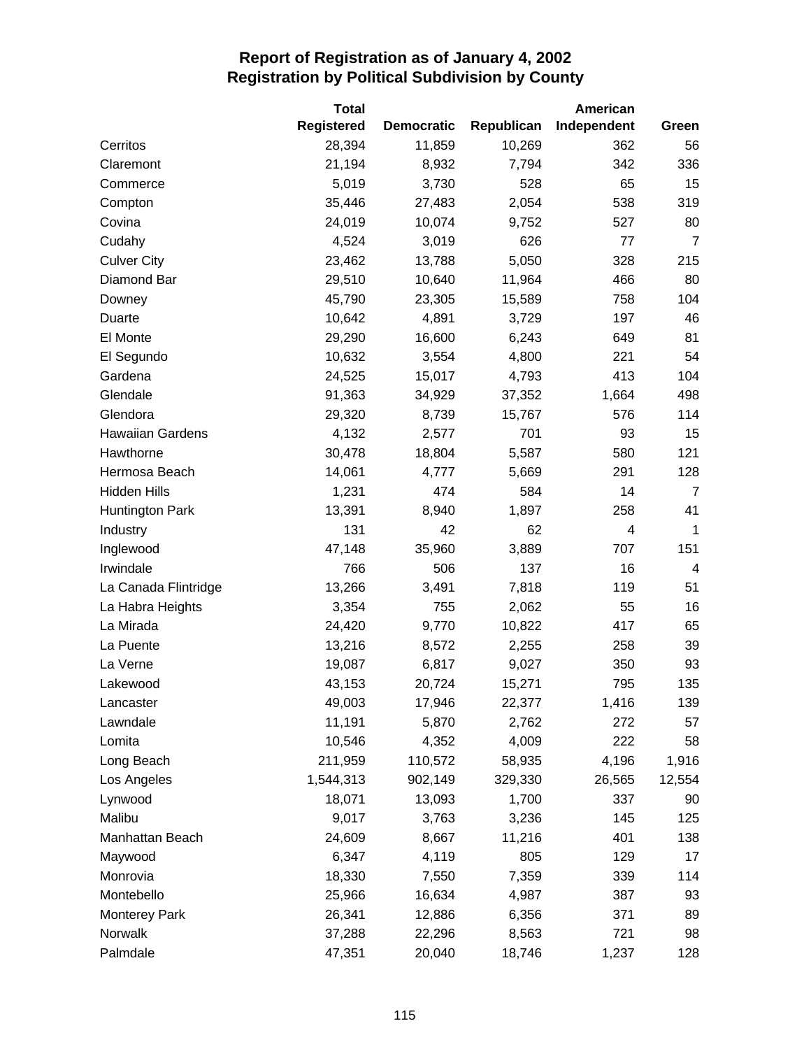# Report of Registration as of January 4, 2002
## Registration by Political Subdivision by County

| | Total Registered | Democratic | Republican | American Independent | Green |
|---|---|---|---|---|---|
| Cerritos | 28,394 | 11,859 | 10,269 | 362 | 56 |
| Claremont | 21,194 | 8,932 | 7,794 | 342 | 336 |
| Commerce | 5,019 | 3,730 | 528 | 65 | 15 |
| Compton | 35,446 | 27,483 | 2,054 | 538 | 319 |
| Covina | 24,019 | 10,074 | 9,752 | 527 | 80 |
| Cudahy | 4,524 | 3,019 | 626 | 77 | 7 |
| Culver City | 23,462 | 13,788 | 5,050 | 328 | 215 |
| Diamond Bar | 29,510 | 10,640 | 11,964 | 466 | 80 |
| Downey | 45,790 | 23,305 | 15,589 | 758 | 104 |
| Duarte | 10,642 | 4,891 | 3,729 | 197 | 46 |
| El Monte | 29,290 | 16,600 | 6,243 | 649 | 81 |
| El Segundo | 10,632 | 3,554 | 4,800 | 221 | 54 |
| Gardena | 24,525 | 15,017 | 4,793 | 413 | 104 |
| Glendale | 91,363 | 34,929 | 37,352 | 1,664 | 498 |
| Glendora | 29,320 | 8,739 | 15,767 | 576 | 114 |
| Hawaiian Gardens | 4,132 | 2,577 | 701 | 93 | 15 |
| Hawthorne | 30,478 | 18,804 | 5,587 | 580 | 121 |
| Hermosa Beach | 14,061 | 4,777 | 5,669 | 291 | 128 |
| Hidden Hills | 1,231 | 474 | 584 | 14 | 7 |
| Huntington Park | 13,391 | 8,940 | 1,897 | 258 | 41 |
| Industry | 131 | 42 | 62 | 4 | 1 |
| Inglewood | 47,148 | 35,960 | 3,889 | 707 | 151 |
| Irwindale | 766 | 506 | 137 | 16 | 4 |
| La Canada Flintridge | 13,266 | 3,491 | 7,818 | 119 | 51 |
| La Habra Heights | 3,354 | 755 | 2,062 | 55 | 16 |
| La Mirada | 24,420 | 9,770 | 10,822 | 417 | 65 |
| La Puente | 13,216 | 8,572 | 2,255 | 258 | 39 |
| La Verne | 19,087 | 6,817 | 9,027 | 350 | 93 |
| Lakewood | 43,153 | 20,724 | 15,271 | 795 | 135 |
| Lancaster | 49,003 | 17,946 | 22,377 | 1,416 | 139 |
| Lawndale | 11,191 | 5,870 | 2,762 | 272 | 57 |
| Lomita | 10,546 | 4,352 | 4,009 | 222 | 58 |
| Long Beach | 211,959 | 110,572 | 58,935 | 4,196 | 1,916 |
| Los Angeles | 1,544,313 | 902,149 | 329,330 | 26,565 | 12,554 |
| Lynwood | 18,071 | 13,093 | 1,700 | 337 | 90 |
| Malibu | 9,017 | 3,763 | 3,236 | 145 | 125 |
| Manhattan Beach | 24,609 | 8,667 | 11,216 | 401 | 138 |
| Maywood | 6,347 | 4,119 | 805 | 129 | 17 |
| Monrovia | 18,330 | 7,550 | 7,359 | 339 | 114 |
| Montebello | 25,966 | 16,634 | 4,987 | 387 | 93 |
| Monterey Park | 26,341 | 12,886 | 6,356 | 371 | 89 |
| Norwalk | 37,288 | 22,296 | 8,563 | 721 | 98 |
| Palmdale | 47,351 | 20,040 | 18,746 | 1,237 | 128 |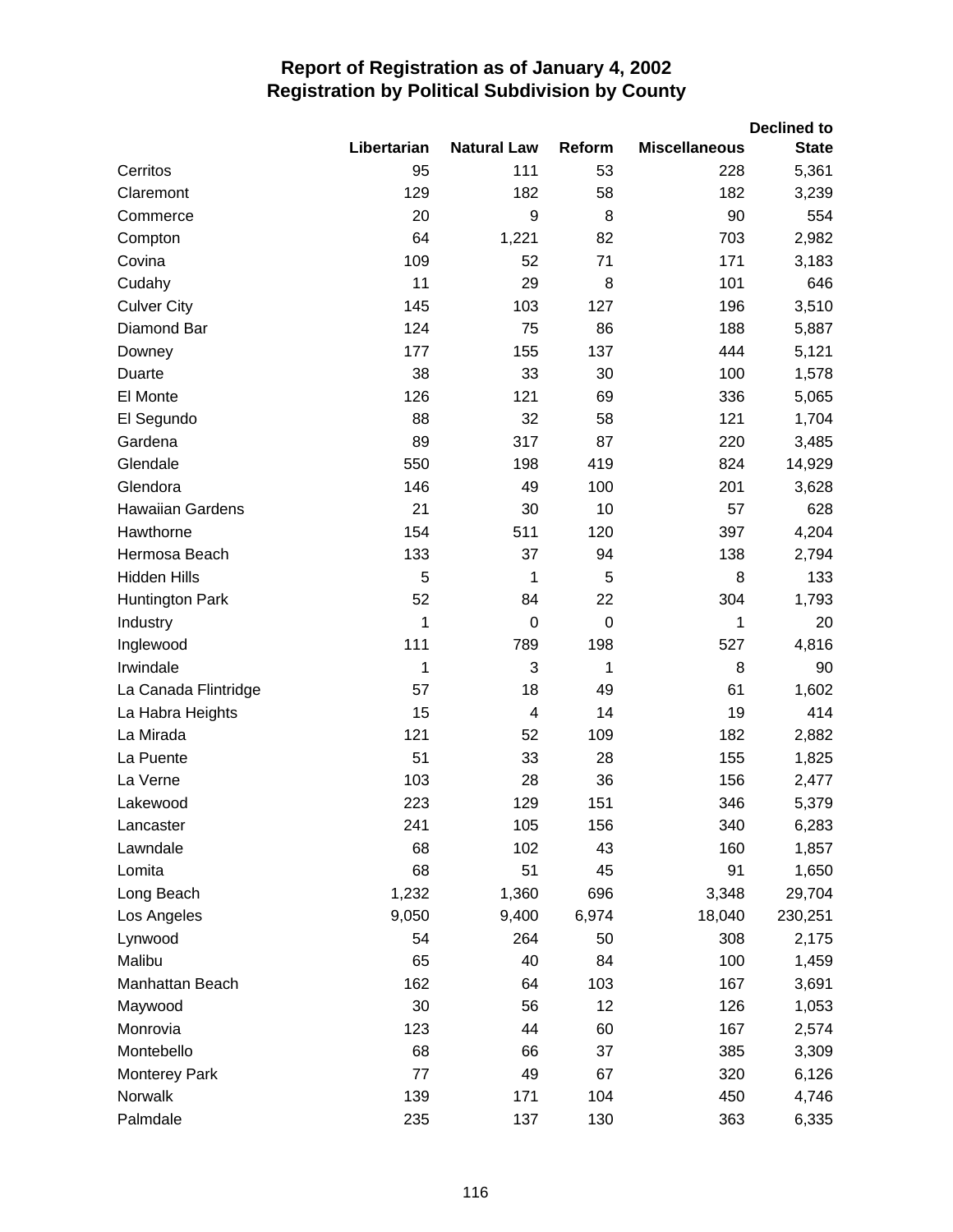# Report of Registration as of January 4, 2002
## Registration by Political Subdivision by County

| | Libertarian | Natural Law | Reform | Miscellaneous | Declined to State |
|---|---|---|---|---|---|
| Cerritos | 95 | 111 | 53 | 228 | 5,361 |
| Claremont | 129 | 182 | 58 | 182 | 3,239 |
| Commerce | 20 | 9 | 8 | 90 | 554 |
| Compton | 64 | 1,221 | 82 | 703 | 2,982 |
| Covina | 109 | 52 | 71 | 171 | 3,183 |
| Cudahy | 11 | 29 | 8 | 101 | 646 |
| Culver City | 145 | 103 | 127 | 196 | 3,510 |
| Diamond Bar | 124 | 75 | 86 | 188 | 5,887 |
| Downey | 177 | 155 | 137 | 444 | 5,121 |
| Duarte | 38 | 33 | 30 | 100 | 1,578 |
| El Monte | 126 | 121 | 69 | 336 | 5,065 |
| El Segundo | 88 | 32 | 58 | 121 | 1,704 |
| Gardena | 89 | 317 | 87 | 220 | 3,485 |
| Glendale | 550 | 198 | 419 | 824 | 14,929 |
| Glendora | 146 | 49 | 100 | 201 | 3,628 |
| Hawaiian Gardens | 21 | 30 | 10 | 57 | 628 |
| Hawthorne | 154 | 511 | 120 | 397 | 4,204 |
| Hermosa Beach | 133 | 37 | 94 | 138 | 2,794 |
| Hidden Hills | 5 | 1 | 5 | 8 | 133 |
| Huntington Park | 52 | 84 | 22 | 304 | 1,793 |
| Industry | 1 | 0 | 0 | 1 | 20 |
| Inglewood | 111 | 789 | 198 | 527 | 4,816 |
| Irwindale | 1 | 3 | 1 | 8 | 90 |
| La Canada Flintridge | 57 | 18 | 49 | 61 | 1,602 |
| La Habra Heights | 15 | 4 | 14 | 19 | 414 |
| La Mirada | 121 | 52 | 109 | 182 | 2,882 |
| La Puente | 51 | 33 | 28 | 155 | 1,825 |
| La Verne | 103 | 28 | 36 | 156 | 2,477 |
| Lakewood | 223 | 129 | 151 | 346 | 5,379 |
| Lancaster | 241 | 105 | 156 | 340 | 6,283 |
| Lawndale | 68 | 102 | 43 | 160 | 1,857 |
| Lomita | 68 | 51 | 45 | 91 | 1,650 |
| Long Beach | 1,232 | 1,360 | 696 | 3,348 | 29,704 |
| Los Angeles | 9,050 | 9,400 | 6,974 | 18,040 | 230,251 |
| Lynwood | 54 | 264 | 50 | 308 | 2,175 |
| Malibu | 65 | 40 | 84 | 100 | 1,459 |
| Manhattan Beach | 162 | 64 | 103 | 167 | 3,691 |
| Maywood | 30 | 56 | 12 | 126 | 1,053 |
| Monrovia | 123 | 44 | 60 | 167 | 2,574 |
| Montebello | 68 | 66 | 37 | 385 | 3,309 |
| Monterey Park | 77 | 49 | 67 | 320 | 6,126 |
| Norwalk | 139 | 171 | 104 | 450 | 4,746 |
| Palmdale | 235 | 137 | 130 | 363 | 6,335 |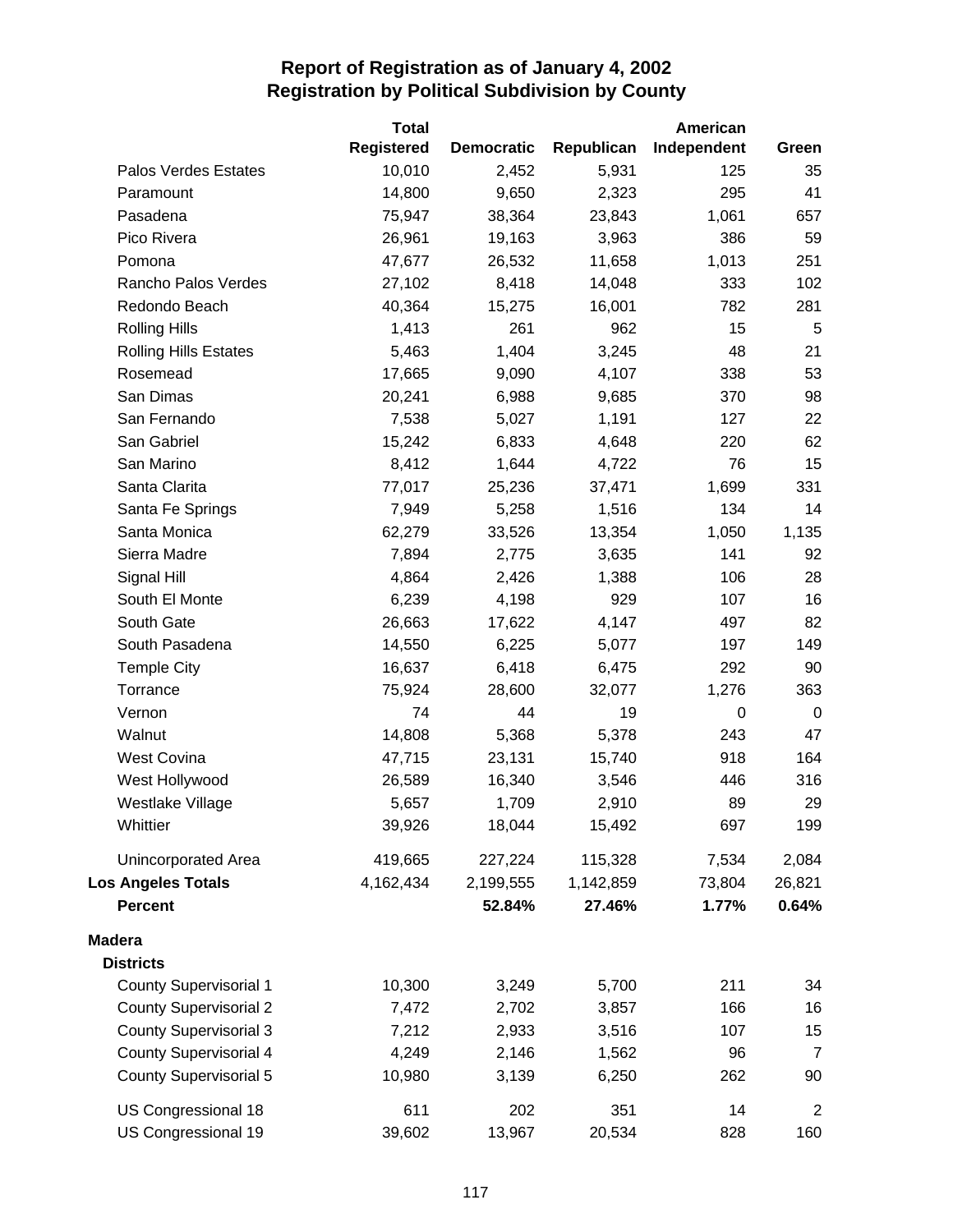# Report of Registration as of January 4, 2002
## Registration by Political Subdivision by County

| | Total Registered | Democratic | Republican | American Independent | Green |
|---|---|---|---|---|---|
| Palos Verdes Estates | 10,010 | 2,452 | 5,931 | 125 | 35 |
| Paramount | 14,800 | 9,650 | 2,323 | 295 | 41 |
| Pasadena | 75,947 | 38,364 | 23,843 | 1,061 | 657 |
| Pico Rivera | 26,961 | 19,163 | 3,963 | 386 | 59 |
| Pomona | 47,677 | 26,532 | 11,658 | 1,013 | 251 |
| Rancho Palos Verdes | 27,102 | 8,418 | 14,048 | 333 | 102 |
| Redondo Beach | 40,364 | 15,275 | 16,001 | 782 | 281 |
| Rolling Hills | 1,413 | 261 | 962 | 15 | 5 |
| Rolling Hills Estates | 5,463 | 1,404 | 3,245 | 48 | 21 |
| Rosemead | 17,665 | 9,090 | 4,107 | 338 | 53 |
| San Dimas | 20,241 | 6,988 | 9,685 | 370 | 98 |
| San Fernando | 7,538 | 5,027 | 1,191 | 127 | 22 |
| San Gabriel | 15,242 | 6,833 | 4,648 | 220 | 62 |
| San Marino | 8,412 | 1,644 | 4,722 | 76 | 15 |
| Santa Clarita | 77,017 | 25,236 | 37,471 | 1,699 | 331 |
| Santa Fe Springs | 7,949 | 5,258 | 1,516 | 134 | 14 |
| Santa Monica | 62,279 | 33,526 | 13,354 | 1,050 | 1,135 |
| Sierra Madre | 7,894 | 2,775 | 3,635 | 141 | 92 |
| Signal Hill | 4,864 | 2,426 | 1,388 | 106 | 28 |
| South El Monte | 6,239 | 4,198 | 929 | 107 | 16 |
| South Gate | 26,663 | 17,622 | 4,147 | 497 | 82 |
| South Pasadena | 14,550 | 6,225 | 5,077 | 197 | 149 |
| Temple City | 16,637 | 6,418 | 6,475 | 292 | 90 |
| Torrance | 75,924 | 28,600 | 32,077 | 1,276 | 363 |
| Vernon | 74 | 44 | 19 | 0 | 0 |
| Walnut | 14,808 | 5,368 | 5,378 | 243 | 47 |
| West Covina | 47,715 | 23,131 | 15,740 | 918 | 164 |
| West Hollywood | 26,589 | 16,340 | 3,546 | 446 | 316 |
| Westlake Village | 5,657 | 1,709 | 2,910 | 89 | 29 |
| Whittier | 39,926 | 18,044 | 15,492 | 697 | 199 |
| Unincorporated Area | 419,665 | 227,224 | 115,328 | 7,534 | 2,084 |
| **Los Angeles Totals** | 4,162,434 | 2,199,555 | 1,142,859 | 73,804 | 26,821 |
| **Percent** | | **52.84%** | **27.46%** | **1.77%** | **0.64%** |
| **Madera** | | | | | |
| **Districts** | | | | | |
| County Supervisorial 1 | 10,300 | 3,249 | 5,700 | 211 | 34 |
| County Supervisorial 2 | 7,472 | 2,702 | 3,857 | 166 | 16 |
| County Supervisorial 3 | 7,212 | 2,933 | 3,516 | 107 | 15 |
| County Supervisorial 4 | 4,249 | 2,146 | 1,562 | 96 | 7 |
| County Supervisorial 5 | 10,980 | 3,139 | 6,250 | 262 | 90 |
| US Congressional 18 | 611 | 202 | 351 | 14 | 2 |
| US Congressional 19 | 39,602 | 13,967 | 20,534 | 828 | 160 |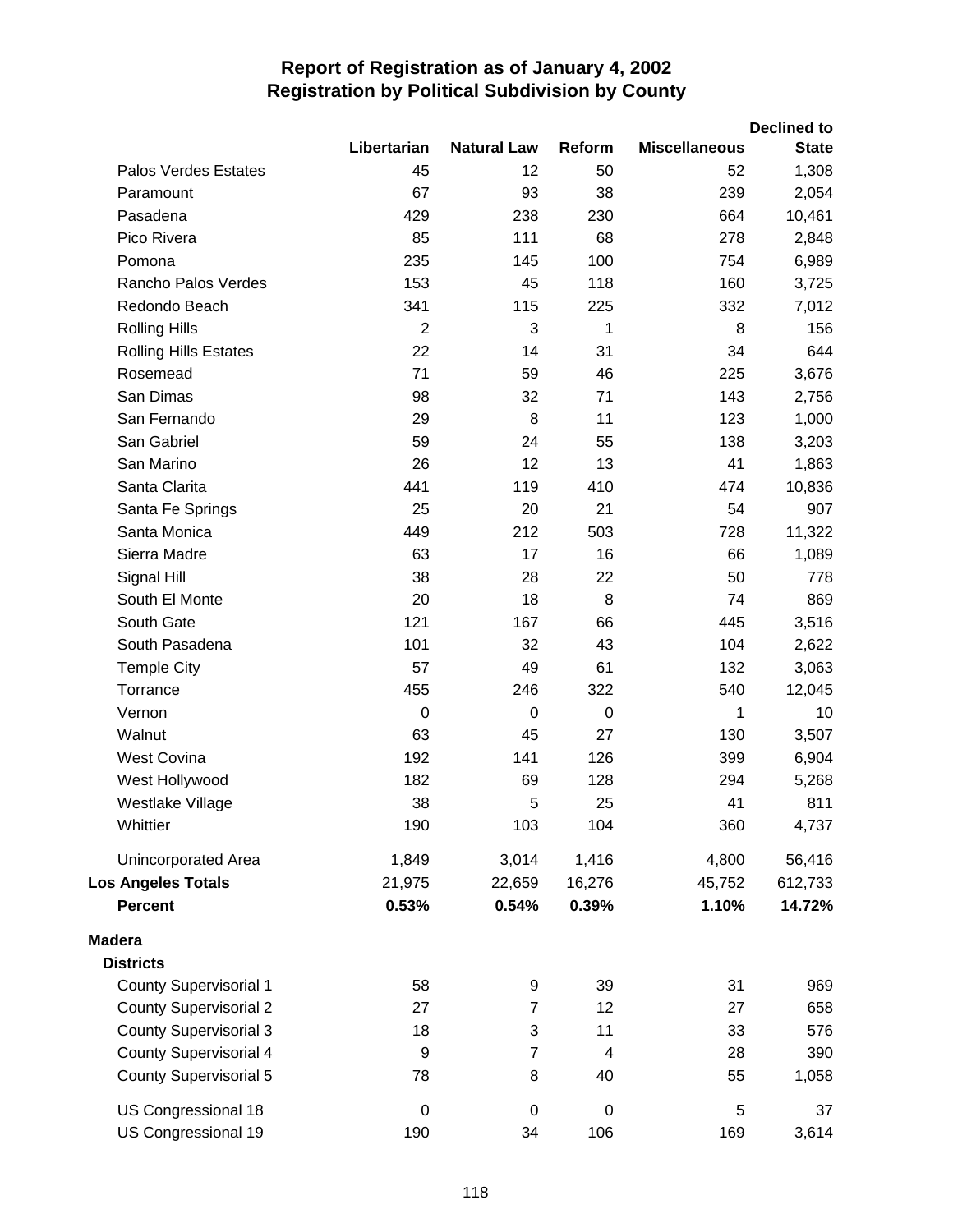# Report of Registration as of January 4, 2002
## Registration by Political Subdivision by County

| | Libertarian | Natural Law | Reform | Miscellaneous | Declined to State |
|---|---|---|---|---|---|
| Palos Verdes Estates | 45 | 12 | 50 | 52 | 1,308 |
| Paramount | 67 | 93 | 38 | 239 | 2,054 |
| Pasadena | 429 | 238 | 230 | 664 | 10,461 |
| Pico Rivera | 85 | 111 | 68 | 278 | 2,848 |
| Pomona | 235 | 145 | 100 | 754 | 6,989 |
| Rancho Palos Verdes | 153 | 45 | 118 | 160 | 3,725 |
| Redondo Beach | 341 | 115 | 225 | 332 | 7,012 |
| Rolling Hills | 2 | 3 | 1 | 8 | 156 |
| Rolling Hills Estates | 22 | 14 | 31 | 34 | 644 |
| Rosemead | 71 | 59 | 46 | 225 | 3,676 |
| San Dimas | 98 | 32 | 71 | 143 | 2,756 |
| San Fernando | 29 | 8 | 11 | 123 | 1,000 |
| San Gabriel | 59 | 24 | 55 | 138 | 3,203 |
| San Marino | 26 | 12 | 13 | 41 | 1,863 |
| Santa Clarita | 441 | 119 | 410 | 474 | 10,836 |
| Santa Fe Springs | 25 | 20 | 21 | 54 | 907 |
| Santa Monica | 449 | 212 | 503 | 728 | 11,322 |
| Sierra Madre | 63 | 17 | 16 | 66 | 1,089 |
| Signal Hill | 38 | 28 | 22 | 50 | 778 |
| South El Monte | 20 | 18 | 8 | 74 | 869 |
| South Gate | 121 | 167 | 66 | 445 | 3,516 |
| South Pasadena | 101 | 32 | 43 | 104 | 2,622 |
| Temple City | 57 | 49 | 61 | 132 | 3,063 |
| Torrance | 455 | 246 | 322 | 540 | 12,045 |
| Vernon | 0 | 0 | 0 | 1 | 10 |
| Walnut | 63 | 45 | 27 | 130 | 3,507 |
| West Covina | 192 | 141 | 126 | 399 | 6,904 |
| West Hollywood | 182 | 69 | 128 | 294 | 5,268 |
| Westlake Village | 38 | 5 | 25 | 41 | 811 |
| Whittier | 190 | 103 | 104 | 360 | 4,737 |
| Unincorporated Area | 1,849 | 3,014 | 1,416 | 4,800 | 56,416 |
| **Los Angeles Totals** | 21,975 | 22,659 | 16,276 | 45,752 | 612,733 |
| **Percent** | **0.53%** | **0.54%** | **0.39%** | **1.10%** | **14.72%** |
| **Madera** | | | | | |
| **Districts** | | | | | |
| County Supervisorial 1 | 58 | 9 | 39 | 31 | 969 |
| County Supervisorial 2 | 27 | 7 | 12 | 27 | 658 |
| County Supervisorial 3 | 18 | 3 | 11 | 33 | 576 |
| County Supervisorial 4 | 9 | 7 | 4 | 28 | 390 |
| County Supervisorial 5 | 78 | 8 | 40 | 55 | 1,058 |
| US Congressional 18 | 0 | 0 | 0 | 5 | 37 |
| US Congressional 19 | 190 | 34 | 106 | 169 | 3,614 |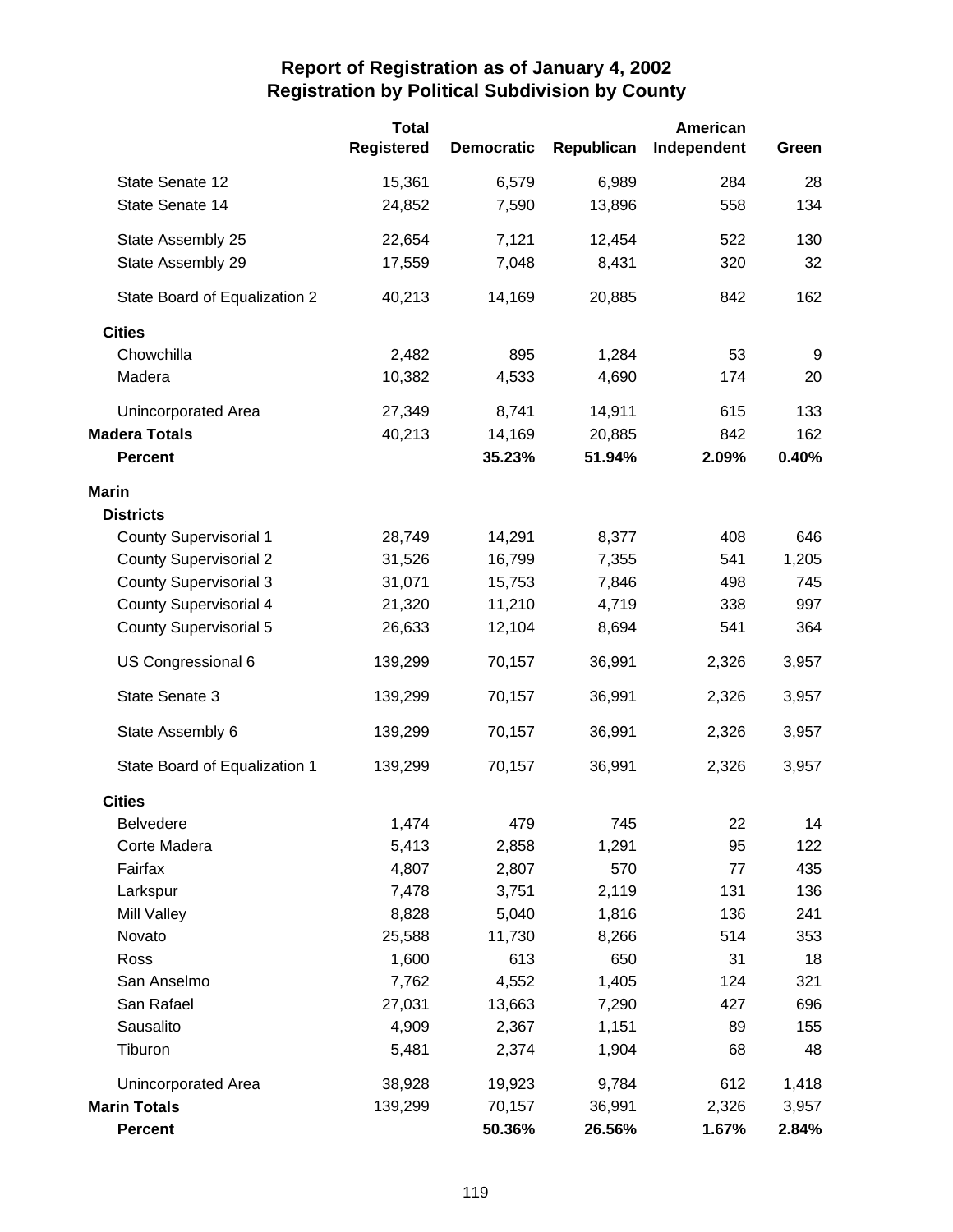# Report of Registration as of January 4, 2002
## Registration by Political Subdivision by County

| | Total Registered | Democratic | Republican | American Independent | Green |
|---|---|---|---|---|---|
| State Senate 12 | 15,361 | 6,579 | 6,989 | 284 | 28 |
| State Senate 14 | 24,852 | 7,590 | 13,896 | 558 | 134 |
| State Assembly 25 | 22,654 | 7,121 | 12,454 | 522 | 130 |
| State Assembly 29 | 17,559 | 7,048 | 8,431 | 320 | 32 |
| State Board of Equalization 2 | 40,213 | 14,169 | 20,885 | 842 | 162 |
| **Cities** | | | | | |
| Chowchilla | 2,482 | 895 | 1,284 | 53 | 9 |
| Madera | 10,382 | 4,533 | 4,690 | 174 | 20 |
| Unincorporated Area | 27,349 | 8,741 | 14,911 | 615 | 133 |
| **Madera Totals** | 40,213 | 14,169 | 20,885 | 842 | 162 |
| **Percent** | | **35.23%** | **51.94%** | **2.09%** | **0.40%** |
| **Marin** | | | | | |
| **Districts** | | | | | |
| County Supervisorial 1 | 28,749 | 14,291 | 8,377 | 408 | 646 |
| County Supervisorial 2 | 31,526 | 16,799 | 7,355 | 541 | 1,205 |
| County Supervisorial 3 | 31,071 | 15,753 | 7,846 | 498 | 745 |
| County Supervisorial 4 | 21,320 | 11,210 | 4,719 | 338 | 997 |
| County Supervisorial 5 | 26,633 | 12,104 | 8,694 | 541 | 364 |
| US Congressional 6 | 139,299 | 70,157 | 36,991 | 2,326 | 3,957 |
| State Senate 3 | 139,299 | 70,157 | 36,991 | 2,326 | 3,957 |
| State Assembly 6 | 139,299 | 70,157 | 36,991 | 2,326 | 3,957 |
| State Board of Equalization 1 | 139,299 | 70,157 | 36,991 | 2,326 | 3,957 |
| **Cities** | | | | | |
| Belvedere | 1,474 | 479 | 745 | 22 | 14 |
| Corte Madera | 5,413 | 2,858 | 1,291 | 95 | 122 |
| Fairfax | 4,807 | 2,807 | 570 | 77 | 435 |
| Larkspur | 7,478 | 3,751 | 2,119 | 131 | 136 |
| Mill Valley | 8,828 | 5,040 | 1,816 | 136 | 241 |
| Novato | 25,588 | 11,730 | 8,266 | 514 | 353 |
| Ross | 1,600 | 613 | 650 | 31 | 18 |
| San Anselmo | 7,762 | 4,552 | 1,405 | 124 | 321 |
| San Rafael | 27,031 | 13,663 | 7,290 | 427 | 696 |
| Sausalito | 4,909 | 2,367 | 1,151 | 89 | 155 |
| Tiburon | 5,481 | 2,374 | 1,904 | 68 | 48 |
| Unincorporated Area | 38,928 | 19,923 | 9,784 | 612 | 1,418 |
| **Marin Totals** | 139,299 | 70,157 | 36,991 | 2,326 | 3,957 |
| **Percent** | | **50.36%** | **26.56%** | **1.67%** | **2.84%** |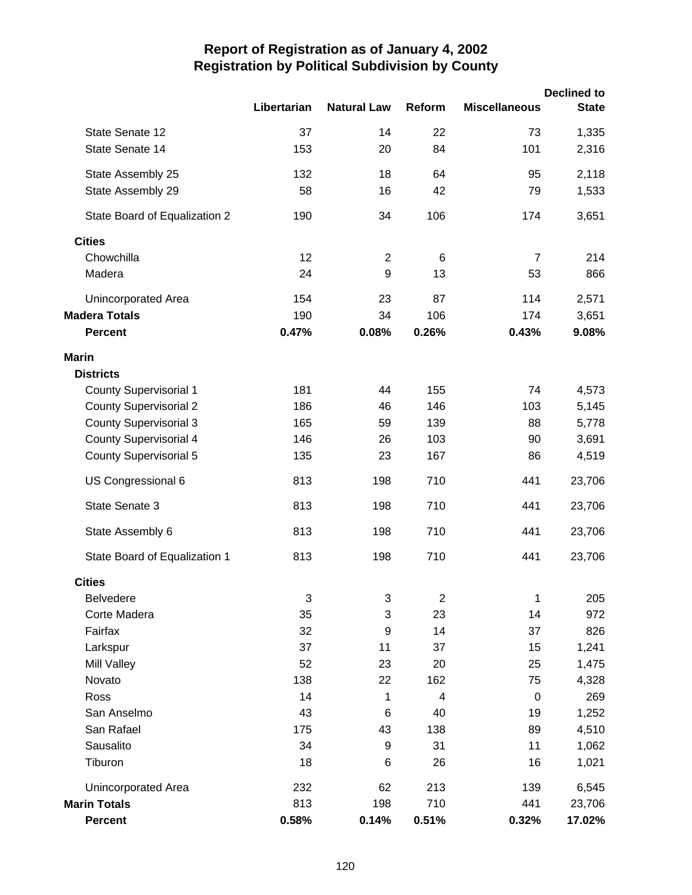# Report of Registration as of January 4, 2002
## Registration by Political Subdivision by County

| | Libertarian | Natural Law | Reform | Miscellaneous | Declined to State |
|---|---|---|---|---|---|
| State Senate 12 | 37 | 14 | 22 | 73 | 1,335 |
| State Senate 14 | 153 | 20 | 84 | 101 | 2,316 |
| State Assembly 25 | 132 | 18 | 64 | 95 | 2,118 |
| State Assembly 29 | 58 | 16 | 42 | 79 | 1,533 |
| State Board of Equalization 2 | 190 | 34 | 106 | 174 | 3,651 |
| **Cities** | | | | | |
| Chowchilla | 12 | 2 | 6 | 7 | 214 |
| Madera | 24 | 9 | 13 | 53 | 866 |
| Unincorporated Area | 154 | 23 | 87 | 114 | 2,571 |
| **Madera Totals** | 190 | 34 | 106 | 174 | 3,651 |
| **Percent** | **0.47%** | **0.08%** | **0.26%** | **0.43%** | **9.08%** |
| **Marin** | | | | | |
| **Districts** | | | | | |
| County Supervisorial 1 | 181 | 44 | 155 | 74 | 4,573 |
| County Supervisorial 2 | 186 | 46 | 146 | 103 | 5,145 |
| County Supervisorial 3 | 165 | 59 | 139 | 88 | 5,778 |
| County Supervisorial 4 | 146 | 26 | 103 | 90 | 3,691 |
| County Supervisorial 5 | 135 | 23 | 167 | 86 | 4,519 |
| US Congressional 6 | 813 | 198 | 710 | 441 | 23,706 |
| State Senate 3 | 813 | 198 | 710 | 441 | 23,706 |
| State Assembly 6 | 813 | 198 | 710 | 441 | 23,706 |
| State Board of Equalization 1 | 813 | 198 | 710 | 441 | 23,706 |
| **Cities** | | | | | |
| Belvedere | 3 | 3 | 2 | 1 | 205 |
| Corte Madera | 35 | 3 | 23 | 14 | 972 |
| Fairfax | 32 | 9 | 14 | 37 | 826 |
| Larkspur | 37 | 11 | 37 | 15 | 1,241 |
| Mill Valley | 52 | 23 | 20 | 25 | 1,475 |
| Novato | 138 | 22 | 162 | 75 | 4,328 |
| Ross | 14 | 1 | 4 | 0 | 269 |
| San Anselmo | 43 | 6 | 40 | 19 | 1,252 |
| San Rafael | 175 | 43 | 138 | 89 | 4,510 |
| Sausalito | 34 | 9 | 31 | 11 | 1,062 |
| Tiburon | 18 | 6 | 26 | 16 | 1,021 |
| Unincorporated Area | 232 | 62 | 213 | 139 | 6,545 |
| **Marin Totals** | 813 | 198 | 710 | 441 | 23,706 |
| **Percent** | **0.58%** | **0.14%** | **0.51%** | **0.32%** | **17.02%** |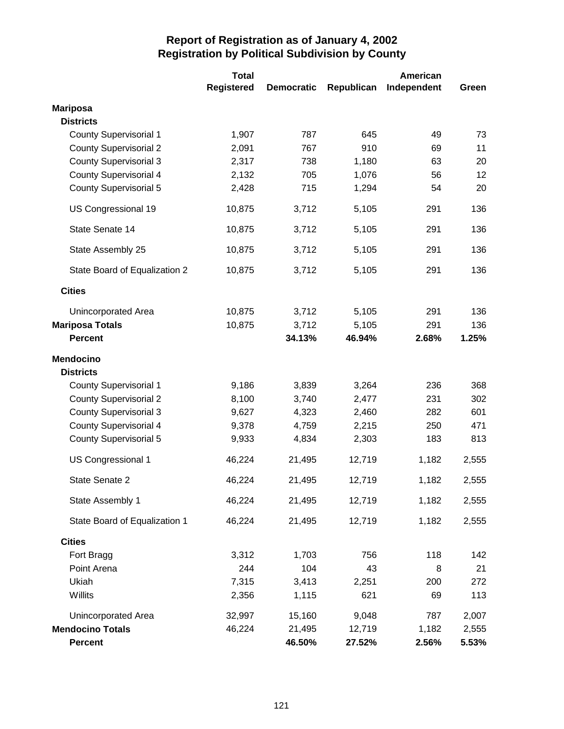# Report of Registration as of January 4, 2002
## Registration by Political Subdivision by County

| | Total Registered | Democratic | Republican | American Independent | Green |
|---|---|---|---|---|---|
| **Mariposa** | | | | | |
| **Districts** | | | | | |
| County Supervisorial 1 | 1,907 | 787 | 645 | 49 | 73 |
| County Supervisorial 2 | 2,091 | 767 | 910 | 69 | 11 |
| County Supervisorial 3 | 2,317 | 738 | 1,180 | 63 | 20 |
| County Supervisorial 4 | 2,132 | 705 | 1,076 | 56 | 12 |
| County Supervisorial 5 | 2,428 | 715 | 1,294 | 54 | 20 |
| US Congressional 19 | 10,875 | 3,712 | 5,105 | 291 | 136 |
| State Senate 14 | 10,875 | 3,712 | 5,105 | 291 | 136 |
| State Assembly 25 | 10,875 | 3,712 | 5,105 | 291 | 136 |
| State Board of Equalization 2 | 10,875 | 3,712 | 5,105 | 291 | 136 |
| **Cities** | | | | | |
| Unincorporated Area | 10,875 | 3,712 | 5,105 | 291 | 136 |
| **Mariposa Totals** | 10,875 | 3,712 | 5,105 | 291 | 136 |
| **Percent** | | **34.13%** | **46.94%** | **2.68%** | **1.25%** |
| **Mendocino** | | | | | |
| **Districts** | | | | | |
| County Supervisorial 1 | 9,186 | 3,839 | 3,264 | 236 | 368 |
| County Supervisorial 2 | 8,100 | 3,740 | 2,477 | 231 | 302 |
| County Supervisorial 3 | 9,627 | 4,323 | 2,460 | 282 | 601 |
| County Supervisorial 4 | 9,378 | 4,759 | 2,215 | 250 | 471 |
| County Supervisorial 5 | 9,933 | 4,834 | 2,303 | 183 | 813 |
| US Congressional 1 | 46,224 | 21,495 | 12,719 | 1,182 | 2,555 |
| State Senate 2 | 46,224 | 21,495 | 12,719 | 1,182 | 2,555 |
| State Assembly 1 | 46,224 | 21,495 | 12,719 | 1,182 | 2,555 |
| State Board of Equalization 1 | 46,224 | 21,495 | 12,719 | 1,182 | 2,555 |
| **Cities** | | | | | |
| Fort Bragg | 3,312 | 1,703 | 756 | 118 | 142 |
| Point Arena | 244 | 104 | 43 | 8 | 21 |
| Ukiah | 7,315 | 3,413 | 2,251 | 200 | 272 |
| Willits | 2,356 | 1,115 | 621 | 69 | 113 |
| Unincorporated Area | 32,997 | 15,160 | 9,048 | 787 | 2,007 |
| **Mendocino Totals** | 46,224 | 21,495 | 12,719 | 1,182 | 2,555 |
| **Percent** | | **46.50%** | **27.52%** | **2.56%** | **5.53%** |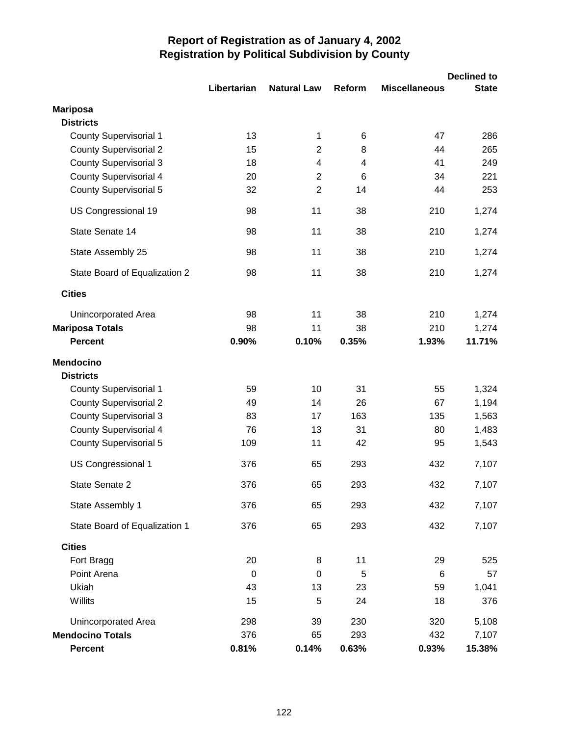# Report of Registration as of January 4, 2002
## Registration by Political Subdivision by County

| | Libertarian | Natural Law | Reform | Miscellaneous | Declined to State |
|---|---|---|---|---|---|
| **Mariposa** | | | | | |
| **Districts** | | | | | |
| County Supervisorial 1 | 13 | 1 | 6 | 47 | 286 |
| County Supervisorial 2 | 15 | 2 | 8 | 44 | 265 |
| County Supervisorial 3 | 18 | 4 | 4 | 41 | 249 |
| County Supervisorial 4 | 20 | 2 | 6 | 34 | 221 |
| County Supervisorial 5 | 32 | 2 | 14 | 44 | 253 |
| US Congressional 19 | 98 | 11 | 38 | 210 | 1,274 |
| State Senate 14 | 98 | 11 | 38 | 210 | 1,274 |
| State Assembly 25 | 98 | 11 | 38 | 210 | 1,274 |
| State Board of Equalization 2 | 98 | 11 | 38 | 210 | 1,274 |
| **Cities** | | | | | |
| Unincorporated Area | 98 | 11 | 38 | 210 | 1,274 |
| **Mariposa Totals** | 98 | 11 | 38 | 210 | 1,274 |
| **Percent** | **0.90%** | **0.10%** | **0.35%** | **1.93%** | **11.71%** |
| **Mendocino** | | | | | |
| **Districts** | | | | | |
| County Supervisorial 1 | 59 | 10 | 31 | 55 | 1,324 |
| County Supervisorial 2 | 49 | 14 | 26 | 67 | 1,194 |
| County Supervisorial 3 | 83 | 17 | 163 | 135 | 1,563 |
| County Supervisorial 4 | 76 | 13 | 31 | 80 | 1,483 |
| County Supervisorial 5 | 109 | 11 | 42 | 95 | 1,543 |
| US Congressional 1 | 376 | 65 | 293 | 432 | 7,107 |
| State Senate 2 | 376 | 65 | 293 | 432 | 7,107 |
| State Assembly 1 | 376 | 65 | 293 | 432 | 7,107 |
| State Board of Equalization 1 | 376 | 65 | 293 | 432 | 7,107 |
| **Cities** | | | | | |
| Fort Bragg | 20 | 8 | 11 | 29 | 525 |
| Point Arena | 0 | 0 | 5 | 6 | 57 |
| Ukiah | 43 | 13 | 23 | 59 | 1,041 |
| Willits | 15 | 5 | 24 | 18 | 376 |
| Unincorporated Area | 298 | 39 | 230 | 320 | 5,108 |
| **Mendocino Totals** | 376 | 65 | 293 | 432 | 7,107 |
| **Percent** | **0.81%** | **0.14%** | **0.63%** | **0.93%** | **15.38%** |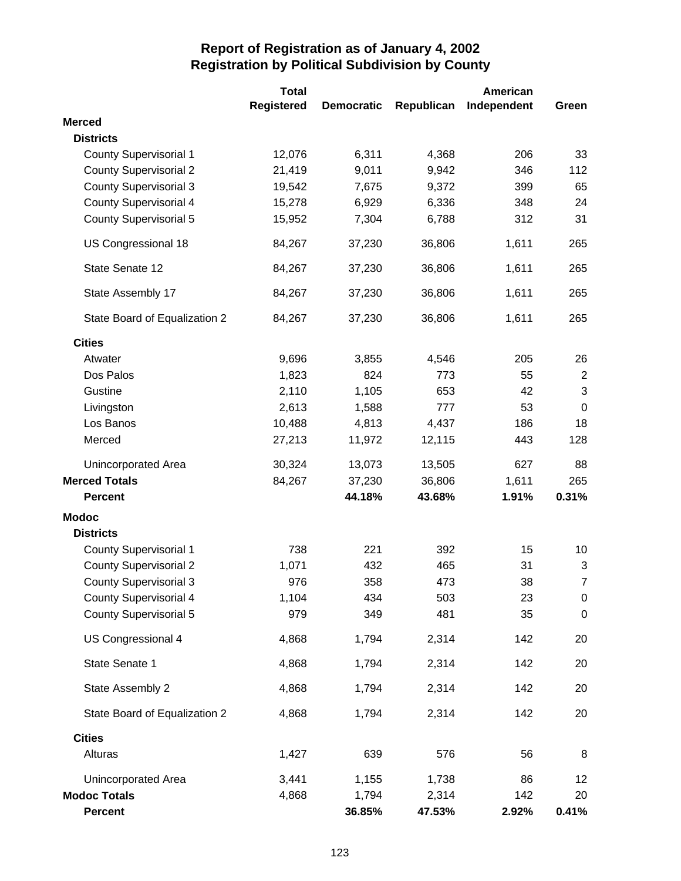# Report of Registration as of January 4, 2002
## Registration by Political Subdivision by County

| | Total Registered | Democratic | Republican | American Independent | Green |
|---|---|---|---|---|---|
| **Merced** | | | | | |
| **Districts** | | | | | |
| County Supervisorial 1 | 12,076 | 6,311 | 4,368 | 206 | 33 |
| County Supervisorial 2 | 21,419 | 9,011 | 9,942 | 346 | 112 |
| County Supervisorial 3 | 19,542 | 7,675 | 9,372 | 399 | 65 |
| County Supervisorial 4 | 15,278 | 6,929 | 6,336 | 348 | 24 |
| County Supervisorial 5 | 15,952 | 7,304 | 6,788 | 312 | 31 |
| US Congressional 18 | 84,267 | 37,230 | 36,806 | 1,611 | 265 |
| State Senate 12 | 84,267 | 37,230 | 36,806 | 1,611 | 265 |
| State Assembly 17 | 84,267 | 37,230 | 36,806 | 1,611 | 265 |
| State Board of Equalization 2 | 84,267 | 37,230 | 36,806 | 1,611 | 265 |
| **Cities** | | | | | |
| Atwater | 9,696 | 3,855 | 4,546 | 205 | 26 |
| Dos Palos | 1,823 | 824 | 773 | 55 | 2 |
| Gustine | 2,110 | 1,105 | 653 | 42 | 3 |
| Livingston | 2,613 | 1,588 | 777 | 53 | 0 |
| Los Banos | 10,488 | 4,813 | 4,437 | 186 | 18 |
| Merced | 27,213 | 11,972 | 12,115 | 443 | 128 |
| Unincorporated Area | 30,324 | 13,073 | 13,505 | 627 | 88 |
| **Merced Totals** | 84,267 | 37,230 | 36,806 | 1,611 | 265 |
| **Percent** | | **44.18%** | **43.68%** | **1.91%** | **0.31%** |
| **Modoc** | | | | | |
| **Districts** | | | | | |
| County Supervisorial 1 | 738 | 221 | 392 | 15 | 10 |
| County Supervisorial 2 | 1,071 | 432 | 465 | 31 | 3 |
| County Supervisorial 3 | 976 | 358 | 473 | 38 | 7 |
| County Supervisorial 4 | 1,104 | 434 | 503 | 23 | 0 |
| County Supervisorial 5 | 979 | 349 | 481 | 35 | 0 |
| US Congressional 4 | 4,868 | 1,794 | 2,314 | 142 | 20 |
| State Senate 1 | 4,868 | 1,794 | 2,314 | 142 | 20 |
| State Assembly 2 | 4,868 | 1,794 | 2,314 | 142 | 20 |
| State Board of Equalization 2 | 4,868 | 1,794 | 2,314 | 142 | 20 |
| **Cities** | | | | | |
| Alturas | 1,427 | 639 | 576 | 56 | 8 |
| Unincorporated Area | 3,441 | 1,155 | 1,738 | 86 | 12 |
| **Modoc Totals** | 4,868 | 1,794 | 2,314 | 142 | 20 |
| **Percent** | | **36.85%** | **47.53%** | **2.92%** | **0.41%** |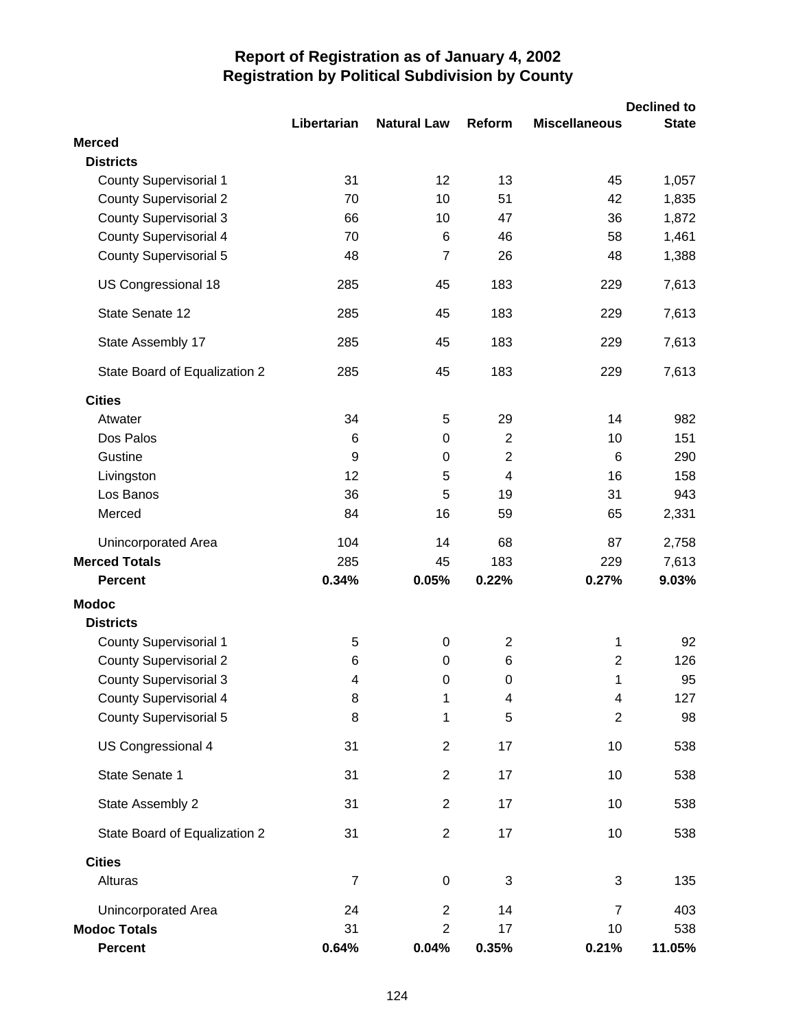# Report of Registration as of January 4, 2002
## Registration by Political Subdivision by County

| | Libertarian | Natural Law | Reform | Miscellaneous | Declined to State |
|---|---|---|---|---|---|
| **Merced** | | | | | |
| **Districts** | | | | | |
| County Supervisorial 1 | 31 | 12 | 13 | 45 | 1,057 |
| County Supervisorial 2 | 70 | 10 | 51 | 42 | 1,835 |
| County Supervisorial 3 | 66 | 10 | 47 | 36 | 1,872 |
| County Supervisorial 4 | 70 | 6 | 46 | 58 | 1,461 |
| County Supervisorial 5 | 48 | 7 | 26 | 48 | 1,388 |
| US Congressional 18 | 285 | 45 | 183 | 229 | 7,613 |
| State Senate 12 | 285 | 45 | 183 | 229 | 7,613 |
| State Assembly 17 | 285 | 45 | 183 | 229 | 7,613 |
| State Board of Equalization 2 | 285 | 45 | 183 | 229 | 7,613 |
| **Cities** | | | | | |
| Atwater | 34 | 5 | 29 | 14 | 982 |
| Dos Palos | 6 | 0 | 2 | 10 | 151 |
| Gustine | 9 | 0 | 2 | 6 | 290 |
| Livingston | 12 | 5 | 4 | 16 | 158 |
| Los Banos | 36 | 5 | 19 | 31 | 943 |
| Merced | 84 | 16 | 59 | 65 | 2,331 |
| Unincorporated Area | 104 | 14 | 68 | 87 | 2,758 |
| **Merced Totals** | 285 | 45 | 183 | 229 | 7,613 |
| **Percent** | **0.34%** | **0.05%** | **0.22%** | **0.27%** | **9.03%** |
| **Modoc** | | | | | |
| **Districts** | | | | | |
| County Supervisorial 1 | 5 | 0 | 2 | 1 | 92 |
| County Supervisorial 2 | 6 | 0 | 6 | 2 | 126 |
| County Supervisorial 3 | 4 | 0 | 0 | 1 | 95 |
| County Supervisorial 4 | 8 | 1 | 4 | 4 | 127 |
| County Supervisorial 5 | 8 | 1 | 5 | 2 | 98 |
| US Congressional 4 | 31 | 2 | 17 | 10 | 538 |
| State Senate 1 | 31 | 2 | 17 | 10 | 538 |
| State Assembly 2 | 31 | 2 | 17 | 10 | 538 |
| State Board of Equalization 2 | 31 | 2 | 17 | 10 | 538 |
| **Cities** | | | | | |
| Alturas | 7 | 0 | 3 | 3 | 135 |
| Unincorporated Area | 24 | 2 | 14 | 7 | 403 |
| **Modoc Totals** | 31 | 2 | 17 | 10 | 538 |
| **Percent** | **0.64%** | **0.04%** | **0.35%** | **0.21%** | **11.05%** |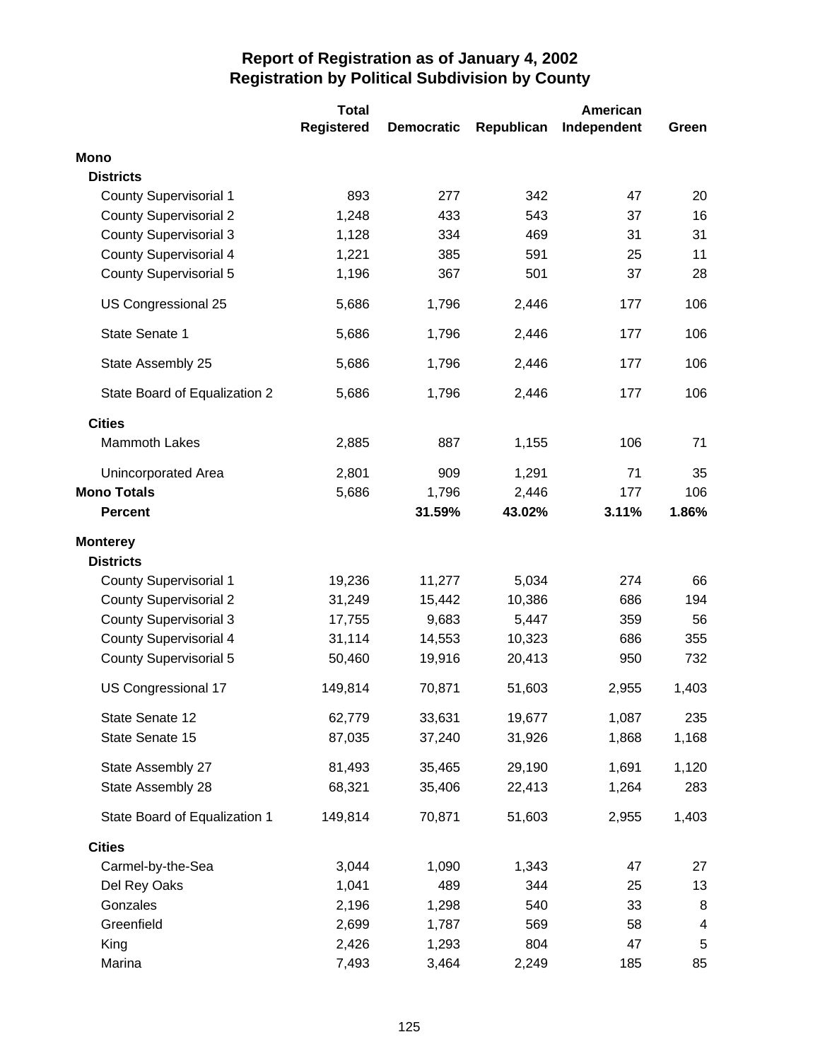# Report of Registration as of January 4, 2002
## Registration by Political Subdivision by County

| | Total Registered | Democratic | Republican | American Independent | Green |
|---|---|---|---|---|---|
| **Mono** | | | | | |
| **Districts** | | | | | |
| County Supervisorial 1 | 893 | 277 | 342 | 47 | 20 |
| County Supervisorial 2 | 1,248 | 433 | 543 | 37 | 16 |
| County Supervisorial 3 | 1,128 | 334 | 469 | 31 | 31 |
| County Supervisorial 4 | 1,221 | 385 | 591 | 25 | 11 |
| County Supervisorial 5 | 1,196 | 367 | 501 | 37 | 28 |
| US Congressional 25 | 5,686 | 1,796 | 2,446 | 177 | 106 |
| State Senate 1 | 5,686 | 1,796 | 2,446 | 177 | 106 |
| State Assembly 25 | 5,686 | 1,796 | 2,446 | 177 | 106 |
| State Board of Equalization 2 | 5,686 | 1,796 | 2,446 | 177 | 106 |
| **Cities** | | | | | |
| Mammoth Lakes | 2,885 | 887 | 1,155 | 106 | 71 |
| Unincorporated Area | 2,801 | 909 | 1,291 | 71 | 35 |
| **Mono Totals** | 5,686 | 1,796 | 2,446 | 177 | 106 |
| **Percent** | | **31.59%** | **43.02%** | **3.11%** | **1.86%** |
| **Monterey** | | | | | |
| **Districts** | | | | | |
| County Supervisorial 1 | 19,236 | 11,277 | 5,034 | 274 | 66 |
| County Supervisorial 2 | 31,249 | 15,442 | 10,386 | 686 | 194 |
| County Supervisorial 3 | 17,755 | 9,683 | 5,447 | 359 | 56 |
| County Supervisorial 4 | 31,114 | 14,553 | 10,323 | 686 | 355 |
| County Supervisorial 5 | 50,460 | 19,916 | 20,413 | 950 | 732 |
| US Congressional 17 | 149,814 | 70,871 | 51,603 | 2,955 | 1,403 |
| State Senate 12 | 62,779 | 33,631 | 19,677 | 1,087 | 235 |
| State Senate 15 | 87,035 | 37,240 | 31,926 | 1,868 | 1,168 |
| State Assembly 27 | 81,493 | 35,465 | 29,190 | 1,691 | 1,120 |
| State Assembly 28 | 68,321 | 35,406 | 22,413 | 1,264 | 283 |
| State Board of Equalization 1 | 149,814 | 70,871 | 51,603 | 2,955 | 1,403 |
| **Cities** | | | | | |
| Carmel-by-the-Sea | 3,044 | 1,090 | 1,343 | 47 | 27 |
| Del Rey Oaks | 1,041 | 489 | 344 | 25 | 13 |
| Gonzales | 2,196 | 1,298 | 540 | 33 | 8 |
| Greenfield | 2,699 | 1,787 | 569 | 58 | 4 |
| King | 2,426 | 1,293 | 804 | 47 | 5 |
| Marina | 7,493 | 3,464 | 2,249 | 185 | 85 |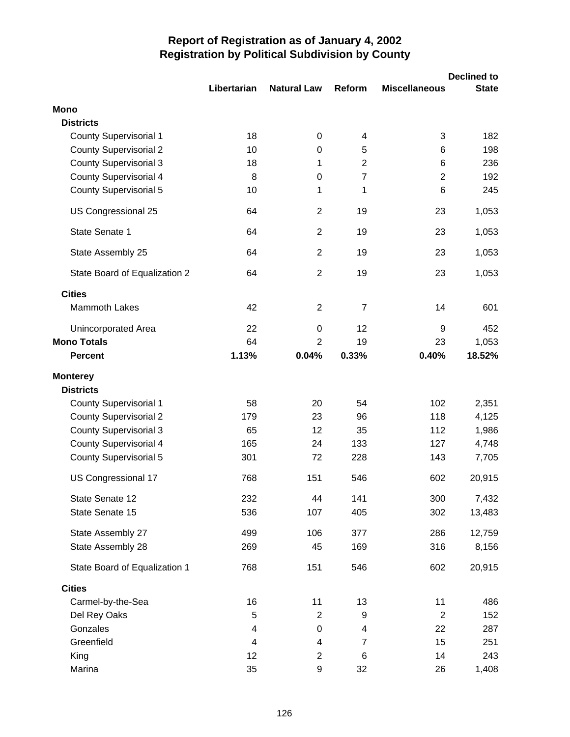# Report of Registration as of January 4, 2002
## Registration by Political Subdivision by County

| | Libertarian | Natural Law | Reform | Miscellaneous | Declined to State |
|---|---|---|---|---|---|
| **Mono** | | | | | |
| **Districts** | | | | | |
| County Supervisorial 1 | 18 | 0 | 4 | 3 | 182 |
| County Supervisorial 2 | 10 | 0 | 5 | 6 | 198 |
| County Supervisorial 3 | 18 | 1 | 2 | 6 | 236 |
| County Supervisorial 4 | 8 | 0 | 7 | 2 | 192 |
| County Supervisorial 5 | 10 | 1 | 1 | 6 | 245 |
| US Congressional 25 | 64 | 2 | 19 | 23 | 1,053 |
| State Senate 1 | 64 | 2 | 19 | 23 | 1,053 |
| State Assembly 25 | 64 | 2 | 19 | 23 | 1,053 |
| State Board of Equalization 2 | 64 | 2 | 19 | 23 | 1,053 |
| **Cities** | | | | | |
| Mammoth Lakes | 42 | 2 | 7 | 14 | 601 |
| Unincorporated Area | 22 | 0 | 12 | 9 | 452 |
| **Mono Totals** | 64 | 2 | 19 | 23 | 1,053 |
| **Percent** | **1.13%** | **0.04%** | **0.33%** | **0.40%** | **18.52%** |
| **Monterey** | | | | | |
| **Districts** | | | | | |
| County Supervisorial 1 | 58 | 20 | 54 | 102 | 2,351 |
| County Supervisorial 2 | 179 | 23 | 96 | 118 | 4,125 |
| County Supervisorial 3 | 65 | 12 | 35 | 112 | 1,986 |
| County Supervisorial 4 | 165 | 24 | 133 | 127 | 4,748 |
| County Supervisorial 5 | 301 | 72 | 228 | 143 | 7,705 |
| US Congressional 17 | 768 | 151 | 546 | 602 | 20,915 |
| State Senate 12 | 232 | 44 | 141 | 300 | 7,432 |
| State Senate 15 | 536 | 107 | 405 | 302 | 13,483 |
| State Assembly 27 | 499 | 106 | 377 | 286 | 12,759 |
| State Assembly 28 | 269 | 45 | 169 | 316 | 8,156 |
| State Board of Equalization 1 | 768 | 151 | 546 | 602 | 20,915 |
| **Cities** | | | | | |
| Carmel-by-the-Sea | 16 | 11 | 13 | 11 | 486 |
| Del Rey Oaks | 5 | 2 | 9 | 2 | 152 |
| Gonzales | 4 | 0 | 4 | 22 | 287 |
| Greenfield | 4 | 4 | 7 | 15 | 251 |
| King | 12 | 2 | 6 | 14 | 243 |
| Marina | 35 | 9 | 32 | 26 | 1,408 |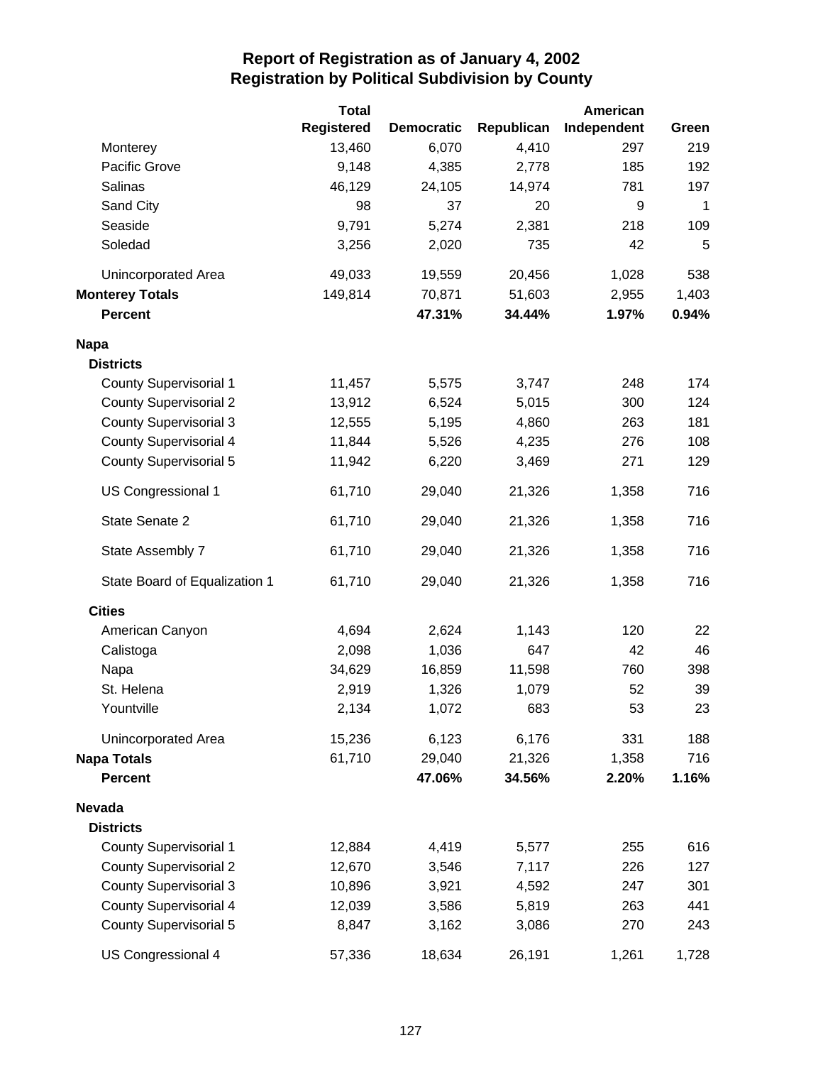# Report of Registration as of January 4, 2002
## Registration by Political Subdivision by County

| | Total Registered | Democratic | Republican | American Independent | Green |
|---|---|---|---|---|---|
| Monterey | 13,460 | 6,070 | 4,410 | 297 | 219 |
| Pacific Grove | 9,148 | 4,385 | 2,778 | 185 | 192 |
| Salinas | 46,129 | 24,105 | 14,974 | 781 | 197 |
| Sand City | 98 | 37 | 20 | 9 | 1 |
| Seaside | 9,791 | 5,274 | 2,381 | 218 | 109 |
| Soledad | 3,256 | 2,020 | 735 | 42 | 5 |
| Unincorporated Area | 49,033 | 19,559 | 20,456 | 1,028 | 538 |
| **Monterey Totals** | 149,814 | 70,871 | 51,603 | 2,955 | 1,403 |
| **Percent** | | **47.31%** | **34.44%** | **1.97%** | **0.94%** |
| **Napa** | | | | | |
| **Districts** | | | | | |
| County Supervisorial 1 | 11,457 | 5,575 | 3,747 | 248 | 174 |
| County Supervisorial 2 | 13,912 | 6,524 | 5,015 | 300 | 124 |
| County Supervisorial 3 | 12,555 | 5,195 | 4,860 | 263 | 181 |
| County Supervisorial 4 | 11,844 | 5,526 | 4,235 | 276 | 108 |
| County Supervisorial 5 | 11,942 | 6,220 | 3,469 | 271 | 129 |
| US Congressional 1 | 61,710 | 29,040 | 21,326 | 1,358 | 716 |
| State Senate 2 | 61,710 | 29,040 | 21,326 | 1,358 | 716 |
| State Assembly 7 | 61,710 | 29,040 | 21,326 | 1,358 | 716 |
| State Board of Equalization 1 | 61,710 | 29,040 | 21,326 | 1,358 | 716 |
| **Cities** | | | | | |
| American Canyon | 4,694 | 2,624 | 1,143 | 120 | 22 |
| Calistoga | 2,098 | 1,036 | 647 | 42 | 46 |
| Napa | 34,629 | 16,859 | 11,598 | 760 | 398 |
| St. Helena | 2,919 | 1,326 | 1,079 | 52 | 39 |
| Yountville | 2,134 | 1,072 | 683 | 53 | 23 |
| Unincorporated Area | 15,236 | 6,123 | 6,176 | 331 | 188 |
| **Napa Totals** | 61,710 | 29,040 | 21,326 | 1,358 | 716 |
| **Percent** | | **47.06%** | **34.56%** | **2.20%** | **1.16%** |
| **Nevada** | | | | | |
| **Districts** | | | | | |
| County Supervisorial 1 | 12,884 | 4,419 | 5,577 | 255 | 616 |
| County Supervisorial 2 | 12,670 | 3,546 | 7,117 | 226 | 127 |
| County Supervisorial 3 | 10,896 | 3,921 | 4,592 | 247 | 301 |
| County Supervisorial 4 | 12,039 | 3,586 | 5,819 | 263 | 441 |
| County Supervisorial 5 | 8,847 | 3,162 | 3,086 | 270 | 243 |
| US Congressional 4 | 57,336 | 18,634 | 26,191 | 1,261 | 1,728 |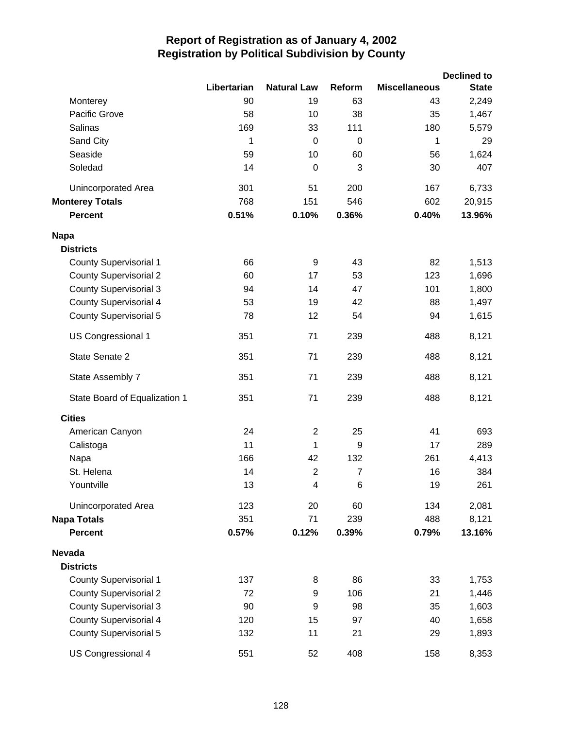# Report of Registration as of January 4, 2002
## Registration by Political Subdivision by County

| | Libertarian | Natural Law | Reform | Miscellaneous | Declined to State |
|---|---|---|---|---|---|
| Monterey | 90 | 19 | 63 | 43 | 2,249 |
| Pacific Grove | 58 | 10 | 38 | 35 | 1,467 |
| Salinas | 169 | 33 | 111 | 180 | 5,579 |
| Sand City | 1 | 0 | 0 | 1 | 29 |
| Seaside | 59 | 10 | 60 | 56 | 1,624 |
| Soledad | 14 | 0 | 3 | 30 | 407 |
| Unincorporated Area | 301 | 51 | 200 | 167 | 6,733 |
| **Monterey Totals** | 768 | 151 | 546 | 602 | 20,915 |
| **Percent** | **0.51%** | **0.10%** | **0.36%** | **0.40%** | **13.96%** |
| **Napa** | | | | | |
| **Districts** | | | | | |
| County Supervisorial 1 | 66 | 9 | 43 | 82 | 1,513 |
| County Supervisorial 2 | 60 | 17 | 53 | 123 | 1,696 |
| County Supervisorial 3 | 94 | 14 | 47 | 101 | 1,800 |
| County Supervisorial 4 | 53 | 19 | 42 | 88 | 1,497 |
| County Supervisorial 5 | 78 | 12 | 54 | 94 | 1,615 |
| US Congressional 1 | 351 | 71 | 239 | 488 | 8,121 |
| State Senate 2 | 351 | 71 | 239 | 488 | 8,121 |
| State Assembly 7 | 351 | 71 | 239 | 488 | 8,121 |
| State Board of Equalization 1 | 351 | 71 | 239 | 488 | 8,121 |
| **Cities** | | | | | |
| American Canyon | 24 | 2 | 25 | 41 | 693 |
| Calistoga | 11 | 1 | 9 | 17 | 289 |
| Napa | 166 | 42 | 132 | 261 | 4,413 |
| St. Helena | 14 | 2 | 7 | 16 | 384 |
| Yountville | 13 | 4 | 6 | 19 | 261 |
| Unincorporated Area | 123 | 20 | 60 | 134 | 2,081 |
| **Napa Totals** | 351 | 71 | 239 | 488 | 8,121 |
| **Percent** | **0.57%** | **0.12%** | **0.39%** | **0.79%** | **13.16%** |
| **Nevada** | | | | | |
| **Districts** | | | | | |
| County Supervisorial 1 | 137 | 8 | 86 | 33 | 1,753 |
| County Supervisorial 2 | 72 | 9 | 106 | 21 | 1,446 |
| County Supervisorial 3 | 90 | 9 | 98 | 35 | 1,603 |
| County Supervisorial 4 | 120 | 15 | 97 | 40 | 1,658 |
| County Supervisorial 5 | 132 | 11 | 21 | 29 | 1,893 |
| US Congressional 4 | 551 | 52 | 408 | 158 | 8,353 |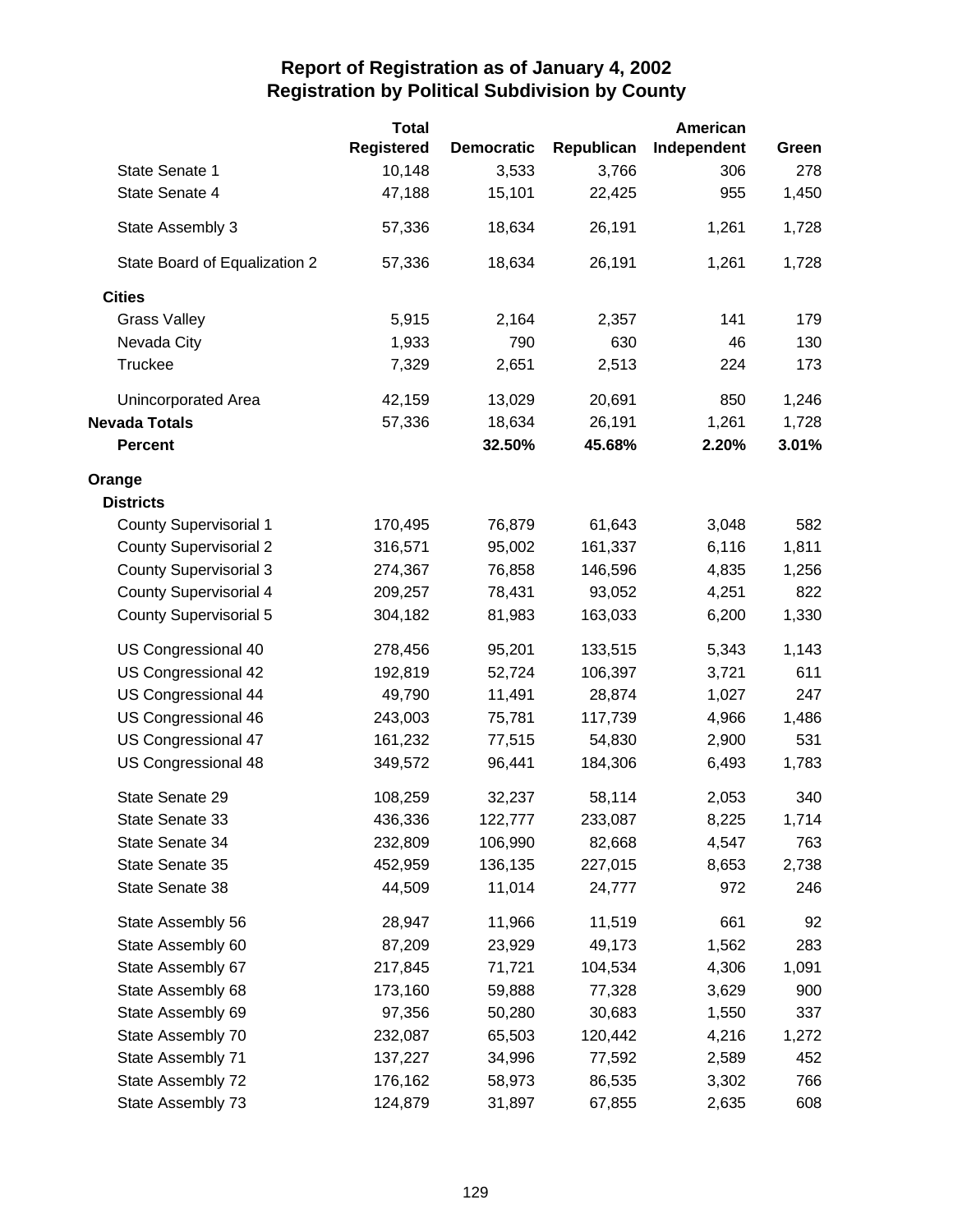# Report of Registration as of January 4, 2002
## Registration by Political Subdivision by County

| | Total Registered | Democratic | Republican | American Independent | Green |
|---|---|---|---|---|---|
| State Senate 1 | 10,148 | 3,533 | 3,766 | 306 | 278 |
| State Senate 4 | 47,188 | 15,101 | 22,425 | 955 | 1,450 |
| State Assembly 3 | 57,336 | 18,634 | 26,191 | 1,261 | 1,728 |
| State Board of Equalization 2 | 57,336 | 18,634 | 26,191 | 1,261 | 1,728 |
| **Cities** | | | | | |
| Grass Valley | 5,915 | 2,164 | 2,357 | 141 | 179 |
| Nevada City | 1,933 | 790 | 630 | 46 | 130 |
| Truckee | 7,329 | 2,651 | 2,513 | 224 | 173 |
| Unincorporated Area | 42,159 | 13,029 | 20,691 | 850 | 1,246 |
| **Nevada Totals** | 57,336 | 18,634 | 26,191 | 1,261 | 1,728 |
| **Percent** | | **32.50%** | **45.68%** | **2.20%** | **3.01%** |
| **Orange** | | | | | |
| **Districts** | | | | | |
| County Supervisorial 1 | 170,495 | 76,879 | 61,643 | 3,048 | 582 |
| County Supervisorial 2 | 316,571 | 95,002 | 161,337 | 6,116 | 1,811 |
| County Supervisorial 3 | 274,367 | 76,858 | 146,596 | 4,835 | 1,256 |
| County Supervisorial 4 | 209,257 | 78,431 | 93,052 | 4,251 | 822 |
| County Supervisorial 5 | 304,182 | 81,983 | 163,033 | 6,200 | 1,330 |
| US Congressional 40 | 278,456 | 95,201 | 133,515 | 5,343 | 1,143 |
| US Congressional 42 | 192,819 | 52,724 | 106,397 | 3,721 | 611 |
| US Congressional 44 | 49,790 | 11,491 | 28,874 | 1,027 | 247 |
| US Congressional 46 | 243,003 | 75,781 | 117,739 | 4,966 | 1,486 |
| US Congressional 47 | 161,232 | 77,515 | 54,830 | 2,900 | 531 |
| US Congressional 48 | 349,572 | 96,441 | 184,306 | 6,493 | 1,783 |
| State Senate 29 | 108,259 | 32,237 | 58,114 | 2,053 | 340 |
| State Senate 33 | 436,336 | 122,777 | 233,087 | 8,225 | 1,714 |
| State Senate 34 | 232,809 | 106,990 | 82,668 | 4,547 | 763 |
| State Senate 35 | 452,959 | 136,135 | 227,015 | 8,653 | 2,738 |
| State Senate 38 | 44,509 | 11,014 | 24,777 | 972 | 246 |
| State Assembly 56 | 28,947 | 11,966 | 11,519 | 661 | 92 |
| State Assembly 60 | 87,209 | 23,929 | 49,173 | 1,562 | 283 |
| State Assembly 67 | 217,845 | 71,721 | 104,534 | 4,306 | 1,091 |
| State Assembly 68 | 173,160 | 59,888 | 77,328 | 3,629 | 900 |
| State Assembly 69 | 97,356 | 50,280 | 30,683 | 1,550 | 337 |
| State Assembly 70 | 232,087 | 65,503 | 120,442 | 4,216 | 1,272 |
| State Assembly 71 | 137,227 | 34,996 | 77,592 | 2,589 | 452 |
| State Assembly 72 | 176,162 | 58,973 | 86,535 | 3,302 | 766 |
| State Assembly 73 | 124,879 | 31,897 | 67,855 | 2,635 | 608 |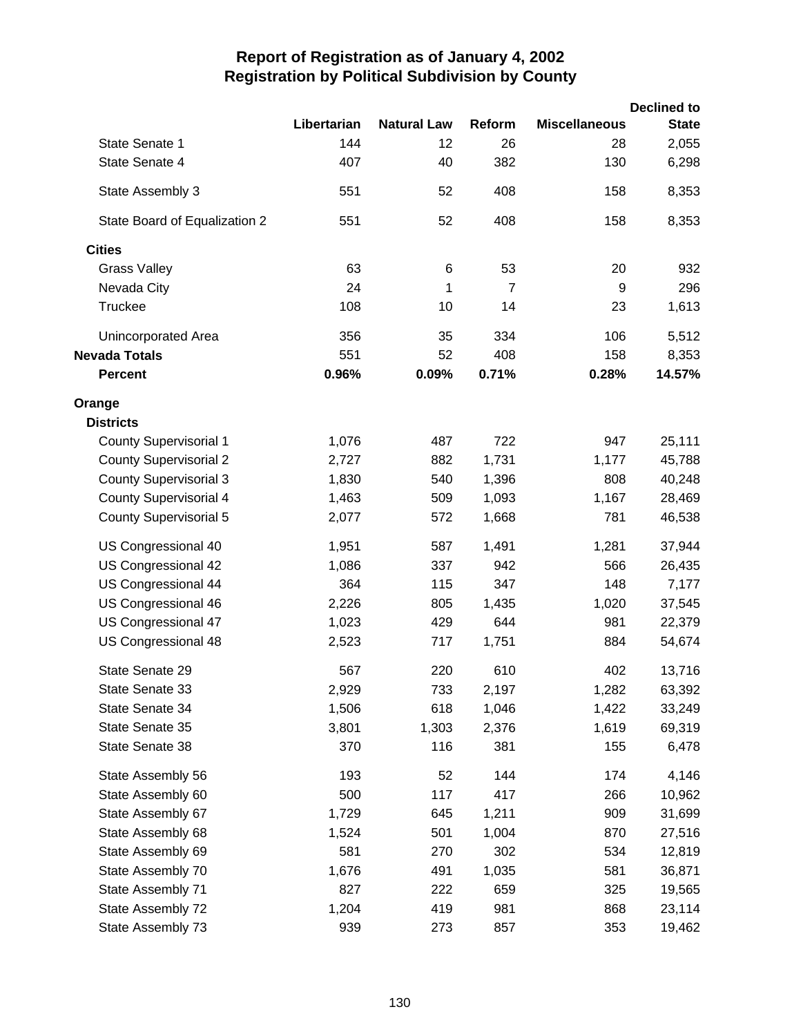# Report of Registration as of January 4, 2002
## Registration by Political Subdivision by County

| | Libertarian | Natural Law | Reform | Miscellaneous | Declined to State |
|---|---|---|---|---|---|
| State Senate 1 | 144 | 12 | 26 | 28 | 2,055 |
| State Senate 4 | 407 | 40 | 382 | 130 | 6,298 |
| State Assembly 3 | 551 | 52 | 408 | 158 | 8,353 |
| State Board of Equalization 2 | 551 | 52 | 408 | 158 | 8,353 |
| **Cities** | | | | | |
| Grass Valley | 63 | 6 | 53 | 20 | 932 |
| Nevada City | 24 | 1 | 7 | 9 | 296 |
| Truckee | 108 | 10 | 14 | 23 | 1,613 |
| Unincorporated Area | 356 | 35 | 334 | 106 | 5,512 |
| **Nevada Totals** | 551 | 52 | 408 | 158 | 8,353 |
| **Percent** | **0.96%** | **0.09%** | **0.71%** | **0.28%** | **14.57%** |
| **Orange** | | | | | |
| **Districts** | | | | | |
| County Supervisorial 1 | 1,076 | 487 | 722 | 947 | 25,111 |
| County Supervisorial 2 | 2,727 | 882 | 1,731 | 1,177 | 45,788 |
| County Supervisorial 3 | 1,830 | 540 | 1,396 | 808 | 40,248 |
| County Supervisorial 4 | 1,463 | 509 | 1,093 | 1,167 | 28,469 |
| County Supervisorial 5 | 2,077 | 572 | 1,668 | 781 | 46,538 |
| US Congressional 40 | 1,951 | 587 | 1,491 | 1,281 | 37,944 |
| US Congressional 42 | 1,086 | 337 | 942 | 566 | 26,435 |
| US Congressional 44 | 364 | 115 | 347 | 148 | 7,177 |
| US Congressional 46 | 2,226 | 805 | 1,435 | 1,020 | 37,545 |
| US Congressional 47 | 1,023 | 429 | 644 | 981 | 22,379 |
| US Congressional 48 | 2,523 | 717 | 1,751 | 884 | 54,674 |
| State Senate 29 | 567 | 220 | 610 | 402 | 13,716 |
| State Senate 33 | 2,929 | 733 | 2,197 | 1,282 | 63,392 |
| State Senate 34 | 1,506 | 618 | 1,046 | 1,422 | 33,249 |
| State Senate 35 | 3,801 | 1,303 | 2,376 | 1,619 | 69,319 |
| State Senate 38 | 370 | 116 | 381 | 155 | 6,478 |
| State Assembly 56 | 193 | 52 | 144 | 174 | 4,146 |
| State Assembly 60 | 500 | 117 | 417 | 266 | 10,962 |
| State Assembly 67 | 1,729 | 645 | 1,211 | 909 | 31,699 |
| State Assembly 68 | 1,524 | 501 | 1,004 | 870 | 27,516 |
| State Assembly 69 | 581 | 270 | 302 | 534 | 12,819 |
| State Assembly 70 | 1,676 | 491 | 1,035 | 581 | 36,871 |
| State Assembly 71 | 827 | 222 | 659 | 325 | 19,565 |
| State Assembly 72 | 1,204 | 419 | 981 | 868 | 23,114 |
| State Assembly 73 | 939 | 273 | 857 | 353 | 19,462 |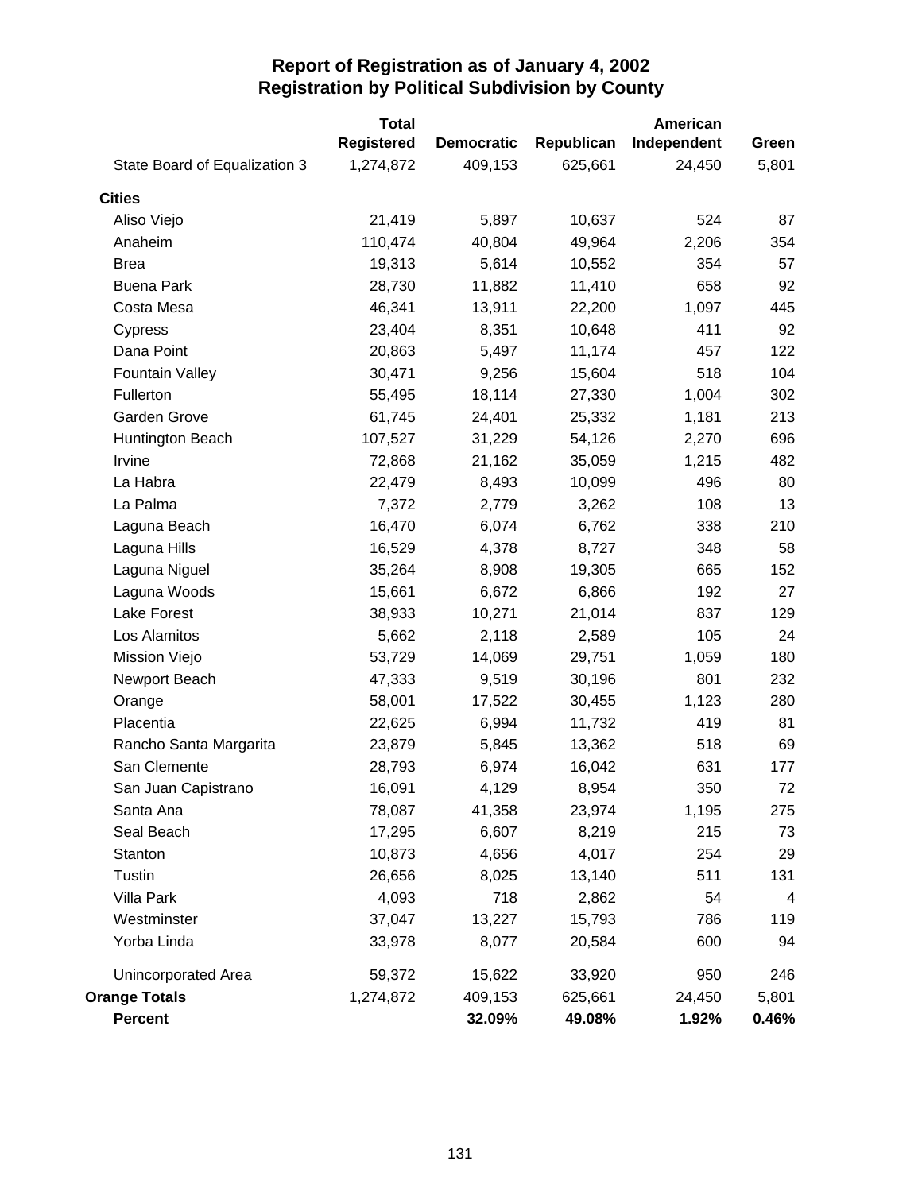# Report of Registration as of January 4, 2002
## Registration by Political Subdivision by County

| | Total Registered | Democratic | Republican | American Independent | Green |
|---|---|---|---|---|---|
| State Board of Equalization 3 | 1,274,872 | 409,153 | 625,661 | 24,450 | 5,801 |
| **Cities** | | | | | |
| Aliso Viejo | 21,419 | 5,897 | 10,637 | 524 | 87 |
| Anaheim | 110,474 | 40,804 | 49,964 | 2,206 | 354 |
| Brea | 19,313 | 5,614 | 10,552 | 354 | 57 |
| Buena Park | 28,730 | 11,882 | 11,410 | 658 | 92 |
| Costa Mesa | 46,341 | 13,911 | 22,200 | 1,097 | 445 |
| Cypress | 23,404 | 8,351 | 10,648 | 411 | 92 |
| Dana Point | 20,863 | 5,497 | 11,174 | 457 | 122 |
| Fountain Valley | 30,471 | 9,256 | 15,604 | 518 | 104 |
| Fullerton | 55,495 | 18,114 | 27,330 | 1,004 | 302 |
| Garden Grove | 61,745 | 24,401 | 25,332 | 1,181 | 213 |
| Huntington Beach | 107,527 | 31,229 | 54,126 | 2,270 | 696 |
| Irvine | 72,868 | 21,162 | 35,059 | 1,215 | 482 |
| La Habra | 22,479 | 8,493 | 10,099 | 496 | 80 |
| La Palma | 7,372 | 2,779 | 3,262 | 108 | 13 |
| Laguna Beach | 16,470 | 6,074 | 6,762 | 338 | 210 |
| Laguna Hills | 16,529 | 4,378 | 8,727 | 348 | 58 |
| Laguna Niguel | 35,264 | 8,908 | 19,305 | 665 | 152 |
| Laguna Woods | 15,661 | 6,672 | 6,866 | 192 | 27 |
| Lake Forest | 38,933 | 10,271 | 21,014 | 837 | 129 |
| Los Alamitos | 5,662 | 2,118 | 2,589 | 105 | 24 |
| Mission Viejo | 53,729 | 14,069 | 29,751 | 1,059 | 180 |
| Newport Beach | 47,333 | 9,519 | 30,196 | 801 | 232 |
| Orange | 58,001 | 17,522 | 30,455 | 1,123 | 280 |
| Placentia | 22,625 | 6,994 | 11,732 | 419 | 81 |
| Rancho Santa Margarita | 23,879 | 5,845 | 13,362 | 518 | 69 |
| San Clemente | 28,793 | 6,974 | 16,042 | 631 | 177 |
| San Juan Capistrano | 16,091 | 4,129 | 8,954 | 350 | 72 |
| Santa Ana | 78,087 | 41,358 | 23,974 | 1,195 | 275 |
| Seal Beach | 17,295 | 6,607 | 8,219 | 215 | 73 |
| Stanton | 10,873 | 4,656 | 4,017 | 254 | 29 |
| Tustin | 26,656 | 8,025 | 13,140 | 511 | 131 |
| Villa Park | 4,093 | 718 | 2,862 | 54 | 4 |
| Westminster | 37,047 | 13,227 | 15,793 | 786 | 119 |
| Yorba Linda | 33,978 | 8,077 | 20,584 | 600 | 94 |
| Unincorporated Area | 59,372 | 15,622 | 33,920 | 950 | 246 |
| **Orange Totals** | 1,274,872 | 409,153 | 625,661 | 24,450 | 5,801 |
| **Percent** | | **32.09%** | **49.08%** | **1.92%** | **0.46%** |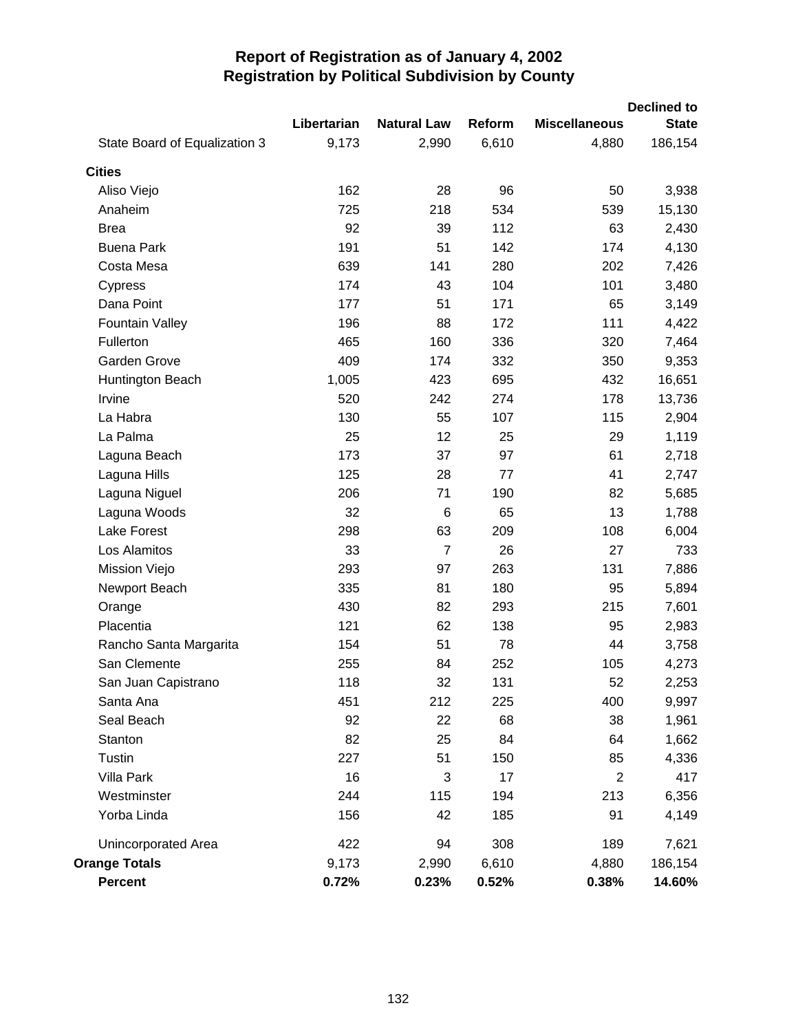# Report of Registration as of January 4, 2002
## Registration by Political Subdivision by County

| | Libertarian | Natural Law | Reform | Miscellaneous | Declined to State |
|---|---|---|---|---|---|
| State Board of Equalization 3 | 9,173 | 2,990 | 6,610 | 4,880 | 186,154 |
| **Cities** | | | | | |
| Aliso Viejo | 162 | 28 | 96 | 50 | 3,938 |
| Anaheim | 725 | 218 | 534 | 539 | 15,130 |
| Brea | 92 | 39 | 112 | 63 | 2,430 |
| Buena Park | 191 | 51 | 142 | 174 | 4,130 |
| Costa Mesa | 639 | 141 | 280 | 202 | 7,426 |
| Cypress | 174 | 43 | 104 | 101 | 3,480 |
| Dana Point | 177 | 51 | 171 | 65 | 3,149 |
| Fountain Valley | 196 | 88 | 172 | 111 | 4,422 |
| Fullerton | 465 | 160 | 336 | 320 | 7,464 |
| Garden Grove | 409 | 174 | 332 | 350 | 9,353 |
| Huntington Beach | 1,005 | 423 | 695 | 432 | 16,651 |
| Irvine | 520 | 242 | 274 | 178 | 13,736 |
| La Habra | 130 | 55 | 107 | 115 | 2,904 |
| La Palma | 25 | 12 | 25 | 29 | 1,119 |
| Laguna Beach | 173 | 37 | 97 | 61 | 2,718 |
| Laguna Hills | 125 | 28 | 77 | 41 | 2,747 |
| Laguna Niguel | 206 | 71 | 190 | 82 | 5,685 |
| Laguna Woods | 32 | 6 | 65 | 13 | 1,788 |
| Lake Forest | 298 | 63 | 209 | 108 | 6,004 |
| Los Alamitos | 33 | 7 | 26 | 27 | 733 |
| Mission Viejo | 293 | 97 | 263 | 131 | 7,886 |
| Newport Beach | 335 | 81 | 180 | 95 | 5,894 |
| Orange | 430 | 82 | 293 | 215 | 7,601 |
| Placentia | 121 | 62 | 138 | 95 | 2,983 |
| Rancho Santa Margarita | 154 | 51 | 78 | 44 | 3,758 |
| San Clemente | 255 | 84 | 252 | 105 | 4,273 |
| San Juan Capistrano | 118 | 32 | 131 | 52 | 2,253 |
| Santa Ana | 451 | 212 | 225 | 400 | 9,997 |
| Seal Beach | 92 | 22 | 68 | 38 | 1,961 |
| Stanton | 82 | 25 | 84 | 64 | 1,662 |
| Tustin | 227 | 51 | 150 | 85 | 4,336 |
| Villa Park | 16 | 3 | 17 | 2 | 417 |
| Westminster | 244 | 115 | 194 | 213 | 6,356 |
| Yorba Linda | 156 | 42 | 185 | 91 | 4,149 |
| Unincorporated Area | 422 | 94 | 308 | 189 | 7,621 |
| **Orange Totals** | 9,173 | 2,990 | 6,610 | 4,880 | 186,154 |
| **Percent** | **0.72%** | **0.23%** | **0.52%** | **0.38%** | **14.60%** |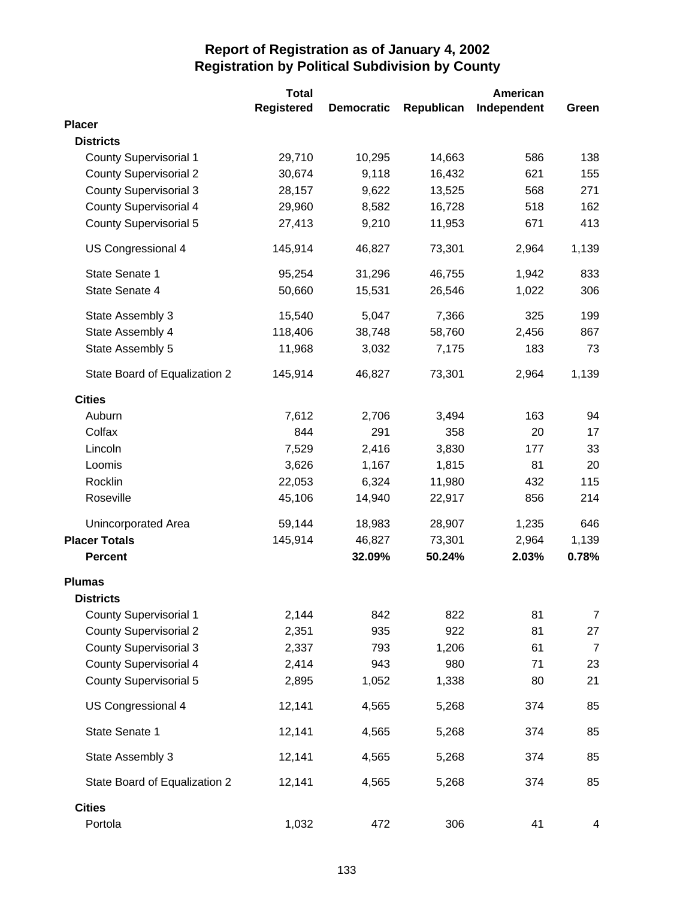# Report of Registration as of January 4, 2002
## Registration by Political Subdivision by County

| | Total Registered | Democratic | Republican | American Independent | Green |
|---|---|---|---|---|---|
| **Placer** | | | | | |
| **Districts** | | | | | |
| County Supervisorial 1 | 29,710 | 10,295 | 14,663 | 586 | 138 |
| County Supervisorial 2 | 30,674 | 9,118 | 16,432 | 621 | 155 |
| County Supervisorial 3 | 28,157 | 9,622 | 13,525 | 568 | 271 |
| County Supervisorial 4 | 29,960 | 8,582 | 16,728 | 518 | 162 |
| County Supervisorial 5 | 27,413 | 9,210 | 11,953 | 671 | 413 |
| US Congressional 4 | 145,914 | 46,827 | 73,301 | 2,964 | 1,139 |
| State Senate 1 | 95,254 | 31,296 | 46,755 | 1,942 | 833 |
| State Senate 4 | 50,660 | 15,531 | 26,546 | 1,022 | 306 |
| State Assembly 3 | 15,540 | 5,047 | 7,366 | 325 | 199 |
| State Assembly 4 | 118,406 | 38,748 | 58,760 | 2,456 | 867 |
| State Assembly 5 | 11,968 | 3,032 | 7,175 | 183 | 73 |
| State Board of Equalization 2 | 145,914 | 46,827 | 73,301 | 2,964 | 1,139 |
| **Cities** | | | | | |
| Auburn | 7,612 | 2,706 | 3,494 | 163 | 94 |
| Colfax | 844 | 291 | 358 | 20 | 17 |
| Lincoln | 7,529 | 2,416 | 3,830 | 177 | 33 |
| Loomis | 3,626 | 1,167 | 1,815 | 81 | 20 |
| Rocklin | 22,053 | 6,324 | 11,980 | 432 | 115 |
| Roseville | 45,106 | 14,940 | 22,917 | 856 | 214 |
| Unincorporated Area | 59,144 | 18,983 | 28,907 | 1,235 | 646 |
| **Placer Totals** | 145,914 | 46,827 | 73,301 | 2,964 | 1,139 |
| **Percent** | | **32.09%** | **50.24%** | **2.03%** | **0.78%** |
| **Plumas** | | | | | |
| **Districts** | | | | | |
| County Supervisorial 1 | 2,144 | 842 | 822 | 81 | 7 |
| County Supervisorial 2 | 2,351 | 935 | 922 | 81 | 27 |
| County Supervisorial 3 | 2,337 | 793 | 1,206 | 61 | 7 |
| County Supervisorial 4 | 2,414 | 943 | 980 | 71 | 23 |
| County Supervisorial 5 | 2,895 | 1,052 | 1,338 | 80 | 21 |
| US Congressional 4 | 12,141 | 4,565 | 5,268 | 374 | 85 |
| State Senate 1 | 12,141 | 4,565 | 5,268 | 374 | 85 |
| State Assembly 3 | 12,141 | 4,565 | 5,268 | 374 | 85 |
| State Board of Equalization 2 | 12,141 | 4,565 | 5,268 | 374 | 85 |
| **Cities** | | | | | |
| Portola | 1,032 | 472 | 306 | 41 | 4 |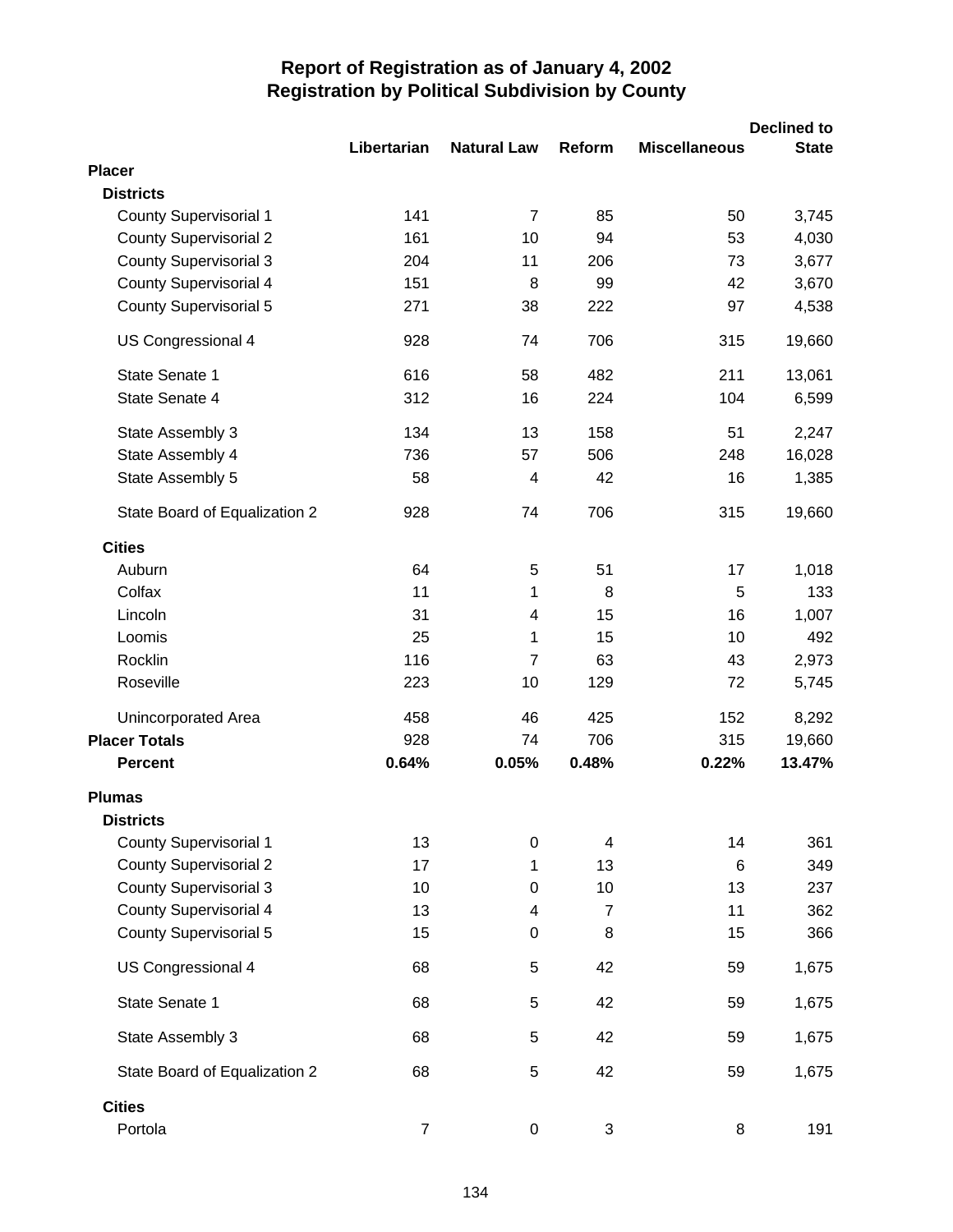# Report of Registration as of January 4, 2002
## Registration by Political Subdivision by County

| | Libertarian | Natural Law | Reform | Miscellaneous | Declined to State |
|---|---|---|---|---|---|
| **Placer** | | | | | |
| **Districts** | | | | | |
| County Supervisorial 1 | 141 | 7 | 85 | 50 | 3,745 |
| County Supervisorial 2 | 161 | 10 | 94 | 53 | 4,030 |
| County Supervisorial 3 | 204 | 11 | 206 | 73 | 3,677 |
| County Supervisorial 4 | 151 | 8 | 99 | 42 | 3,670 |
| County Supervisorial 5 | 271 | 38 | 222 | 97 | 4,538 |
| US Congressional 4 | 928 | 74 | 706 | 315 | 19,660 |
| State Senate 1 | 616 | 58 | 482 | 211 | 13,061 |
| State Senate 4 | 312 | 16 | 224 | 104 | 6,599 |
| State Assembly 3 | 134 | 13 | 158 | 51 | 2,247 |
| State Assembly 4 | 736 | 57 | 506 | 248 | 16,028 |
| State Assembly 5 | 58 | 4 | 42 | 16 | 1,385 |
| State Board of Equalization 2 | 928 | 74 | 706 | 315 | 19,660 |
| **Cities** | | | | | |
| Auburn | 64 | 5 | 51 | 17 | 1,018 |
| Colfax | 11 | 1 | 8 | 5 | 133 |
| Lincoln | 31 | 4 | 15 | 16 | 1,007 |
| Loomis | 25 | 1 | 15 | 10 | 492 |
| Rocklin | 116 | 7 | 63 | 43 | 2,973 |
| Roseville | 223 | 10 | 129 | 72 | 5,745 |
| Unincorporated Area | 458 | 46 | 425 | 152 | 8,292 |
| **Placer Totals** | 928 | 74 | 706 | 315 | 19,660 |
| **Percent** | **0.64%** | **0.05%** | **0.48%** | **0.22%** | **13.47%** |
| **Plumas** | | | | | |
| **Districts** | | | | | |
| County Supervisorial 1 | 13 | 0 | 4 | 14 | 361 |
| County Supervisorial 2 | 17 | 1 | 13 | 6 | 349 |
| County Supervisorial 3 | 10 | 0 | 10 | 13 | 237 |
| County Supervisorial 4 | 13 | 4 | 7 | 11 | 362 |
| County Supervisorial 5 | 15 | 0 | 8 | 15 | 366 |
| US Congressional 4 | 68 | 5 | 42 | 59 | 1,675 |
| State Senate 1 | 68 | 5 | 42 | 59 | 1,675 |
| State Assembly 3 | 68 | 5 | 42 | 59 | 1,675 |
| State Board of Equalization 2 | 68 | 5 | 42 | 59 | 1,675 |
| **Cities** | | | | | |
| Portola | 7 | 0 | 3 | 8 | 191 |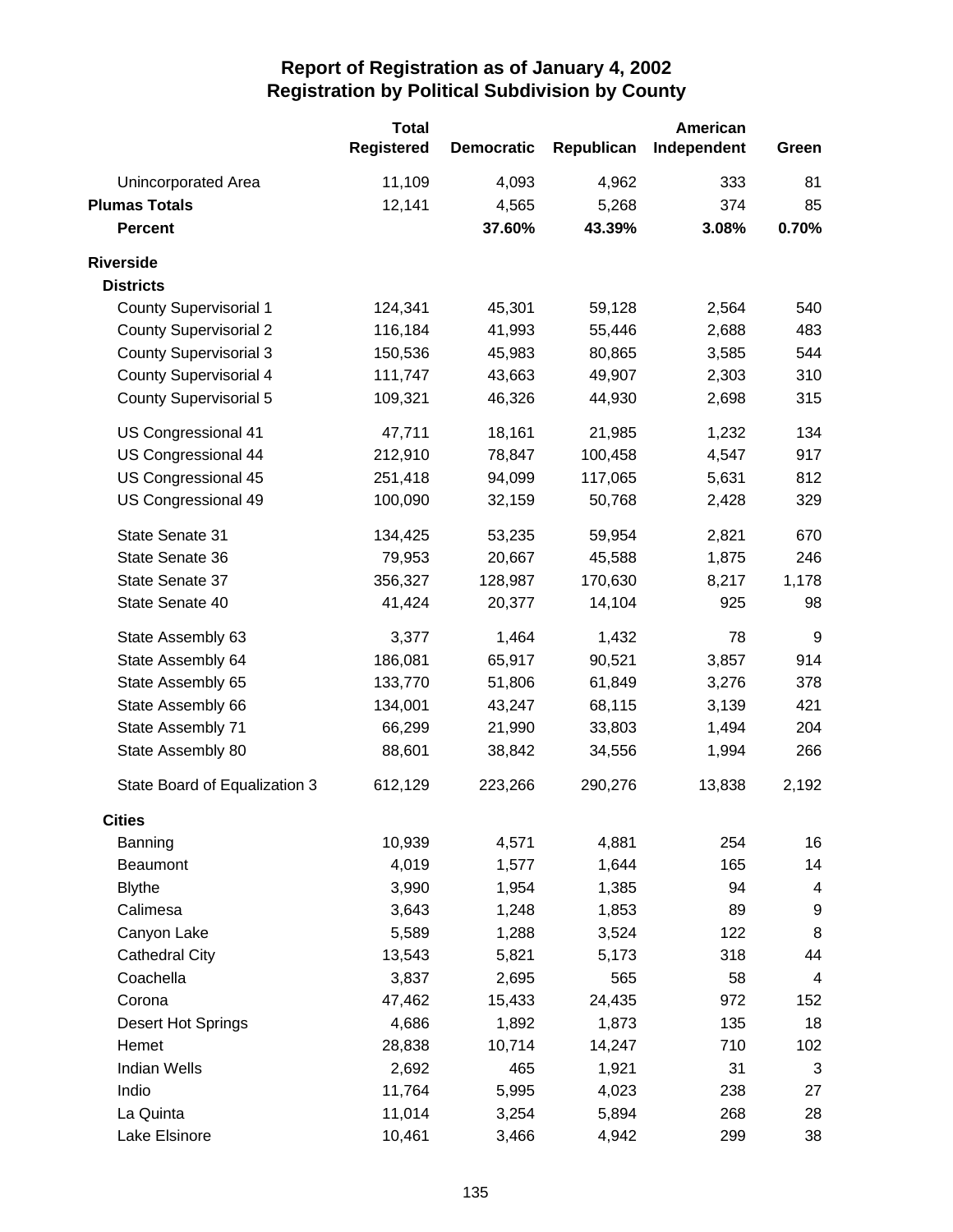# Report of Registration as of January 4, 2002
## Registration by Political Subdivision by County

| | Total Registered | Democratic | Republican | American Independent | Green |
|---|---|---|---|---|---|
| Unincorporated Area | 11,109 | 4,093 | 4,962 | 333 | 81 |
| **Plumas Totals** | 12,141 | 4,565 | 5,268 | 374 | 85 |
| **Percent** | | **37.60%** | **43.39%** | **3.08%** | **0.70%** |
| **Riverside** | | | | | |
| **Districts** | | | | | |
| County Supervisorial 1 | 124,341 | 45,301 | 59,128 | 2,564 | 540 |
| County Supervisorial 2 | 116,184 | 41,993 | 55,446 | 2,688 | 483 |
| County Supervisorial 3 | 150,536 | 45,983 | 80,865 | 3,585 | 544 |
| County Supervisorial 4 | 111,747 | 43,663 | 49,907 | 2,303 | 310 |
| County Supervisorial 5 | 109,321 | 46,326 | 44,930 | 2,698 | 315 |
| US Congressional 41 | 47,711 | 18,161 | 21,985 | 1,232 | 134 |
| US Congressional 44 | 212,910 | 78,847 | 100,458 | 4,547 | 917 |
| US Congressional 45 | 251,418 | 94,099 | 117,065 | 5,631 | 812 |
| US Congressional 49 | 100,090 | 32,159 | 50,768 | 2,428 | 329 |
| State Senate 31 | 134,425 | 53,235 | 59,954 | 2,821 | 670 |
| State Senate 36 | 79,953 | 20,667 | 45,588 | 1,875 | 246 |
| State Senate 37 | 356,327 | 128,987 | 170,630 | 8,217 | 1,178 |
| State Senate 40 | 41,424 | 20,377 | 14,104 | 925 | 98 |
| State Assembly 63 | 3,377 | 1,464 | 1,432 | 78 | 9 |
| State Assembly 64 | 186,081 | 65,917 | 90,521 | 3,857 | 914 |
| State Assembly 65 | 133,770 | 51,806 | 61,849 | 3,276 | 378 |
| State Assembly 66 | 134,001 | 43,247 | 68,115 | 3,139 | 421 |
| State Assembly 71 | 66,299 | 21,990 | 33,803 | 1,494 | 204 |
| State Assembly 80 | 88,601 | 38,842 | 34,556 | 1,994 | 266 |
| State Board of Equalization 3 | 612,129 | 223,266 | 290,276 | 13,838 | 2,192 |
| **Cities** | | | | | |
| Banning | 10,939 | 4,571 | 4,881 | 254 | 16 |
| Beaumont | 4,019 | 1,577 | 1,644 | 165 | 14 |
| Blythe | 3,990 | 1,954 | 1,385 | 94 | 4 |
| Calimesa | 3,643 | 1,248 | 1,853 | 89 | 9 |
| Canyon Lake | 5,589 | 1,288 | 3,524 | 122 | 8 |
| Cathedral City | 13,543 | 5,821 | 5,173 | 318 | 44 |
| Coachella | 3,837 | 2,695 | 565 | 58 | 4 |
| Corona | 47,462 | 15,433 | 24,435 | 972 | 152 |
| Desert Hot Springs | 4,686 | 1,892 | 1,873 | 135 | 18 |
| Hemet | 28,838 | 10,714 | 14,247 | 710 | 102 |
| Indian Wells | 2,692 | 465 | 1,921 | 31 | 3 |
| Indio | 11,764 | 5,995 | 4,023 | 238 | 27 |
| La Quinta | 11,014 | 3,254 | 5,894 | 268 | 28 |
| Lake Elsinore | 10,461 | 3,466 | 4,942 | 299 | 38 |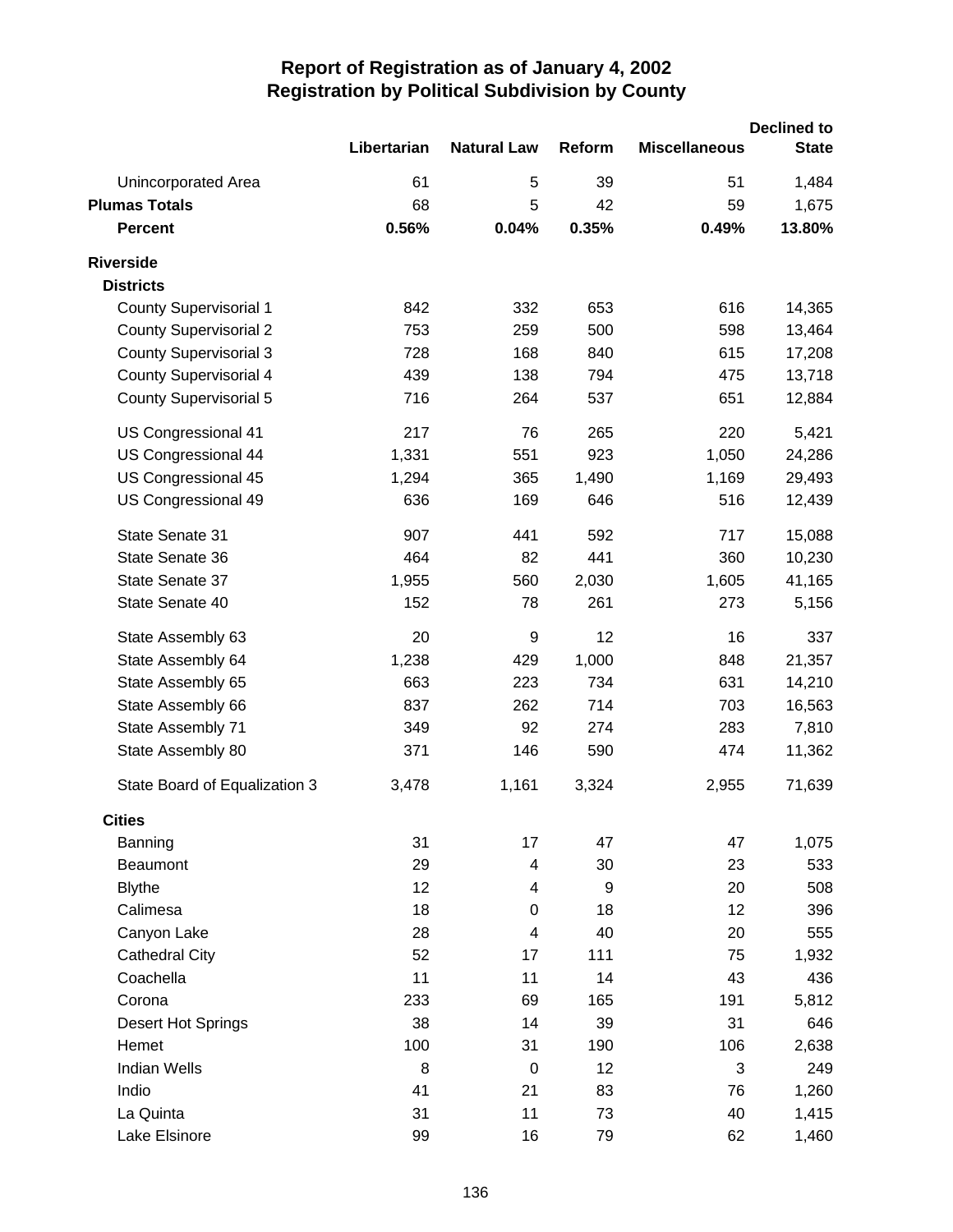# Report of Registration as of January 4, 2002
## Registration by Political Subdivision by County

| | Libertarian | Natural Law | Reform | Miscellaneous | Declined to State |
|---|---|---|---|---|---|
| Unincorporated Area | 61 | 5 | 39 | 51 | 1,484 |
| **Plumas Totals** | 68 | 5 | 42 | 59 | 1,675 |
| **Percent** | **0.56%** | **0.04%** | **0.35%** | **0.49%** | **13.80%** |
| **Riverside** | | | | | |
| **Districts** | | | | | |
| County Supervisorial 1 | 842 | 332 | 653 | 616 | 14,365 |
| County Supervisorial 2 | 753 | 259 | 500 | 598 | 13,464 |
| County Supervisorial 3 | 728 | 168 | 840 | 615 | 17,208 |
| County Supervisorial 4 | 439 | 138 | 794 | 475 | 13,718 |
| County Supervisorial 5 | 716 | 264 | 537 | 651 | 12,884 |
| US Congressional 41 | 217 | 76 | 265 | 220 | 5,421 |
| US Congressional 44 | 1,331 | 551 | 923 | 1,050 | 24,286 |
| US Congressional 45 | 1,294 | 365 | 1,490 | 1,169 | 29,493 |
| US Congressional 49 | 636 | 169 | 646 | 516 | 12,439 |
| State Senate 31 | 907 | 441 | 592 | 717 | 15,088 |
| State Senate 36 | 464 | 82 | 441 | 360 | 10,230 |
| State Senate 37 | 1,955 | 560 | 2,030 | 1,605 | 41,165 |
| State Senate 40 | 152 | 78 | 261 | 273 | 5,156 |
| State Assembly 63 | 20 | 9 | 12 | 16 | 337 |
| State Assembly 64 | 1,238 | 429 | 1,000 | 848 | 21,357 |
| State Assembly 65 | 663 | 223 | 734 | 631 | 14,210 |
| State Assembly 66 | 837 | 262 | 714 | 703 | 16,563 |
| State Assembly 71 | 349 | 92 | 274 | 283 | 7,810 |
| State Assembly 80 | 371 | 146 | 590 | 474 | 11,362 |
| State Board of Equalization 3 | 3,478 | 1,161 | 3,324 | 2,955 | 71,639 |
| **Cities** | | | | | |
| Banning | 31 | 17 | 47 | 47 | 1,075 |
| Beaumont | 29 | 4 | 30 | 23 | 533 |
| Blythe | 12 | 4 | 9 | 20 | 508 |
| Calimesa | 18 | 0 | 18 | 12 | 396 |
| Canyon Lake | 28 | 4 | 40 | 20 | 555 |
| Cathedral City | 52 | 17 | 111 | 75 | 1,932 |
| Coachella | 11 | 11 | 14 | 43 | 436 |
| Corona | 233 | 69 | 165 | 191 | 5,812 |
| Desert Hot Springs | 38 | 14 | 39 | 31 | 646 |
| Hemet | 100 | 31 | 190 | 106 | 2,638 |
| Indian Wells | 8 | 0 | 12 | 3 | 249 |
| Indio | 41 | 21 | 83 | 76 | 1,260 |
| La Quinta | 31 | 11 | 73 | 40 | 1,415 |
| Lake Elsinore | 99 | 16 | 79 | 62 | 1,460 |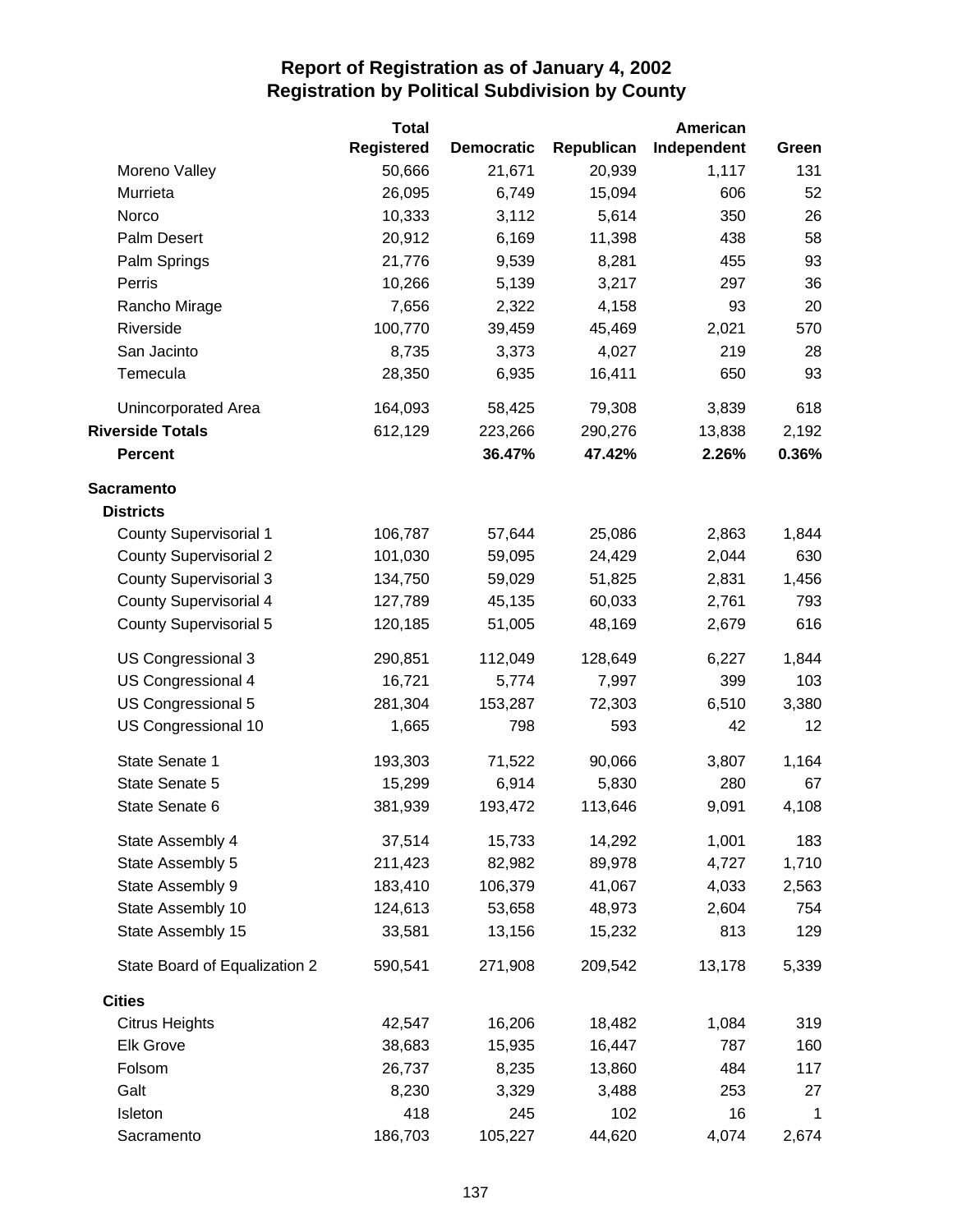# Report of Registration as of January 4, 2002
## Registration by Political Subdivision by County

| | Total Registered | Democratic | Republican | American Independent | Green |
|---|---|---|---|---|---|
| Moreno Valley | 50,666 | 21,671 | 20,939 | 1,117 | 131 |
| Murrieta | 26,095 | 6,749 | 15,094 | 606 | 52 |
| Norco | 10,333 | 3,112 | 5,614 | 350 | 26 |
| Palm Desert | 20,912 | 6,169 | 11,398 | 438 | 58 |
| Palm Springs | 21,776 | 9,539 | 8,281 | 455 | 93 |
| Perris | 10,266 | 5,139 | 3,217 | 297 | 36 |
| Rancho Mirage | 7,656 | 2,322 | 4,158 | 93 | 20 |
| Riverside | 100,770 | 39,459 | 45,469 | 2,021 | 570 |
| San Jacinto | 8,735 | 3,373 | 4,027 | 219 | 28 |
| Temecula | 28,350 | 6,935 | 16,411 | 650 | 93 |
| Unincorporated Area | 164,093 | 58,425 | 79,308 | 3,839 | 618 |
| **Riverside Totals** | 612,129 | 223,266 | 290,276 | 13,838 | 2,192 |
| **Percent** | | **36.47%** | **47.42%** | **2.26%** | **0.36%** |
| **Sacramento** | | | | | |
| **Districts** | | | | | |
| County Supervisorial 1 | 106,787 | 57,644 | 25,086 | 2,863 | 1,844 |
| County Supervisorial 2 | 101,030 | 59,095 | 24,429 | 2,044 | 630 |
| County Supervisorial 3 | 134,750 | 59,029 | 51,825 | 2,831 | 1,456 |
| County Supervisorial 4 | 127,789 | 45,135 | 60,033 | 2,761 | 793 |
| County Supervisorial 5 | 120,185 | 51,005 | 48,169 | 2,679 | 616 |
| US Congressional 3 | 290,851 | 112,049 | 128,649 | 6,227 | 1,844 |
| US Congressional 4 | 16,721 | 5,774 | 7,997 | 399 | 103 |
| US Congressional 5 | 281,304 | 153,287 | 72,303 | 6,510 | 3,380 |
| US Congressional 10 | 1,665 | 798 | 593 | 42 | 12 |
| State Senate 1 | 193,303 | 71,522 | 90,066 | 3,807 | 1,164 |
| State Senate 5 | 15,299 | 6,914 | 5,830 | 280 | 67 |
| State Senate 6 | 381,939 | 193,472 | 113,646 | 9,091 | 4,108 |
| State Assembly 4 | 37,514 | 15,733 | 14,292 | 1,001 | 183 |
| State Assembly 5 | 211,423 | 82,982 | 89,978 | 4,727 | 1,710 |
| State Assembly 9 | 183,410 | 106,379 | 41,067 | 4,033 | 2,563 |
| State Assembly 10 | 124,613 | 53,658 | 48,973 | 2,604 | 754 |
| State Assembly 15 | 33,581 | 13,156 | 15,232 | 813 | 129 |
| State Board of Equalization 2 | 590,541 | 271,908 | 209,542 | 13,178 | 5,339 |
| **Cities** | | | | | |
| Citrus Heights | 42,547 | 16,206 | 18,482 | 1,084 | 319 |
| Elk Grove | 38,683 | 15,935 | 16,447 | 787 | 160 |
| Folsom | 26,737 | 8,235 | 13,860 | 484 | 117 |
| Galt | 8,230 | 3,329 | 3,488 | 253 | 27 |
| Isleton | 418 | 245 | 102 | 16 | 1 |
| Sacramento | 186,703 | 105,227 | 44,620 | 4,074 | 2,674 |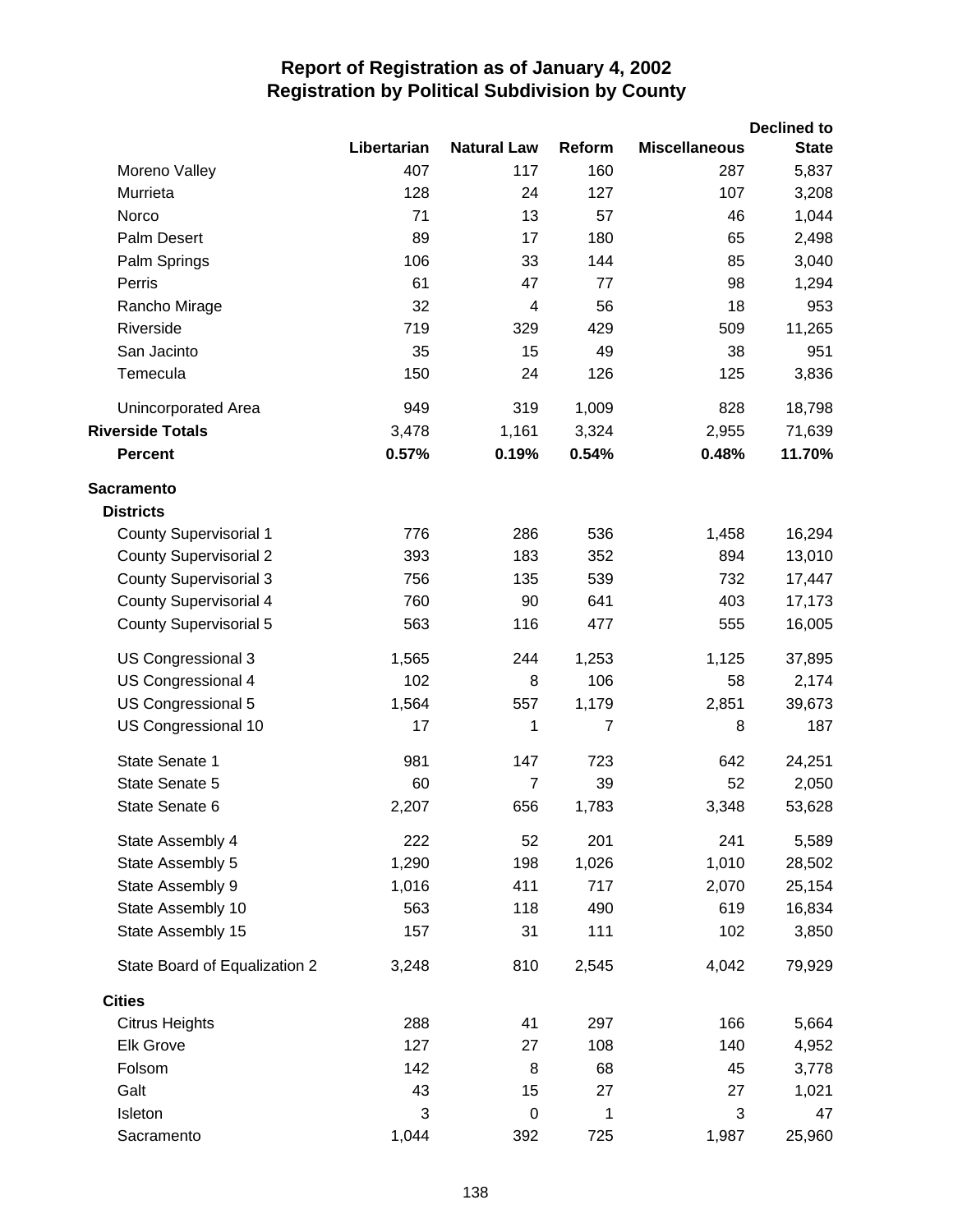# Report of Registration as of January 4, 2002
## Registration by Political Subdivision by County

| | Libertarian | Natural Law | Reform | Miscellaneous | Declined to State |
|---|---|---|---|---|---|
| Moreno Valley | 407 | 117 | 160 | 287 | 5,837 |
| Murrieta | 128 | 24 | 127 | 107 | 3,208 |
| Norco | 71 | 13 | 57 | 46 | 1,044 |
| Palm Desert | 89 | 17 | 180 | 65 | 2,498 |
| Palm Springs | 106 | 33 | 144 | 85 | 3,040 |
| Perris | 61 | 47 | 77 | 98 | 1,294 |
| Rancho Mirage | 32 | 4 | 56 | 18 | 953 |
| Riverside | 719 | 329 | 429 | 509 | 11,265 |
| San Jacinto | 35 | 15 | 49 | 38 | 951 |
| Temecula | 150 | 24 | 126 | 125 | 3,836 |
| Unincorporated Area | 949 | 319 | 1,009 | 828 | 18,798 |
| **Riverside Totals** | 3,478 | 1,161 | 3,324 | 2,955 | 71,639 |
| **Percent** | **0.57%** | **0.19%** | **0.54%** | **0.48%** | **11.70%** |
| **Sacramento** | | | | | |
| **Districts** | | | | | |
| County Supervisorial 1 | 776 | 286 | 536 | 1,458 | 16,294 |
| County Supervisorial 2 | 393 | 183 | 352 | 894 | 13,010 |
| County Supervisorial 3 | 756 | 135 | 539 | 732 | 17,447 |
| County Supervisorial 4 | 760 | 90 | 641 | 403 | 17,173 |
| County Supervisorial 5 | 563 | 116 | 477 | 555 | 16,005 |
| US Congressional 3 | 1,565 | 244 | 1,253 | 1,125 | 37,895 |
| US Congressional 4 | 102 | 8 | 106 | 58 | 2,174 |
| US Congressional 5 | 1,564 | 557 | 1,179 | 2,851 | 39,673 |
| US Congressional 10 | 17 | 1 | 7 | 8 | 187 |
| State Senate 1 | 981 | 147 | 723 | 642 | 24,251 |
| State Senate 5 | 60 | 7 | 39 | 52 | 2,050 |
| State Senate 6 | 2,207 | 656 | 1,783 | 3,348 | 53,628 |
| State Assembly 4 | 222 | 52 | 201 | 241 | 5,589 |
| State Assembly 5 | 1,290 | 198 | 1,026 | 1,010 | 28,502 |
| State Assembly 9 | 1,016 | 411 | 717 | 2,070 | 25,154 |
| State Assembly 10 | 563 | 118 | 490 | 619 | 16,834 |
| State Assembly 15 | 157 | 31 | 111 | 102 | 3,850 |
| State Board of Equalization 2 | 3,248 | 810 | 2,545 | 4,042 | 79,929 |
| **Cities** | | | | | |
| Citrus Heights | 288 | 41 | 297 | 166 | 5,664 |
| Elk Grove | 127 | 27 | 108 | 140 | 4,952 |
| Folsom | 142 | 8 | 68 | 45 | 3,778 |
| Galt | 43 | 15 | 27 | 27 | 1,021 |
| Isleton | 3 | 0 | 1 | 3 | 47 |
| Sacramento | 1,044 | 392 | 725 | 1,987 | 25,960 |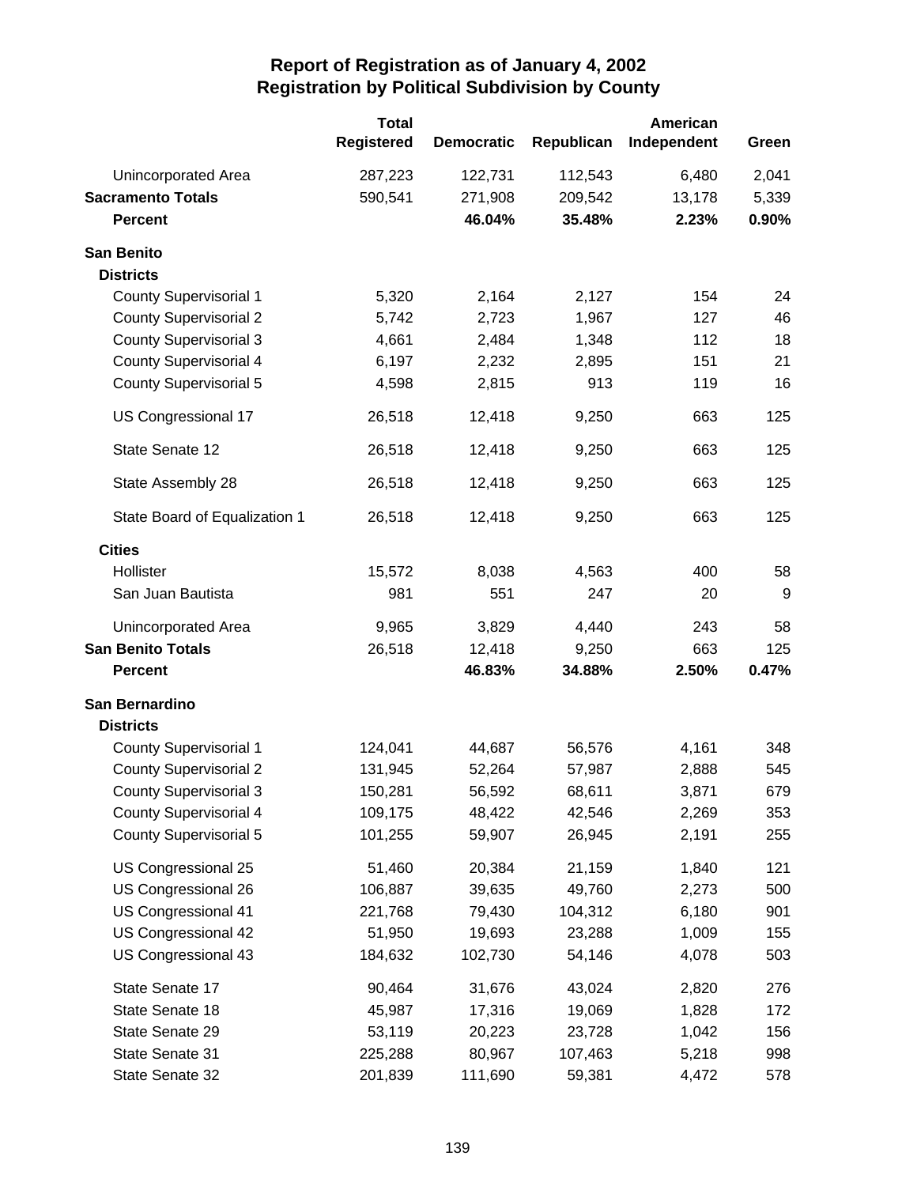# Report of Registration as of January 4, 2002
## Registration by Political Subdivision by County

| | Total Registered | Democratic | Republican | American Independent | Green |
|---|---|---|---|---|---|
| Unincorporated Area | 287,223 | 122,731 | 112,543 | 6,480 | 2,041 |
| **Sacramento Totals** | 590,541 | 271,908 | 209,542 | 13,178 | 5,339 |
| **Percent** | | **46.04%** | **35.48%** | **2.23%** | **0.90%** |
| **San Benito** | | | | | |
| **Districts** | | | | | |
| County Supervisorial 1 | 5,320 | 2,164 | 2,127 | 154 | 24 |
| County Supervisorial 2 | 5,742 | 2,723 | 1,967 | 127 | 46 |
| County Supervisorial 3 | 4,661 | 2,484 | 1,348 | 112 | 18 |
| County Supervisorial 4 | 6,197 | 2,232 | 2,895 | 151 | 21 |
| County Supervisorial 5 | 4,598 | 2,815 | 913 | 119 | 16 |
| US Congressional 17 | 26,518 | 12,418 | 9,250 | 663 | 125 |
| State Senate 12 | 26,518 | 12,418 | 9,250 | 663 | 125 |
| State Assembly 28 | 26,518 | 12,418 | 9,250 | 663 | 125 |
| State Board of Equalization 1 | 26,518 | 12,418 | 9,250 | 663 | 125 |
| **Cities** | | | | | |
| Hollister | 15,572 | 8,038 | 4,563 | 400 | 58 |
| San Juan Bautista | 981 | 551 | 247 | 20 | 9 |
| Unincorporated Area | 9,965 | 3,829 | 4,440 | 243 | 58 |
| **San Benito Totals** | 26,518 | 12,418 | 9,250 | 663 | 125 |
| **Percent** | | **46.83%** | **34.88%** | **2.50%** | **0.47%** |
| **San Bernardino** | | | | | |
| **Districts** | | | | | |
| County Supervisorial 1 | 124,041 | 44,687 | 56,576 | 4,161 | 348 |
| County Supervisorial 2 | 131,945 | 52,264 | 57,987 | 2,888 | 545 |
| County Supervisorial 3 | 150,281 | 56,592 | 68,611 | 3,871 | 679 |
| County Supervisorial 4 | 109,175 | 48,422 | 42,546 | 2,269 | 353 |
| County Supervisorial 5 | 101,255 | 59,907 | 26,945 | 2,191 | 255 |
| US Congressional 25 | 51,460 | 20,384 | 21,159 | 1,840 | 121 |
| US Congressional 26 | 106,887 | 39,635 | 49,760 | 2,273 | 500 |
| US Congressional 41 | 221,768 | 79,430 | 104,312 | 6,180 | 901 |
| US Congressional 42 | 51,950 | 19,693 | 23,288 | 1,009 | 155 |
| US Congressional 43 | 184,632 | 102,730 | 54,146 | 4,078 | 503 |
| State Senate 17 | 90,464 | 31,676 | 43,024 | 2,820 | 276 |
| State Senate 18 | 45,987 | 17,316 | 19,069 | 1,828 | 172 |
| State Senate 29 | 53,119 | 20,223 | 23,728 | 1,042 | 156 |
| State Senate 31 | 225,288 | 80,967 | 107,463 | 5,218 | 998 |
| State Senate 32 | 201,839 | 111,690 | 59,381 | 4,472 | 578 |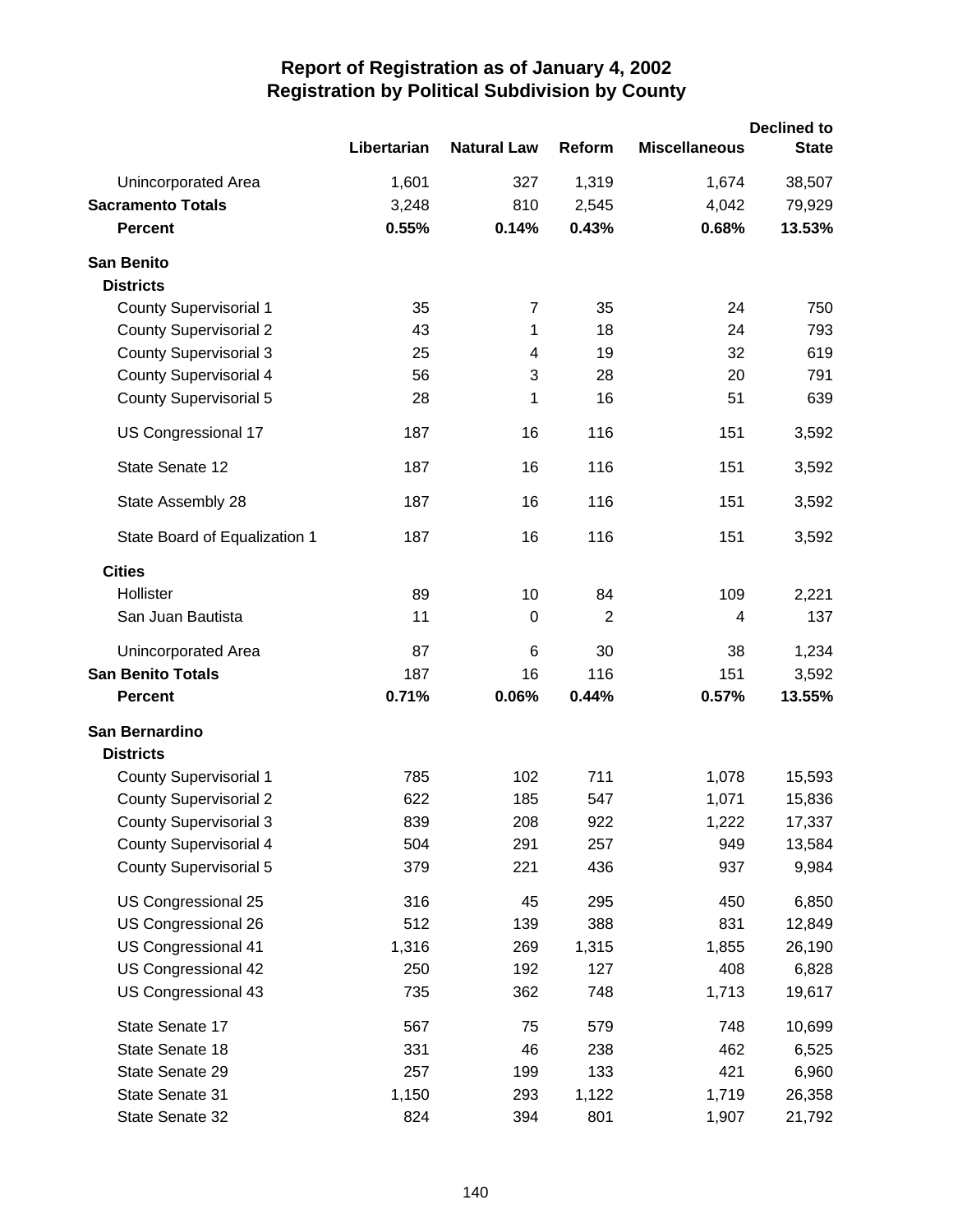# Report of Registration as of January 4, 2002
## Registration by Political Subdivision by County

| | Libertarian | Natural Law | Reform | Miscellaneous | Declined to State |
|---|---|---|---|---|---|
| Unincorporated Area | 1,601 | 327 | 1,319 | 1,674 | 38,507 |
| **Sacramento Totals** | 3,248 | 810 | 2,545 | 4,042 | 79,929 |
| **Percent** | **0.55%** | **0.14%** | **0.43%** | **0.68%** | **13.53%** |
| **San Benito** | | | | | |
| **Districts** | | | | | |
| County Supervisorial 1 | 35 | 7 | 35 | 24 | 750 |
| County Supervisorial 2 | 43 | 1 | 18 | 24 | 793 |
| County Supervisorial 3 | 25 | 4 | 19 | 32 | 619 |
| County Supervisorial 4 | 56 | 3 | 28 | 20 | 791 |
| County Supervisorial 5 | 28 | 1 | 16 | 51 | 639 |
| US Congressional 17 | 187 | 16 | 116 | 151 | 3,592 |
| State Senate 12 | 187 | 16 | 116 | 151 | 3,592 |
| State Assembly 28 | 187 | 16 | 116 | 151 | 3,592 |
| State Board of Equalization 1 | 187 | 16 | 116 | 151 | 3,592 |
| **Cities** | | | | | |
| Hollister | 89 | 10 | 84 | 109 | 2,221 |
| San Juan Bautista | 11 | 0 | 2 | 4 | 137 |
| Unincorporated Area | 87 | 6 | 30 | 38 | 1,234 |
| **San Benito Totals** | 187 | 16 | 116 | 151 | 3,592 |
| **Percent** | **0.71%** | **0.06%** | **0.44%** | **0.57%** | **13.55%** |
| **San Bernardino** | | | | | |
| **Districts** | | | | | |
| County Supervisorial 1 | 785 | 102 | 711 | 1,078 | 15,593 |
| County Supervisorial 2 | 622 | 185 | 547 | 1,071 | 15,836 |
| County Supervisorial 3 | 839 | 208 | 922 | 1,222 | 17,337 |
| County Supervisorial 4 | 504 | 291 | 257 | 949 | 13,584 |
| County Supervisorial 5 | 379 | 221 | 436 | 937 | 9,984 |
| US Congressional 25 | 316 | 45 | 295 | 450 | 6,850 |
| US Congressional 26 | 512 | 139 | 388 | 831 | 12,849 |
| US Congressional 41 | 1,316 | 269 | 1,315 | 1,855 | 26,190 |
| US Congressional 42 | 250 | 192 | 127 | 408 | 6,828 |
| US Congressional 43 | 735 | 362 | 748 | 1,713 | 19,617 |
| State Senate 17 | 567 | 75 | 579 | 748 | 10,699 |
| State Senate 18 | 331 | 46 | 238 | 462 | 6,525 |
| State Senate 29 | 257 | 199 | 133 | 421 | 6,960 |
| State Senate 31 | 1,150 | 293 | 1,122 | 1,719 | 26,358 |
| State Senate 32 | 824 | 394 | 801 | 1,907 | 21,792 |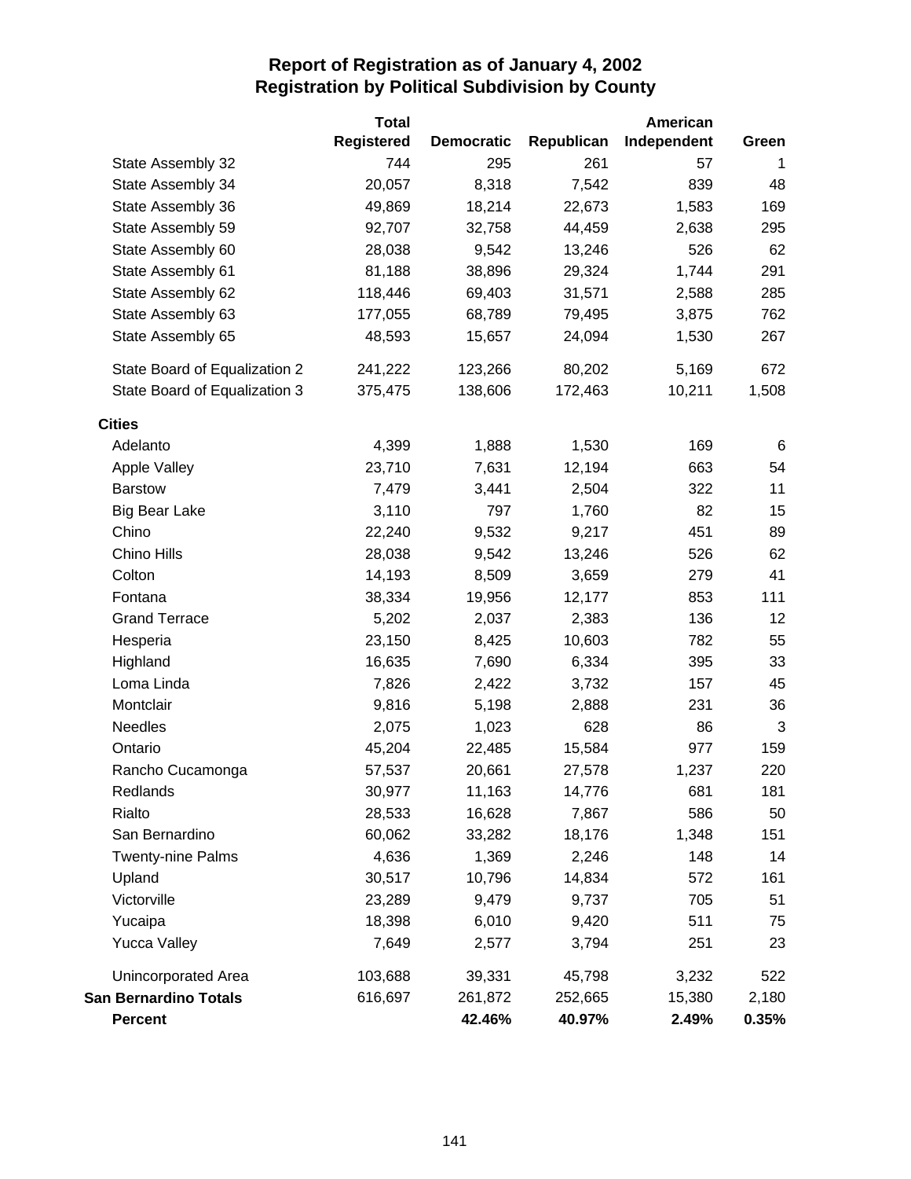# Report of Registration as of January 4, 2002
## Registration by Political Subdivision by County

| | Total Registered | Democratic | Republican | American Independent | Green |
|---|---|---|---|---|---|
| State Assembly 32 | 744 | 295 | 261 | 57 | 1 |
| State Assembly 34 | 20,057 | 8,318 | 7,542 | 839 | 48 |
| State Assembly 36 | 49,869 | 18,214 | 22,673 | 1,583 | 169 |
| State Assembly 59 | 92,707 | 32,758 | 44,459 | 2,638 | 295 |
| State Assembly 60 | 28,038 | 9,542 | 13,246 | 526 | 62 |
| State Assembly 61 | 81,188 | 38,896 | 29,324 | 1,744 | 291 |
| State Assembly 62 | 118,446 | 69,403 | 31,571 | 2,588 | 285 |
| State Assembly 63 | 177,055 | 68,789 | 79,495 | 3,875 | 762 |
| State Assembly 65 | 48,593 | 15,657 | 24,094 | 1,530 | 267 |
| State Board of Equalization 2 | 241,222 | 123,266 | 80,202 | 5,169 | 672 |
| State Board of Equalization 3 | 375,475 | 138,606 | 172,463 | 10,211 | 1,508 |
| **Cities** | | | | | |
| Adelanto | 4,399 | 1,888 | 1,530 | 169 | 6 |
| Apple Valley | 23,710 | 7,631 | 12,194 | 663 | 54 |
| Barstow | 7,479 | 3,441 | 2,504 | 322 | 11 |
| Big Bear Lake | 3,110 | 797 | 1,760 | 82 | 15 |
| Chino | 22,240 | 9,532 | 9,217 | 451 | 89 |
| Chino Hills | 28,038 | 9,542 | 13,246 | 526 | 62 |
| Colton | 14,193 | 8,509 | 3,659 | 279 | 41 |
| Fontana | 38,334 | 19,956 | 12,177 | 853 | 111 |
| Grand Terrace | 5,202 | 2,037 | 2,383 | 136 | 12 |
| Hesperia | 23,150 | 8,425 | 10,603 | 782 | 55 |
| Highland | 16,635 | 7,690 | 6,334 | 395 | 33 |
| Loma Linda | 7,826 | 2,422 | 3,732 | 157 | 45 |
| Montclair | 9,816 | 5,198 | 2,888 | 231 | 36 |
| Needles | 2,075 | 1,023 | 628 | 86 | 3 |
| Ontario | 45,204 | 22,485 | 15,584 | 977 | 159 |
| Rancho Cucamonga | 57,537 | 20,661 | 27,578 | 1,237 | 220 |
| Redlands | 30,977 | 11,163 | 14,776 | 681 | 181 |
| Rialto | 28,533 | 16,628 | 7,867 | 586 | 50 |
| San Bernardino | 60,062 | 33,282 | 18,176 | 1,348 | 151 |
| Twenty-nine Palms | 4,636 | 1,369 | 2,246 | 148 | 14 |
| Upland | 30,517 | 10,796 | 14,834 | 572 | 161 |
| Victorville | 23,289 | 9,479 | 9,737 | 705 | 51 |
| Yucaipa | 18,398 | 6,010 | 9,420 | 511 | 75 |
| Yucca Valley | 7,649 | 2,577 | 3,794 | 251 | 23 |
| Unincorporated Area | 103,688 | 39,331 | 45,798 | 3,232 | 522 |
| **San Bernardino Totals** | 616,697 | 261,872 | 252,665 | 15,380 | 2,180 |
| **Percent** | | **42.46%** | **40.97%** | **2.49%** | **0.35%** |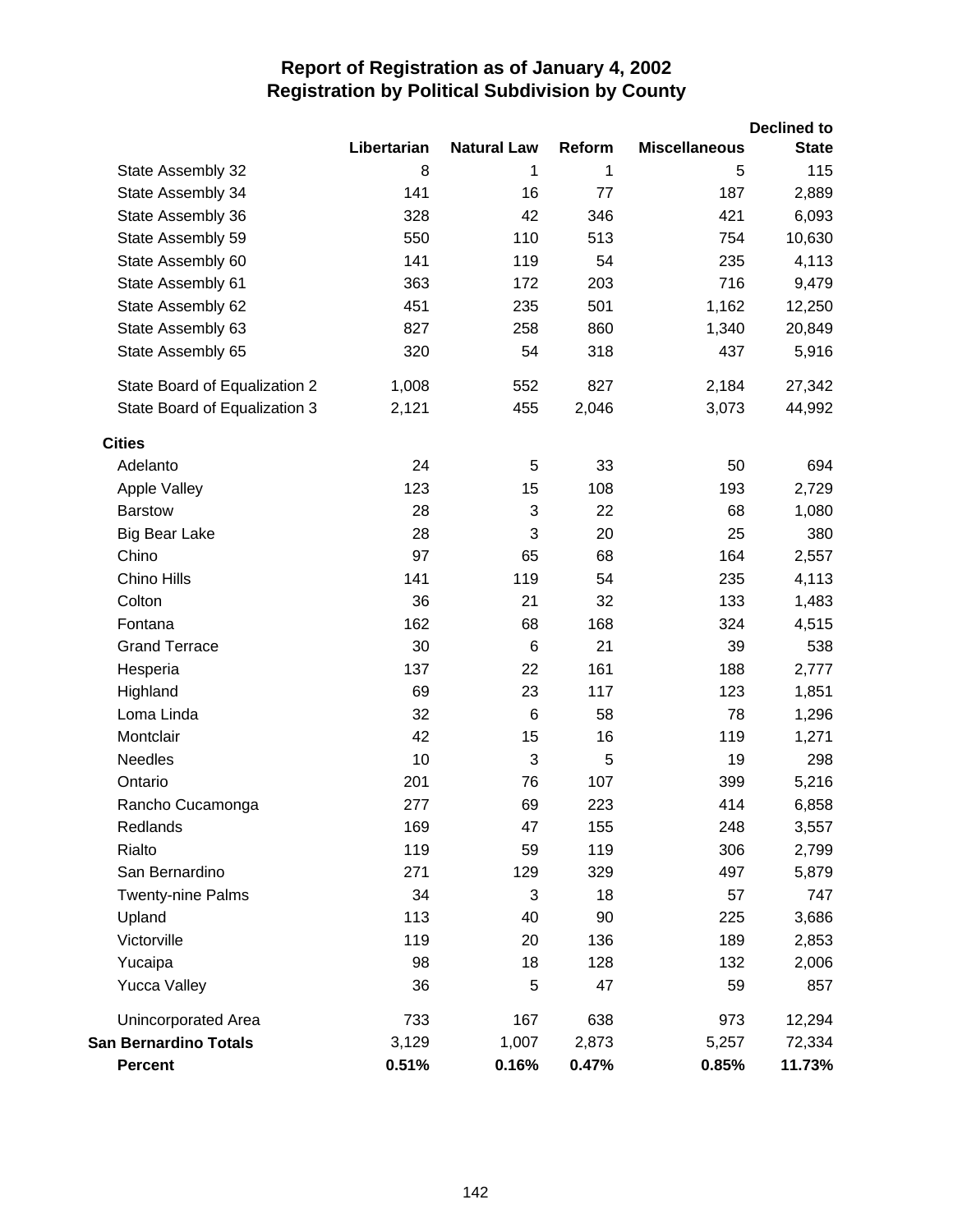# Report of Registration as of January 4, 2002
## Registration by Political Subdivision by County

| | Libertarian | Natural Law | Reform | Miscellaneous | Declined to State |
|---|---|---|---|---|---|
| State Assembly 32 | 8 | 1 | 1 | 5 | 115 |
| State Assembly 34 | 141 | 16 | 77 | 187 | 2,889 |
| State Assembly 36 | 328 | 42 | 346 | 421 | 6,093 |
| State Assembly 59 | 550 | 110 | 513 | 754 | 10,630 |
| State Assembly 60 | 141 | 119 | 54 | 235 | 4,113 |
| State Assembly 61 | 363 | 172 | 203 | 716 | 9,479 |
| State Assembly 62 | 451 | 235 | 501 | 1,162 | 12,250 |
| State Assembly 63 | 827 | 258 | 860 | 1,340 | 20,849 |
| State Assembly 65 | 320 | 54 | 318 | 437 | 5,916 |
| State Board of Equalization 2 | 1,008 | 552 | 827 | 2,184 | 27,342 |
| State Board of Equalization 3 | 2,121 | 455 | 2,046 | 3,073 | 44,992 |
| **Cities** | | | | | |
| Adelanto | 24 | 5 | 33 | 50 | 694 |
| Apple Valley | 123 | 15 | 108 | 193 | 2,729 |
| Barstow | 28 | 3 | 22 | 68 | 1,080 |
| Big Bear Lake | 28 | 3 | 20 | 25 | 380 |
| Chino | 97 | 65 | 68 | 164 | 2,557 |
| Chino Hills | 141 | 119 | 54 | 235 | 4,113 |
| Colton | 36 | 21 | 32 | 133 | 1,483 |
| Fontana | 162 | 68 | 168 | 324 | 4,515 |
| Grand Terrace | 30 | 6 | 21 | 39 | 538 |
| Hesperia | 137 | 22 | 161 | 188 | 2,777 |
| Highland | 69 | 23 | 117 | 123 | 1,851 |
| Loma Linda | 32 | 6 | 58 | 78 | 1,296 |
| Montclair | 42 | 15 | 16 | 119 | 1,271 |
| Needles | 10 | 3 | 5 | 19 | 298 |
| Ontario | 201 | 76 | 107 | 399 | 5,216 |
| Rancho Cucamonga | 277 | 69 | 223 | 414 | 6,858 |
| Redlands | 169 | 47 | 155 | 248 | 3,557 |
| Rialto | 119 | 59 | 119 | 306 | 2,799 |
| San Bernardino | 271 | 129 | 329 | 497 | 5,879 |
| Twenty-nine Palms | 34 | 3 | 18 | 57 | 747 |
| Upland | 113 | 40 | 90 | 225 | 3,686 |
| Victorville | 119 | 20 | 136 | 189 | 2,853 |
| Yucaipa | 98 | 18 | 128 | 132 | 2,006 |
| Yucca Valley | 36 | 5 | 47 | 59 | 857 |
| Unincorporated Area | 733 | 167 | 638 | 973 | 12,294 |
| **San Bernardino Totals** | 3,129 | 1,007 | 2,873 | 5,257 | 72,334 |
| **Percent** | **0.51%** | **0.16%** | **0.47%** | **0.85%** | **11.73%** |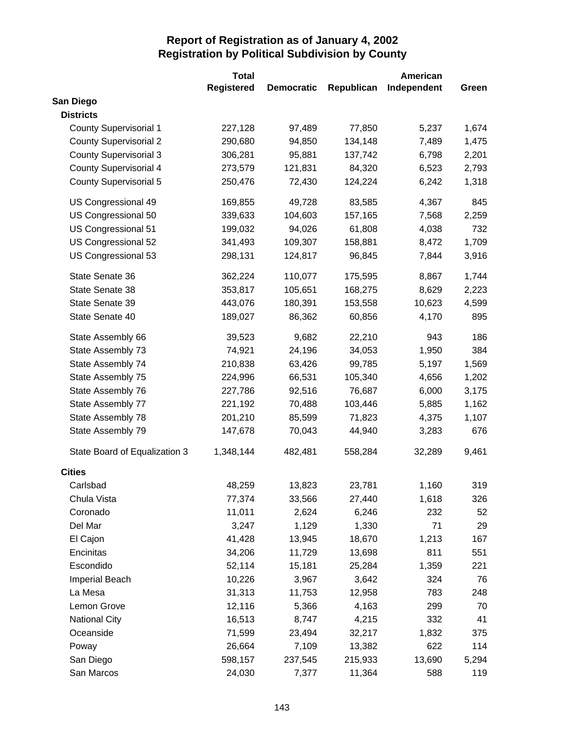# Report of Registration as of January 4, 2002
## Registration by Political Subdivision by County

| | Total Registered | Democratic | Republican | American Independent | Green |
|---|---|---|---|---|---|
| **San Diego** | | | | | |
| **Districts** | | | | | |
| County Supervisorial 1 | 227,128 | 97,489 | 77,850 | 5,237 | 1,674 |
| County Supervisorial 2 | 290,680 | 94,850 | 134,148 | 7,489 | 1,475 |
| County Supervisorial 3 | 306,281 | 95,881 | 137,742 | 6,798 | 2,201 |
| County Supervisorial 4 | 273,579 | 121,831 | 84,320 | 6,523 | 2,793 |
| County Supervisorial 5 | 250,476 | 72,430 | 124,224 | 6,242 | 1,318 |
| US Congressional 49 | 169,855 | 49,728 | 83,585 | 4,367 | 845 |
| US Congressional 50 | 339,633 | 104,603 | 157,165 | 7,568 | 2,259 |
| US Congressional 51 | 199,032 | 94,026 | 61,808 | 4,038 | 732 |
| US Congressional 52 | 341,493 | 109,307 | 158,881 | 8,472 | 1,709 |
| US Congressional 53 | 298,131 | 124,817 | 96,845 | 7,844 | 3,916 |
| State Senate 36 | 362,224 | 110,077 | 175,595 | 8,867 | 1,744 |
| State Senate 38 | 353,817 | 105,651 | 168,275 | 8,629 | 2,223 |
| State Senate 39 | 443,076 | 180,391 | 153,558 | 10,623 | 4,599 |
| State Senate 40 | 189,027 | 86,362 | 60,856 | 4,170 | 895 |
| State Assembly 66 | 39,523 | 9,682 | 22,210 | 943 | 186 |
| State Assembly 73 | 74,921 | 24,196 | 34,053 | 1,950 | 384 |
| State Assembly 74 | 210,838 | 63,426 | 99,785 | 5,197 | 1,569 |
| State Assembly 75 | 224,996 | 66,531 | 105,340 | 4,656 | 1,202 |
| State Assembly 76 | 227,786 | 92,516 | 76,687 | 6,000 | 3,175 |
| State Assembly 77 | 221,192 | 70,488 | 103,446 | 5,885 | 1,162 |
| State Assembly 78 | 201,210 | 85,599 | 71,823 | 4,375 | 1,107 |
| State Assembly 79 | 147,678 | 70,043 | 44,940 | 3,283 | 676 |
| State Board of Equalization 3 | 1,348,144 | 482,481 | 558,284 | 32,289 | 9,461 |
| **Cities** | | | | | |
| Carlsbad | 48,259 | 13,823 | 23,781 | 1,160 | 319 |
| Chula Vista | 77,374 | 33,566 | 27,440 | 1,618 | 326 |
| Coronado | 11,011 | 2,624 | 6,246 | 232 | 52 |
| Del Mar | 3,247 | 1,129 | 1,330 | 71 | 29 |
| El Cajon | 41,428 | 13,945 | 18,670 | 1,213 | 167 |
| Encinitas | 34,206 | 11,729 | 13,698 | 811 | 551 |
| Escondido | 52,114 | 15,181 | 25,284 | 1,359 | 221 |
| Imperial Beach | 10,226 | 3,967 | 3,642 | 324 | 76 |
| La Mesa | 31,313 | 11,753 | 12,958 | 783 | 248 |
| Lemon Grove | 12,116 | 5,366 | 4,163 | 299 | 70 |
| National City | 16,513 | 8,747 | 4,215 | 332 | 41 |
| Oceanside | 71,599 | 23,494 | 32,217 | 1,832 | 375 |
| Poway | 26,664 | 7,109 | 13,382 | 622 | 114 |
| San Diego | 598,157 | 237,545 | 215,933 | 13,690 | 5,294 |
| San Marcos | 24,030 | 7,377 | 11,364 | 588 | 119 |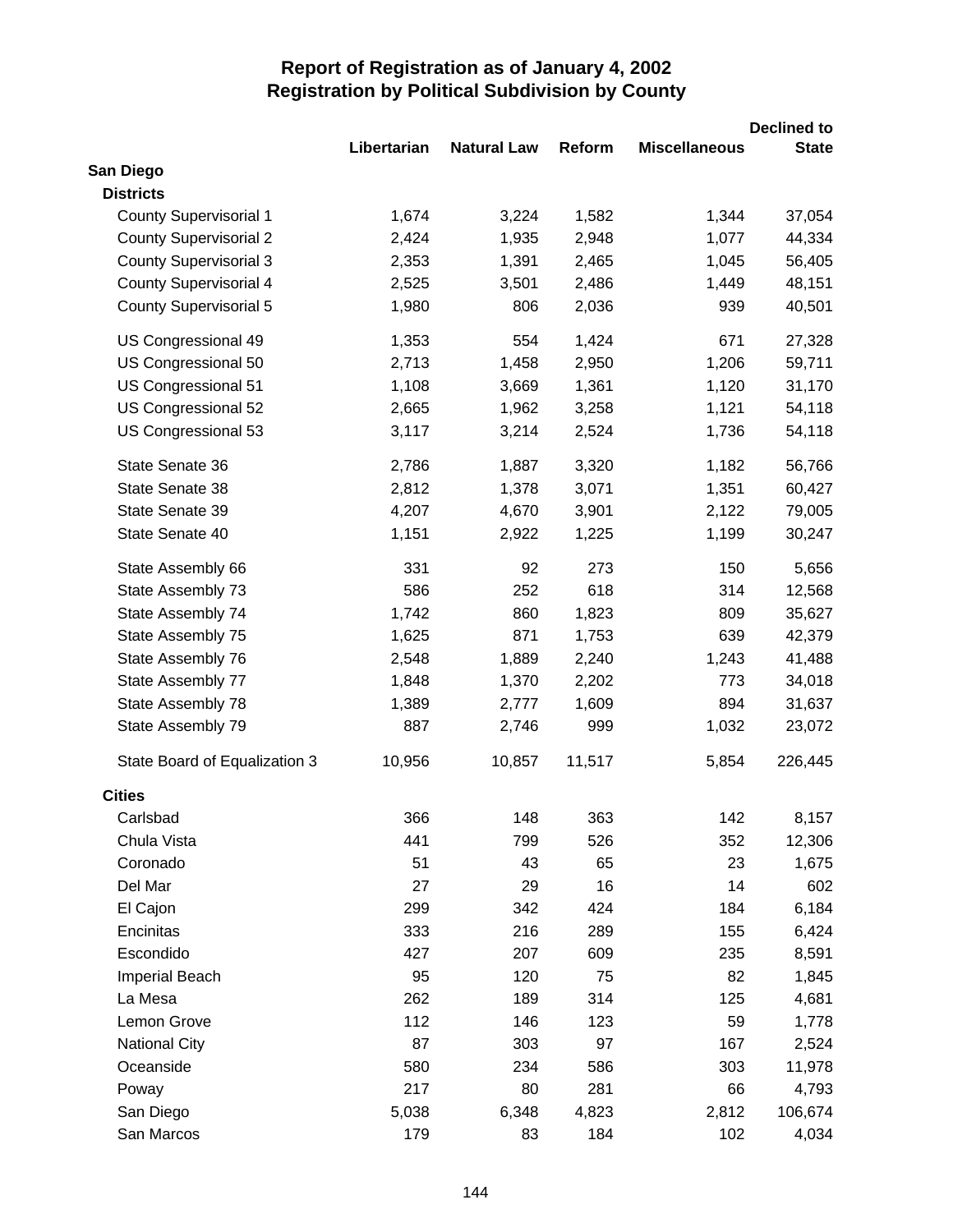# Report of Registration as of January 4, 2002
## Registration by Political Subdivision by County

| | Libertarian | Natural Law | Reform | Miscellaneous | Declined to State |
|---|---|---|---|---|---|
| **San Diego** | | | | | |
| **Districts** | | | | | |
| County Supervisorial 1 | 1,674 | 3,224 | 1,582 | 1,344 | 37,054 |
| County Supervisorial 2 | 2,424 | 1,935 | 2,948 | 1,077 | 44,334 |
| County Supervisorial 3 | 2,353 | 1,391 | 2,465 | 1,045 | 56,405 |
| County Supervisorial 4 | 2,525 | 3,501 | 2,486 | 1,449 | 48,151 |
| County Supervisorial 5 | 1,980 | 806 | 2,036 | 939 | 40,501 |
| US Congressional 49 | 1,353 | 554 | 1,424 | 671 | 27,328 |
| US Congressional 50 | 2,713 | 1,458 | 2,950 | 1,206 | 59,711 |
| US Congressional 51 | 1,108 | 3,669 | 1,361 | 1,120 | 31,170 |
| US Congressional 52 | 2,665 | 1,962 | 3,258 | 1,121 | 54,118 |
| US Congressional 53 | 3,117 | 3,214 | 2,524 | 1,736 | 54,118 |
| State Senate 36 | 2,786 | 1,887 | 3,320 | 1,182 | 56,766 |
| State Senate 38 | 2,812 | 1,378 | 3,071 | 1,351 | 60,427 |
| State Senate 39 | 4,207 | 4,670 | 3,901 | 2,122 | 79,005 |
| State Senate 40 | 1,151 | 2,922 | 1,225 | 1,199 | 30,247 |
| State Assembly 66 | 331 | 92 | 273 | 150 | 5,656 |
| State Assembly 73 | 586 | 252 | 618 | 314 | 12,568 |
| State Assembly 74 | 1,742 | 860 | 1,823 | 809 | 35,627 |
| State Assembly 75 | 1,625 | 871 | 1,753 | 639 | 42,379 |
| State Assembly 76 | 2,548 | 1,889 | 2,240 | 1,243 | 41,488 |
| State Assembly 77 | 1,848 | 1,370 | 2,202 | 773 | 34,018 |
| State Assembly 78 | 1,389 | 2,777 | 1,609 | 894 | 31,637 |
| State Assembly 79 | 887 | 2,746 | 999 | 1,032 | 23,072 |
| State Board of Equalization 3 | 10,956 | 10,857 | 11,517 | 5,854 | 226,445 |
| **Cities** | | | | | |
| Carlsbad | 366 | 148 | 363 | 142 | 8,157 |
| Chula Vista | 441 | 799 | 526 | 352 | 12,306 |
| Coronado | 51 | 43 | 65 | 23 | 1,675 |
| Del Mar | 27 | 29 | 16 | 14 | 602 |
| El Cajon | 299 | 342 | 424 | 184 | 6,184 |
| Encinitas | 333 | 216 | 289 | 155 | 6,424 |
| Escondido | 427 | 207 | 609 | 235 | 8,591 |
| Imperial Beach | 95 | 120 | 75 | 82 | 1,845 |
| La Mesa | 262 | 189 | 314 | 125 | 4,681 |
| Lemon Grove | 112 | 146 | 123 | 59 | 1,778 |
| National City | 87 | 303 | 97 | 167 | 2,524 |
| Oceanside | 580 | 234 | 586 | 303 | 11,978 |
| Poway | 217 | 80 | 281 | 66 | 4,793 |
| San Diego | 5,038 | 6,348 | 4,823 | 2,812 | 106,674 |
| San Marcos | 179 | 83 | 184 | 102 | 4,034 |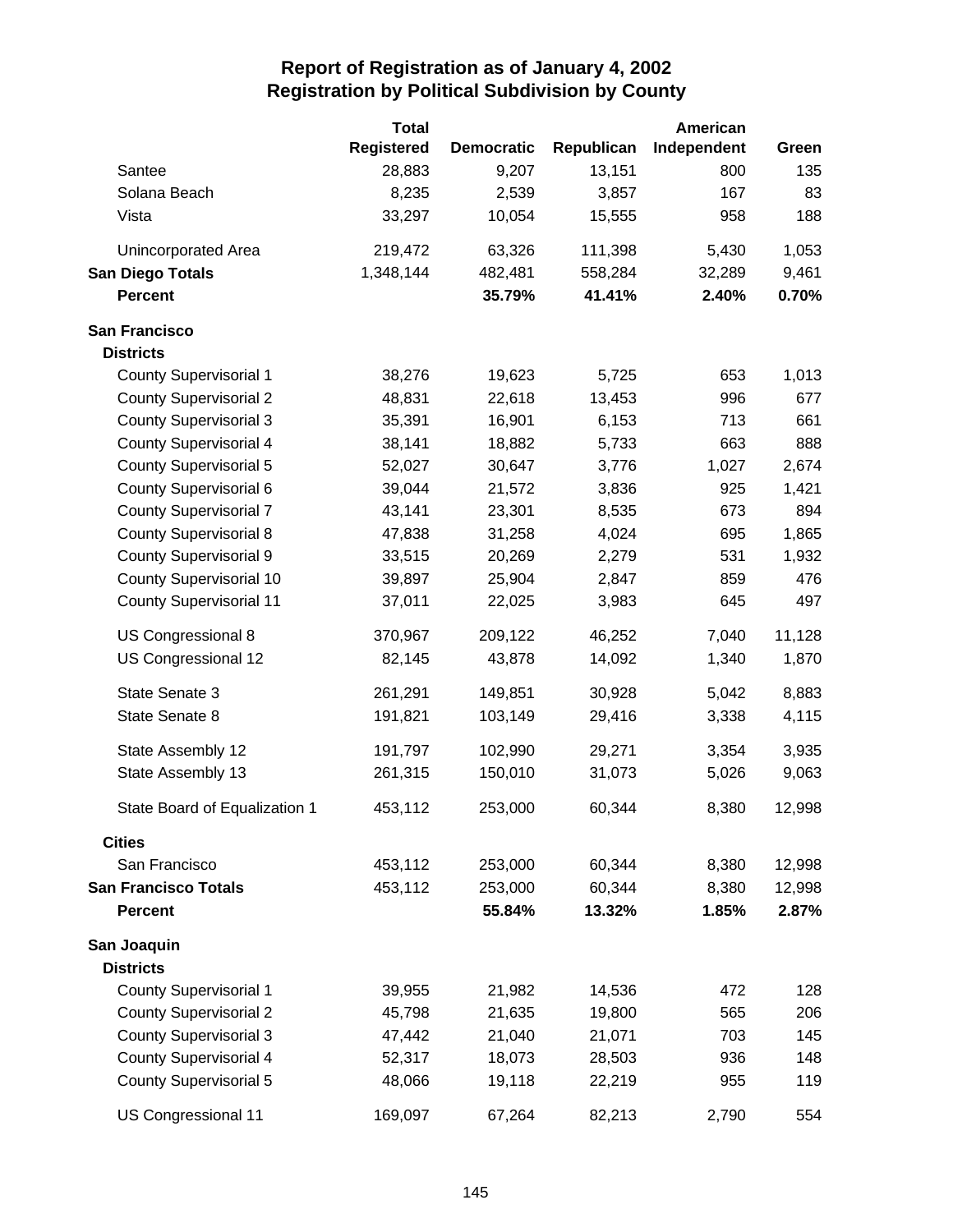# Report of Registration as of January 4, 2002
## Registration by Political Subdivision by County

| | Total Registered | Democratic | Republican | American Independent | Green |
|---|---|---|---|---|---|
| Santee | 28,883 | 9,207 | 13,151 | 800 | 135 |
| Solana Beach | 8,235 | 2,539 | 3,857 | 167 | 83 |
| Vista | 33,297 | 10,054 | 15,555 | 958 | 188 |
| Unincorporated Area | 219,472 | 63,326 | 111,398 | 5,430 | 1,053 |
| **San Diego Totals** | 1,348,144 | 482,481 | 558,284 | 32,289 | 9,461 |
| **Percent** | | **35.79%** | **41.41%** | **2.40%** | **0.70%** |
| **San Francisco** | | | | | |
| **Districts** | | | | | |
| County Supervisorial 1 | 38,276 | 19,623 | 5,725 | 653 | 1,013 |
| County Supervisorial 2 | 48,831 | 22,618 | 13,453 | 996 | 677 |
| County Supervisorial 3 | 35,391 | 16,901 | 6,153 | 713 | 661 |
| County Supervisorial 4 | 38,141 | 18,882 | 5,733 | 663 | 888 |
| County Supervisorial 5 | 52,027 | 30,647 | 3,776 | 1,027 | 2,674 |
| County Supervisorial 6 | 39,044 | 21,572 | 3,836 | 925 | 1,421 |
| County Supervisorial 7 | 43,141 | 23,301 | 8,535 | 673 | 894 |
| County Supervisorial 8 | 47,838 | 31,258 | 4,024 | 695 | 1,865 |
| County Supervisorial 9 | 33,515 | 20,269 | 2,279 | 531 | 1,932 |
| County Supervisorial 10 | 39,897 | 25,904 | 2,847 | 859 | 476 |
| County Supervisorial 11 | 37,011 | 22,025 | 3,983 | 645 | 497 |
| US Congressional 8 | 370,967 | 209,122 | 46,252 | 7,040 | 11,128 |
| US Congressional 12 | 82,145 | 43,878 | 14,092 | 1,340 | 1,870 |
| State Senate 3 | 261,291 | 149,851 | 30,928 | 5,042 | 8,883 |
| State Senate 8 | 191,821 | 103,149 | 29,416 | 3,338 | 4,115 |
| State Assembly 12 | 191,797 | 102,990 | 29,271 | 3,354 | 3,935 |
| State Assembly 13 | 261,315 | 150,010 | 31,073 | 5,026 | 9,063 |
| State Board of Equalization 1 | 453,112 | 253,000 | 60,344 | 8,380 | 12,998 |
| **Cities** | | | | | |
| San Francisco | 453,112 | 253,000 | 60,344 | 8,380 | 12,998 |
| **San Francisco Totals** | 453,112 | 253,000 | 60,344 | 8,380 | 12,998 |
| **Percent** | | **55.84%** | **13.32%** | **1.85%** | **2.87%** |
| **San Joaquin** | | | | | |
| **Districts** | | | | | |
| County Supervisorial 1 | 39,955 | 21,982 | 14,536 | 472 | 128 |
| County Supervisorial 2 | 45,798 | 21,635 | 19,800 | 565 | 206 |
| County Supervisorial 3 | 47,442 | 21,040 | 21,071 | 703 | 145 |
| County Supervisorial 4 | 52,317 | 18,073 | 28,503 | 936 | 148 |
| County Supervisorial 5 | 48,066 | 19,118 | 22,219 | 955 | 119 |
| US Congressional 11 | 169,097 | 67,264 | 82,213 | 2,790 | 554 |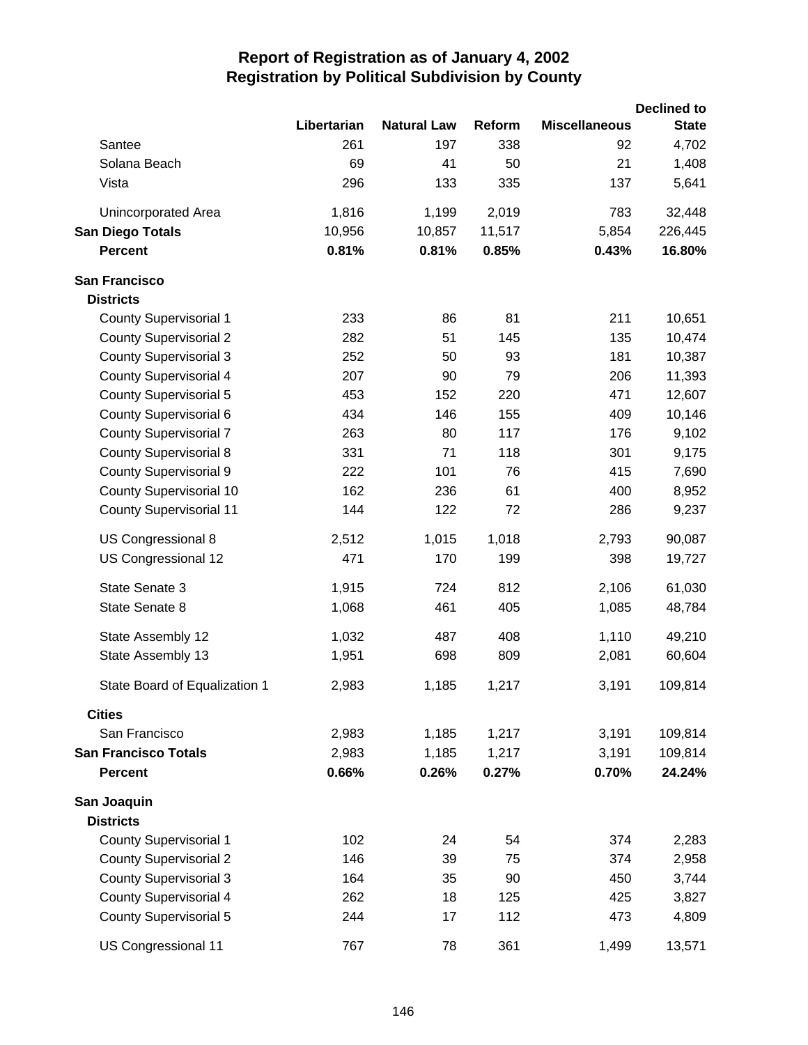# Report of Registration as of January 4, 2002
## Registration by Political Subdivision by County

| | Libertarian | Natural Law | Reform | Miscellaneous | Declined to State |
|---|---|---|---|---|---|
| Santee | 261 | 197 | 338 | 92 | 4,702 |
| Solana Beach | 69 | 41 | 50 | 21 | 1,408 |
| Vista | 296 | 133 | 335 | 137 | 5,641 |
| Unincorporated Area | 1,816 | 1,199 | 2,019 | 783 | 32,448 |
| **San Diego Totals** | 10,956 | 10,857 | 11,517 | 5,854 | 226,445 |
| **Percent** | **0.81%** | **0.81%** | **0.85%** | **0.43%** | **16.80%** |
| **San Francisco** | | | | | |
| **Districts** | | | | | |
| County Supervisorial 1 | 233 | 86 | 81 | 211 | 10,651 |
| County Supervisorial 2 | 282 | 51 | 145 | 135 | 10,474 |
| County Supervisorial 3 | 252 | 50 | 93 | 181 | 10,387 |
| County Supervisorial 4 | 207 | 90 | 79 | 206 | 11,393 |
| County Supervisorial 5 | 453 | 152 | 220 | 471 | 12,607 |
| County Supervisorial 6 | 434 | 146 | 155 | 409 | 10,146 |
| County Supervisorial 7 | 263 | 80 | 117 | 176 | 9,102 |
| County Supervisorial 8 | 331 | 71 | 118 | 301 | 9,175 |
| County Supervisorial 9 | 222 | 101 | 76 | 415 | 7,690 |
| County Supervisorial 10 | 162 | 236 | 61 | 400 | 8,952 |
| County Supervisorial 11 | 144 | 122 | 72 | 286 | 9,237 |
| US Congressional 8 | 2,512 | 1,015 | 1,018 | 2,793 | 90,087 |
| US Congressional 12 | 471 | 170 | 199 | 398 | 19,727 |
| State Senate 3 | 1,915 | 724 | 812 | 2,106 | 61,030 |
| State Senate 8 | 1,068 | 461 | 405 | 1,085 | 48,784 |
| State Assembly 12 | 1,032 | 487 | 408 | 1,110 | 49,210 |
| State Assembly 13 | 1,951 | 698 | 809 | 2,081 | 60,604 |
| State Board of Equalization 1 | 2,983 | 1,185 | 1,217 | 3,191 | 109,814 |
| **Cities** | | | | | |
| San Francisco | 2,983 | 1,185 | 1,217 | 3,191 | 109,814 |
| **San Francisco Totals** | 2,983 | 1,185 | 1,217 | 3,191 | 109,814 |
| **Percent** | **0.66%** | **0.26%** | **0.27%** | **0.70%** | **24.24%** |
| **San Joaquin** | | | | | |
| **Districts** | | | | | |
| County Supervisorial 1 | 102 | 24 | 54 | 374 | 2,283 |
| County Supervisorial 2 | 146 | 39 | 75 | 374 | 2,958 |
| County Supervisorial 3 | 164 | 35 | 90 | 450 | 3,744 |
| County Supervisorial 4 | 262 | 18 | 125 | 425 | 3,827 |
| County Supervisorial 5 | 244 | 17 | 112 | 473 | 4,809 |
| US Congressional 11 | 767 | 78 | 361 | 1,499 | 13,571 |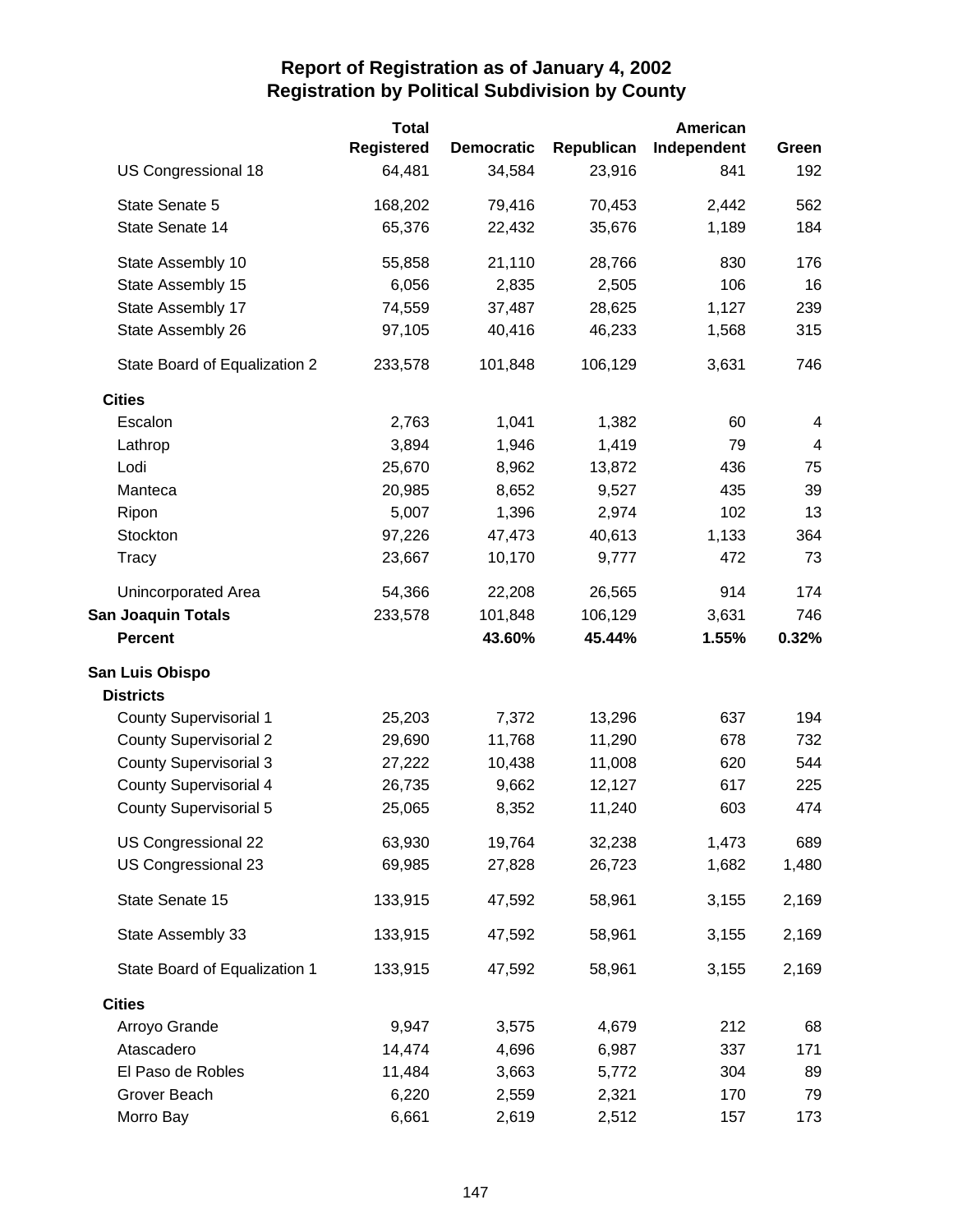# Report of Registration as of January 4, 2002
## Registration by Political Subdivision by County

| | Total Registered | Democratic | Republican | American Independent | Green |
|---|---|---|---|---|---|
| US Congressional 18 | 64,481 | 34,584 | 23,916 | 841 | 192 |
| State Senate 5 | 168,202 | 79,416 | 70,453 | 2,442 | 562 |
| State Senate 14 | 65,376 | 22,432 | 35,676 | 1,189 | 184 |
| State Assembly 10 | 55,858 | 21,110 | 28,766 | 830 | 176 |
| State Assembly 15 | 6,056 | 2,835 | 2,505 | 106 | 16 |
| State Assembly 17 | 74,559 | 37,487 | 28,625 | 1,127 | 239 |
| State Assembly 26 | 97,105 | 40,416 | 46,233 | 1,568 | 315 |
| State Board of Equalization 2 | 233,578 | 101,848 | 106,129 | 3,631 | 746 |
| **Cities** | | | | | |
| Escalon | 2,763 | 1,041 | 1,382 | 60 | 4 |
| Lathrop | 3,894 | 1,946 | 1,419 | 79 | 4 |
| Lodi | 25,670 | 8,962 | 13,872 | 436 | 75 |
| Manteca | 20,985 | 8,652 | 9,527 | 435 | 39 |
| Ripon | 5,007 | 1,396 | 2,974 | 102 | 13 |
| Stockton | 97,226 | 47,473 | 40,613 | 1,133 | 364 |
| Tracy | 23,667 | 10,170 | 9,777 | 472 | 73 |
| Unincorporated Area | 54,366 | 22,208 | 26,565 | 914 | 174 |
| **San Joaquin Totals** | 233,578 | 101,848 | 106,129 | 3,631 | 746 |
| **Percent** | | **43.60%** | **45.44%** | **1.55%** | **0.32%** |
| **San Luis Obispo** | | | | | |
| **Districts** | | | | | |
| County Supervisorial 1 | 25,203 | 7,372 | 13,296 | 637 | 194 |
| County Supervisorial 2 | 29,690 | 11,768 | 11,290 | 678 | 732 |
| County Supervisorial 3 | 27,222 | 10,438 | 11,008 | 620 | 544 |
| County Supervisorial 4 | 26,735 | 9,662 | 12,127 | 617 | 225 |
| County Supervisorial 5 | 25,065 | 8,352 | 11,240 | 603 | 474 |
| US Congressional 22 | 63,930 | 19,764 | 32,238 | 1,473 | 689 |
| US Congressional 23 | 69,985 | 27,828 | 26,723 | 1,682 | 1,480 |
| State Senate 15 | 133,915 | 47,592 | 58,961 | 3,155 | 2,169 |
| State Assembly 33 | 133,915 | 47,592 | 58,961 | 3,155 | 2,169 |
| State Board of Equalization 1 | 133,915 | 47,592 | 58,961 | 3,155 | 2,169 |
| **Cities** | | | | | |
| Arroyo Grande | 9,947 | 3,575 | 4,679 | 212 | 68 |
| Atascadero | 14,474 | 4,696 | 6,987 | 337 | 171 |
| El Paso de Robles | 11,484 | 3,663 | 5,772 | 304 | 89 |
| Grover Beach | 6,220 | 2,559 | 2,321 | 170 | 79 |
| Morro Bay | 6,661 | 2,619 | 2,512 | 157 | 173 |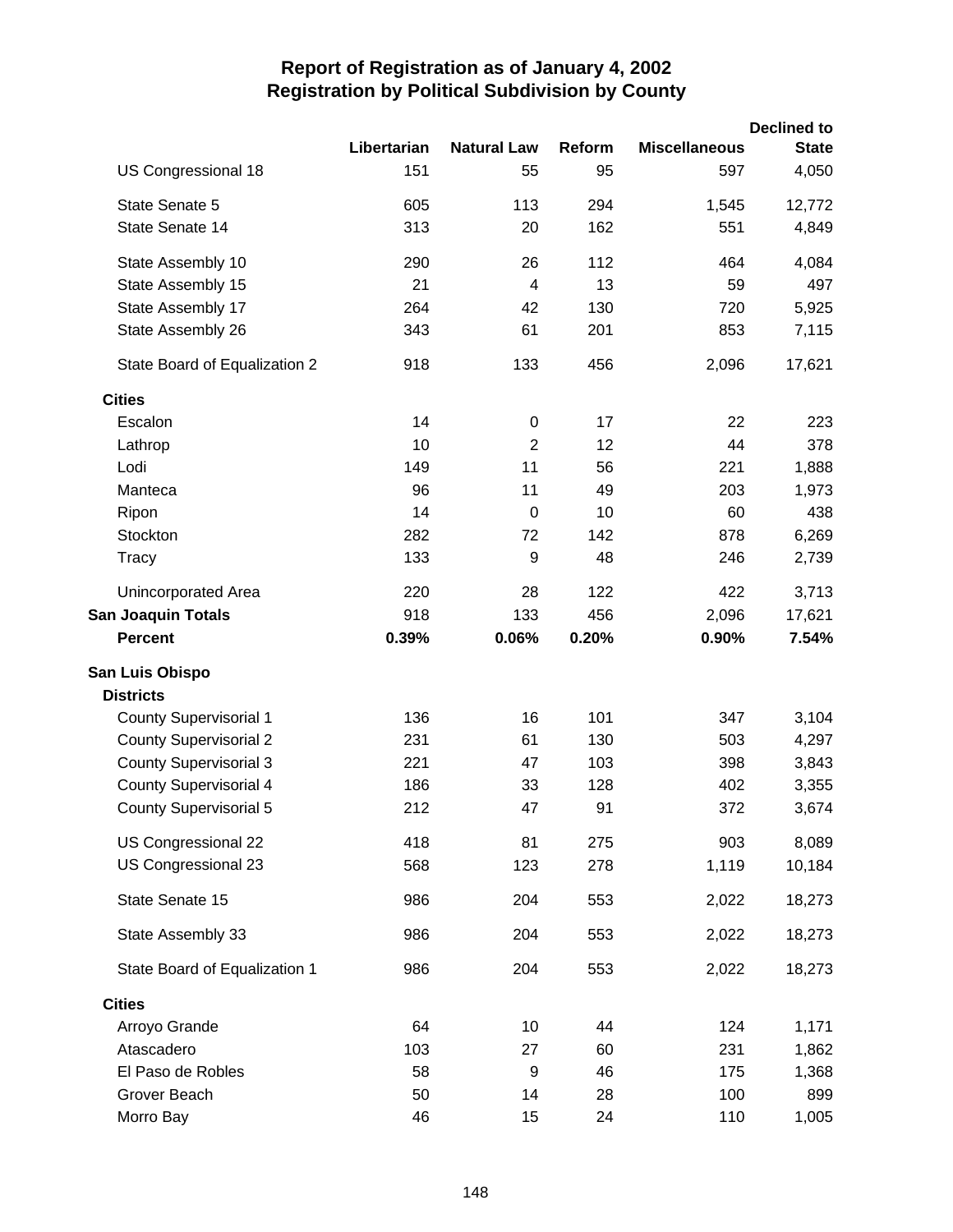# Report of Registration as of January 4, 2002
## Registration by Political Subdivision by County

| | Libertarian | Natural Law | Reform | Miscellaneous | Declined to State |
|---|---|---|---|---|---|
| US Congressional 18 | 151 | 55 | 95 | 597 | 4,050 |
| State Senate 5 | 605 | 113 | 294 | 1,545 | 12,772 |
| State Senate 14 | 313 | 20 | 162 | 551 | 4,849 |
| State Assembly 10 | 290 | 26 | 112 | 464 | 4,084 |
| State Assembly 15 | 21 | 4 | 13 | 59 | 497 |
| State Assembly 17 | 264 | 42 | 130 | 720 | 5,925 |
| State Assembly 26 | 343 | 61 | 201 | 853 | 7,115 |
| State Board of Equalization 2 | 918 | 133 | 456 | 2,096 | 17,621 |
| **Cities** | | | | | |
| Escalon | 14 | 0 | 17 | 22 | 223 |
| Lathrop | 10 | 2 | 12 | 44 | 378 |
| Lodi | 149 | 11 | 56 | 221 | 1,888 |
| Manteca | 96 | 11 | 49 | 203 | 1,973 |
| Ripon | 14 | 0 | 10 | 60 | 438 |
| Stockton | 282 | 72 | 142 | 878 | 6,269 |
| Tracy | 133 | 9 | 48 | 246 | 2,739 |
| Unincorporated Area | 220 | 28 | 122 | 422 | 3,713 |
| **San Joaquin Totals** | 918 | 133 | 456 | 2,096 | 17,621 |
| **Percent** | **0.39%** | **0.06%** | **0.20%** | **0.90%** | **7.54%** |
| **San Luis Obispo** | | | | | |
| **Districts** | | | | | |
| County Supervisorial 1 | 136 | 16 | 101 | 347 | 3,104 |
| County Supervisorial 2 | 231 | 61 | 130 | 503 | 4,297 |
| County Supervisorial 3 | 221 | 47 | 103 | 398 | 3,843 |
| County Supervisorial 4 | 186 | 33 | 128 | 402 | 3,355 |
| County Supervisorial 5 | 212 | 47 | 91 | 372 | 3,674 |
| US Congressional 22 | 418 | 81 | 275 | 903 | 8,089 |
| US Congressional 23 | 568 | 123 | 278 | 1,119 | 10,184 |
| State Senate 15 | 986 | 204 | 553 | 2,022 | 18,273 |
| State Assembly 33 | 986 | 204 | 553 | 2,022 | 18,273 |
| State Board of Equalization 1 | 986 | 204 | 553 | 2,022 | 18,273 |
| **Cities** | | | | | |
| Arroyo Grande | 64 | 10 | 44 | 124 | 1,171 |
| Atascadero | 103 | 27 | 60 | 231 | 1,862 |
| El Paso de Robles | 58 | 9 | 46 | 175 | 1,368 |
| Grover Beach | 50 | 14 | 28 | 100 | 899 |
| Morro Bay | 46 | 15 | 24 | 110 | 1,005 |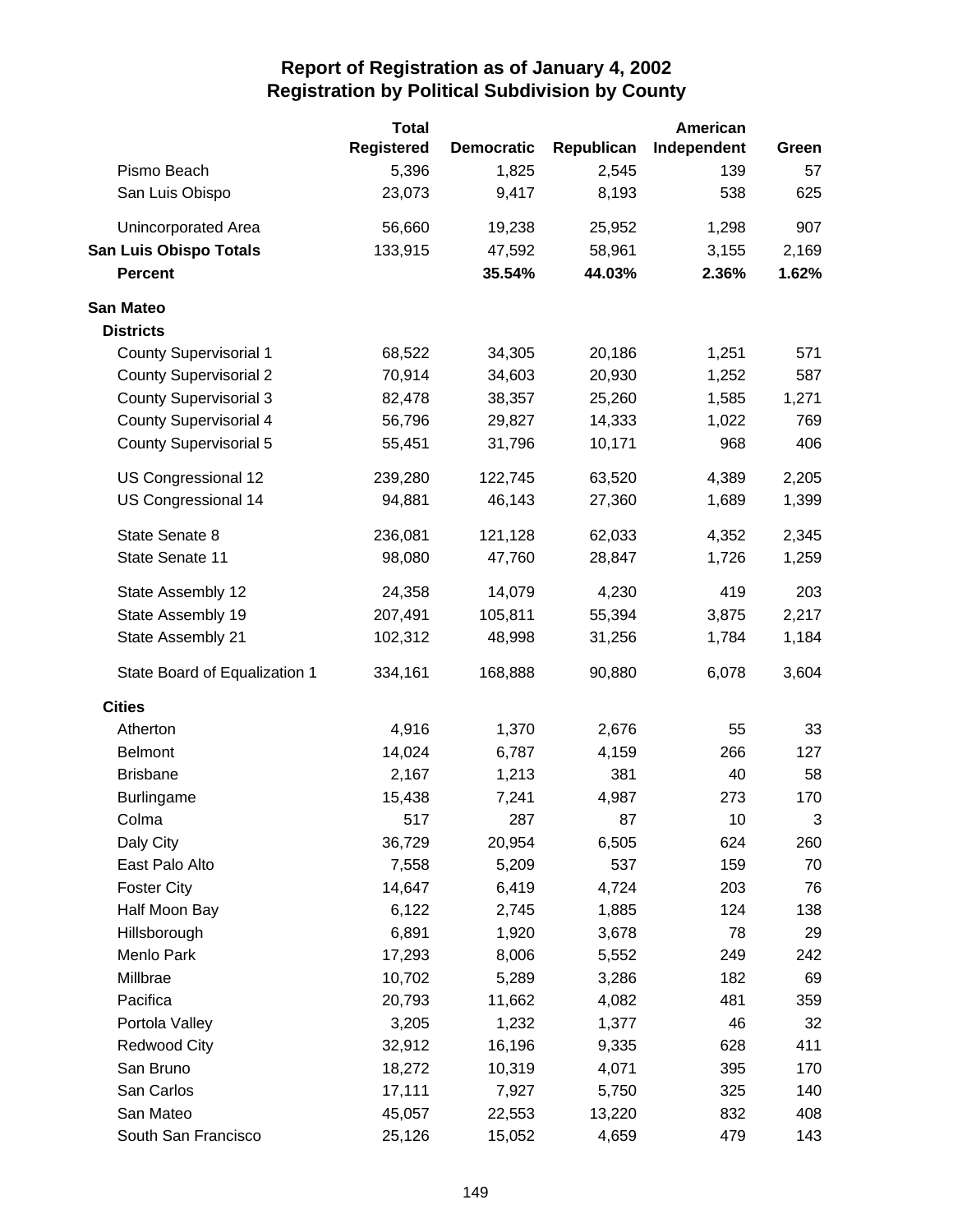# Report of Registration as of January 4, 2002
## Registration by Political Subdivision by County

| | Total Registered | Democratic | Republican | American Independent | Green |
|---|---|---|---|---|---|
| Pismo Beach | 5,396 | 1,825 | 2,545 | 139 | 57 |
| San Luis Obispo | 23,073 | 9,417 | 8,193 | 538 | 625 |
| Unincorporated Area | 56,660 | 19,238 | 25,952 | 1,298 | 907 |
| **San Luis Obispo Totals** | 133,915 | 47,592 | 58,961 | 3,155 | 2,169 |
| **Percent** | | **35.54%** | **44.03%** | **2.36%** | **1.62%** |
| **San Mateo** | | | | | |
| **Districts** | | | | | |
| County Supervisorial 1 | 68,522 | 34,305 | 20,186 | 1,251 | 571 |
| County Supervisorial 2 | 70,914 | 34,603 | 20,930 | 1,252 | 587 |
| County Supervisorial 3 | 82,478 | 38,357 | 25,260 | 1,585 | 1,271 |
| County Supervisorial 4 | 56,796 | 29,827 | 14,333 | 1,022 | 769 |
| County Supervisorial 5 | 55,451 | 31,796 | 10,171 | 968 | 406 |
| US Congressional 12 | 239,280 | 122,745 | 63,520 | 4,389 | 2,205 |
| US Congressional 14 | 94,881 | 46,143 | 27,360 | 1,689 | 1,399 |
| State Senate 8 | 236,081 | 121,128 | 62,033 | 4,352 | 2,345 |
| State Senate 11 | 98,080 | 47,760 | 28,847 | 1,726 | 1,259 |
| State Assembly 12 | 24,358 | 14,079 | 4,230 | 419 | 203 |
| State Assembly 19 | 207,491 | 105,811 | 55,394 | 3,875 | 2,217 |
| State Assembly 21 | 102,312 | 48,998 | 31,256 | 1,784 | 1,184 |
| State Board of Equalization 1 | 334,161 | 168,888 | 90,880 | 6,078 | 3,604 |
| **Cities** | | | | | |
| Atherton | 4,916 | 1,370 | 2,676 | 55 | 33 |
| Belmont | 14,024 | 6,787 | 4,159 | 266 | 127 |
| Brisbane | 2,167 | 1,213 | 381 | 40 | 58 |
| Burlingame | 15,438 | 7,241 | 4,987 | 273 | 170 |
| Colma | 517 | 287 | 87 | 10 | 3 |
| Daly City | 36,729 | 20,954 | 6,505 | 624 | 260 |
| East Palo Alto | 7,558 | 5,209 | 537 | 159 | 70 |
| Foster City | 14,647 | 6,419 | 4,724 | 203 | 76 |
| Half Moon Bay | 6,122 | 2,745 | 1,885 | 124 | 138 |
| Hillsborough | 6,891 | 1,920 | 3,678 | 78 | 29 |
| Menlo Park | 17,293 | 8,006 | 5,552 | 249 | 242 |
| Millbrae | 10,702 | 5,289 | 3,286 | 182 | 69 |
| Pacifica | 20,793 | 11,662 | 4,082 | 481 | 359 |
| Portola Valley | 3,205 | 1,232 | 1,377 | 46 | 32 |
| Redwood City | 32,912 | 16,196 | 9,335 | 628 | 411 |
| San Bruno | 18,272 | 10,319 | 4,071 | 395 | 170 |
| San Carlos | 17,111 | 7,927 | 5,750 | 325 | 140 |
| San Mateo | 45,057 | 22,553 | 13,220 | 832 | 408 |
| South San Francisco | 25,126 | 15,052 | 4,659 | 479 | 143 |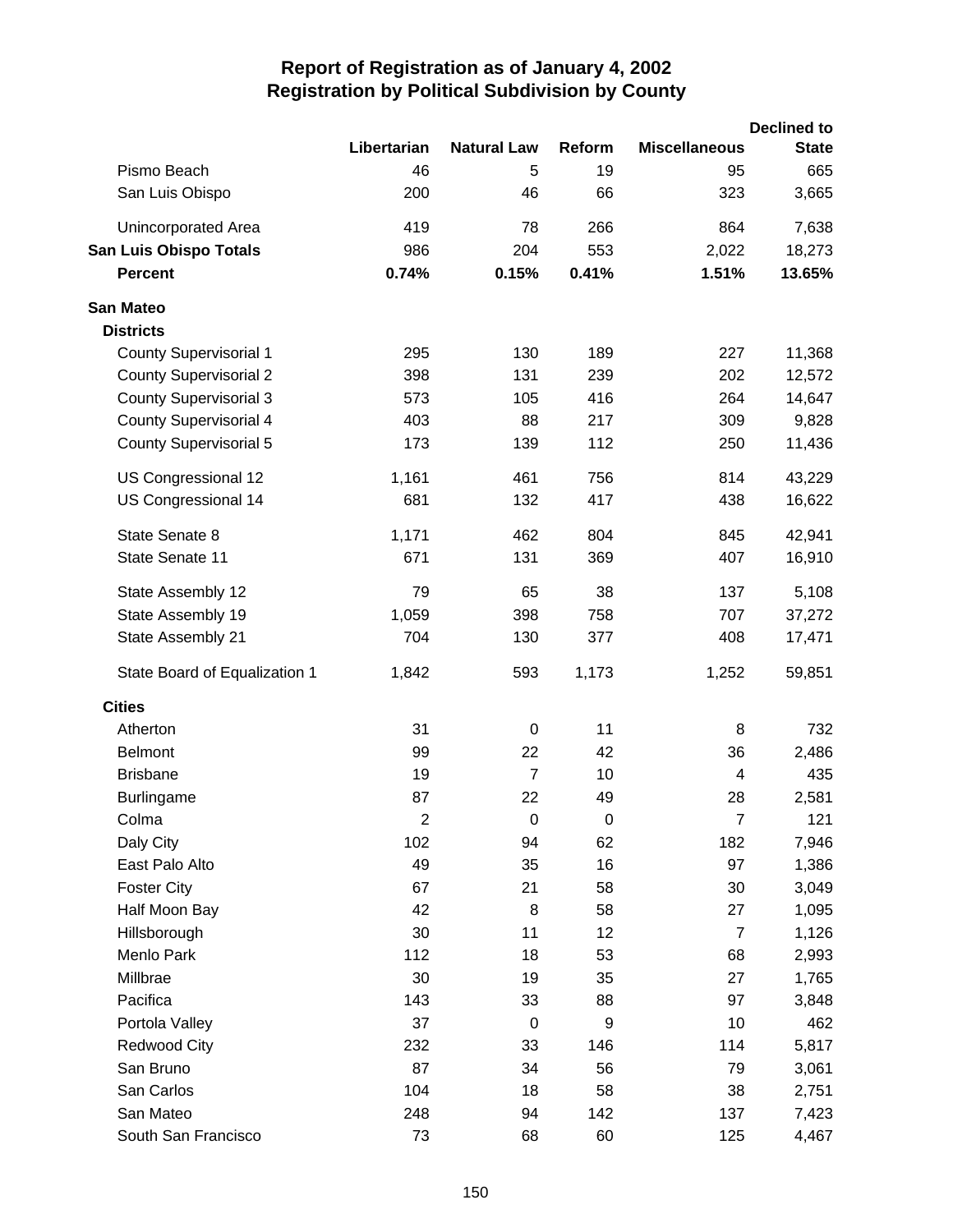# Report of Registration as of January 4, 2002
## Registration by Political Subdivision by County

| | Libertarian | Natural Law | Reform | Miscellaneous | Declined to State |
|---|---|---|---|---|---|
| Pismo Beach | 46 | 5 | 19 | 95 | 665 |
| San Luis Obispo | 200 | 46 | 66 | 323 | 3,665 |
| Unincorporated Area | 419 | 78 | 266 | 864 | 7,638 |
| **San Luis Obispo Totals** | 986 | 204 | 553 | 2,022 | 18,273 |
| **Percent** | **0.74%** | **0.15%** | **0.41%** | **1.51%** | **13.65%** |
| **San Mateo** | | | | | |
| **Districts** | | | | | |
| County Supervisorial 1 | 295 | 130 | 189 | 227 | 11,368 |
| County Supervisorial 2 | 398 | 131 | 239 | 202 | 12,572 |
| County Supervisorial 3 | 573 | 105 | 416 | 264 | 14,647 |
| County Supervisorial 4 | 403 | 88 | 217 | 309 | 9,828 |
| County Supervisorial 5 | 173 | 139 | 112 | 250 | 11,436 |
| US Congressional 12 | 1,161 | 461 | 756 | 814 | 43,229 |
| US Congressional 14 | 681 | 132 | 417 | 438 | 16,622 |
| State Senate 8 | 1,171 | 462 | 804 | 845 | 42,941 |
| State Senate 11 | 671 | 131 | 369 | 407 | 16,910 |
| State Assembly 12 | 79 | 65 | 38 | 137 | 5,108 |
| State Assembly 19 | 1,059 | 398 | 758 | 707 | 37,272 |
| State Assembly 21 | 704 | 130 | 377 | 408 | 17,471 |
| State Board of Equalization 1 | 1,842 | 593 | 1,173 | 1,252 | 59,851 |
| **Cities** | | | | | |
| Atherton | 31 | 0 | 11 | 8 | 732 |
| Belmont | 99 | 22 | 42 | 36 | 2,486 |
| Brisbane | 19 | 7 | 10 | 4 | 435 |
| Burlingame | 87 | 22 | 49 | 28 | 2,581 |
| Colma | 2 | 0 | 0 | 7 | 121 |
| Daly City | 102 | 94 | 62 | 182 | 7,946 |
| East Palo Alto | 49 | 35 | 16 | 97 | 1,386 |
| Foster City | 67 | 21 | 58 | 30 | 3,049 |
| Half Moon Bay | 42 | 8 | 58 | 27 | 1,095 |
| Hillsborough | 30 | 11 | 12 | 7 | 1,126 |
| Menlo Park | 112 | 18 | 53 | 68 | 2,993 |
| Millbrae | 30 | 19 | 35 | 27 | 1,765 |
| Pacifica | 143 | 33 | 88 | 97 | 3,848 |
| Portola Valley | 37 | 0 | 9 | 10 | 462 |
| Redwood City | 232 | 33 | 146 | 114 | 5,817 |
| San Bruno | 87 | 34 | 56 | 79 | 3,061 |
| San Carlos | 104 | 18 | 58 | 38 | 2,751 |
| San Mateo | 248 | 94 | 142 | 137 | 7,423 |
| South San Francisco | 73 | 68 | 60 | 125 | 4,467 |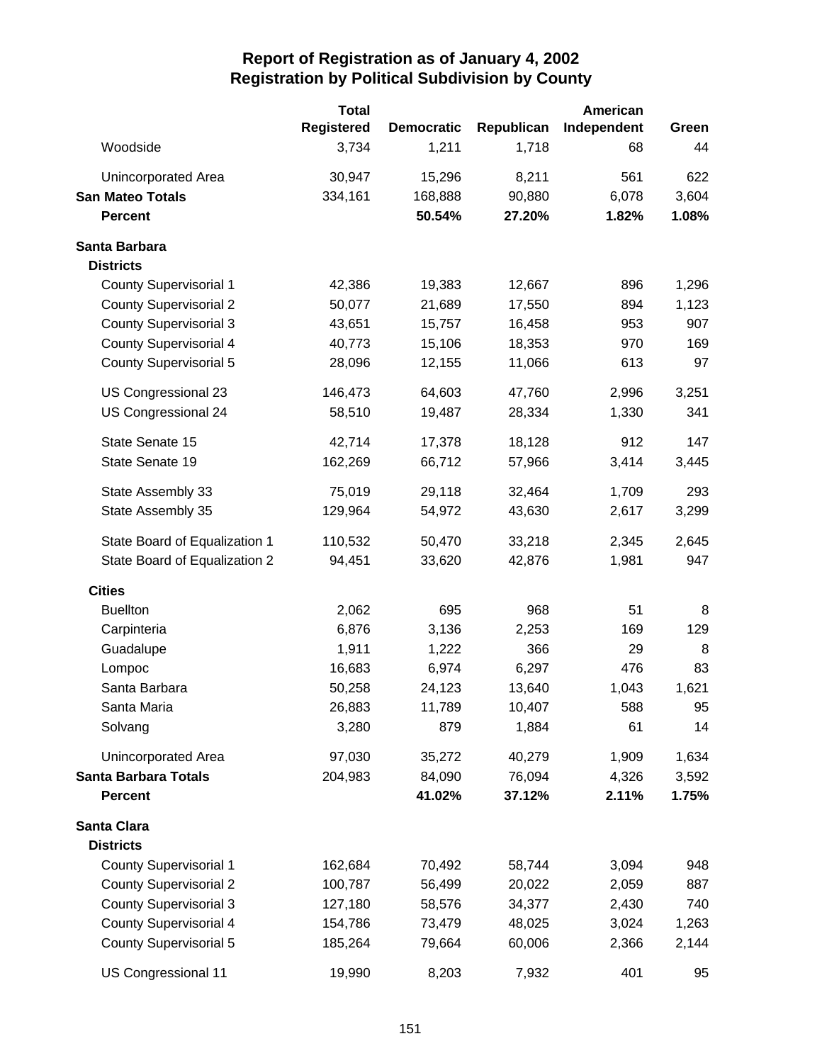# Report of Registration as of January 4, 2002
## Registration by Political Subdivision by County

| | Total Registered | Democratic | Republican | American Independent | Green |
|---|---|---|---|---|---|
| Woodside | 3,734 | 1,211 | 1,718 | 68 | 44 |
| Unincorporated Area | 30,947 | 15,296 | 8,211 | 561 | 622 |
| **San Mateo Totals** | 334,161 | 168,888 | 90,880 | 6,078 | 3,604 |
| **Percent** | | **50.54%** | **27.20%** | **1.82%** | **1.08%** |
| **Santa Barbara** | | | | | |
| **Districts** | | | | | |
| County Supervisorial 1 | 42,386 | 19,383 | 12,667 | 896 | 1,296 |
| County Supervisorial 2 | 50,077 | 21,689 | 17,550 | 894 | 1,123 |
| County Supervisorial 3 | 43,651 | 15,757 | 16,458 | 953 | 907 |
| County Supervisorial 4 | 40,773 | 15,106 | 18,353 | 970 | 169 |
| County Supervisorial 5 | 28,096 | 12,155 | 11,066 | 613 | 97 |
| US Congressional 23 | 146,473 | 64,603 | 47,760 | 2,996 | 3,251 |
| US Congressional 24 | 58,510 | 19,487 | 28,334 | 1,330 | 341 |
| State Senate 15 | 42,714 | 17,378 | 18,128 | 912 | 147 |
| State Senate 19 | 162,269 | 66,712 | 57,966 | 3,414 | 3,445 |
| State Assembly 33 | 75,019 | 29,118 | 32,464 | 1,709 | 293 |
| State Assembly 35 | 129,964 | 54,972 | 43,630 | 2,617 | 3,299 |
| State Board of Equalization 1 | 110,532 | 50,470 | 33,218 | 2,345 | 2,645 |
| State Board of Equalization 2 | 94,451 | 33,620 | 42,876 | 1,981 | 947 |
| **Cities** | | | | | |
| Buellton | 2,062 | 695 | 968 | 51 | 8 |
| Carpinteria | 6,876 | 3,136 | 2,253 | 169 | 129 |
| Guadalupe | 1,911 | 1,222 | 366 | 29 | 8 |
| Lompoc | 16,683 | 6,974 | 6,297 | 476 | 83 |
| Santa Barbara | 50,258 | 24,123 | 13,640 | 1,043 | 1,621 |
| Santa Maria | 26,883 | 11,789 | 10,407 | 588 | 95 |
| Solvang | 3,280 | 879 | 1,884 | 61 | 14 |
| Unincorporated Area | 97,030 | 35,272 | 40,279 | 1,909 | 1,634 |
| **Santa Barbara Totals** | 204,983 | 84,090 | 76,094 | 4,326 | 3,592 |
| **Percent** | | **41.02%** | **37.12%** | **2.11%** | **1.75%** |
| **Santa Clara** | | | | | |
| **Districts** | | | | | |
| County Supervisorial 1 | 162,684 | 70,492 | 58,744 | 3,094 | 948 |
| County Supervisorial 2 | 100,787 | 56,499 | 20,022 | 2,059 | 887 |
| County Supervisorial 3 | 127,180 | 58,576 | 34,377 | 2,430 | 740 |
| County Supervisorial 4 | 154,786 | 73,479 | 48,025 | 3,024 | 1,263 |
| County Supervisorial 5 | 185,264 | 79,664 | 60,006 | 2,366 | 2,144 |
| US Congressional 11 | 19,990 | 8,203 | 7,932 | 401 | 95 |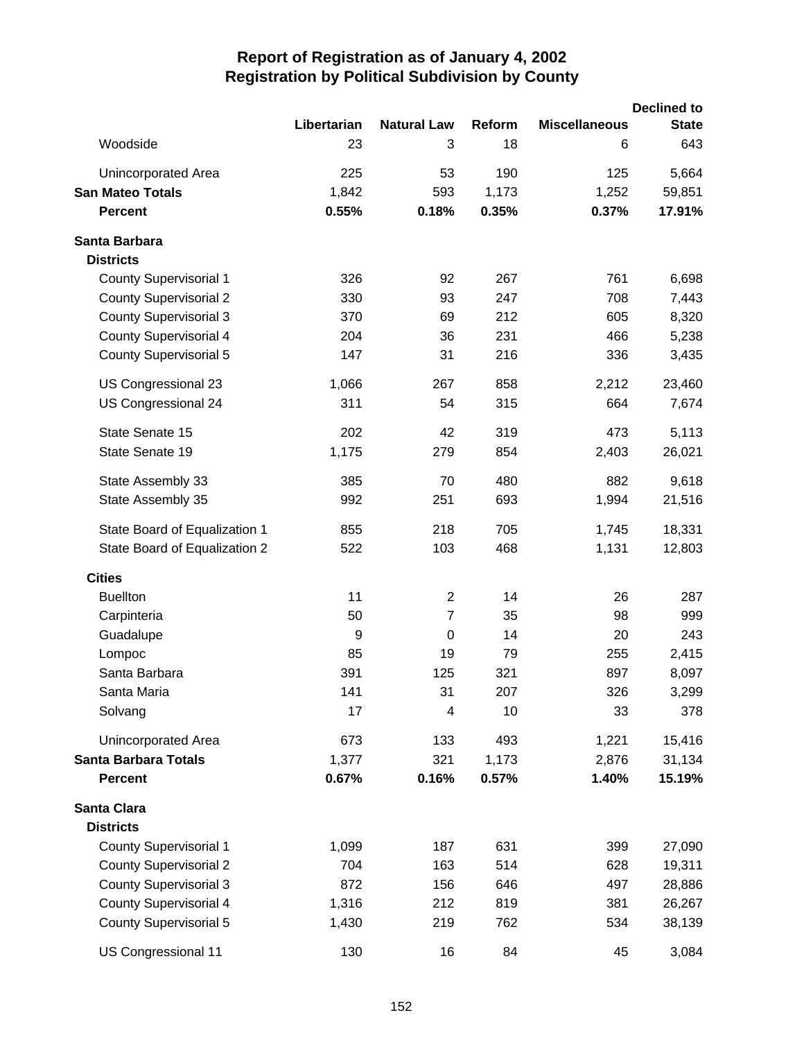# Report of Registration as of January 4, 2002
## Registration by Political Subdivision by County

| | Libertarian | Natural Law | Reform | Miscellaneous | Declined to State |
|---|---|---|---|---|---|
| Woodside | 23 | 3 | 18 | 6 | 643 |
| Unincorporated Area | 225 | 53 | 190 | 125 | 5,664 |
| **San Mateo Totals** | 1,842 | 593 | 1,173 | 1,252 | 59,851 |
| **Percent** | **0.55%** | **0.18%** | **0.35%** | **0.37%** | **17.91%** |
| **Santa Barbara** | | | | | |
| **Districts** | | | | | |
| County Supervisorial 1 | 326 | 92 | 267 | 761 | 6,698 |
| County Supervisorial 2 | 330 | 93 | 247 | 708 | 7,443 |
| County Supervisorial 3 | 370 | 69 | 212 | 605 | 8,320 |
| County Supervisorial 4 | 204 | 36 | 231 | 466 | 5,238 |
| County Supervisorial 5 | 147 | 31 | 216 | 336 | 3,435 |
| US Congressional 23 | 1,066 | 267 | 858 | 2,212 | 23,460 |
| US Congressional 24 | 311 | 54 | 315 | 664 | 7,674 |
| State Senate 15 | 202 | 42 | 319 | 473 | 5,113 |
| State Senate 19 | 1,175 | 279 | 854 | 2,403 | 26,021 |
| State Assembly 33 | 385 | 70 | 480 | 882 | 9,618 |
| State Assembly 35 | 992 | 251 | 693 | 1,994 | 21,516 |
| State Board of Equalization 1 | 855 | 218 | 705 | 1,745 | 18,331 |
| State Board of Equalization 2 | 522 | 103 | 468 | 1,131 | 12,803 |
| **Cities** | | | | | |
| Buellton | 11 | 2 | 14 | 26 | 287 |
| Carpinteria | 50 | 7 | 35 | 98 | 999 |
| Guadalupe | 9 | 0 | 14 | 20 | 243 |
| Lompoc | 85 | 19 | 79 | 255 | 2,415 |
| Santa Barbara | 391 | 125 | 321 | 897 | 8,097 |
| Santa Maria | 141 | 31 | 207 | 326 | 3,299 |
| Solvang | 17 | 4 | 10 | 33 | 378 |
| Unincorporated Area | 673 | 133 | 493 | 1,221 | 15,416 |
| **Santa Barbara Totals** | 1,377 | 321 | 1,173 | 2,876 | 31,134 |
| **Percent** | **0.67%** | **0.16%** | **0.57%** | **1.40%** | **15.19%** |
| **Santa Clara** | | | | | |
| **Districts** | | | | | |
| County Supervisorial 1 | 1,099 | 187 | 631 | 399 | 27,090 |
| County Supervisorial 2 | 704 | 163 | 514 | 628 | 19,311 |
| County Supervisorial 3 | 872 | 156 | 646 | 497 | 28,886 |
| County Supervisorial 4 | 1,316 | 212 | 819 | 381 | 26,267 |
| County Supervisorial 5 | 1,430 | 219 | 762 | 534 | 38,139 |
| US Congressional 11 | 130 | 16 | 84 | 45 | 3,084 |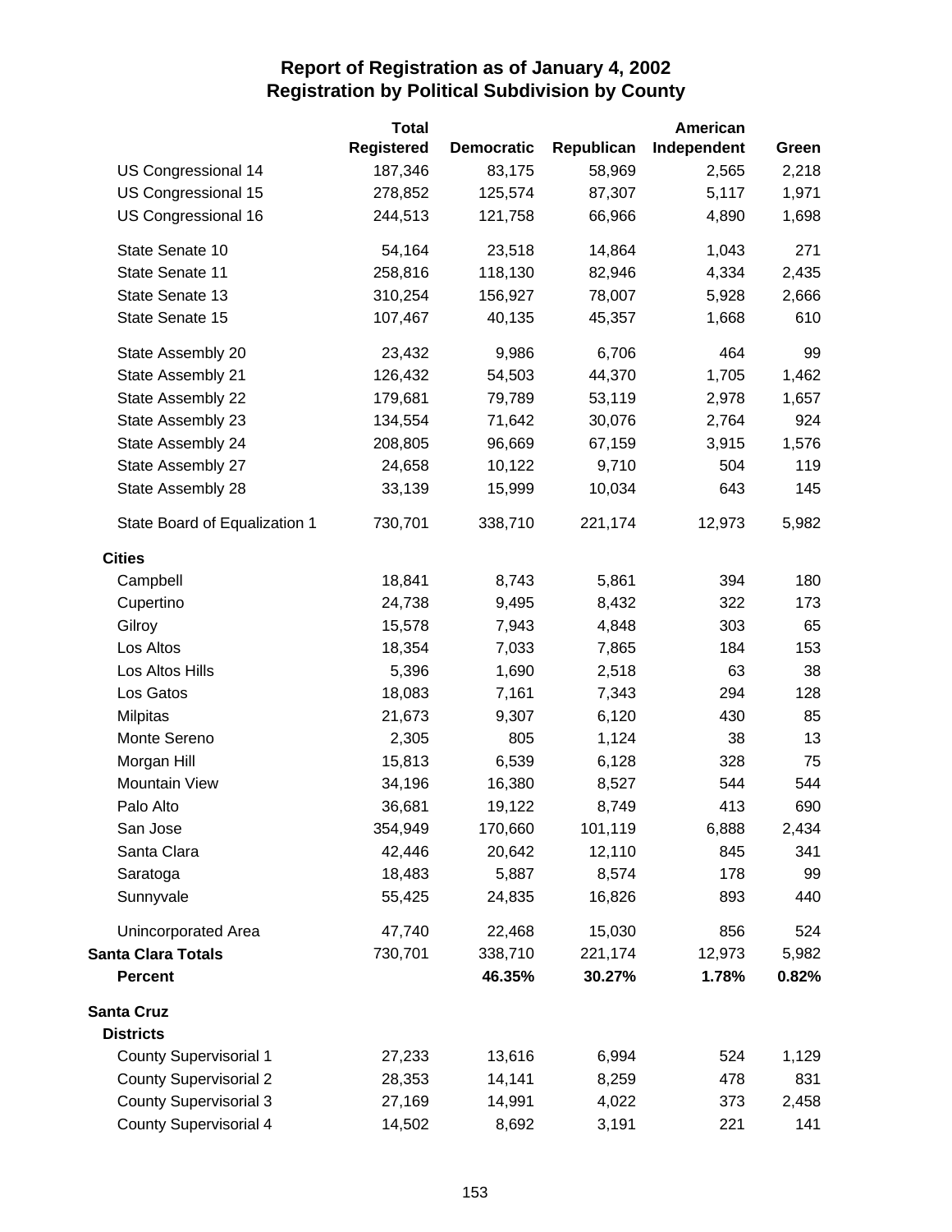# Report of Registration as of January 4, 2002
## Registration by Political Subdivision by County

| | Total Registered | Democratic | Republican | American Independent | Green |
|---|---|---|---|---|---|
| US Congressional 14 | 187,346 | 83,175 | 58,969 | 2,565 | 2,218 |
| US Congressional 15 | 278,852 | 125,574 | 87,307 | 5,117 | 1,971 |
| US Congressional 16 | 244,513 | 121,758 | 66,966 | 4,890 | 1,698 |
| State Senate 10 | 54,164 | 23,518 | 14,864 | 1,043 | 271 |
| State Senate 11 | 258,816 | 118,130 | 82,946 | 4,334 | 2,435 |
| State Senate 13 | 310,254 | 156,927 | 78,007 | 5,928 | 2,666 |
| State Senate 15 | 107,467 | 40,135 | 45,357 | 1,668 | 610 |
| State Assembly 20 | 23,432 | 9,986 | 6,706 | 464 | 99 |
| State Assembly 21 | 126,432 | 54,503 | 44,370 | 1,705 | 1,462 |
| State Assembly 22 | 179,681 | 79,789 | 53,119 | 2,978 | 1,657 |
| State Assembly 23 | 134,554 | 71,642 | 30,076 | 2,764 | 924 |
| State Assembly 24 | 208,805 | 96,669 | 67,159 | 3,915 | 1,576 |
| State Assembly 27 | 24,658 | 10,122 | 9,710 | 504 | 119 |
| State Assembly 28 | 33,139 | 15,999 | 10,034 | 643 | 145 |
| State Board of Equalization 1 | 730,701 | 338,710 | 221,174 | 12,973 | 5,982 |
| **Cities** | | | | | |
| Campbell | 18,841 | 8,743 | 5,861 | 394 | 180 |
| Cupertino | 24,738 | 9,495 | 8,432 | 322 | 173 |
| Gilroy | 15,578 | 7,943 | 4,848 | 303 | 65 |
| Los Altos | 18,354 | 7,033 | 7,865 | 184 | 153 |
| Los Altos Hills | 5,396 | 1,690 | 2,518 | 63 | 38 |
| Los Gatos | 18,083 | 7,161 | 7,343 | 294 | 128 |
| Milpitas | 21,673 | 9,307 | 6,120 | 430 | 85 |
| Monte Sereno | 2,305 | 805 | 1,124 | 38 | 13 |
| Morgan Hill | 15,813 | 6,539 | 6,128 | 328 | 75 |
| Mountain View | 34,196 | 16,380 | 8,527 | 544 | 544 |
| Palo Alto | 36,681 | 19,122 | 8,749 | 413 | 690 |
| San Jose | 354,949 | 170,660 | 101,119 | 6,888 | 2,434 |
| Santa Clara | 42,446 | 20,642 | 12,110 | 845 | 341 |
| Saratoga | 18,483 | 5,887 | 8,574 | 178 | 99 |
| Sunnyvale | 55,425 | 24,835 | 16,826 | 893 | 440 |
| Unincorporated Area | 47,740 | 22,468 | 15,030 | 856 | 524 |
| **Santa Clara Totals** | 730,701 | 338,710 | 221,174 | 12,973 | 5,982 |
| **Percent** | | **46.35%** | **30.27%** | **1.78%** | **0.82%** |
| **Santa Cruz** | | | | | |
| **Districts** | | | | | |
| County Supervisorial 1 | 27,233 | 13,616 | 6,994 | 524 | 1,129 |
| County Supervisorial 2 | 28,353 | 14,141 | 8,259 | 478 | 831 |
| County Supervisorial 3 | 27,169 | 14,991 | 4,022 | 373 | 2,458 |
| County Supervisorial 4 | 14,502 | 8,692 | 3,191 | 221 | 141 |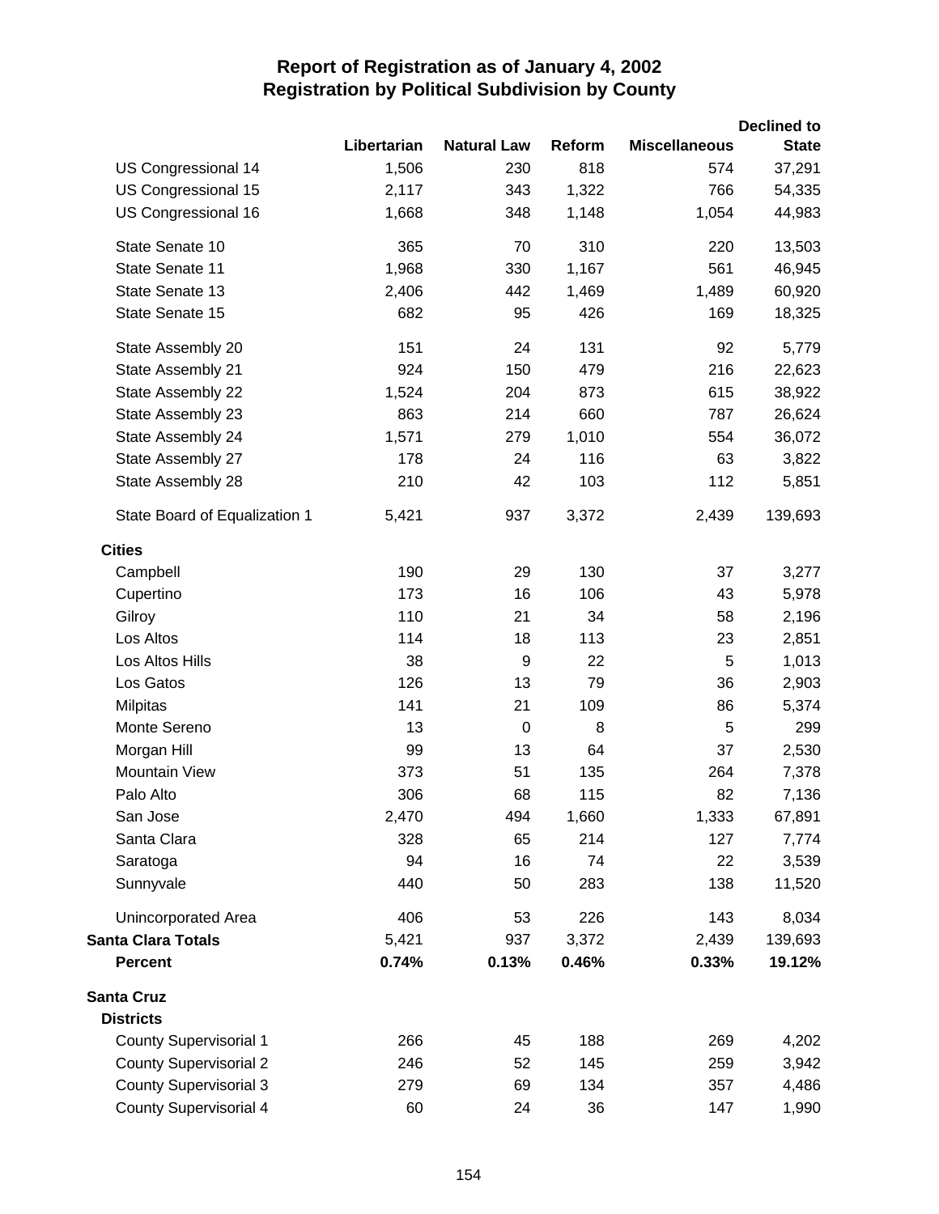# Report of Registration as of January 4, 2002
## Registration by Political Subdivision by County

| | Libertarian | Natural Law | Reform | Miscellaneous | Declined to State |
|---|---|---|---|---|---|
| US Congressional 14 | 1,506 | 230 | 818 | 574 | 37,291 |
| US Congressional 15 | 2,117 | 343 | 1,322 | 766 | 54,335 |
| US Congressional 16 | 1,668 | 348 | 1,148 | 1,054 | 44,983 |
| State Senate 10 | 365 | 70 | 310 | 220 | 13,503 |
| State Senate 11 | 1,968 | 330 | 1,167 | 561 | 46,945 |
| State Senate 13 | 2,406 | 442 | 1,469 | 1,489 | 60,920 |
| State Senate 15 | 682 | 95 | 426 | 169 | 18,325 |
| State Assembly 20 | 151 | 24 | 131 | 92 | 5,779 |
| State Assembly 21 | 924 | 150 | 479 | 216 | 22,623 |
| State Assembly 22 | 1,524 | 204 | 873 | 615 | 38,922 |
| State Assembly 23 | 863 | 214 | 660 | 787 | 26,624 |
| State Assembly 24 | 1,571 | 279 | 1,010 | 554 | 36,072 |
| State Assembly 27 | 178 | 24 | 116 | 63 | 3,822 |
| State Assembly 28 | 210 | 42 | 103 | 112 | 5,851 |
| State Board of Equalization 1 | 5,421 | 937 | 3,372 | 2,439 | 139,693 |
| **Cities** | | | | | |
| Campbell | 190 | 29 | 130 | 37 | 3,277 |
| Cupertino | 173 | 16 | 106 | 43 | 5,978 |
| Gilroy | 110 | 21 | 34 | 58 | 2,196 |
| Los Altos | 114 | 18 | 113 | 23 | 2,851 |
| Los Altos Hills | 38 | 9 | 22 | 5 | 1,013 |
| Los Gatos | 126 | 13 | 79 | 36 | 2,903 |
| Milpitas | 141 | 21 | 109 | 86 | 5,374 |
| Monte Sereno | 13 | 0 | 8 | 5 | 299 |
| Morgan Hill | 99 | 13 | 64 | 37 | 2,530 |
| Mountain View | 373 | 51 | 135 | 264 | 7,378 |
| Palo Alto | 306 | 68 | 115 | 82 | 7,136 |
| San Jose | 2,470 | 494 | 1,660 | 1,333 | 67,891 |
| Santa Clara | 328 | 65 | 214 | 127 | 7,774 |
| Saratoga | 94 | 16 | 74 | 22 | 3,539 |
| Sunnyvale | 440 | 50 | 283 | 138 | 11,520 |
| Unincorporated Area | 406 | 53 | 226 | 143 | 8,034 |
| **Santa Clara Totals** | 5,421 | 937 | 3,372 | 2,439 | 139,693 |
| **Percent** | **0.74%** | **0.13%** | **0.46%** | **0.33%** | **19.12%** |
| **Santa Cruz** | | | | | |
| **Districts** | | | | | |
| County Supervisorial 1 | 266 | 45 | 188 | 269 | 4,202 |
| County Supervisorial 2 | 246 | 52 | 145 | 259 | 3,942 |
| County Supervisorial 3 | 279 | 69 | 134 | 357 | 4,486 |
| County Supervisorial 4 | 60 | 24 | 36 | 147 | 1,990 |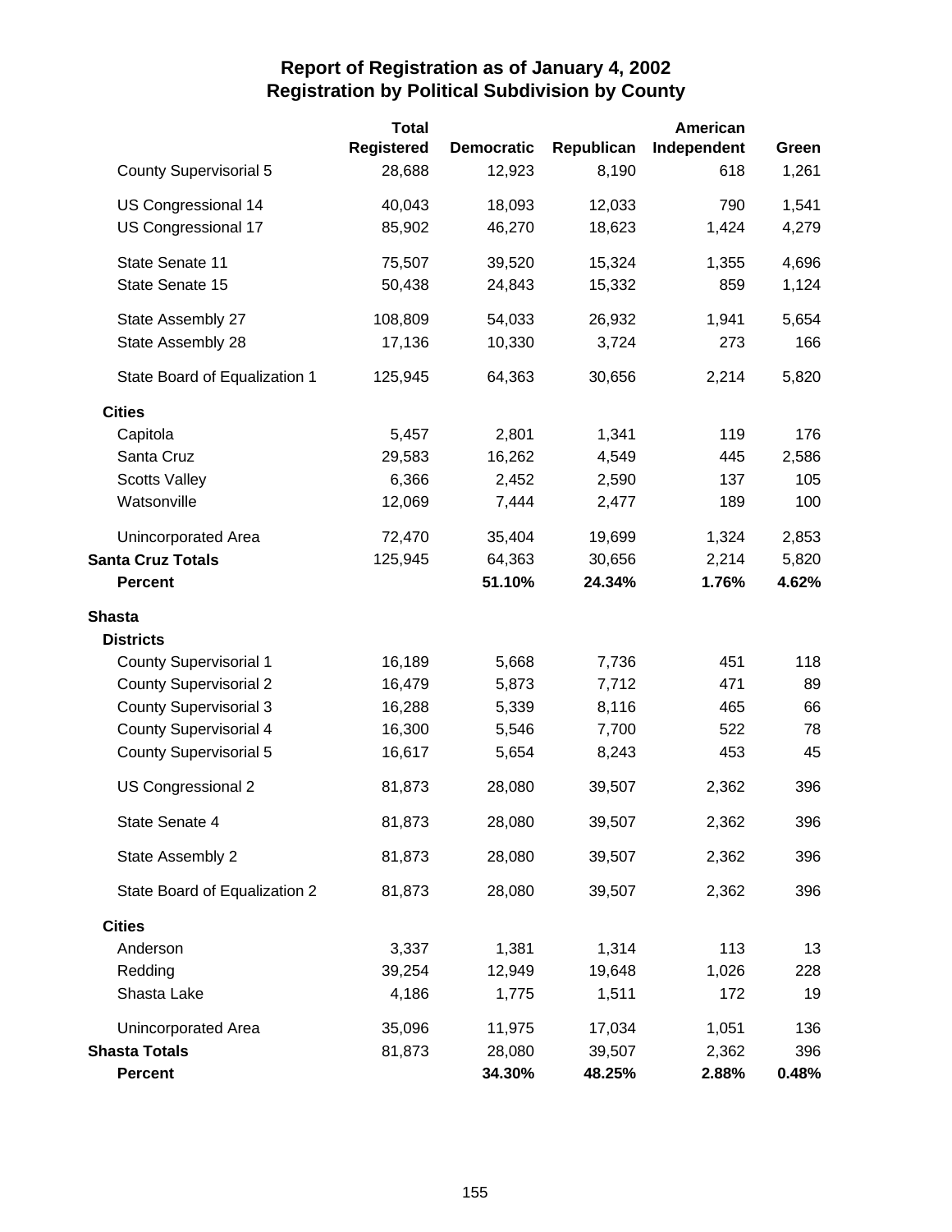# Report of Registration as of January 4, 2002
## Registration by Political Subdivision by County

| | Total Registered | Democratic | Republican | American Independent | Green |
|---|---|---|---|---|---|
| County Supervisorial 5 | 28,688 | 12,923 | 8,190 | 618 | 1,261 |
| US Congressional 14 | 40,043 | 18,093 | 12,033 | 790 | 1,541 |
| US Congressional 17 | 85,902 | 46,270 | 18,623 | 1,424 | 4,279 |
| State Senate 11 | 75,507 | 39,520 | 15,324 | 1,355 | 4,696 |
| State Senate 15 | 50,438 | 24,843 | 15,332 | 859 | 1,124 |
| State Assembly 27 | 108,809 | 54,033 | 26,932 | 1,941 | 5,654 |
| State Assembly 28 | 17,136 | 10,330 | 3,724 | 273 | 166 |
| State Board of Equalization 1 | 125,945 | 64,363 | 30,656 | 2,214 | 5,820 |
| **Cities** | | | | | |
| Capitola | 5,457 | 2,801 | 1,341 | 119 | 176 |
| Santa Cruz | 29,583 | 16,262 | 4,549 | 445 | 2,586 |
| Scotts Valley | 6,366 | 2,452 | 2,590 | 137 | 105 |
| Watsonville | 12,069 | 7,444 | 2,477 | 189 | 100 |
| Unincorporated Area | 72,470 | 35,404 | 19,699 | 1,324 | 2,853 |
| **Santa Cruz Totals** | 125,945 | 64,363 | 30,656 | 2,214 | 5,820 |
| **Percent** | | **51.10%** | **24.34%** | **1.76%** | **4.62%** |
| **Shasta** | | | | | |
| **Districts** | | | | | |
| County Supervisorial 1 | 16,189 | 5,668 | 7,736 | 451 | 118 |
| County Supervisorial 2 | 16,479 | 5,873 | 7,712 | 471 | 89 |
| County Supervisorial 3 | 16,288 | 5,339 | 8,116 | 465 | 66 |
| County Supervisorial 4 | 16,300 | 5,546 | 7,700 | 522 | 78 |
| County Supervisorial 5 | 16,617 | 5,654 | 8,243 | 453 | 45 |
| US Congressional 2 | 81,873 | 28,080 | 39,507 | 2,362 | 396 |
| State Senate 4 | 81,873 | 28,080 | 39,507 | 2,362 | 396 |
| State Assembly 2 | 81,873 | 28,080 | 39,507 | 2,362 | 396 |
| State Board of Equalization 2 | 81,873 | 28,080 | 39,507 | 2,362 | 396 |
| **Cities** | | | | | |
| Anderson | 3,337 | 1,381 | 1,314 | 113 | 13 |
| Redding | 39,254 | 12,949 | 19,648 | 1,026 | 228 |
| Shasta Lake | 4,186 | 1,775 | 1,511 | 172 | 19 |
| Unincorporated Area | 35,096 | 11,975 | 17,034 | 1,051 | 136 |
| **Shasta Totals** | 81,873 | 28,080 | 39,507 | 2,362 | 396 |
| **Percent** | | **34.30%** | **48.25%** | **2.88%** | **0.48%** |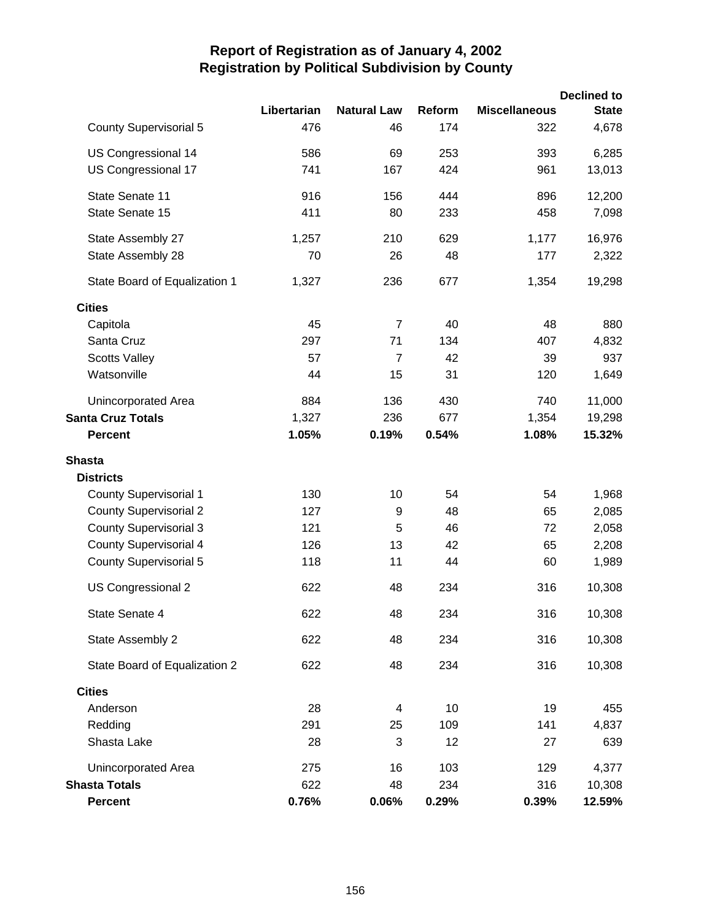# Report of Registration as of January 4, 2002
## Registration by Political Subdivision by County

| | Libertarian | Natural Law | Reform | Miscellaneous | Declined to State |
|---|---|---|---|---|---|
| County Supervisorial 5 | 476 | 46 | 174 | 322 | 4,678 |
| US Congressional 14 | 586 | 69 | 253 | 393 | 6,285 |
| US Congressional 17 | 741 | 167 | 424 | 961 | 13,013 |
| State Senate 11 | 916 | 156 | 444 | 896 | 12,200 |
| State Senate 15 | 411 | 80 | 233 | 458 | 7,098 |
| State Assembly 27 | 1,257 | 210 | 629 | 1,177 | 16,976 |
| State Assembly 28 | 70 | 26 | 48 | 177 | 2,322 |
| State Board of Equalization 1 | 1,327 | 236 | 677 | 1,354 | 19,298 |
| **Cities** | | | | | |
| Capitola | 45 | 7 | 40 | 48 | 880 |
| Santa Cruz | 297 | 71 | 134 | 407 | 4,832 |
| Scotts Valley | 57 | 7 | 42 | 39 | 937 |
| Watsonville | 44 | 15 | 31 | 120 | 1,649 |
| Unincorporated Area | 884 | 136 | 430 | 740 | 11,000 |
| **Santa Cruz Totals** | 1,327 | 236 | 677 | 1,354 | 19,298 |
| **Percent** | **1.05%** | **0.19%** | **0.54%** | **1.08%** | **15.32%** |
| **Shasta** | | | | | |
| **Districts** | | | | | |
| County Supervisorial 1 | 130 | 10 | 54 | 54 | 1,968 |
| County Supervisorial 2 | 127 | 9 | 48 | 65 | 2,085 |
| County Supervisorial 3 | 121 | 5 | 46 | 72 | 2,058 |
| County Supervisorial 4 | 126 | 13 | 42 | 65 | 2,208 |
| County Supervisorial 5 | 118 | 11 | 44 | 60 | 1,989 |
| US Congressional 2 | 622 | 48 | 234 | 316 | 10,308 |
| State Senate 4 | 622 | 48 | 234 | 316 | 10,308 |
| State Assembly 2 | 622 | 48 | 234 | 316 | 10,308 |
| State Board of Equalization 2 | 622 | 48 | 234 | 316 | 10,308 |
| **Cities** | | | | | |
| Anderson | 28 | 4 | 10 | 19 | 455 |
| Redding | 291 | 25 | 109 | 141 | 4,837 |
| Shasta Lake | 28 | 3 | 12 | 27 | 639 |
| Unincorporated Area | 275 | 16 | 103 | 129 | 4,377 |
| **Shasta Totals** | 622 | 48 | 234 | 316 | 10,308 |
| **Percent** | **0.76%** | **0.06%** | **0.29%** | **0.39%** | **12.59%** |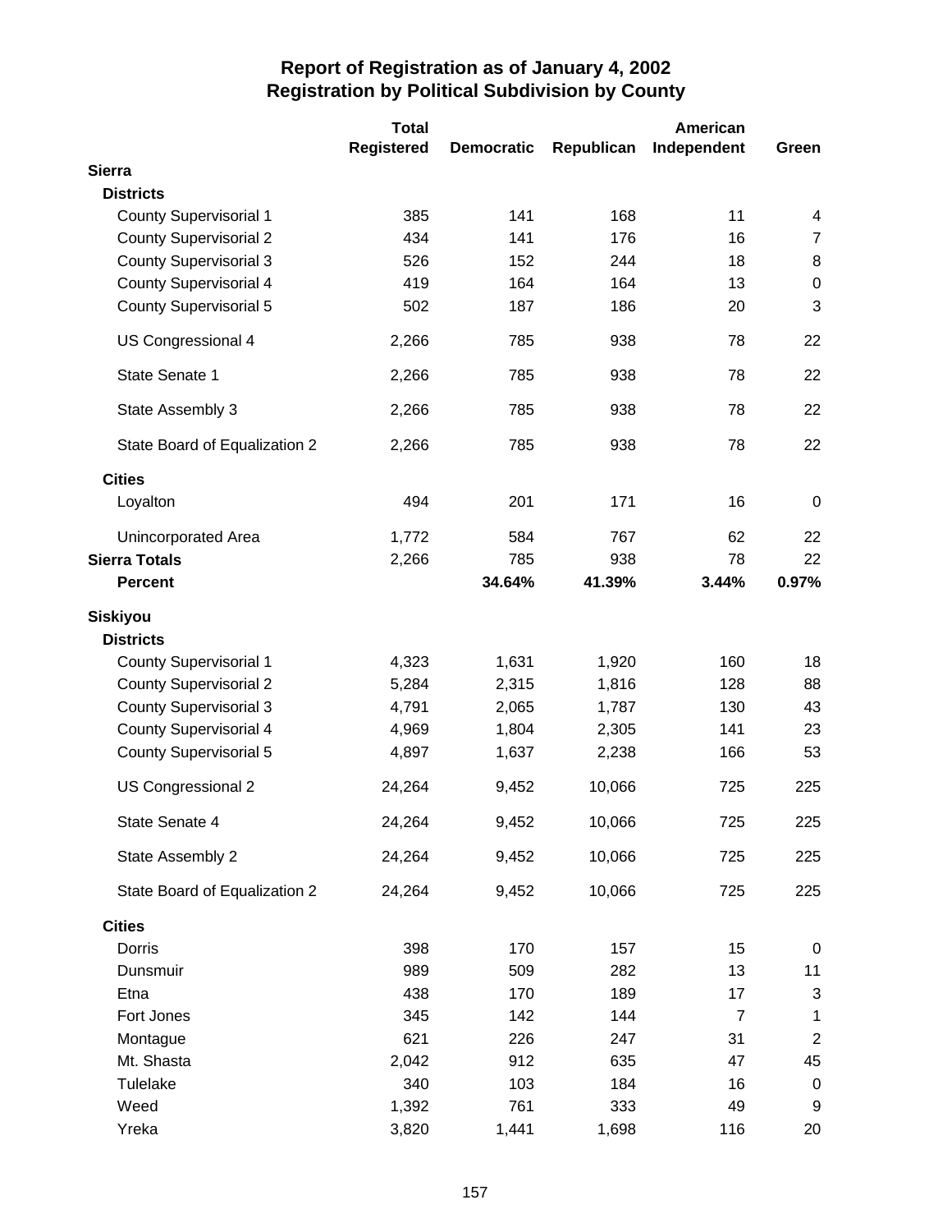# Report of Registration as of January 4, 2002
## Registration by Political Subdivision by County

| | Total Registered | Democratic | Republican | American Independent | Green |
|---|---|---|---|---|---|
| **Sierra** | | | | | |
| **Districts** | | | | | |
| County Supervisorial 1 | 385 | 141 | 168 | 11 | 4 |
| County Supervisorial 2 | 434 | 141 | 176 | 16 | 7 |
| County Supervisorial 3 | 526 | 152 | 244 | 18 | 8 |
| County Supervisorial 4 | 419 | 164 | 164 | 13 | 0 |
| County Supervisorial 5 | 502 | 187 | 186 | 20 | 3 |
| US Congressional 4 | 2,266 | 785 | 938 | 78 | 22 |
| State Senate 1 | 2,266 | 785 | 938 | 78 | 22 |
| State Assembly 3 | 2,266 | 785 | 938 | 78 | 22 |
| State Board of Equalization 2 | 2,266 | 785 | 938 | 78 | 22 |
| **Cities** | | | | | |
| Loyalton | 494 | 201 | 171 | 16 | 0 |
| Unincorporated Area | 1,772 | 584 | 767 | 62 | 22 |
| **Sierra Totals** | 2,266 | 785 | 938 | 78 | 22 |
| **Percent** | | **34.64%** | **41.39%** | **3.44%** | **0.97%** |
| **Siskiyou** | | | | | |
| **Districts** | | | | | |
| County Supervisorial 1 | 4,323 | 1,631 | 1,920 | 160 | 18 |
| County Supervisorial 2 | 5,284 | 2,315 | 1,816 | 128 | 88 |
| County Supervisorial 3 | 4,791 | 2,065 | 1,787 | 130 | 43 |
| County Supervisorial 4 | 4,969 | 1,804 | 2,305 | 141 | 23 |
| County Supervisorial 5 | 4,897 | 1,637 | 2,238 | 166 | 53 |
| US Congressional 2 | 24,264 | 9,452 | 10,066 | 725 | 225 |
| State Senate 4 | 24,264 | 9,452 | 10,066 | 725 | 225 |
| State Assembly 2 | 24,264 | 9,452 | 10,066 | 725 | 225 |
| State Board of Equalization 2 | 24,264 | 9,452 | 10,066 | 725 | 225 |
| **Cities** | | | | | |
| Dorris | 398 | 170 | 157 | 15 | 0 |
| Dunsmuir | 989 | 509 | 282 | 13 | 11 |
| Etna | 438 | 170 | 189 | 17 | 3 |
| Fort Jones | 345 | 142 | 144 | 7 | 1 |
| Montague | 621 | 226 | 247 | 31 | 2 |
| Mt. Shasta | 2,042 | 912 | 635 | 47 | 45 |
| Tulelake | 340 | 103 | 184 | 16 | 0 |
| Weed | 1,392 | 761 | 333 | 49 | 9 |
| Yreka | 3,820 | 1,441 | 1,698 | 116 | 20 |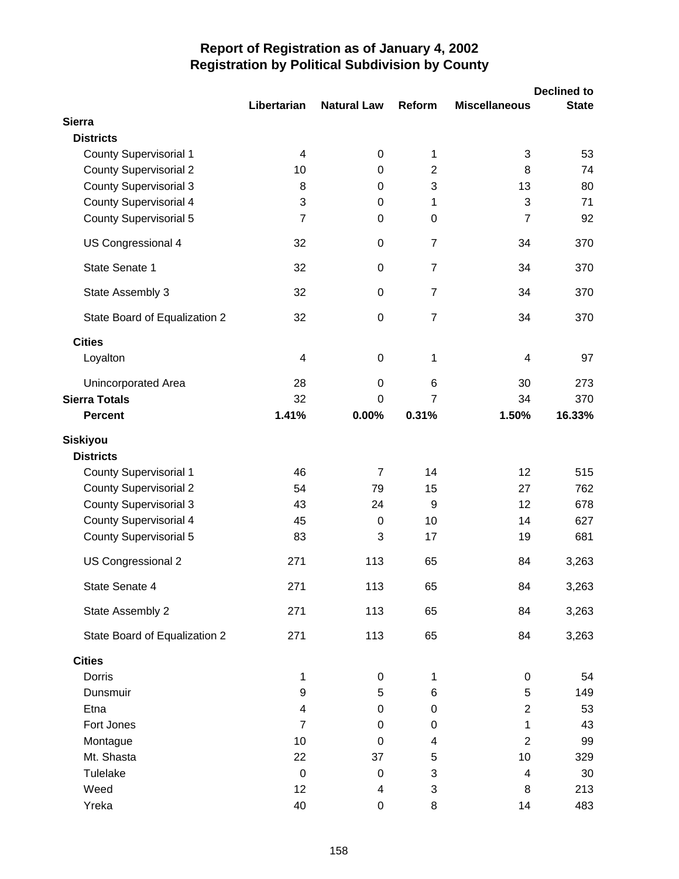# Report of Registration as of January 4, 2002
## Registration by Political Subdivision by County

| | Libertarian | Natural Law | Reform | Miscellaneous | Declined to State |
|---|---|---|---|---|---|
| **Sierra** | | | | | |
| **Districts** | | | | | |
| County Supervisorial 1 | 4 | 0 | 1 | 3 | 53 |
| County Supervisorial 2 | 10 | 0 | 2 | 8 | 74 |
| County Supervisorial 3 | 8 | 0 | 3 | 13 | 80 |
| County Supervisorial 4 | 3 | 0 | 1 | 3 | 71 |
| County Supervisorial 5 | 7 | 0 | 0 | 7 | 92 |
| US Congressional 4 | 32 | 0 | 7 | 34 | 370 |
| State Senate 1 | 32 | 0 | 7 | 34 | 370 |
| State Assembly 3 | 32 | 0 | 7 | 34 | 370 |
| State Board of Equalization 2 | 32 | 0 | 7 | 34 | 370 |
| **Cities** | | | | | |
| Loyalton | 4 | 0 | 1 | 4 | 97 |
| Unincorporated Area | 28 | 0 | 6 | 30 | 273 |
| **Sierra Totals** | 32 | 0 | 7 | 34 | 370 |
| **Percent** | **1.41%** | **0.00%** | **0.31%** | **1.50%** | **16.33%** |
| **Siskiyou** | | | | | |
| **Districts** | | | | | |
| County Supervisorial 1 | 46 | 7 | 14 | 12 | 515 |
| County Supervisorial 2 | 54 | 79 | 15 | 27 | 762 |
| County Supervisorial 3 | 43 | 24 | 9 | 12 | 678 |
| County Supervisorial 4 | 45 | 0 | 10 | 14 | 627 |
| County Supervisorial 5 | 83 | 3 | 17 | 19 | 681 |
| US Congressional 2 | 271 | 113 | 65 | 84 | 3,263 |
| State Senate 4 | 271 | 113 | 65 | 84 | 3,263 |
| State Assembly 2 | 271 | 113 | 65 | 84 | 3,263 |
| State Board of Equalization 2 | 271 | 113 | 65 | 84 | 3,263 |
| **Cities** | | | | | |
| Dorris | 1 | 0 | 1 | 0 | 54 |
| Dunsmuir | 9 | 5 | 6 | 5 | 149 |
| Etna | 4 | 0 | 0 | 2 | 53 |
| Fort Jones | 7 | 0 | 0 | 1 | 43 |
| Montague | 10 | 0 | 4 | 2 | 99 |
| Mt. Shasta | 22 | 37 | 5 | 10 | 329 |
| Tulelake | 0 | 0 | 3 | 4 | 30 |
| Weed | 12 | 4 | 3 | 8 | 213 |
| Yreka | 40 | 0 | 8 | 14 | 483 |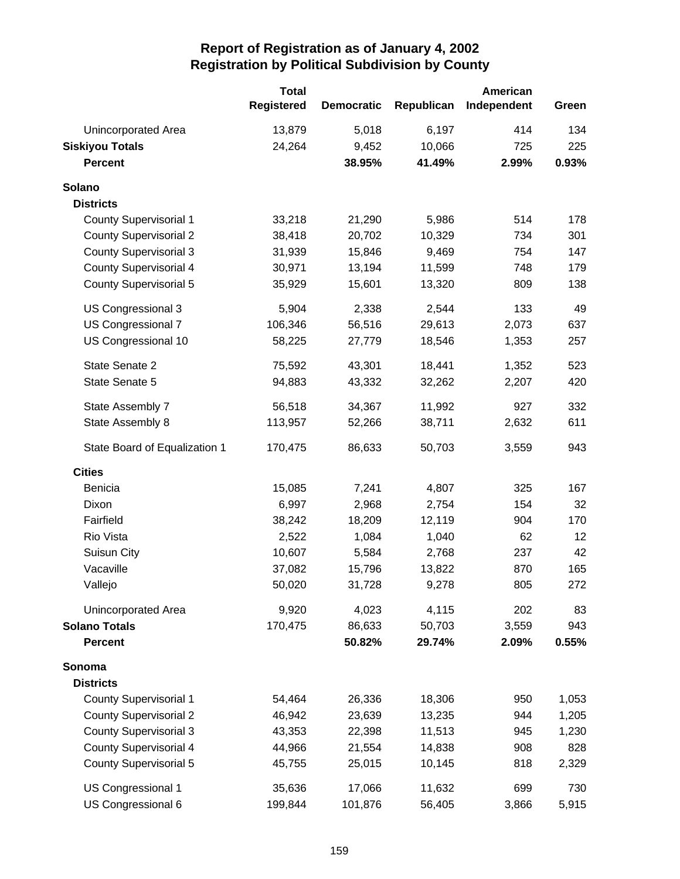# Report of Registration as of January 4, 2002
## Registration by Political Subdivision by County

| | Total Registered | Democratic | Republican | American Independent | Green |
|---|---|---|---|---|---|
| Unincorporated Area | 13,879 | 5,018 | 6,197 | 414 | 134 |
| **Siskiyou Totals** | 24,264 | 9,452 | 10,066 | 725 | 225 |
| **Percent** | | **38.95%** | **41.49%** | **2.99%** | **0.93%** |
| **Solano** | | | | | |
| **Districts** | | | | | |
| County Supervisorial 1 | 33,218 | 21,290 | 5,986 | 514 | 178 |
| County Supervisorial 2 | 38,418 | 20,702 | 10,329 | 734 | 301 |
| County Supervisorial 3 | 31,939 | 15,846 | 9,469 | 754 | 147 |
| County Supervisorial 4 | 30,971 | 13,194 | 11,599 | 748 | 179 |
| County Supervisorial 5 | 35,929 | 15,601 | 13,320 | 809 | 138 |
| US Congressional 3 | 5,904 | 2,338 | 2,544 | 133 | 49 |
| US Congressional 7 | 106,346 | 56,516 | 29,613 | 2,073 | 637 |
| US Congressional 10 | 58,225 | 27,779 | 18,546 | 1,353 | 257 |
| State Senate 2 | 75,592 | 43,301 | 18,441 | 1,352 | 523 |
| State Senate 5 | 94,883 | 43,332 | 32,262 | 2,207 | 420 |
| State Assembly 7 | 56,518 | 34,367 | 11,992 | 927 | 332 |
| State Assembly 8 | 113,957 | 52,266 | 38,711 | 2,632 | 611 |
| State Board of Equalization 1 | 170,475 | 86,633 | 50,703 | 3,559 | 943 |
| **Cities** | | | | | |
| Benicia | 15,085 | 7,241 | 4,807 | 325 | 167 |
| Dixon | 6,997 | 2,968 | 2,754 | 154 | 32 |
| Fairfield | 38,242 | 18,209 | 12,119 | 904 | 170 |
| Rio Vista | 2,522 | 1,084 | 1,040 | 62 | 12 |
| Suisun City | 10,607 | 5,584 | 2,768 | 237 | 42 |
| Vacaville | 37,082 | 15,796 | 13,822 | 870 | 165 |
| Vallejo | 50,020 | 31,728 | 9,278 | 805 | 272 |
| Unincorporated Area | 9,920 | 4,023 | 4,115 | 202 | 83 |
| **Solano Totals** | 170,475 | 86,633 | 50,703 | 3,559 | 943 |
| **Percent** | | **50.82%** | **29.74%** | **2.09%** | **0.55%** |
| **Sonoma** | | | | | |
| **Districts** | | | | | |
| County Supervisorial 1 | 54,464 | 26,336 | 18,306 | 950 | 1,053 |
| County Supervisorial 2 | 46,942 | 23,639 | 13,235 | 944 | 1,205 |
| County Supervisorial 3 | 43,353 | 22,398 | 11,513 | 945 | 1,230 |
| County Supervisorial 4 | 44,966 | 21,554 | 14,838 | 908 | 828 |
| County Supervisorial 5 | 45,755 | 25,015 | 10,145 | 818 | 2,329 |
| US Congressional 1 | 35,636 | 17,066 | 11,632 | 699 | 730 |
| US Congressional 6 | 199,844 | 101,876 | 56,405 | 3,866 | 5,915 |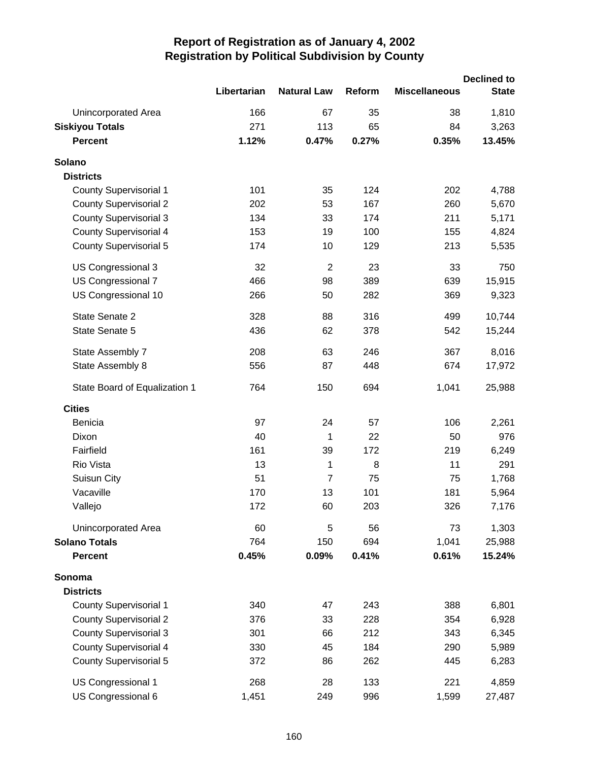# Report of Registration as of January 4, 2002
## Registration by Political Subdivision by County

| | Libertarian | Natural Law | Reform | Miscellaneous | Declined to State |
|---|---|---|---|---|---|
| Unincorporated Area | 166 | 67 | 35 | 38 | 1,810 |
| **Siskiyou Totals** | 271 | 113 | 65 | 84 | 3,263 |
| **Percent** | **1.12%** | **0.47%** | **0.27%** | **0.35%** | **13.45%** |
| **Solano** | | | | | |
| **Districts** | | | | | |
| County Supervisorial 1 | 101 | 35 | 124 | 202 | 4,788 |
| County Supervisorial 2 | 202 | 53 | 167 | 260 | 5,670 |
| County Supervisorial 3 | 134 | 33 | 174 | 211 | 5,171 |
| County Supervisorial 4 | 153 | 19 | 100 | 155 | 4,824 |
| County Supervisorial 5 | 174 | 10 | 129 | 213 | 5,535 |
| US Congressional 3 | 32 | 2 | 23 | 33 | 750 |
| US Congressional 7 | 466 | 98 | 389 | 639 | 15,915 |
| US Congressional 10 | 266 | 50 | 282 | 369 | 9,323 |
| State Senate 2 | 328 | 88 | 316 | 499 | 10,744 |
| State Senate 5 | 436 | 62 | 378 | 542 | 15,244 |
| State Assembly 7 | 208 | 63 | 246 | 367 | 8,016 |
| State Assembly 8 | 556 | 87 | 448 | 674 | 17,972 |
| State Board of Equalization 1 | 764 | 150 | 694 | 1,041 | 25,988 |
| **Cities** | | | | | |
| Benicia | 97 | 24 | 57 | 106 | 2,261 |
| Dixon | 40 | 1 | 22 | 50 | 976 |
| Fairfield | 161 | 39 | 172 | 219 | 6,249 |
| Rio Vista | 13 | 1 | 8 | 11 | 291 |
| Suisun City | 51 | 7 | 75 | 75 | 1,768 |
| Vacaville | 170 | 13 | 101 | 181 | 5,964 |
| Vallejo | 172 | 60 | 203 | 326 | 7,176 |
| Unincorporated Area | 60 | 5 | 56 | 73 | 1,303 |
| **Solano Totals** | 764 | 150 | 694 | 1,041 | 25,988 |
| **Percent** | **0.45%** | **0.09%** | **0.41%** | **0.61%** | **15.24%** |
| **Sonoma** | | | | | |
| **Districts** | | | | | |
| County Supervisorial 1 | 340 | 47 | 243 | 388 | 6,801 |
| County Supervisorial 2 | 376 | 33 | 228 | 354 | 6,928 |
| County Supervisorial 3 | 301 | 66 | 212 | 343 | 6,345 |
| County Supervisorial 4 | 330 | 45 | 184 | 290 | 5,989 |
| County Supervisorial 5 | 372 | 86 | 262 | 445 | 6,283 |
| US Congressional 1 | 268 | 28 | 133 | 221 | 4,859 |
| US Congressional 6 | 1,451 | 249 | 996 | 1,599 | 27,487 |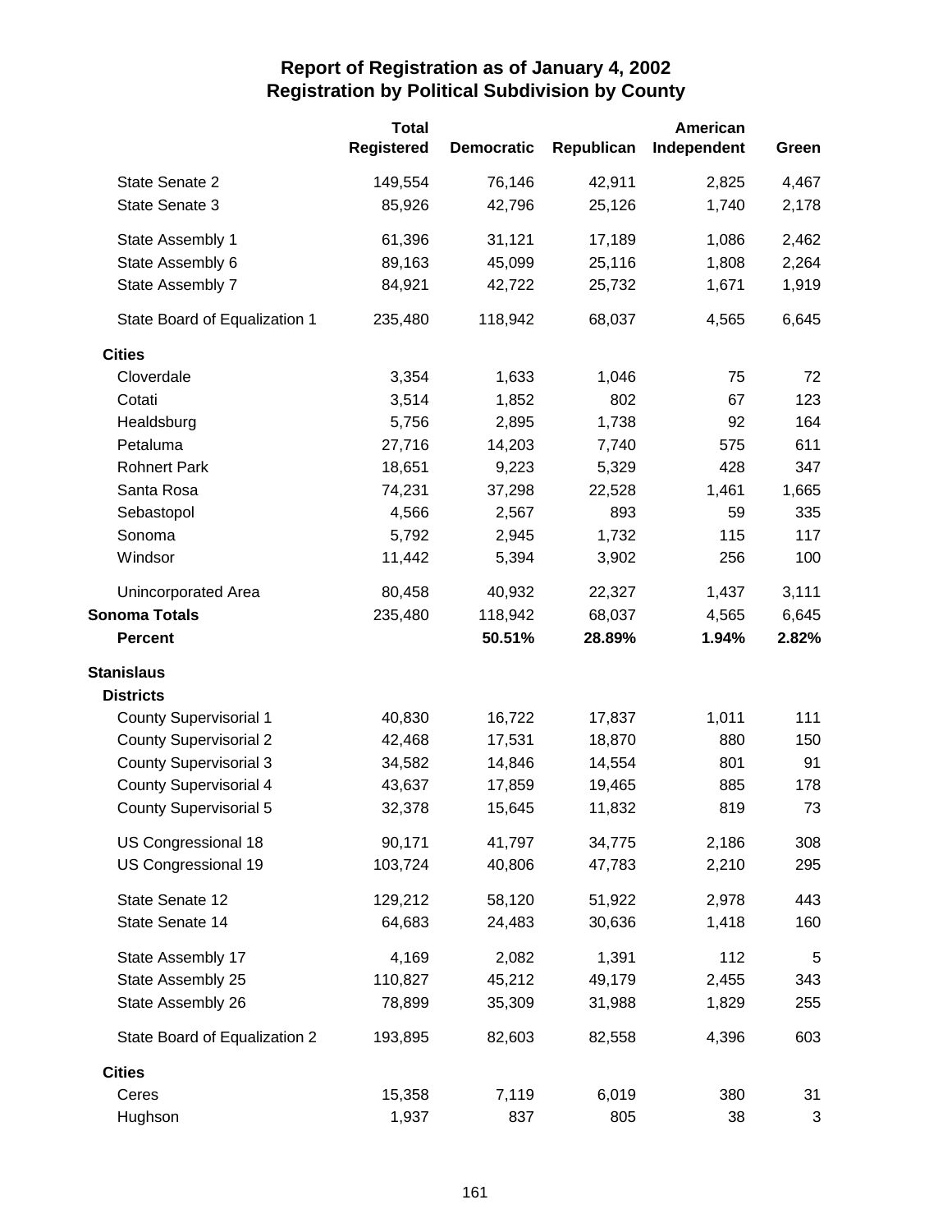# Report of Registration as of January 4, 2002
## Registration by Political Subdivision by County

| | Total Registered | Democratic | Republican | American Independent | Green |
|---|---|---|---|---|---|
| State Senate 2 | 149,554 | 76,146 | 42,911 | 2,825 | 4,467 |
| State Senate 3 | 85,926 | 42,796 | 25,126 | 1,740 | 2,178 |
| State Assembly 1 | 61,396 | 31,121 | 17,189 | 1,086 | 2,462 |
| State Assembly 6 | 89,163 | 45,099 | 25,116 | 1,808 | 2,264 |
| State Assembly 7 | 84,921 | 42,722 | 25,732 | 1,671 | 1,919 |
| State Board of Equalization 1 | 235,480 | 118,942 | 68,037 | 4,565 | 6,645 |
| **Cities** | | | | | |
| Cloverdale | 3,354 | 1,633 | 1,046 | 75 | 72 |
| Cotati | 3,514 | 1,852 | 802 | 67 | 123 |
| Healdsburg | 5,756 | 2,895 | 1,738 | 92 | 164 |
| Petaluma | 27,716 | 14,203 | 7,740 | 575 | 611 |
| Rohnert Park | 18,651 | 9,223 | 5,329 | 428 | 347 |
| Santa Rosa | 74,231 | 37,298 | 22,528 | 1,461 | 1,665 |
| Sebastopol | 4,566 | 2,567 | 893 | 59 | 335 |
| Sonoma | 5,792 | 2,945 | 1,732 | 115 | 117 |
| Windsor | 11,442 | 5,394 | 3,902 | 256 | 100 |
| Unincorporated Area | 80,458 | 40,932 | 22,327 | 1,437 | 3,111 |
| **Sonoma Totals** | 235,480 | 118,942 | 68,037 | 4,565 | 6,645 |
| **Percent** | | **50.51%** | **28.89%** | **1.94%** | **2.82%** |
| **Stanislaus** | | | | | |
| **Districts** | | | | | |
| County Supervisorial 1 | 40,830 | 16,722 | 17,837 | 1,011 | 111 |
| County Supervisorial 2 | 42,468 | 17,531 | 18,870 | 880 | 150 |
| County Supervisorial 3 | 34,582 | 14,846 | 14,554 | 801 | 91 |
| County Supervisorial 4 | 43,637 | 17,859 | 19,465 | 885 | 178 |
| County Supervisorial 5 | 32,378 | 15,645 | 11,832 | 819 | 73 |
| US Congressional 18 | 90,171 | 41,797 | 34,775 | 2,186 | 308 |
| US Congressional 19 | 103,724 | 40,806 | 47,783 | 2,210 | 295 |
| State Senate 12 | 129,212 | 58,120 | 51,922 | 2,978 | 443 |
| State Senate 14 | 64,683 | 24,483 | 30,636 | 1,418 | 160 |
| State Assembly 17 | 4,169 | 2,082 | 1,391 | 112 | 5 |
| State Assembly 25 | 110,827 | 45,212 | 49,179 | 2,455 | 343 |
| State Assembly 26 | 78,899 | 35,309 | 31,988 | 1,829 | 255 |
| State Board of Equalization 2 | 193,895 | 82,603 | 82,558 | 4,396 | 603 |
| **Cities** | | | | | |
| Ceres | 15,358 | 7,119 | 6,019 | 380 | 31 |
| Hughson | 1,937 | 837 | 805 | 38 | 3 |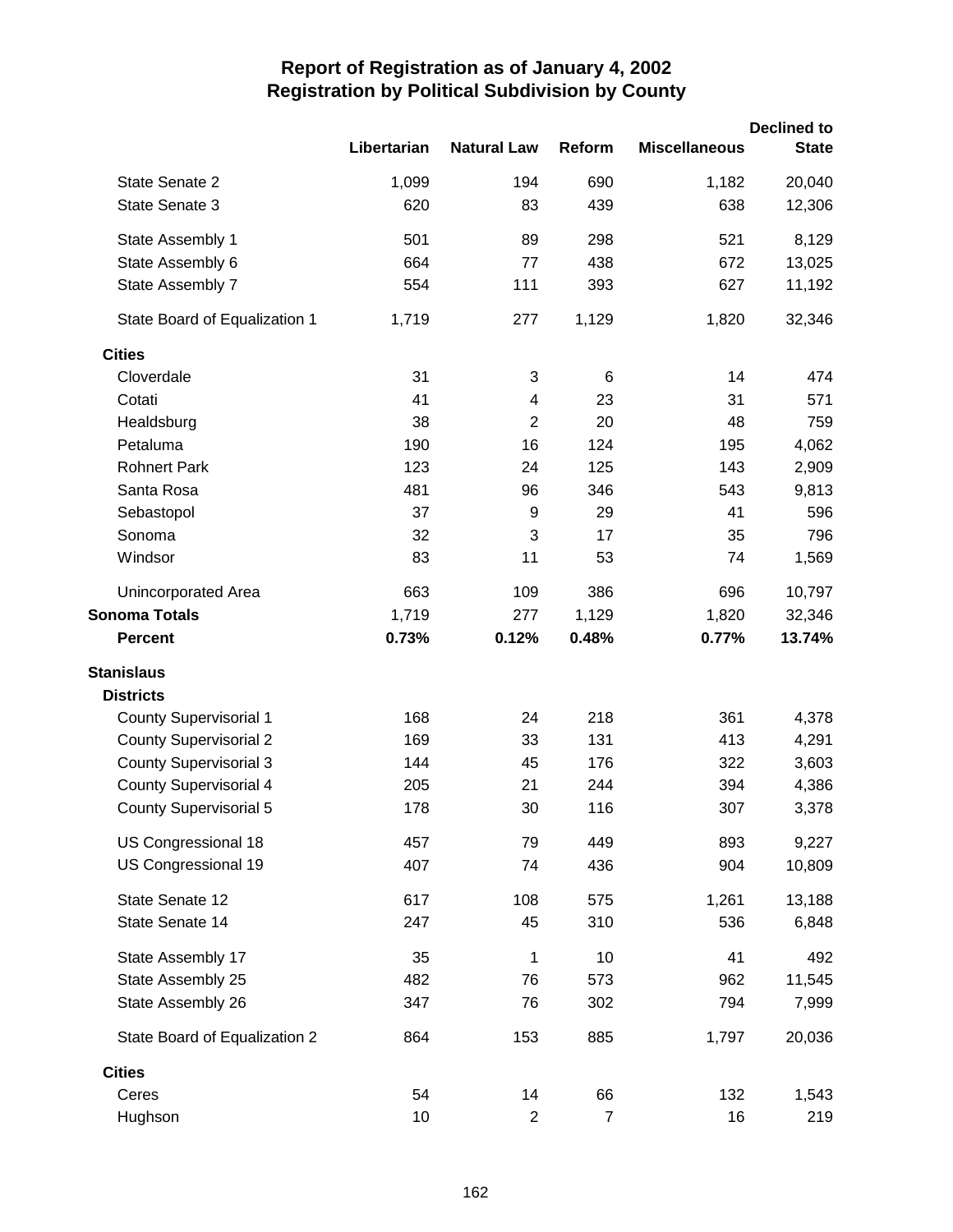# Report of Registration as of January 4, 2002
## Registration by Political Subdivision by County

| | Libertarian | Natural Law | Reform | Miscellaneous | Declined to State |
|---|---|---|---|---|---|
| State Senate 2 | 1,099 | 194 | 690 | 1,182 | 20,040 |
| State Senate 3 | 620 | 83 | 439 | 638 | 12,306 |
| State Assembly 1 | 501 | 89 | 298 | 521 | 8,129 |
| State Assembly 6 | 664 | 77 | 438 | 672 | 13,025 |
| State Assembly 7 | 554 | 111 | 393 | 627 | 11,192 |
| State Board of Equalization 1 | 1,719 | 277 | 1,129 | 1,820 | 32,346 |
| **Cities** | | | | | |
| Cloverdale | 31 | 3 | 6 | 14 | 474 |
| Cotati | 41 | 4 | 23 | 31 | 571 |
| Healdsburg | 38 | 2 | 20 | 48 | 759 |
| Petaluma | 190 | 16 | 124 | 195 | 4,062 |
| Rohnert Park | 123 | 24 | 125 | 143 | 2,909 |
| Santa Rosa | 481 | 96 | 346 | 543 | 9,813 |
| Sebastopol | 37 | 9 | 29 | 41 | 596 |
| Sonoma | 32 | 3 | 17 | 35 | 796 |
| Windsor | 83 | 11 | 53 | 74 | 1,569 |
| Unincorporated Area | 663 | 109 | 386 | 696 | 10,797 |
| **Sonoma Totals** | 1,719 | 277 | 1,129 | 1,820 | 32,346 |
| **Percent** | **0.73%** | **0.12%** | **0.48%** | **0.77%** | **13.74%** |
| **Stanislaus** | | | | | |
| **Districts** | | | | | |
| County Supervisorial 1 | 168 | 24 | 218 | 361 | 4,378 |
| County Supervisorial 2 | 169 | 33 | 131 | 413 | 4,291 |
| County Supervisorial 3 | 144 | 45 | 176 | 322 | 3,603 |
| County Supervisorial 4 | 205 | 21 | 244 | 394 | 4,386 |
| County Supervisorial 5 | 178 | 30 | 116 | 307 | 3,378 |
| US Congressional 18 | 457 | 79 | 449 | 893 | 9,227 |
| US Congressional 19 | 407 | 74 | 436 | 904 | 10,809 |
| State Senate 12 | 617 | 108 | 575 | 1,261 | 13,188 |
| State Senate 14 | 247 | 45 | 310 | 536 | 6,848 |
| State Assembly 17 | 35 | 1 | 10 | 41 | 492 |
| State Assembly 25 | 482 | 76 | 573 | 962 | 11,545 |
| State Assembly 26 | 347 | 76 | 302 | 794 | 7,999 |
| State Board of Equalization 2 | 864 | 153 | 885 | 1,797 | 20,036 |
| **Cities** | | | | | |
| Ceres | 54 | 14 | 66 | 132 | 1,543 |
| Hughson | 10 | 2 | 7 | 16 | 219 |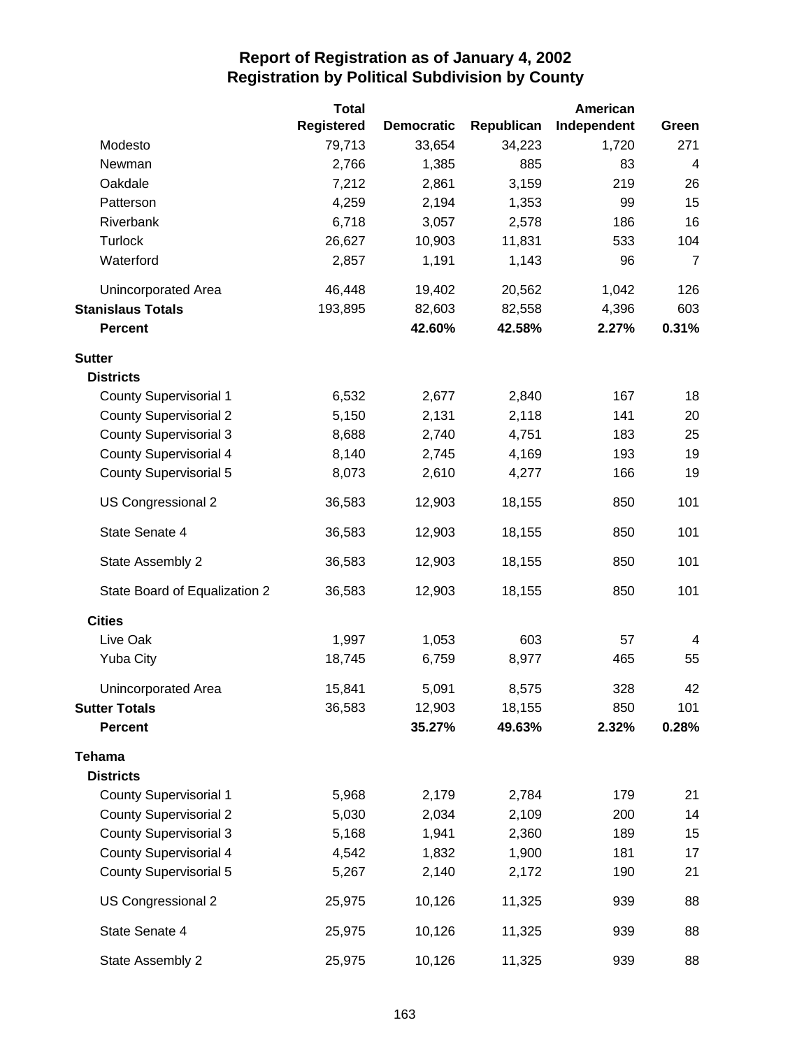# Report of Registration as of January 4, 2002
## Registration by Political Subdivision by County

| | Total Registered | Democratic | Republican | American Independent | Green |
|---|---|---|---|---|---|
| Modesto | 79,713 | 33,654 | 34,223 | 1,720 | 271 |
| Newman | 2,766 | 1,385 | 885 | 83 | 4 |
| Oakdale | 7,212 | 2,861 | 3,159 | 219 | 26 |
| Patterson | 4,259 | 2,194 | 1,353 | 99 | 15 |
| Riverbank | 6,718 | 3,057 | 2,578 | 186 | 16 |
| Turlock | 26,627 | 10,903 | 11,831 | 533 | 104 |
| Waterford | 2,857 | 1,191 | 1,143 | 96 | 7 |
| Unincorporated Area | 46,448 | 19,402 | 20,562 | 1,042 | 126 |
| **Stanislaus Totals** | 193,895 | 82,603 | 82,558 | 4,396 | 603 |
| **Percent** | | **42.60%** | **42.58%** | **2.27%** | **0.31%** |
| **Sutter** | | | | | |
| **Districts** | | | | | |
| County Supervisorial 1 | 6,532 | 2,677 | 2,840 | 167 | 18 |
| County Supervisorial 2 | 5,150 | 2,131 | 2,118 | 141 | 20 |
| County Supervisorial 3 | 8,688 | 2,740 | 4,751 | 183 | 25 |
| County Supervisorial 4 | 8,140 | 2,745 | 4,169 | 193 | 19 |
| County Supervisorial 5 | 8,073 | 2,610 | 4,277 | 166 | 19 |
| US Congressional 2 | 36,583 | 12,903 | 18,155 | 850 | 101 |
| State Senate 4 | 36,583 | 12,903 | 18,155 | 850 | 101 |
| State Assembly 2 | 36,583 | 12,903 | 18,155 | 850 | 101 |
| State Board of Equalization 2 | 36,583 | 12,903 | 18,155 | 850 | 101 |
| **Cities** | | | | | |
| Live Oak | 1,997 | 1,053 | 603 | 57 | 4 |
| Yuba City | 18,745 | 6,759 | 8,977 | 465 | 55 |
| Unincorporated Area | 15,841 | 5,091 | 8,575 | 328 | 42 |
| **Sutter Totals** | 36,583 | 12,903 | 18,155 | 850 | 101 |
| **Percent** | | **35.27%** | **49.63%** | **2.32%** | **0.28%** |
| **Tehama** | | | | | |
| **Districts** | | | | | |
| County Supervisorial 1 | 5,968 | 2,179 | 2,784 | 179 | 21 |
| County Supervisorial 2 | 5,030 | 2,034 | 2,109 | 200 | 14 |
| County Supervisorial 3 | 5,168 | 1,941 | 2,360 | 189 | 15 |
| County Supervisorial 4 | 4,542 | 1,832 | 1,900 | 181 | 17 |
| County Supervisorial 5 | 5,267 | 2,140 | 2,172 | 190 | 21 |
| US Congressional 2 | 25,975 | 10,126 | 11,325 | 939 | 88 |
| State Senate 4 | 25,975 | 10,126 | 11,325 | 939 | 88 |
| State Assembly 2 | 25,975 | 10,126 | 11,325 | 939 | 88 |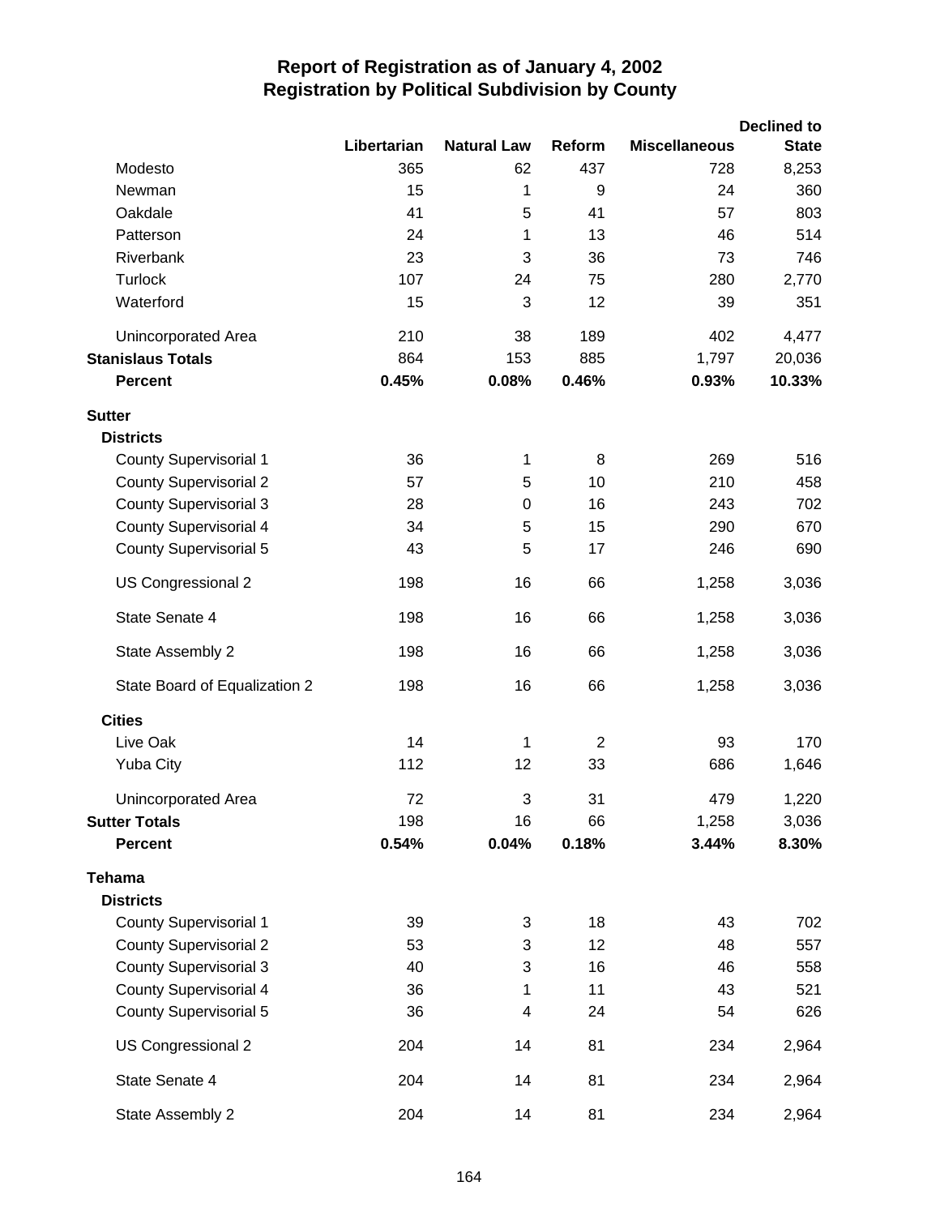# Report of Registration as of January 4, 2002
## Registration by Political Subdivision by County

| | Libertarian | Natural Law | Reform | Miscellaneous | Declined to State |
|---|---|---|---|---|---|
| Modesto | 365 | 62 | 437 | 728 | 8,253 |
| Newman | 15 | 1 | 9 | 24 | 360 |
| Oakdale | 41 | 5 | 41 | 57 | 803 |
| Patterson | 24 | 1 | 13 | 46 | 514 |
| Riverbank | 23 | 3 | 36 | 73 | 746 |
| Turlock | 107 | 24 | 75 | 280 | 2,770 |
| Waterford | 15 | 3 | 12 | 39 | 351 |
| Unincorporated Area | 210 | 38 | 189 | 402 | 4,477 |
| **Stanislaus Totals** | 864 | 153 | 885 | 1,797 | 20,036 |
| **Percent** | **0.45%** | **0.08%** | **0.46%** | **0.93%** | **10.33%** |
| **Sutter** | | | | | |
| **Districts** | | | | | |
| County Supervisorial 1 | 36 | 1 | 8 | 269 | 516 |
| County Supervisorial 2 | 57 | 5 | 10 | 210 | 458 |
| County Supervisorial 3 | 28 | 0 | 16 | 243 | 702 |
| County Supervisorial 4 | 34 | 5 | 15 | 290 | 670 |
| County Supervisorial 5 | 43 | 5 | 17 | 246 | 690 |
| US Congressional 2 | 198 | 16 | 66 | 1,258 | 3,036 |
| State Senate 4 | 198 | 16 | 66 | 1,258 | 3,036 |
| State Assembly 2 | 198 | 16 | 66 | 1,258 | 3,036 |
| State Board of Equalization 2 | 198 | 16 | 66 | 1,258 | 3,036 |
| **Cities** | | | | | |
| Live Oak | 14 | 1 | 2 | 93 | 170 |
| Yuba City | 112 | 12 | 33 | 686 | 1,646 |
| Unincorporated Area | 72 | 3 | 31 | 479 | 1,220 |
| **Sutter Totals** | 198 | 16 | 66 | 1,258 | 3,036 |
| **Percent** | **0.54%** | **0.04%** | **0.18%** | **3.44%** | **8.30%** |
| **Tehama** | | | | | |
| **Districts** | | | | | |
| County Supervisorial 1 | 39 | 3 | 18 | 43 | 702 |
| County Supervisorial 2 | 53 | 3 | 12 | 48 | 557 |
| County Supervisorial 3 | 40 | 3 | 16 | 46 | 558 |
| County Supervisorial 4 | 36 | 1 | 11 | 43 | 521 |
| County Supervisorial 5 | 36 | 4 | 24 | 54 | 626 |
| US Congressional 2 | 204 | 14 | 81 | 234 | 2,964 |
| State Senate 4 | 204 | 14 | 81 | 234 | 2,964 |
| State Assembly 2 | 204 | 14 | 81 | 234 | 2,964 |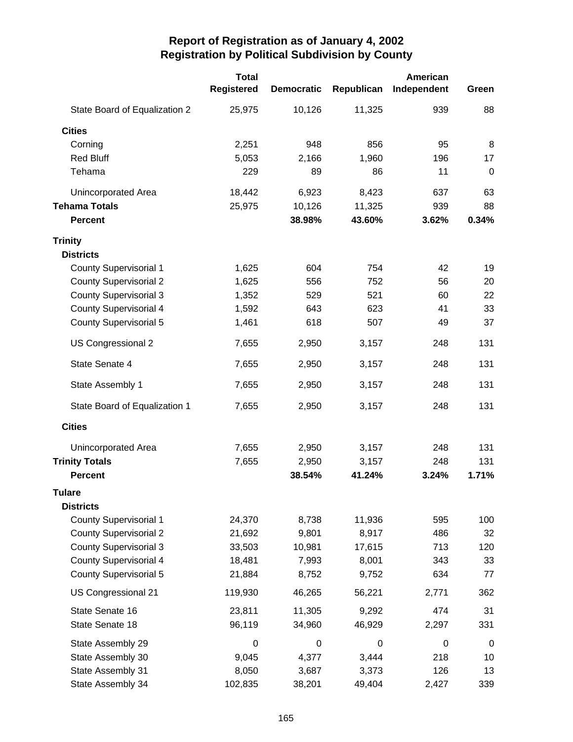# Report of Registration as of January 4, 2002
## Registration by Political Subdivision by County

| | Total Registered | Democratic | Republican | American Independent | Green |
|---|---|---|---|---|---|
| State Board of Equalization 2 | 25,975 | 10,126 | 11,325 | 939 | 88 |
| **Cities** | | | | | |
| Corning | 2,251 | 948 | 856 | 95 | 8 |
| Red Bluff | 5,053 | 2,166 | 1,960 | 196 | 17 |
| Tehama | 229 | 89 | 86 | 11 | 0 |
| Unincorporated Area | 18,442 | 6,923 | 8,423 | 637 | 63 |
| **Tehama Totals** | 25,975 | 10,126 | 11,325 | 939 | 88 |
| **Percent** | | **38.98%** | **43.60%** | **3.62%** | **0.34%** |
| **Trinity** | | | | | |
| **Districts** | | | | | |
| County Supervisorial 1 | 1,625 | 604 | 754 | 42 | 19 |
| County Supervisorial 2 | 1,625 | 556 | 752 | 56 | 20 |
| County Supervisorial 3 | 1,352 | 529 | 521 | 60 | 22 |
| County Supervisorial 4 | 1,592 | 643 | 623 | 41 | 33 |
| County Supervisorial 5 | 1,461 | 618 | 507 | 49 | 37 |
| US Congressional 2 | 7,655 | 2,950 | 3,157 | 248 | 131 |
| State Senate 4 | 7,655 | 2,950 | 3,157 | 248 | 131 |
| State Assembly 1 | 7,655 | 2,950 | 3,157 | 248 | 131 |
| State Board of Equalization 1 | 7,655 | 2,950 | 3,157 | 248 | 131 |
| **Cities** | | | | | |
| Unincorporated Area | 7,655 | 2,950 | 3,157 | 248 | 131 |
| **Trinity Totals** | 7,655 | 2,950 | 3,157 | 248 | 131 |
| **Percent** | | **38.54%** | **41.24%** | **3.24%** | **1.71%** |
| **Tulare** | | | | | |
| **Districts** | | | | | |
| County Supervisorial 1 | 24,370 | 8,738 | 11,936 | 595 | 100 |
| County Supervisorial 2 | 21,692 | 9,801 | 8,917 | 486 | 32 |
| County Supervisorial 3 | 33,503 | 10,981 | 17,615 | 713 | 120 |
| County Supervisorial 4 | 18,481 | 7,993 | 8,001 | 343 | 33 |
| County Supervisorial 5 | 21,884 | 8,752 | 9,752 | 634 | 77 |
| US Congressional 21 | 119,930 | 46,265 | 56,221 | 2,771 | 362 |
| State Senate 16 | 23,811 | 11,305 | 9,292 | 474 | 31 |
| State Senate 18 | 96,119 | 34,960 | 46,929 | 2,297 | 331 |
| State Assembly 29 | 0 | 0 | 0 | 0 | 0 |
| State Assembly 30 | 9,045 | 4,377 | 3,444 | 218 | 10 |
| State Assembly 31 | 8,050 | 3,687 | 3,373 | 126 | 13 |
| State Assembly 34 | 102,835 | 38,201 | 49,404 | 2,427 | 339 |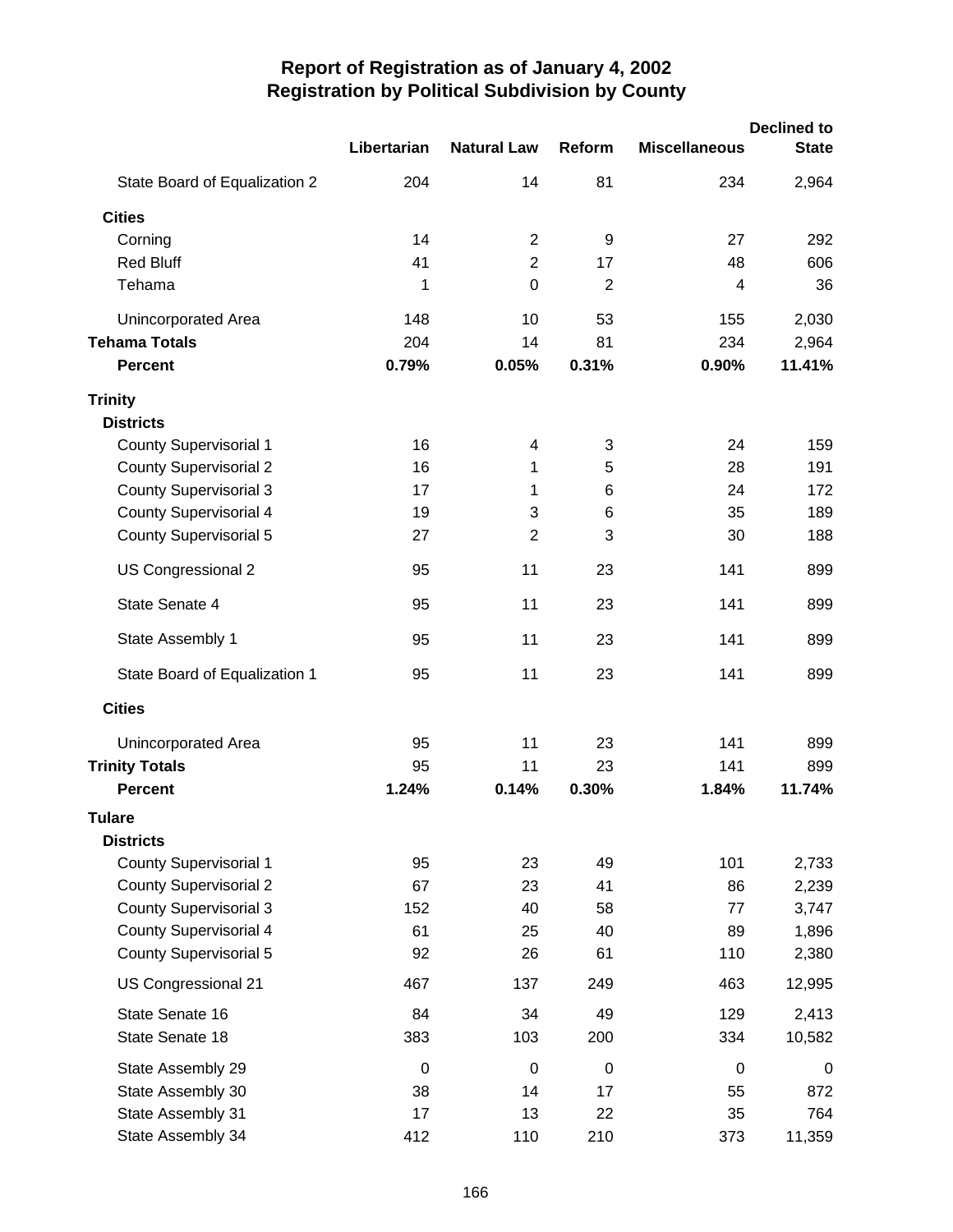# Report of Registration as of January 4, 2002
## Registration by Political Subdivision by County

| | Libertarian | Natural Law | Reform | Miscellaneous | Declined to State |
|---|---|---|---|---|---|
| State Board of Equalization 2 | 204 | 14 | 81 | 234 | 2,964 |
| **Cities** | | | | | |
| Corning | 14 | 2 | 9 | 27 | 292 |
| Red Bluff | 41 | 2 | 17 | 48 | 606 |
| Tehama | 1 | 0 | 2 | 4 | 36 |
| Unincorporated Area | 148 | 10 | 53 | 155 | 2,030 |
| **Tehama Totals** | 204 | 14 | 81 | 234 | 2,964 |
| **Percent** | **0.79%** | **0.05%** | **0.31%** | **0.90%** | **11.41%** |
| **Trinity** | | | | | |
| **Districts** | | | | | |
| County Supervisorial 1 | 16 | 4 | 3 | 24 | 159 |
| County Supervisorial 2 | 16 | 1 | 5 | 28 | 191 |
| County Supervisorial 3 | 17 | 1 | 6 | 24 | 172 |
| County Supervisorial 4 | 19 | 3 | 6 | 35 | 189 |
| County Supervisorial 5 | 27 | 2 | 3 | 30 | 188 |
| US Congressional 2 | 95 | 11 | 23 | 141 | 899 |
| State Senate 4 | 95 | 11 | 23 | 141 | 899 |
| State Assembly 1 | 95 | 11 | 23 | 141 | 899 |
| State Board of Equalization 1 | 95 | 11 | 23 | 141 | 899 |
| **Cities** | | | | | |
| Unincorporated Area | 95 | 11 | 23 | 141 | 899 |
| **Trinity Totals** | 95 | 11 | 23 | 141 | 899 |
| **Percent** | **1.24%** | **0.14%** | **0.30%** | **1.84%** | **11.74%** |
| **Tulare** | | | | | |
| **Districts** | | | | | |
| County Supervisorial 1 | 95 | 23 | 49 | 101 | 2,733 |
| County Supervisorial 2 | 67 | 23 | 41 | 86 | 2,239 |
| County Supervisorial 3 | 152 | 40 | 58 | 77 | 3,747 |
| County Supervisorial 4 | 61 | 25 | 40 | 89 | 1,896 |
| County Supervisorial 5 | 92 | 26 | 61 | 110 | 2,380 |
| US Congressional 21 | 467 | 137 | 249 | 463 | 12,995 |
| State Senate 16 | 84 | 34 | 49 | 129 | 2,413 |
| State Senate 18 | 383 | 103 | 200 | 334 | 10,582 |
| State Assembly 29 | 0 | 0 | 0 | 0 | 0 |
| State Assembly 30 | 38 | 14 | 17 | 55 | 872 |
| State Assembly 31 | 17 | 13 | 22 | 35 | 764 |
| State Assembly 34 | 412 | 110 | 210 | 373 | 11,359 |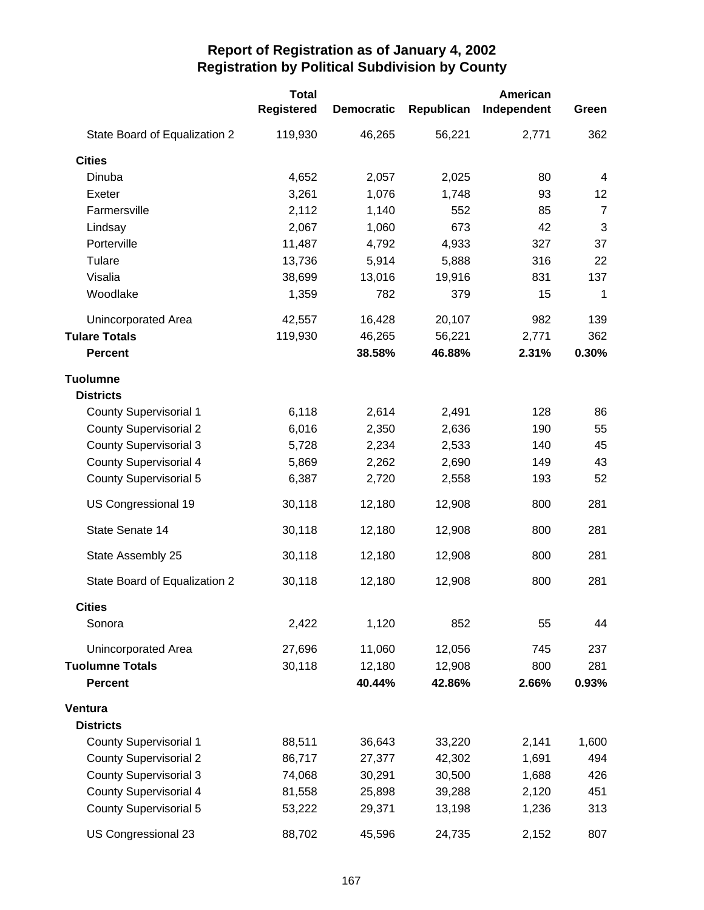# Report of Registration as of January 4, 2002
## Registration by Political Subdivision by County

| | Total Registered | Democratic | Republican | American Independent | Green |
|---|---|---|---|---|---|
| State Board of Equalization 2 | 119,930 | 46,265 | 56,221 | 2,771 | 362 |
| **Cities** | | | | | |
| Dinuba | 4,652 | 2,057 | 2,025 | 80 | 4 |
| Exeter | 3,261 | 1,076 | 1,748 | 93 | 12 |
| Farmersville | 2,112 | 1,140 | 552 | 85 | 7 |
| Lindsay | 2,067 | 1,060 | 673 | 42 | 3 |
| Porterville | 11,487 | 4,792 | 4,933 | 327 | 37 |
| Tulare | 13,736 | 5,914 | 5,888 | 316 | 22 |
| Visalia | 38,699 | 13,016 | 19,916 | 831 | 137 |
| Woodlake | 1,359 | 782 | 379 | 15 | 1 |
| Unincorporated Area | 42,557 | 16,428 | 20,107 | 982 | 139 |
| **Tulare Totals** | 119,930 | 46,265 | 56,221 | 2,771 | 362 |
| **Percent** | | **38.58%** | **46.88%** | **2.31%** | **0.30%** |
| **Tuolumne** | | | | | |
| **Districts** | | | | | |
| County Supervisorial 1 | 6,118 | 2,614 | 2,491 | 128 | 86 |
| County Supervisorial 2 | 6,016 | 2,350 | 2,636 | 190 | 55 |
| County Supervisorial 3 | 5,728 | 2,234 | 2,533 | 140 | 45 |
| County Supervisorial 4 | 5,869 | 2,262 | 2,690 | 149 | 43 |
| County Supervisorial 5 | 6,387 | 2,720 | 2,558 | 193 | 52 |
| US Congressional 19 | 30,118 | 12,180 | 12,908 | 800 | 281 |
| State Senate 14 | 30,118 | 12,180 | 12,908 | 800 | 281 |
| State Assembly 25 | 30,118 | 12,180 | 12,908 | 800 | 281 |
| State Board of Equalization 2 | 30,118 | 12,180 | 12,908 | 800 | 281 |
| **Cities** | | | | | |
| Sonora | 2,422 | 1,120 | 852 | 55 | 44 |
| Unincorporated Area | 27,696 | 11,060 | 12,056 | 745 | 237 |
| **Tuolumne Totals** | 30,118 | 12,180 | 12,908 | 800 | 281 |
| **Percent** | | **40.44%** | **42.86%** | **2.66%** | **0.93%** |
| **Ventura** | | | | | |
| **Districts** | | | | | |
| County Supervisorial 1 | 88,511 | 36,643 | 33,220 | 2,141 | 1,600 |
| County Supervisorial 2 | 86,717 | 27,377 | 42,302 | 1,691 | 494 |
| County Supervisorial 3 | 74,068 | 30,291 | 30,500 | 1,688 | 426 |
| County Supervisorial 4 | 81,558 | 25,898 | 39,288 | 2,120 | 451 |
| County Supervisorial 5 | 53,222 | 29,371 | 13,198 | 1,236 | 313 |
| US Congressional 23 | 88,702 | 45,596 | 24,735 | 2,152 | 807 |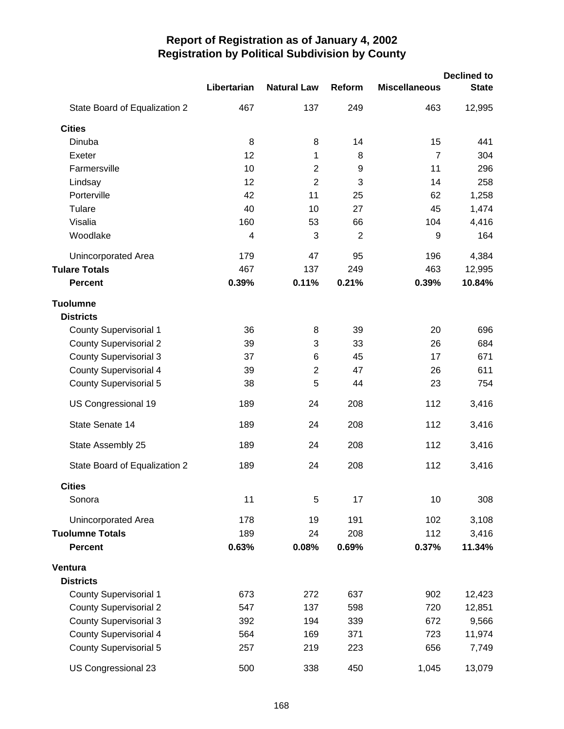# Report of Registration as of January 4, 2002
## Registration by Political Subdivision by County

| | Libertarian | Natural Law | Reform | Miscellaneous | Declined to State |
|---|---|---|---|---|---|
| State Board of Equalization 2 | 467 | 137 | 249 | 463 | 12,995 |
| **Cities** | | | | | |
| Dinuba | 8 | 8 | 14 | 15 | 441 |
| Exeter | 12 | 1 | 8 | 7 | 304 |
| Farmersville | 10 | 2 | 9 | 11 | 296 |
| Lindsay | 12 | 2 | 3 | 14 | 258 |
| Porterville | 42 | 11 | 25 | 62 | 1,258 |
| Tulare | 40 | 10 | 27 | 45 | 1,474 |
| Visalia | 160 | 53 | 66 | 104 | 4,416 |
| Woodlake | 4 | 3 | 2 | 9 | 164 |
| Unincorporated Area | 179 | 47 | 95 | 196 | 4,384 |
| **Tulare Totals** | 467 | 137 | 249 | 463 | 12,995 |
| **Percent** | **0.39%** | **0.11%** | **0.21%** | **0.39%** | **10.84%** |
| **Tuolumne** | | | | | |
| **Districts** | | | | | |
| County Supervisorial 1 | 36 | 8 | 39 | 20 | 696 |
| County Supervisorial 2 | 39 | 3 | 33 | 26 | 684 |
| County Supervisorial 3 | 37 | 6 | 45 | 17 | 671 |
| County Supervisorial 4 | 39 | 2 | 47 | 26 | 611 |
| County Supervisorial 5 | 38 | 5 | 44 | 23 | 754 |
| US Congressional 19 | 189 | 24 | 208 | 112 | 3,416 |
| State Senate 14 | 189 | 24 | 208 | 112 | 3,416 |
| State Assembly 25 | 189 | 24 | 208 | 112 | 3,416 |
| State Board of Equalization 2 | 189 | 24 | 208 | 112 | 3,416 |
| **Cities** | | | | | |
| Sonora | 11 | 5 | 17 | 10 | 308 |
| Unincorporated Area | 178 | 19 | 191 | 102 | 3,108 |
| **Tuolumne Totals** | 189 | 24 | 208 | 112 | 3,416 |
| **Percent** | **0.63%** | **0.08%** | **0.69%** | **0.37%** | **11.34%** |
| **Ventura** | | | | | |
| **Districts** | | | | | |
| County Supervisorial 1 | 673 | 272 | 637 | 902 | 12,423 |
| County Supervisorial 2 | 547 | 137 | 598 | 720 | 12,851 |
| County Supervisorial 3 | 392 | 194 | 339 | 672 | 9,566 |
| County Supervisorial 4 | 564 | 169 | 371 | 723 | 11,974 |
| County Supervisorial 5 | 257 | 219 | 223 | 656 | 7,749 |
| US Congressional 23 | 500 | 338 | 450 | 1,045 | 13,079 |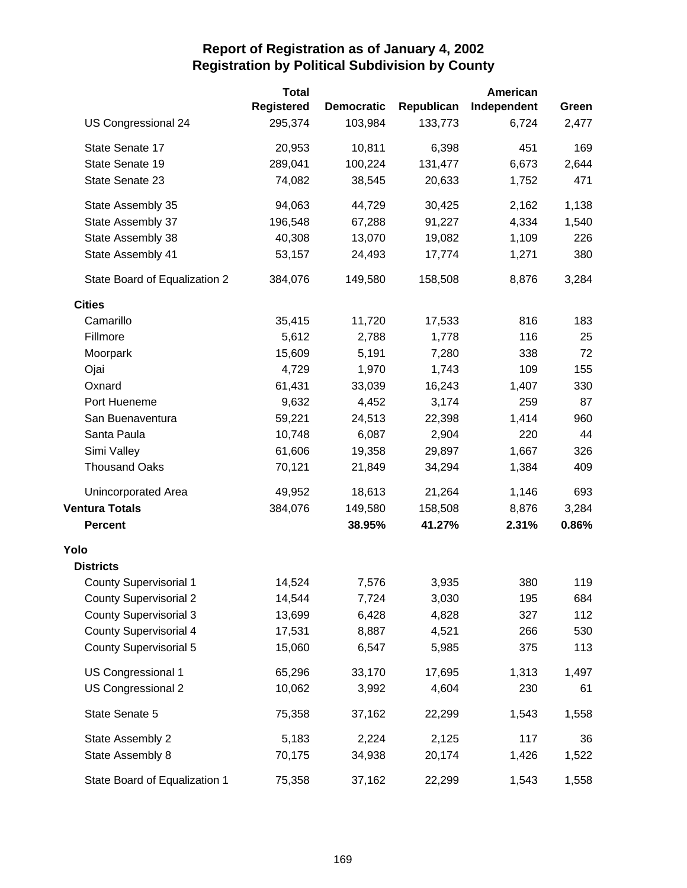# Report of Registration as of January 4, 2002
## Registration by Political Subdivision by County

| | Total Registered | Democratic | Republican | American Independent | Green |
|---|---|---|---|---|---|
| US Congressional 24 | 295,374 | 103,984 | 133,773 | 6,724 | 2,477 |
| State Senate 17 | 20,953 | 10,811 | 6,398 | 451 | 169 |
| State Senate 19 | 289,041 | 100,224 | 131,477 | 6,673 | 2,644 |
| State Senate 23 | 74,082 | 38,545 | 20,633 | 1,752 | 471 |
| State Assembly 35 | 94,063 | 44,729 | 30,425 | 2,162 | 1,138 |
| State Assembly 37 | 196,548 | 67,288 | 91,227 | 4,334 | 1,540 |
| State Assembly 38 | 40,308 | 13,070 | 19,082 | 1,109 | 226 |
| State Assembly 41 | 53,157 | 24,493 | 17,774 | 1,271 | 380 |
| State Board of Equalization 2 | 384,076 | 149,580 | 158,508 | 8,876 | 3,284 |
| **Cities** | | | | | |
| Camarillo | 35,415 | 11,720 | 17,533 | 816 | 183 |
| Fillmore | 5,612 | 2,788 | 1,778 | 116 | 25 |
| Moorpark | 15,609 | 5,191 | 7,280 | 338 | 72 |
| Ojai | 4,729 | 1,970 | 1,743 | 109 | 155 |
| Oxnard | 61,431 | 33,039 | 16,243 | 1,407 | 330 |
| Port Hueneme | 9,632 | 4,452 | 3,174 | 259 | 87 |
| San Buenaventura | 59,221 | 24,513 | 22,398 | 1,414 | 960 |
| Santa Paula | 10,748 | 6,087 | 2,904 | 220 | 44 |
| Simi Valley | 61,606 | 19,358 | 29,897 | 1,667 | 326 |
| Thousand Oaks | 70,121 | 21,849 | 34,294 | 1,384 | 409 |
| Unincorporated Area | 49,952 | 18,613 | 21,264 | 1,146 | 693 |
| **Ventura Totals** | 384,076 | 149,580 | 158,508 | 8,876 | 3,284 |
| **Percent** | | **38.95%** | **41.27%** | **2.31%** | **0.86%** |
| **Yolo** | | | | | |
| **Districts** | | | | | |
| County Supervisorial 1 | 14,524 | 7,576 | 3,935 | 380 | 119 |
| County Supervisorial 2 | 14,544 | 7,724 | 3,030 | 195 | 684 |
| County Supervisorial 3 | 13,699 | 6,428 | 4,828 | 327 | 112 |
| County Supervisorial 4 | 17,531 | 8,887 | 4,521 | 266 | 530 |
| County Supervisorial 5 | 15,060 | 6,547 | 5,985 | 375 | 113 |
| US Congressional 1 | 65,296 | 33,170 | 17,695 | 1,313 | 1,497 |
| US Congressional 2 | 10,062 | 3,992 | 4,604 | 230 | 61 |
| State Senate 5 | 75,358 | 37,162 | 22,299 | 1,543 | 1,558 |
| State Assembly 2 | 5,183 | 2,224 | 2,125 | 117 | 36 |
| State Assembly 8 | 70,175 | 34,938 | 20,174 | 1,426 | 1,522 |
| State Board of Equalization 1 | 75,358 | 37,162 | 22,299 | 1,543 | 1,558 |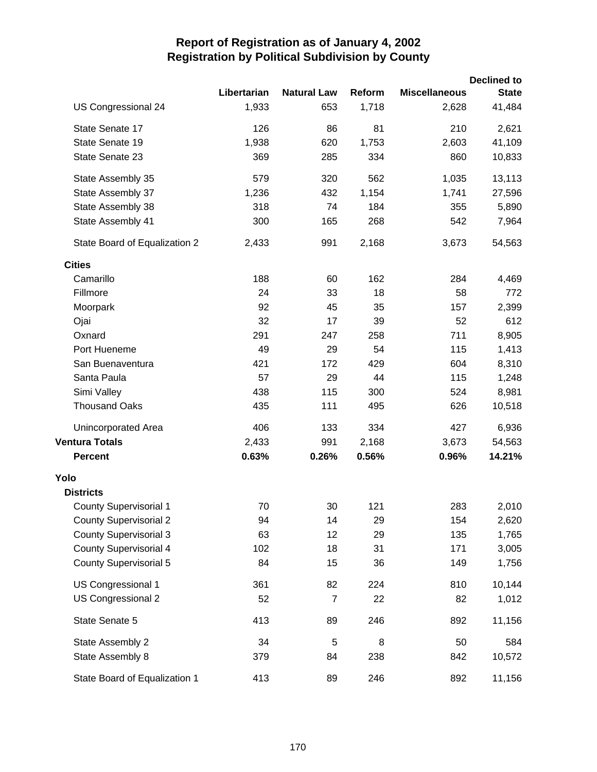# Report of Registration as of January 4, 2002
## Registration by Political Subdivision by County

| | Libertarian | Natural Law | Reform | Miscellaneous | Declined to State |
|---|---|---|---|---|---|
| US Congressional 24 | 1,933 | 653 | 1,718 | 2,628 | 41,484 |
| State Senate 17 | 126 | 86 | 81 | 210 | 2,621 |
| State Senate 19 | 1,938 | 620 | 1,753 | 2,603 | 41,109 |
| State Senate 23 | 369 | 285 | 334 | 860 | 10,833 |
| State Assembly 35 | 579 | 320 | 562 | 1,035 | 13,113 |
| State Assembly 37 | 1,236 | 432 | 1,154 | 1,741 | 27,596 |
| State Assembly 38 | 318 | 74 | 184 | 355 | 5,890 |
| State Assembly 41 | 300 | 165 | 268 | 542 | 7,964 |
| State Board of Equalization 2 | 2,433 | 991 | 2,168 | 3,673 | 54,563 |
| **Cities** | | | | | |
| Camarillo | 188 | 60 | 162 | 284 | 4,469 |
| Fillmore | 24 | 33 | 18 | 58 | 772 |
| Moorpark | 92 | 45 | 35 | 157 | 2,399 |
| Ojai | 32 | 17 | 39 | 52 | 612 |
| Oxnard | 291 | 247 | 258 | 711 | 8,905 |
| Port Hueneme | 49 | 29 | 54 | 115 | 1,413 |
| San Buenaventura | 421 | 172 | 429 | 604 | 8,310 |
| Santa Paula | 57 | 29 | 44 | 115 | 1,248 |
| Simi Valley | 438 | 115 | 300 | 524 | 8,981 |
| Thousand Oaks | 435 | 111 | 495 | 626 | 10,518 |
| Unincorporated Area | 406 | 133 | 334 | 427 | 6,936 |
| **Ventura Totals** | 2,433 | 991 | 2,168 | 3,673 | 54,563 |
| **Percent** | **0.63%** | **0.26%** | **0.56%** | **0.96%** | **14.21%** |
| **Yolo** | | | | | |
| **Districts** | | | | | |
| County Supervisorial 1 | 70 | 30 | 121 | 283 | 2,010 |
| County Supervisorial 2 | 94 | 14 | 29 | 154 | 2,620 |
| County Supervisorial 3 | 63 | 12 | 29 | 135 | 1,765 |
| County Supervisorial 4 | 102 | 18 | 31 | 171 | 3,005 |
| County Supervisorial 5 | 84 | 15 | 36 | 149 | 1,756 |
| US Congressional 1 | 361 | 82 | 224 | 810 | 10,144 |
| US Congressional 2 | 52 | 7 | 22 | 82 | 1,012 |
| State Senate 5 | 413 | 89 | 246 | 892 | 11,156 |
| State Assembly 2 | 34 | 5 | 8 | 50 | 584 |
| State Assembly 8 | 379 | 84 | 238 | 842 | 10,572 |
| State Board of Equalization 1 | 413 | 89 | 246 | 892 | 11,156 |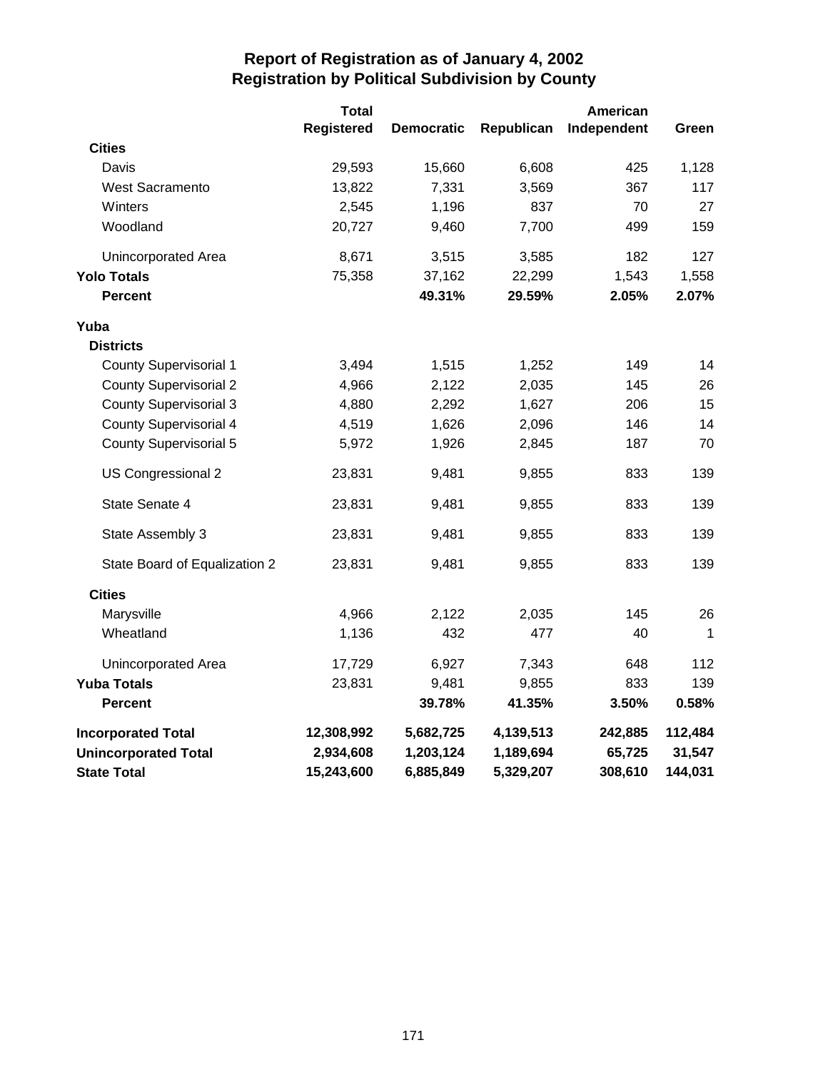# Report of Registration as of January 4, 2002
## Registration by Political Subdivision by County

| | Total Registered | Democratic | Republican | American Independent | Green |
|---|---|---|---|---|---|
| **Cities** | | | | | |
| Davis | 29,593 | 15,660 | 6,608 | 425 | 1,128 |
| West Sacramento | 13,822 | 7,331 | 3,569 | 367 | 117 |
| Winters | 2,545 | 1,196 | 837 | 70 | 27 |
| Woodland | 20,727 | 9,460 | 7,700 | 499 | 159 |
| Unincorporated Area | 8,671 | 3,515 | 3,585 | 182 | 127 |
| **Yolo Totals** | 75,358 | 37,162 | 22,299 | 1,543 | 1,558 |
| **Percent** | | **49.31%** | **29.59%** | **2.05%** | **2.07%** |
| **Yuba** | | | | | |
| **Districts** | | | | | |
| County Supervisorial 1 | 3,494 | 1,515 | 1,252 | 149 | 14 |
| County Supervisorial 2 | 4,966 | 2,122 | 2,035 | 145 | 26 |
| County Supervisorial 3 | 4,880 | 2,292 | 1,627 | 206 | 15 |
| County Supervisorial 4 | 4,519 | 1,626 | 2,096 | 146 | 14 |
| County Supervisorial 5 | 5,972 | 1,926 | 2,845 | 187 | 70 |
| US Congressional 2 | 23,831 | 9,481 | 9,855 | 833 | 139 |
| State Senate 4 | 23,831 | 9,481 | 9,855 | 833 | 139 |
| State Assembly 3 | 23,831 | 9,481 | 9,855 | 833 | 139 |
| State Board of Equalization 2 | 23,831 | 9,481 | 9,855 | 833 | 139 |
| **Cities** | | | | | |
| Marysville | 4,966 | 2,122 | 2,035 | 145 | 26 |
| Wheatland | 1,136 | 432 | 477 | 40 | 1 |
| Unincorporated Area | 17,729 | 6,927 | 7,343 | 648 | 112 |
| **Yuba Totals** | 23,831 | 9,481 | 9,855 | 833 | 139 |
| **Percent** | | **39.78%** | **41.35%** | **3.50%** | **0.58%** |
| **Incorporated Total** | **12,308,992** | **5,682,725** | **4,139,513** | **242,885** | **112,484** |
| **Unincorporated Total** | **2,934,608** | **1,203,124** | **1,189,694** | **65,725** | **31,547** |
| **State Total** | **15,243,600** | **6,885,849** | **5,329,207** | **308,610** | **144,031** |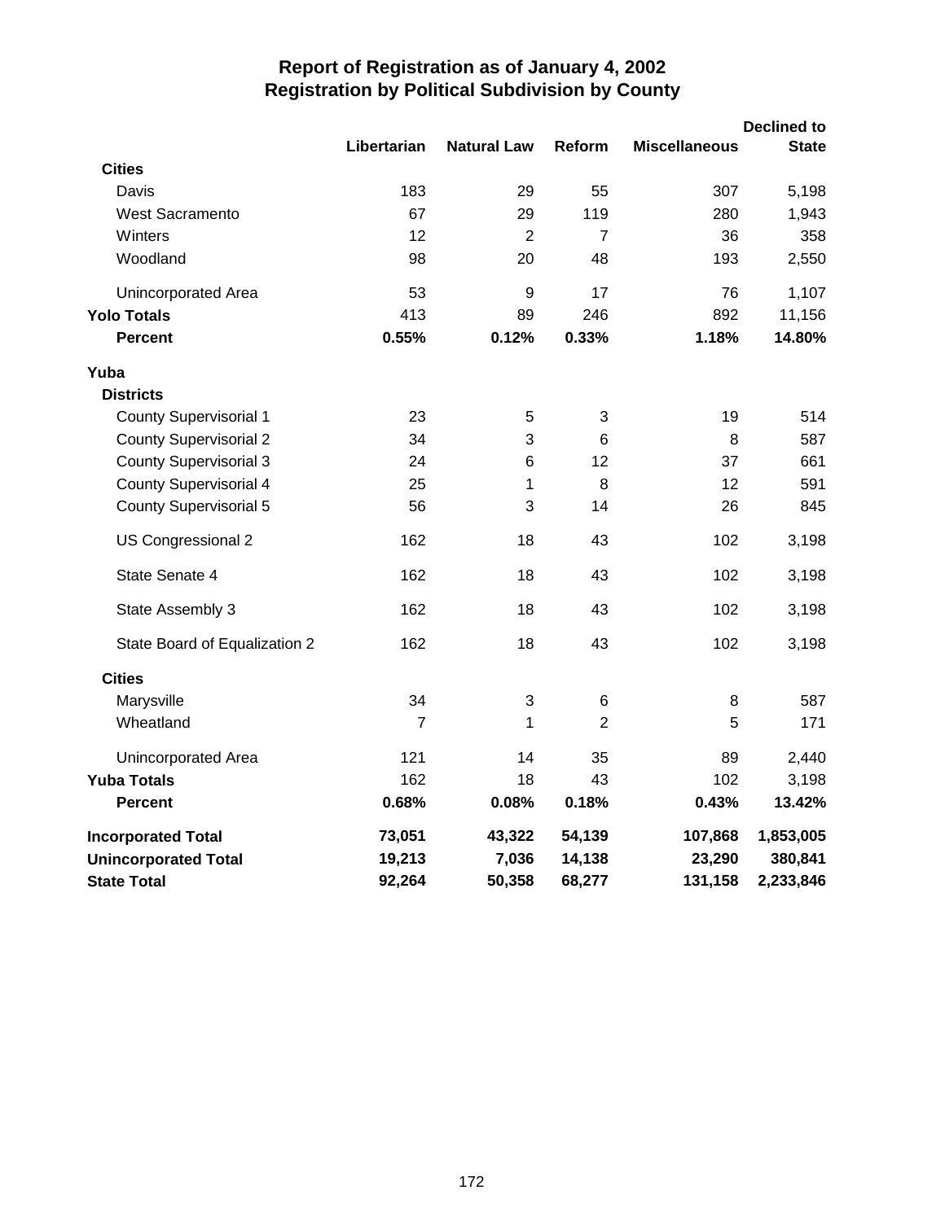# Report of Registration as of January 4, 2002
## Registration by Political Subdivision by County

| | Libertarian | Natural Law | Reform | Miscellaneous | Declined to State |
|---|---|---|---|---|---|
| **Cities** | | | | | |
| Davis | 183 | 29 | 55 | 307 | 5,198 |
| West Sacramento | 67 | 29 | 119 | 280 | 1,943 |
| Winters | 12 | 2 | 7 | 36 | 358 |
| Woodland | 98 | 20 | 48 | 193 | 2,550 |
| Unincorporated Area | 53 | 9 | 17 | 76 | 1,107 |
| **Yolo Totals** | 413 | 89 | 246 | 892 | 11,156 |
| **Percent** | **0.55%** | **0.12%** | **0.33%** | **1.18%** | **14.80%** |
| **Yuba** | | | | | |
| **Districts** | | | | | |
| County Supervisorial 1 | 23 | 5 | 3 | 19 | 514 |
| County Supervisorial 2 | 34 | 3 | 6 | 8 | 587 |
| County Supervisorial 3 | 24 | 6 | 12 | 37 | 661 |
| County Supervisorial 4 | 25 | 1 | 8 | 12 | 591 |
| County Supervisorial 5 | 56 | 3 | 14 | 26 | 845 |
| US Congressional 2 | 162 | 18 | 43 | 102 | 3,198 |
| State Senate 4 | 162 | 18 | 43 | 102 | 3,198 |
| State Assembly 3 | 162 | 18 | 43 | 102 | 3,198 |
| State Board of Equalization 2 | 162 | 18 | 43 | 102 | 3,198 |
| **Cities** | | | | | |
| Marysville | 34 | 3 | 6 | 8 | 587 |
| Wheatland | 7 | 1 | 2 | 5 | 171 |
| Unincorporated Area | 121 | 14 | 35 | 89 | 2,440 |
| **Yuba Totals** | 162 | 18 | 43 | 102 | 3,198 |
| **Percent** | **0.68%** | **0.08%** | **0.18%** | **0.43%** | **13.42%** |
| **Incorporated Total** | **73,051** | **43,322** | **54,139** | **107,868** | **1,853,005** |
| **Unincorporated Total** | **19,213** | **7,036** | **14,138** | **23,290** | **380,841** |
| **State Total** | **92,264** | **50,358** | **68,277** | **131,158** | **2,233,846** |